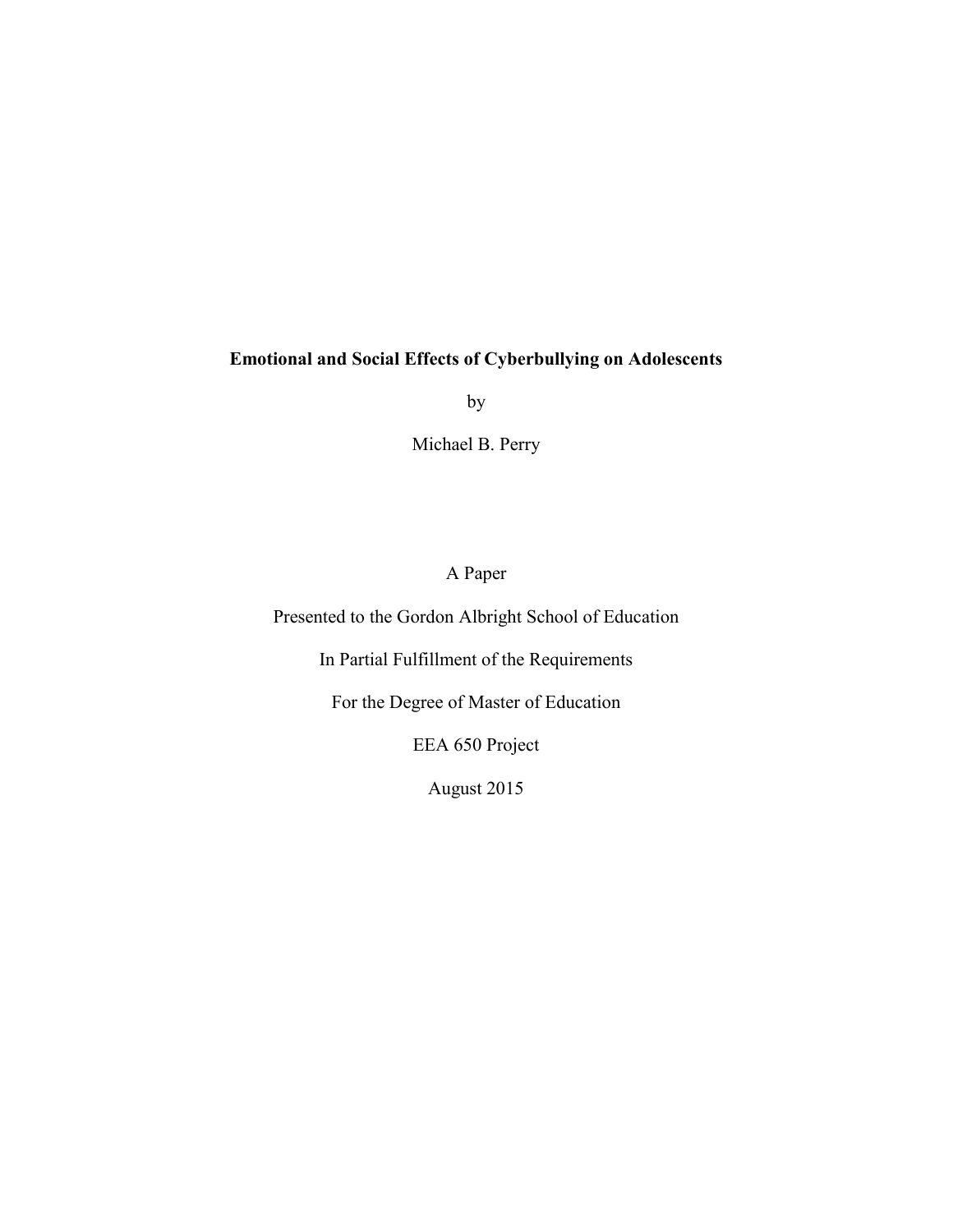**Emotional and Social Effects of Cyberbullying on Adolescents**

by

Michael B. Perry

A Paper

Presented to the Gordon Albright School of Education

In Partial Fulfillment of the Requirements

For the Degree of Master of Education

EEA 650 Project

August 2015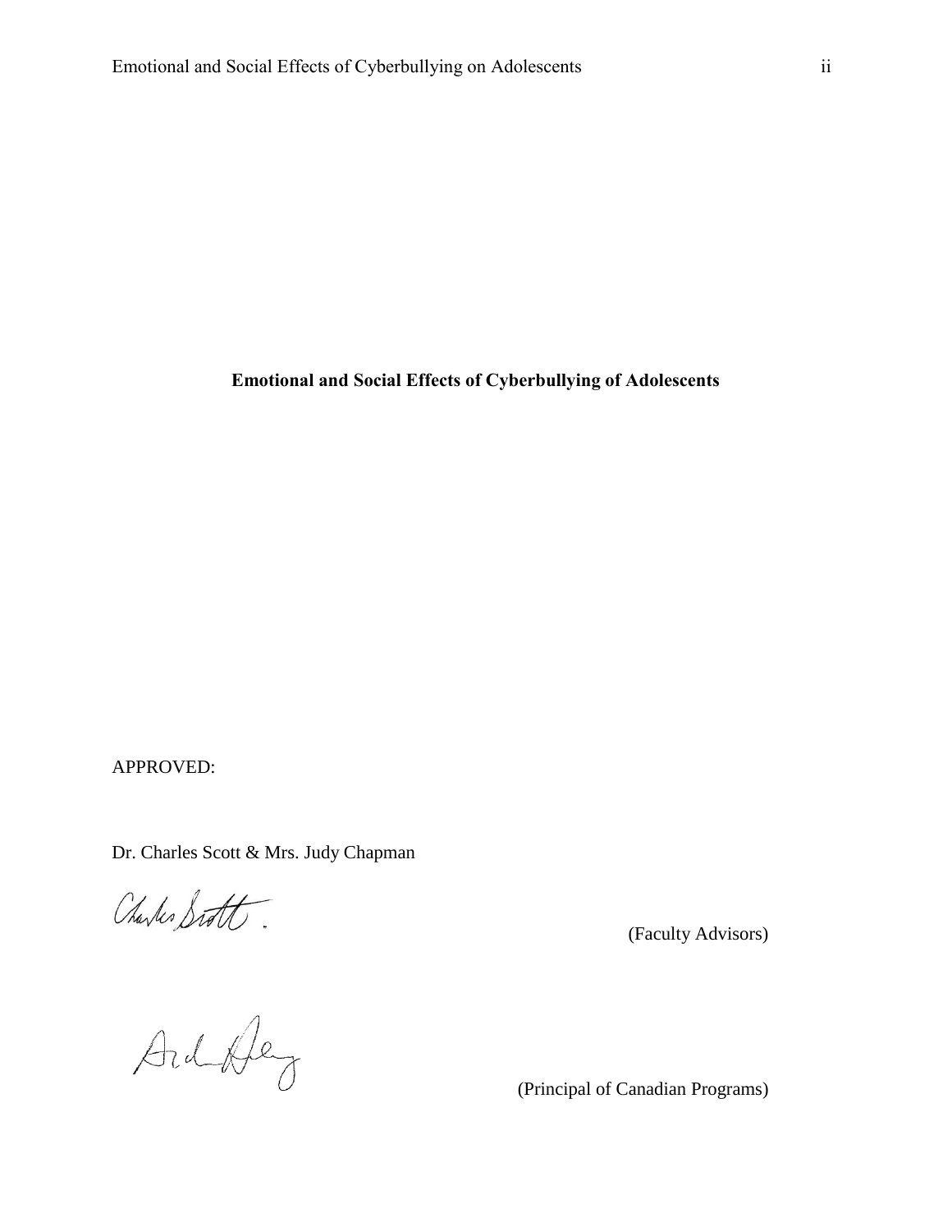**Emotional and Social Effects of Cyberbullying of Adolescents**

APPROVED:

Dr. Charles Scott & Mrs. Judy Chapman

(Faculty Advisors)

(Principal of Canadian Programs)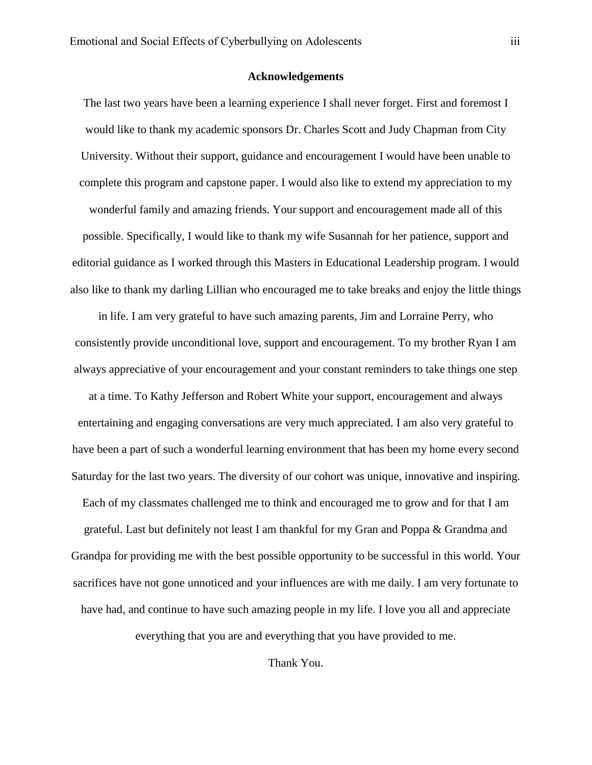# Acknowledgements

The last two years have been a learning experience I shall never forget. First and foremost I would like to thank my academic sponsors Dr. Charles Scott and Judy Chapman from City University. Without their support, guidance and encouragement I would have been unable to complete this program and capstone paper. I would also like to extend my appreciation to my wonderful family and amazing friends. Your support and encouragement made all of this possible. Specifically, I would like to thank my wife Susannah for her patience, support and editorial guidance as I worked through this Masters in Educational Leadership program. I would also like to thank my darling Lillian who encouraged me to take breaks and enjoy the little things in life. I am very grateful to have such amazing parents, Jim and Lorraine Perry, who consistently provide unconditional love, support and encouragement. To my brother Ryan I am always appreciative of your encouragement and your constant reminders to take things one step at a time. To Kathy Jefferson and Robert White your support, encouragement and always entertaining and engaging conversations are very much appreciated. I am also very grateful to have been a part of such a wonderful learning environment that has been my home every second Saturday for the last two years. The diversity of our cohort was unique, innovative and inspiring. Each of my classmates challenged me to think and encouraged me to grow and for that I am grateful. Last but definitely not least I am thankful for my Gran and Poppa & Grandma and Grandpa for providing me with the best possible opportunity to be successful in this world. Your sacrifices have not gone unnoticed and your influences are with me daily. I am very fortunate to have had, and continue to have such amazing people in my life. I love you all and appreciate everything that you are and everything that you have provided to me.

Thank You.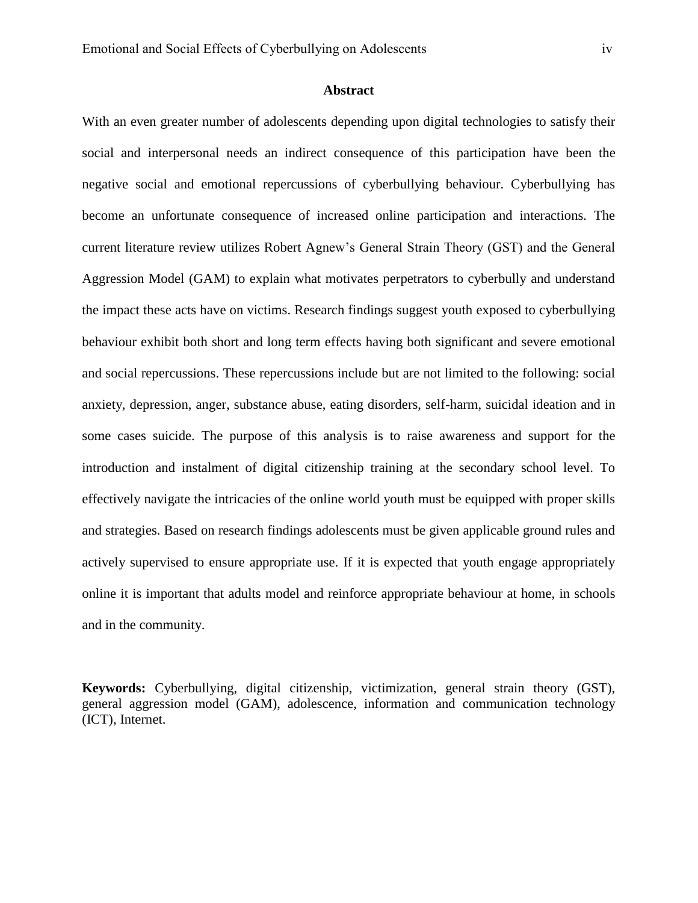## Abstract

With an even greater number of adolescents depending upon digital technologies to satisfy their social and interpersonal needs an indirect consequence of this participation have been the negative social and emotional repercussions of cyberbullying behaviour. Cyberbullying has become an unfortunate consequence of increased online participation and interactions. The current literature review utilizes Robert Agnew's General Strain Theory (GST) and the General Aggression Model (GAM) to explain what motivates perpetrators to cyberbully and understand the impact these acts have on victims. Research findings suggest youth exposed to cyberbullying behaviour exhibit both short and long term effects having both significant and severe emotional and social repercussions. These repercussions include but are not limited to the following: social anxiety, depression, anger, substance abuse, eating disorders, self-harm, suicidal ideation and in some cases suicide. The purpose of this analysis is to raise awareness and support for the introduction and instalment of digital citizenship training at the secondary school level. To effectively navigate the intricacies of the online world youth must be equipped with proper skills and strategies. Based on research findings adolescents must be given applicable ground rules and actively supervised to ensure appropriate use. If it is expected that youth engage appropriately online it is important that adults model and reinforce appropriate behaviour at home, in schools and in the community.

**Keywords:** Cyberbullying, digital citizenship, victimization, general strain theory (GST), general aggression model (GAM), adolescence, information and communication technology (ICT), Internet.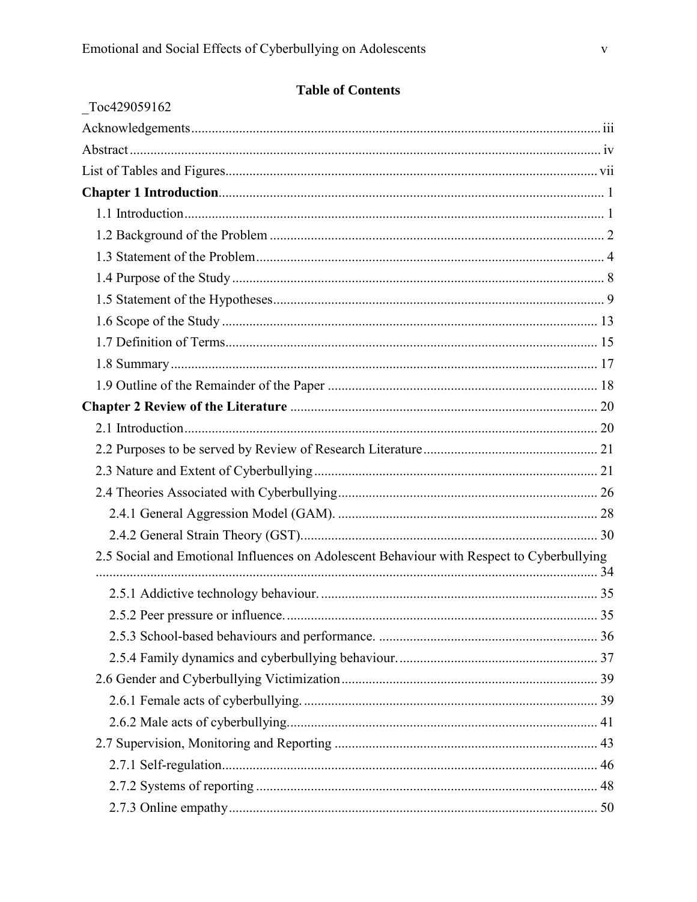## Table of Contents

_Toc429059162

Acknowledgements ..... iii
Abstract ..... iv
List of Tables and Figures ..... vii
**Chapter 1 Introduction** ..... 1
- 1.1 Introduction ..... 1
- 1.2 Background of the Problem ..... 2
- 1.3 Statement of the Problem ..... 4
- 1.4 Purpose of the Study ..... 8
- 1.5 Statement of the Hypotheses ..... 9
- 1.6 Scope of the Study ..... 13
- 1.7 Definition of Terms ..... 15
- 1.8 Summary ..... 17
- 1.9 Outline of the Remainder of the Paper ..... 18

**Chapter 2 Review of the Literature** ..... 20
- 2.1 Introduction ..... 20
- 2.2 Purposes to be served by Review of Research Literature ..... 21
- 2.3 Nature and Extent of Cyberbullying ..... 21
- 2.4 Theories Associated with Cyberbullying ..... 26
  - 2.4.1 General Aggression Model (GAM). ..... 28
  - 2.4.2 General Strain Theory (GST). ..... 30
- 2.5 Social and Emotional Influences on Adolescent Behaviour with Respect to Cyberbullying ..... 34
  - 2.5.1 Addictive technology behaviour. ..... 35
  - 2.5.2 Peer pressure or influence. ..... 35
  - 2.5.3 School-based behaviours and performance. ..... 36
  - 2.5.4 Family dynamics and cyberbullying behaviour. ..... 37
- 2.6 Gender and Cyberbullying Victimization ..... 39
  - 2.6.1 Female acts of cyberbullying. ..... 39
  - 2.6.2 Male acts of cyberbullying. ..... 41
- 2.7 Supervision, Monitoring and Reporting ..... 43
  - 2.7.1 Self-regulation ..... 46
  - 2.7.2 Systems of reporting ..... 48
  - 2.7.3 Online empathy ..... 50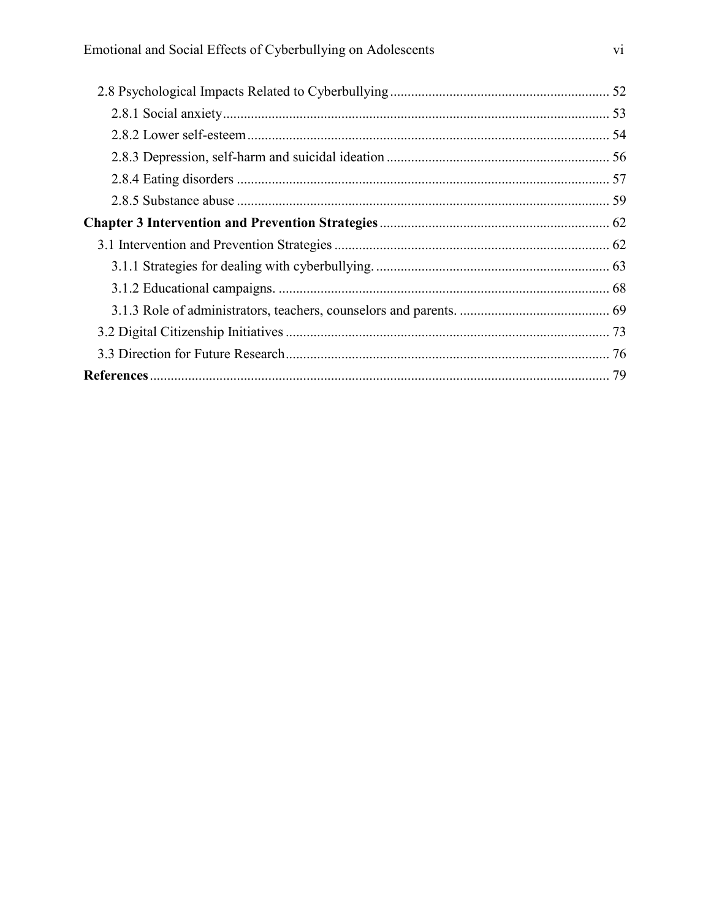2.8 Psychological Impacts Related to Cyberbullying .......... 52

2.8.1 Social anxiety .......... 53

2.8.2 Lower self-esteem .......... 54

2.8.3 Depression, self-harm and suicidal ideation .......... 56

2.8.4 Eating disorders .......... 57

2.8.5 Substance abuse .......... 59

**Chapter 3 Intervention and Prevention Strategies** .......... 62

3.1 Intervention and Prevention Strategies .......... 62

3.1.1 Strategies for dealing with cyberbullying. .......... 63

3.1.2 Educational campaigns. .......... 68

3.1.3 Role of administrators, teachers, counselors and parents. .......... 69

3.2 Digital Citizenship Initiatives .......... 73

3.3 Direction for Future Research .......... 76

**References** .......... 79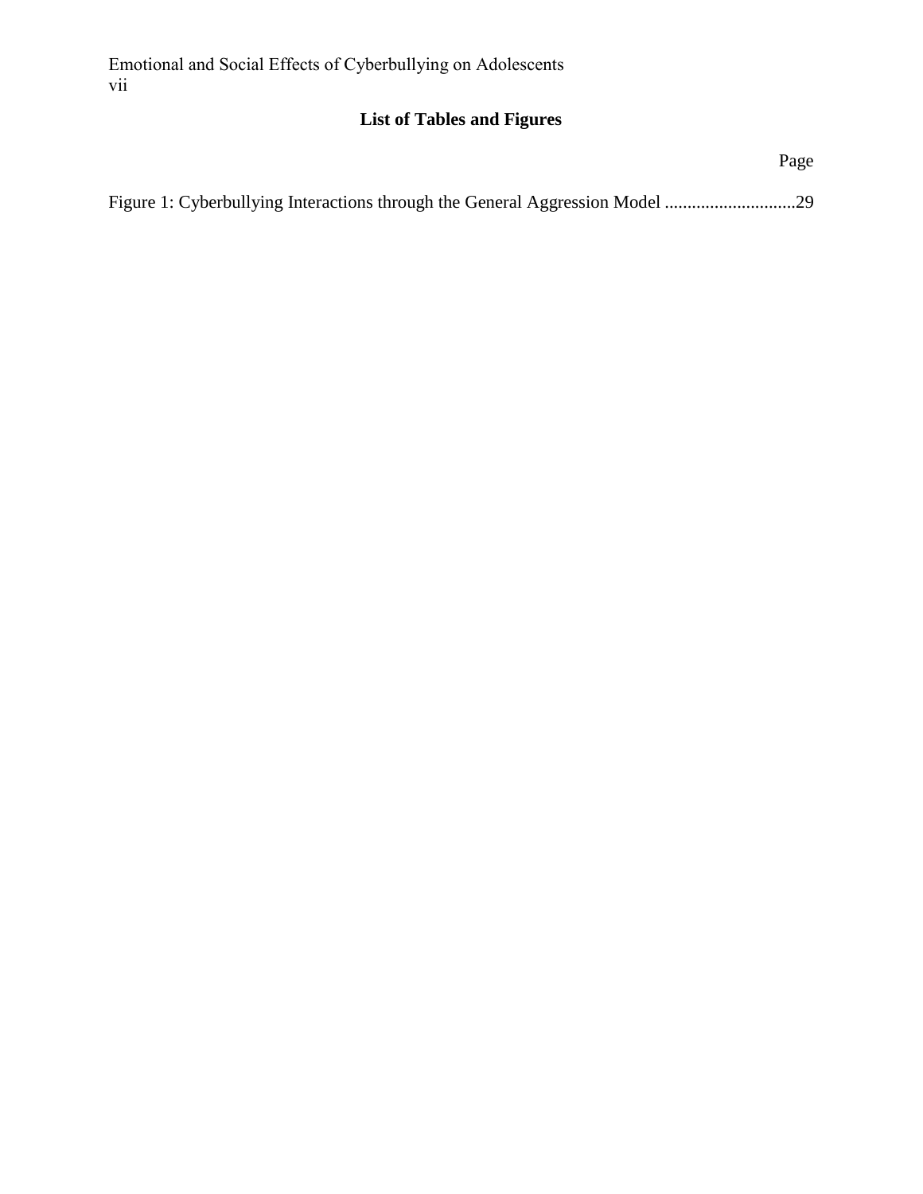## List of Tables and Figures

Page

Figure 1: Cyberbullying Interactions through the General Aggression Model .............................29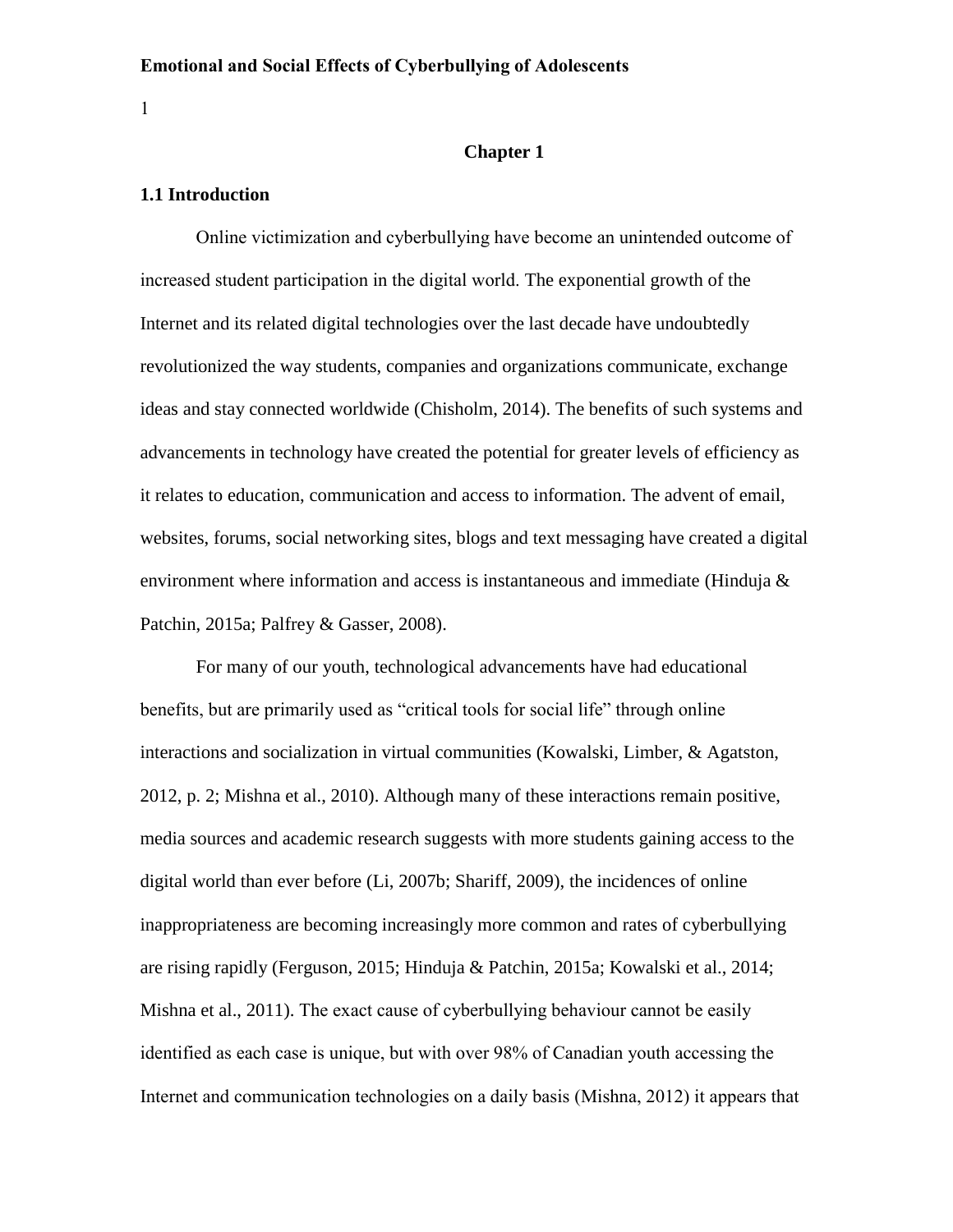## Chapter 1

### 1.1 Introduction

Online victimization and cyberbullying have become an unintended outcome of increased student participation in the digital world. The exponential growth of the Internet and its related digital technologies over the last decade have undoubtedly revolutionized the way students, companies and organizations communicate, exchange ideas and stay connected worldwide (Chisholm, 2014). The benefits of such systems and advancements in technology have created the potential for greater levels of efficiency as it relates to education, communication and access to information. The advent of email, websites, forums, social networking sites, blogs and text messaging have created a digital environment where information and access is instantaneous and immediate (Hinduja & Patchin, 2015a; Palfrey & Gasser, 2008).

For many of our youth, technological advancements have had educational benefits, but are primarily used as "critical tools for social life" through online interactions and socialization in virtual communities (Kowalski, Limber, & Agatston, 2012, p. 2; Mishna et al., 2010). Although many of these interactions remain positive, media sources and academic research suggests with more students gaining access to the digital world than ever before (Li, 2007b; Shariff, 2009), the incidences of online inappropriateness are becoming increasingly more common and rates of cyberbullying are rising rapidly (Ferguson, 2015; Hinduja & Patchin, 2015a; Kowalski et al., 2014; Mishna et al., 2011). The exact cause of cyberbullying behaviour cannot be easily identified as each case is unique, but with over 98% of Canadian youth accessing the Internet and communication technologies on a daily basis (Mishna, 2012) it appears that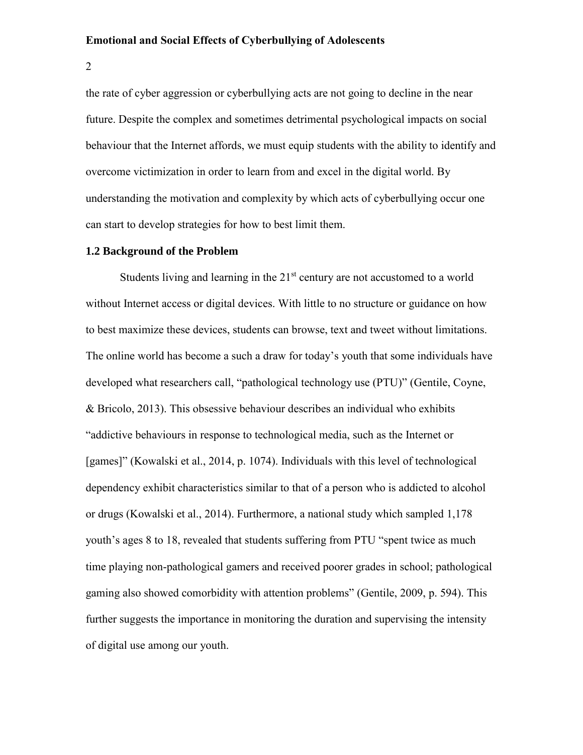the rate of cyber aggression or cyberbullying acts are not going to decline in the near future. Despite the complex and sometimes detrimental psychological impacts on social behaviour that the Internet affords, we must equip students with the ability to identify and overcome victimization in order to learn from and excel in the digital world. By understanding the motivation and complexity by which acts of cyberbullying occur one can start to develop strategies for how to best limit them.

### 1.2 Background of the Problem

Students living and learning in the 21st century are not accustomed to a world without Internet access or digital devices. With little to no structure or guidance on how to best maximize these devices, students can browse, text and tweet without limitations. The online world has become a such a draw for today's youth that some individuals have developed what researchers call, "pathological technology use (PTU)" (Gentile, Coyne, & Bricolo, 2013). This obsessive behaviour describes an individual who exhibits "addictive behaviours in response to technological media, such as the Internet or [games]" (Kowalski et al., 2014, p. 1074). Individuals with this level of technological dependency exhibit characteristics similar to that of a person who is addicted to alcohol or drugs (Kowalski et al., 2014). Furthermore, a national study which sampled 1,178 youth's ages 8 to 18, revealed that students suffering from PTU "spent twice as much time playing non-pathological gamers and received poorer grades in school; pathological gaming also showed comorbidity with attention problems" (Gentile, 2009, p. 594). This further suggests the importance in monitoring the duration and supervising the intensity of digital use among our youth.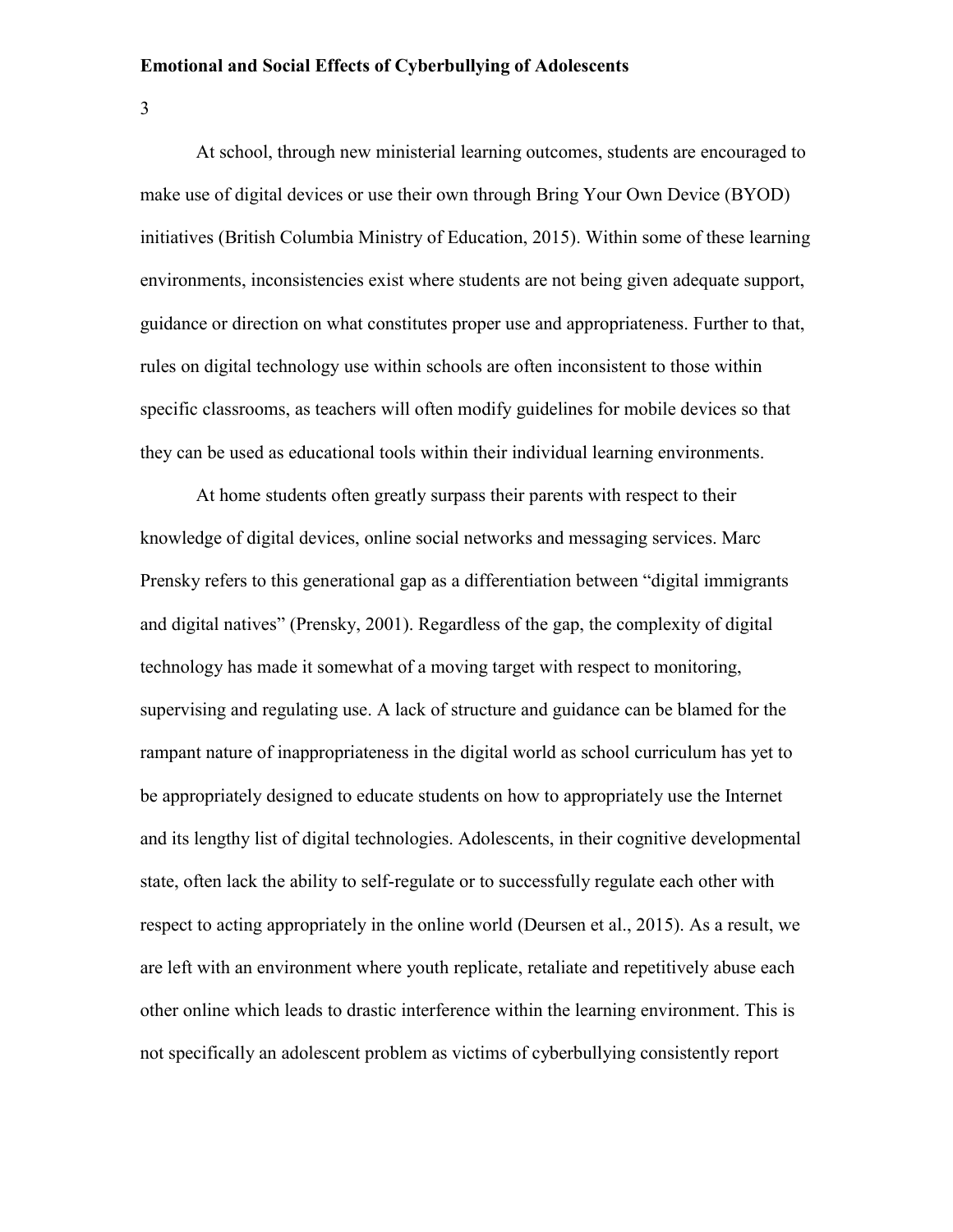At school, through new ministerial learning outcomes, students are encouraged to make use of digital devices or use their own through Bring Your Own Device (BYOD) initiatives (British Columbia Ministry of Education, 2015). Within some of these learning environments, inconsistencies exist where students are not being given adequate support, guidance or direction on what constitutes proper use and appropriateness. Further to that, rules on digital technology use within schools are often inconsistent to those within specific classrooms, as teachers will often modify guidelines for mobile devices so that they can be used as educational tools within their individual learning environments.

At home students often greatly surpass their parents with respect to their knowledge of digital devices, online social networks and messaging services. Marc Prensky refers to this generational gap as a differentiation between "digital immigrants and digital natives" (Prensky, 2001). Regardless of the gap, the complexity of digital technology has made it somewhat of a moving target with respect to monitoring, supervising and regulating use. A lack of structure and guidance can be blamed for the rampant nature of inappropriateness in the digital world as school curriculum has yet to be appropriately designed to educate students on how to appropriately use the Internet and its lengthy list of digital technologies. Adolescents, in their cognitive developmental state, often lack the ability to self-regulate or to successfully regulate each other with respect to acting appropriately in the online world (Deursen et al., 2015). As a result, we are left with an environment where youth replicate, retaliate and repetitively abuse each other online which leads to drastic interference within the learning environment. This is not specifically an adolescent problem as victims of cyberbullying consistently report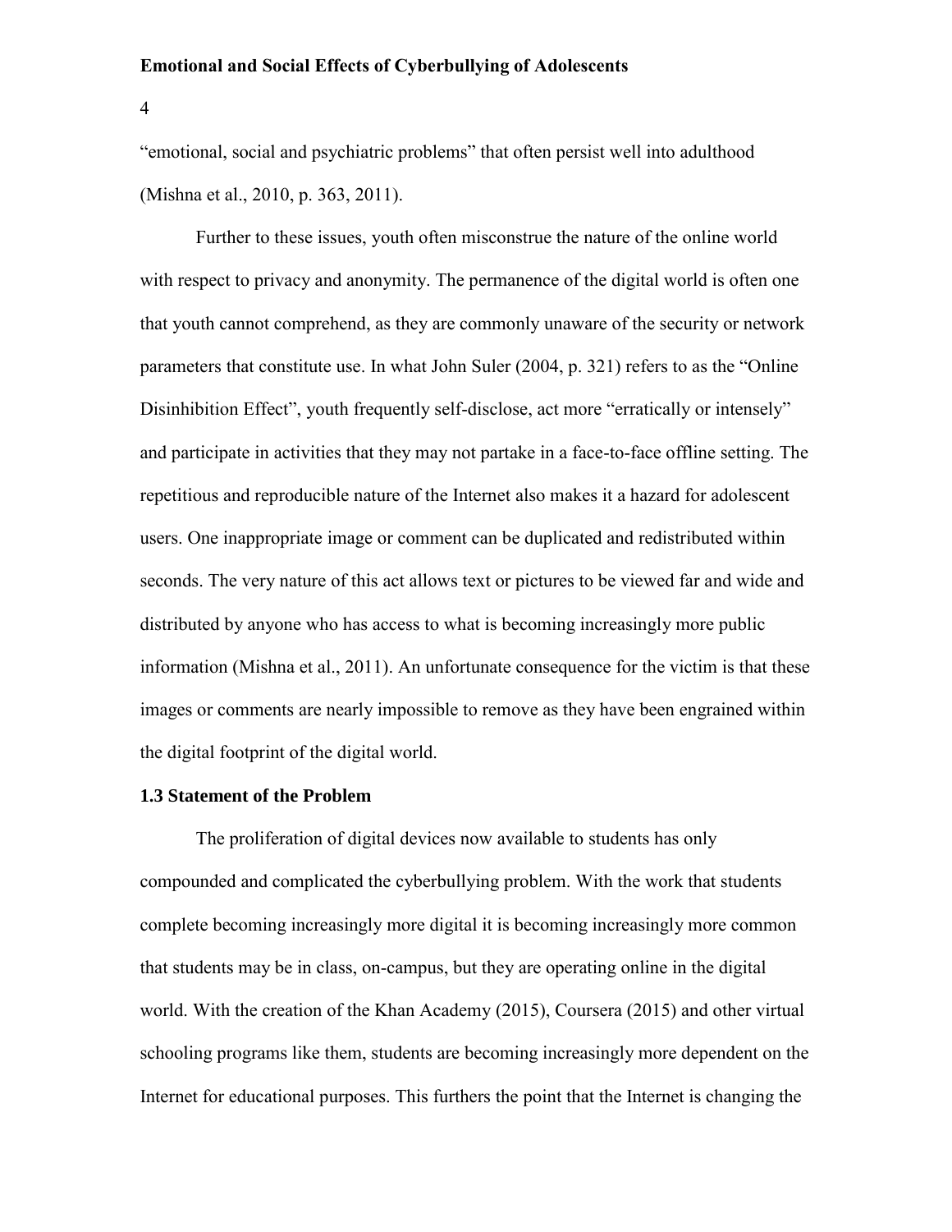"emotional, social and psychiatric problems" that often persist well into adulthood (Mishna et al., 2010, p. 363, 2011).

Further to these issues, youth often misconstrue the nature of the online world with respect to privacy and anonymity. The permanence of the digital world is often one that youth cannot comprehend, as they are commonly unaware of the security or network parameters that constitute use. In what John Suler (2004, p. 321) refers to as the "Online Disinhibition Effect", youth frequently self-disclose, act more "erratically or intensely" and participate in activities that they may not partake in a face-to-face offline setting. The repetitious and reproducible nature of the Internet also makes it a hazard for adolescent users. One inappropriate image or comment can be duplicated and redistributed within seconds. The very nature of this act allows text or pictures to be viewed far and wide and distributed by anyone who has access to what is becoming increasingly more public information (Mishna et al., 2011). An unfortunate consequence for the victim is that these images or comments are nearly impossible to remove as they have been engrained within the digital footprint of the digital world.

### 1.3 Statement of the Problem

The proliferation of digital devices now available to students has only compounded and complicated the cyberbullying problem. With the work that students complete becoming increasingly more digital it is becoming increasingly more common that students may be in class, on-campus, but they are operating online in the digital world. With the creation of the Khan Academy (2015), Coursera (2015) and other virtual schooling programs like them, students are becoming increasingly more dependent on the Internet for educational purposes. This furthers the point that the Internet is changing the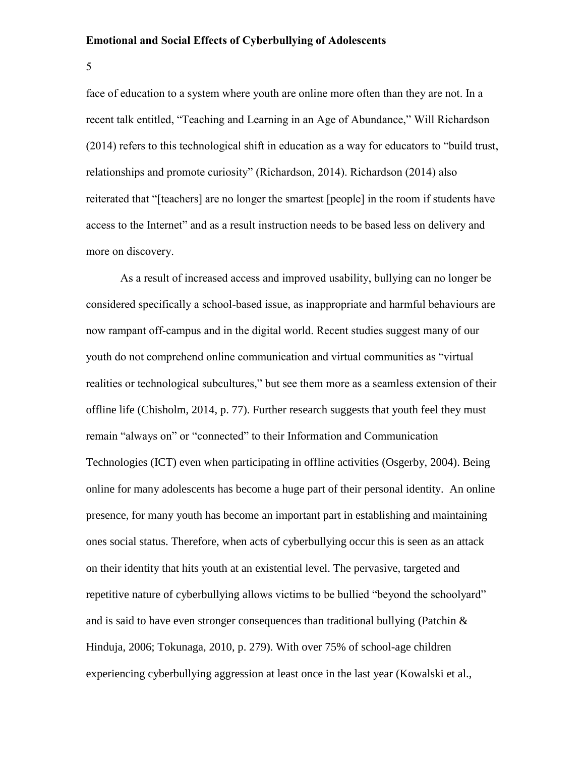face of education to a system where youth are online more often than they are not. In a recent talk entitled, “Teaching and Learning in an Age of Abundance,” Will Richardson (2014) refers to this technological shift in education as a way for educators to “build trust, relationships and promote curiosity” (Richardson, 2014). Richardson (2014) also reiterated that “[teachers] are no longer the smartest [people] in the room if students have access to the Internet” and as a result instruction needs to be based less on delivery and more on discovery.

As a result of increased access and improved usability, bullying can no longer be considered specifically a school-based issue, as inappropriate and harmful behaviours are now rampant off-campus and in the digital world. Recent studies suggest many of our youth do not comprehend online communication and virtual communities as “virtual realities or technological subcultures,” but see them more as a seamless extension of their offline life (Chisholm, 2014, p. 77). Further research suggests that youth feel they must remain “always on” or “connected” to their Information and Communication Technologies (ICT) even when participating in offline activities (Osgerby, 2004). Being online for many adolescents has become a huge part of their personal identity. An online presence, for many youth has become an important part in establishing and maintaining ones social status. Therefore, when acts of cyberbullying occur this is seen as an attack on their identity that hits youth at an existential level. The pervasive, targeted and repetitive nature of cyberbullying allows victims to be bullied “beyond the schoolyard” and is said to have even stronger consequences than traditional bullying (Patchin & Hinduja, 2006; Tokunaga, 2010, p. 279). With over 75% of school-age children experiencing cyberbullying aggression at least once in the last year (Kowalski et al.,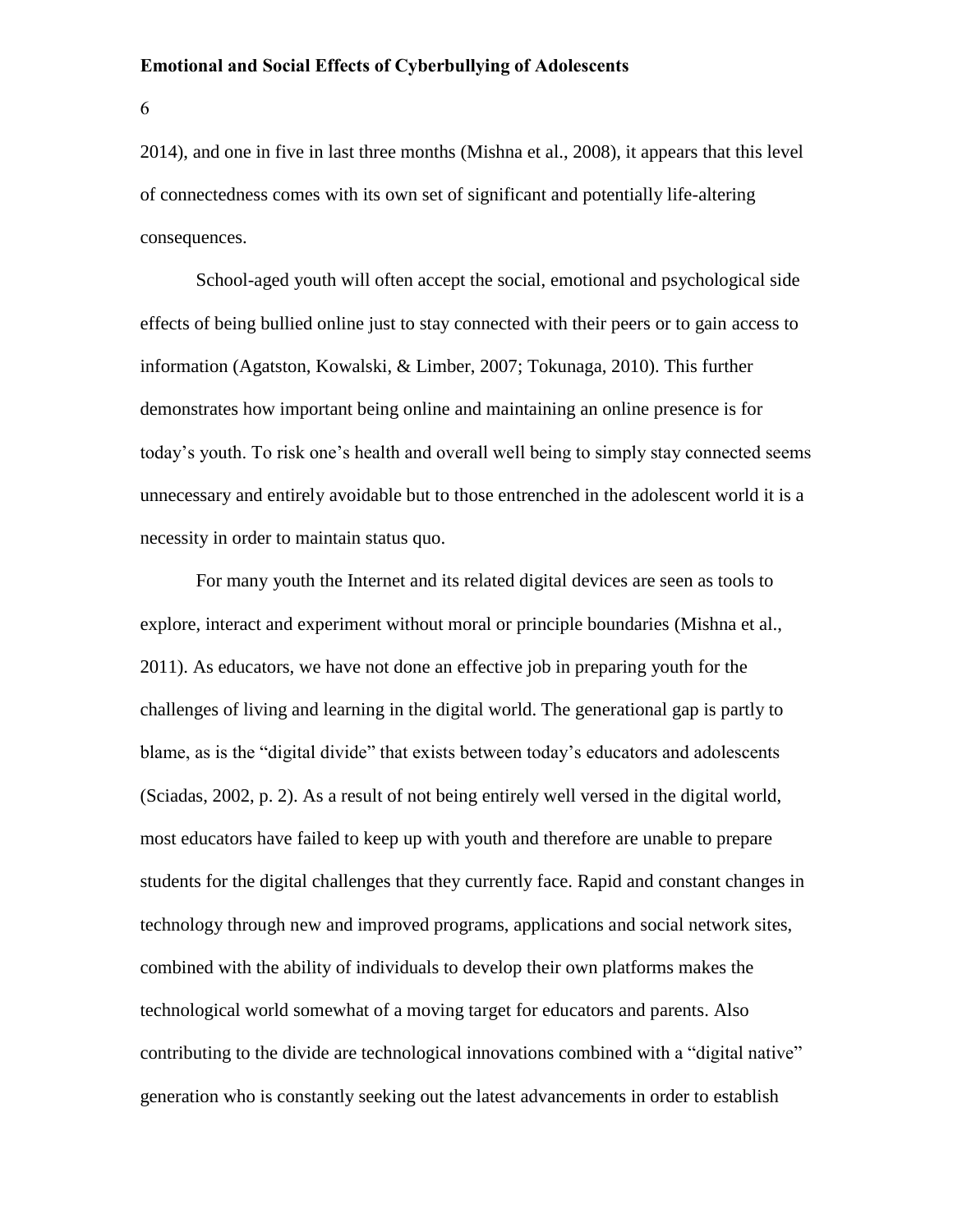2014), and one in five in last three months (Mishna et al., 2008), it appears that this level of connectedness comes with its own set of significant and potentially life-altering consequences.

School-aged youth will often accept the social, emotional and psychological side effects of being bullied online just to stay connected with their peers or to gain access to information (Agatston, Kowalski, & Limber, 2007; Tokunaga, 2010). This further demonstrates how important being online and maintaining an online presence is for today's youth. To risk one's health and overall well being to simply stay connected seems unnecessary and entirely avoidable but to those entrenched in the adolescent world it is a necessity in order to maintain status quo.

For many youth the Internet and its related digital devices are seen as tools to explore, interact and experiment without moral or principle boundaries (Mishna et al., 2011). As educators, we have not done an effective job in preparing youth for the challenges of living and learning in the digital world. The generational gap is partly to blame, as is the "digital divide" that exists between today's educators and adolescents (Sciadas, 2002, p. 2). As a result of not being entirely well versed in the digital world, most educators have failed to keep up with youth and therefore are unable to prepare students for the digital challenges that they currently face. Rapid and constant changes in technology through new and improved programs, applications and social network sites, combined with the ability of individuals to develop their own platforms makes the technological world somewhat of a moving target for educators and parents. Also contributing to the divide are technological innovations combined with a "digital native" generation who is constantly seeking out the latest advancements in order to establish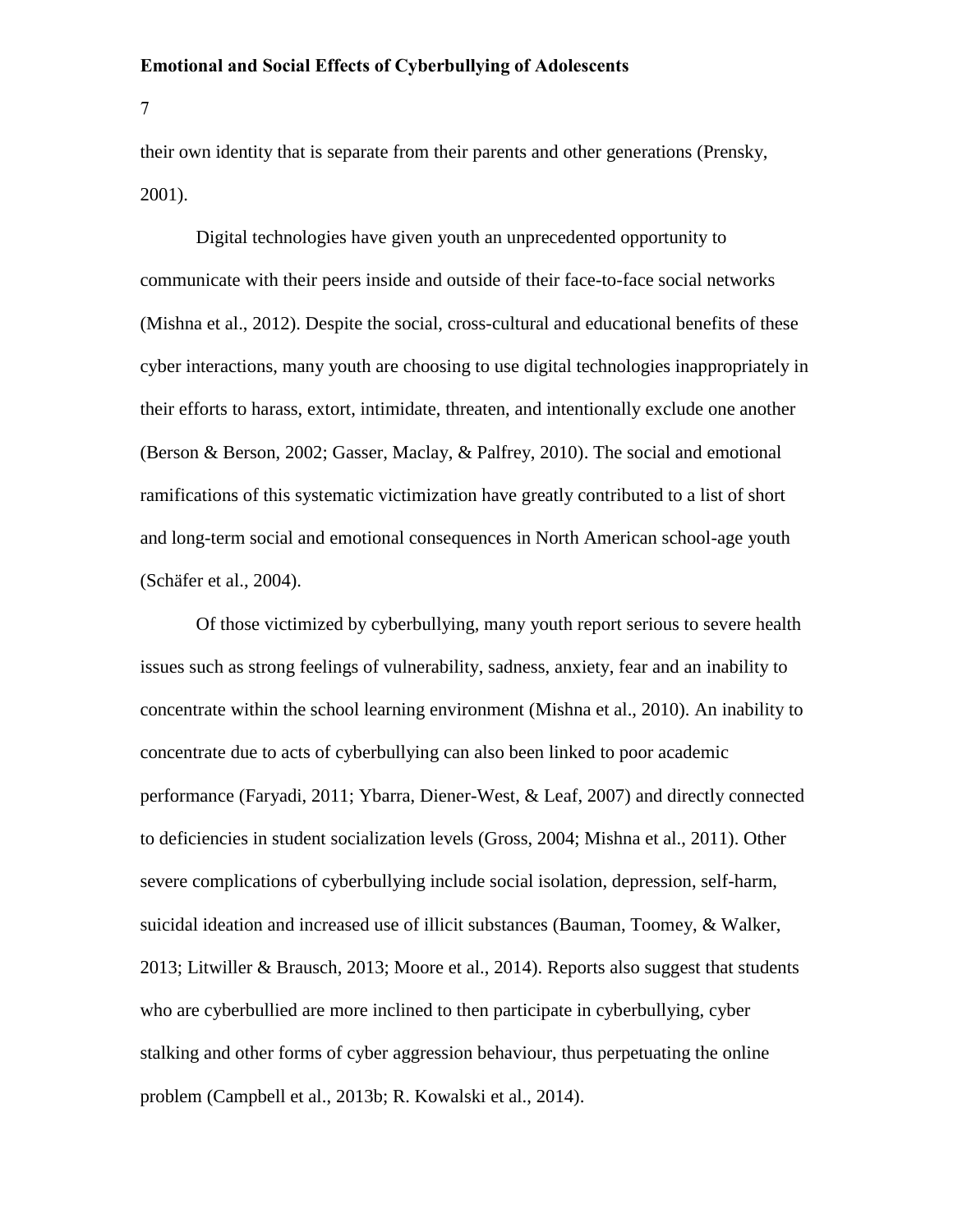their own identity that is separate from their parents and other generations (Prensky, 2001).

Digital technologies have given youth an unprecedented opportunity to communicate with their peers inside and outside of their face-to-face social networks (Mishna et al., 2012). Despite the social, cross-cultural and educational benefits of these cyber interactions, many youth are choosing to use digital technologies inappropriately in their efforts to harass, extort, intimidate, threaten, and intentionally exclude one another (Berson & Berson, 2002; Gasser, Maclay, & Palfrey, 2010). The social and emotional ramifications of this systematic victimization have greatly contributed to a list of short and long-term social and emotional consequences in North American school-age youth (Schäfer et al., 2004).

Of those victimized by cyberbullying, many youth report serious to severe health issues such as strong feelings of vulnerability, sadness, anxiety, fear and an inability to concentrate within the school learning environment (Mishna et al., 2010). An inability to concentrate due to acts of cyberbullying can also been linked to poor academic performance (Faryadi, 2011; Ybarra, Diener-West, & Leaf, 2007) and directly connected to deficiencies in student socialization levels (Gross, 2004; Mishna et al., 2011). Other severe complications of cyberbullying include social isolation, depression, self-harm, suicidal ideation and increased use of illicit substances (Bauman, Toomey, & Walker, 2013; Litwiller & Brausch, 2013; Moore et al., 2014). Reports also suggest that students who are cyberbullied are more inclined to then participate in cyberbullying, cyber stalking and other forms of cyber aggression behaviour, thus perpetuating the online problem (Campbell et al., 2013b; R. Kowalski et al., 2014).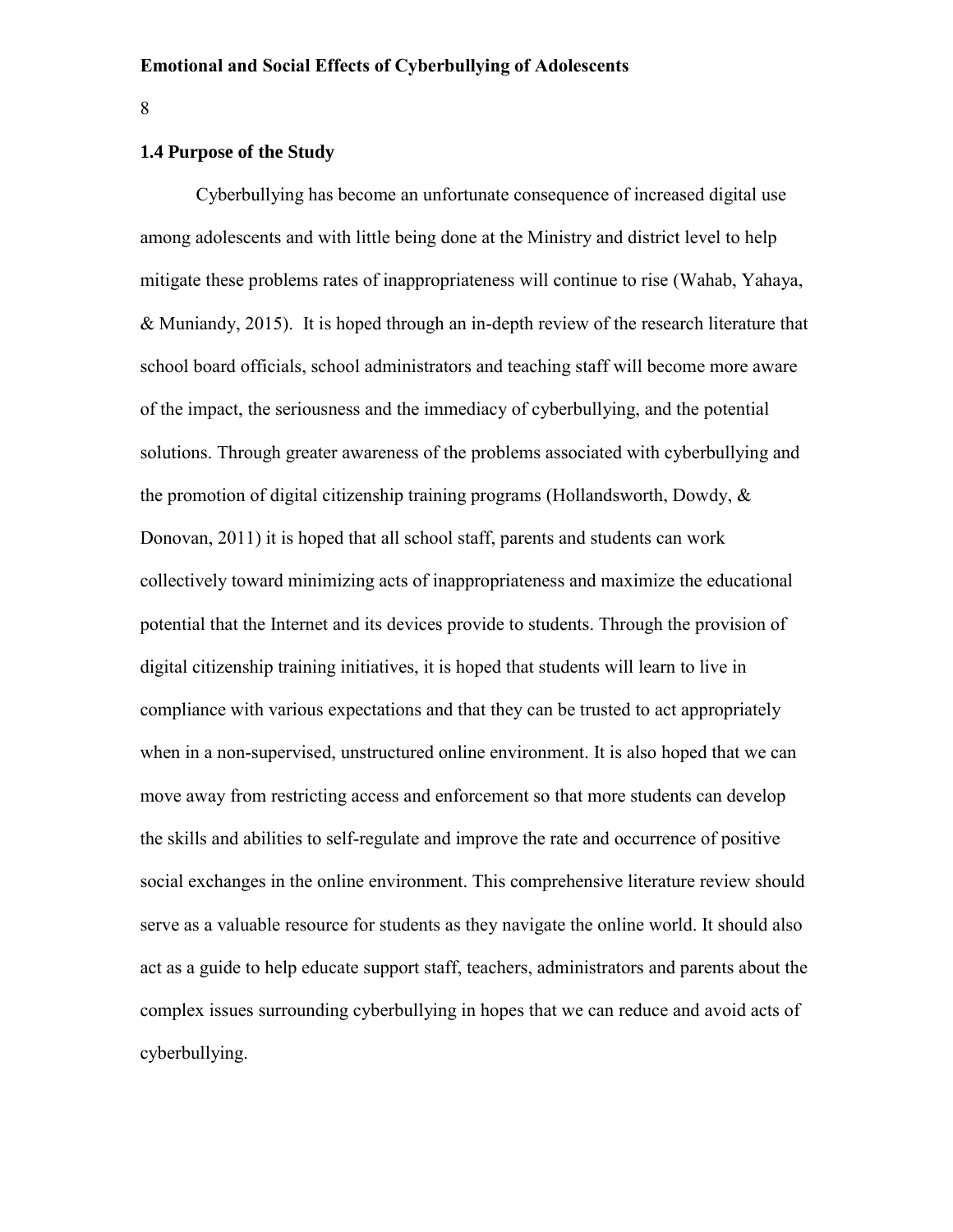### 1.4 Purpose of the Study

Cyberbullying has become an unfortunate consequence of increased digital use among adolescents and with little being done at the Ministry and district level to help mitigate these problems rates of inappropriateness will continue to rise (Wahab, Yahaya, & Muniandy, 2015). It is hoped through an in-depth review of the research literature that school board officials, school administrators and teaching staff will become more aware of the impact, the seriousness and the immediacy of cyberbullying, and the potential solutions. Through greater awareness of the problems associated with cyberbullying and the promotion of digital citizenship training programs (Hollandsworth, Dowdy, & Donovan, 2011) it is hoped that all school staff, parents and students can work collectively toward minimizing acts of inappropriateness and maximize the educational potential that the Internet and its devices provide to students. Through the provision of digital citizenship training initiatives, it is hoped that students will learn to live in compliance with various expectations and that they can be trusted to act appropriately when in a non-supervised, unstructured online environment. It is also hoped that we can move away from restricting access and enforcement so that more students can develop the skills and abilities to self-regulate and improve the rate and occurrence of positive social exchanges in the online environment. This comprehensive literature review should serve as a valuable resource for students as they navigate the online world. It should also act as a guide to help educate support staff, teachers, administrators and parents about the complex issues surrounding cyberbullying in hopes that we can reduce and avoid acts of cyberbullying.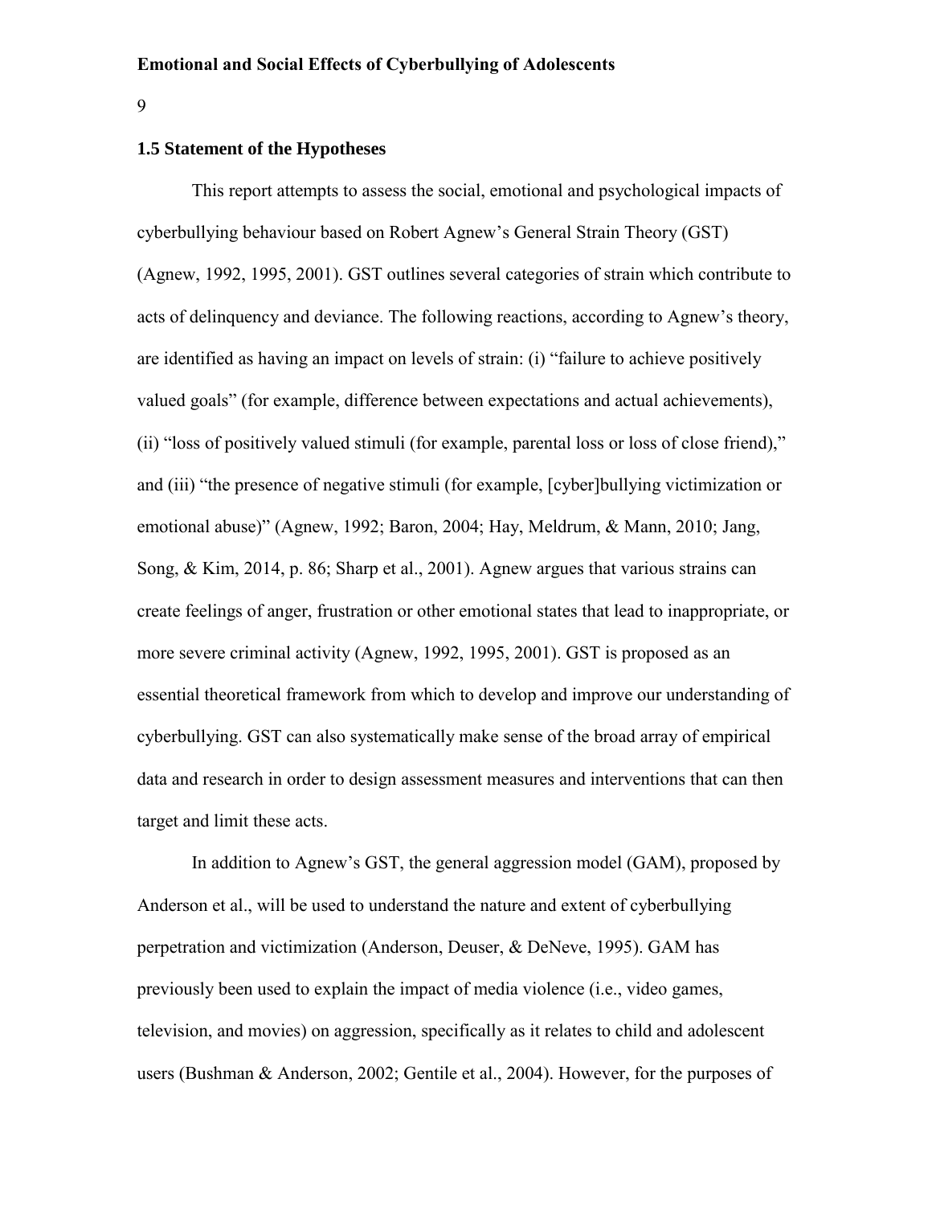### 1.5 Statement of the Hypotheses

This report attempts to assess the social, emotional and psychological impacts of cyberbullying behaviour based on Robert Agnew's General Strain Theory (GST) (Agnew, 1992, 1995, 2001). GST outlines several categories of strain which contribute to acts of delinquency and deviance. The following reactions, according to Agnew's theory, are identified as having an impact on levels of strain: (i) "failure to achieve positively valued goals" (for example, difference between expectations and actual achievements), (ii) "loss of positively valued stimuli (for example, parental loss or loss of close friend)," and (iii) "the presence of negative stimuli (for example, [cyber]bullying victimization or emotional abuse)" (Agnew, 1992; Baron, 2004; Hay, Meldrum, & Mann, 2010; Jang, Song, & Kim, 2014, p. 86; Sharp et al., 2001). Agnew argues that various strains can create feelings of anger, frustration or other emotional states that lead to inappropriate, or more severe criminal activity (Agnew, 1992, 1995, 2001). GST is proposed as an essential theoretical framework from which to develop and improve our understanding of cyberbullying. GST can also systematically make sense of the broad array of empirical data and research in order to design assessment measures and interventions that can then target and limit these acts.

In addition to Agnew's GST, the general aggression model (GAM), proposed by Anderson et al., will be used to understand the nature and extent of cyberbullying perpetration and victimization (Anderson, Deuser, & DeNeve, 1995). GAM has previously been used to explain the impact of media violence (i.e., video games, television, and movies) on aggression, specifically as it relates to child and adolescent users (Bushman & Anderson, 2002; Gentile et al., 2004). However, for the purposes of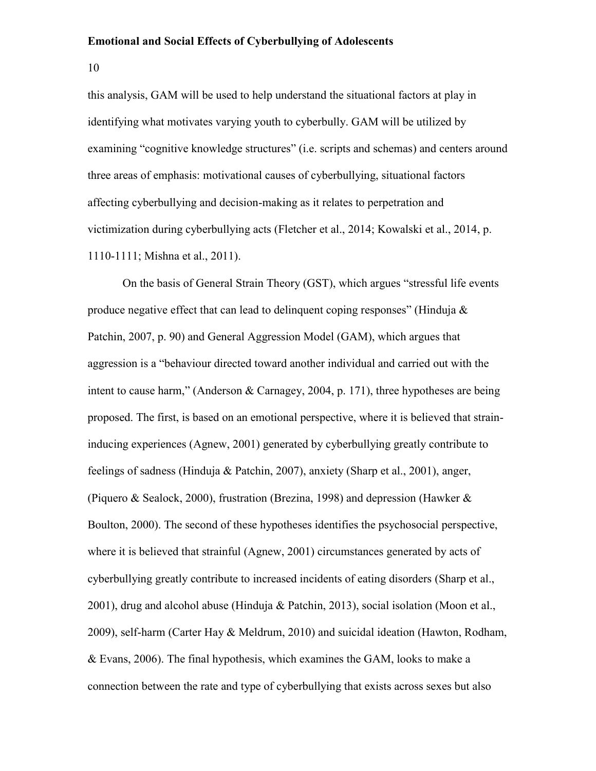this analysis, GAM will be used to help understand the situational factors at play in identifying what motivates varying youth to cyberbully. GAM will be utilized by examining "cognitive knowledge structures" (i.e. scripts and schemas) and centers around three areas of emphasis: motivational causes of cyberbullying, situational factors affecting cyberbullying and decision-making as it relates to perpetration and victimization during cyberbullying acts (Fletcher et al., 2014; Kowalski et al., 2014, p. 1110-1111; Mishna et al., 2011).

On the basis of General Strain Theory (GST), which argues "stressful life events produce negative effect that can lead to delinquent coping responses" (Hinduja & Patchin, 2007, p. 90) and General Aggression Model (GAM), which argues that aggression is a "behaviour directed toward another individual and carried out with the intent to cause harm," (Anderson & Carnagey, 2004, p. 171), three hypotheses are being proposed. The first, is based on an emotional perspective, where it is believed that strain-inducing experiences (Agnew, 2001) generated by cyberbullying greatly contribute to feelings of sadness (Hinduja & Patchin, 2007), anxiety (Sharp et al., 2001), anger, (Piquero & Sealock, 2000), frustration (Brezina, 1998) and depression (Hawker & Boulton, 2000). The second of these hypotheses identifies the psychosocial perspective, where it is believed that strainful (Agnew, 2001) circumstances generated by acts of cyberbullying greatly contribute to increased incidents of eating disorders (Sharp et al., 2001), drug and alcohol abuse (Hinduja & Patchin, 2013), social isolation (Moon et al., 2009), self-harm (Carter Hay & Meldrum, 2010) and suicidal ideation (Hawton, Rodham, & Evans, 2006). The final hypothesis, which examines the GAM, looks to make a connection between the rate and type of cyberbullying that exists across sexes but also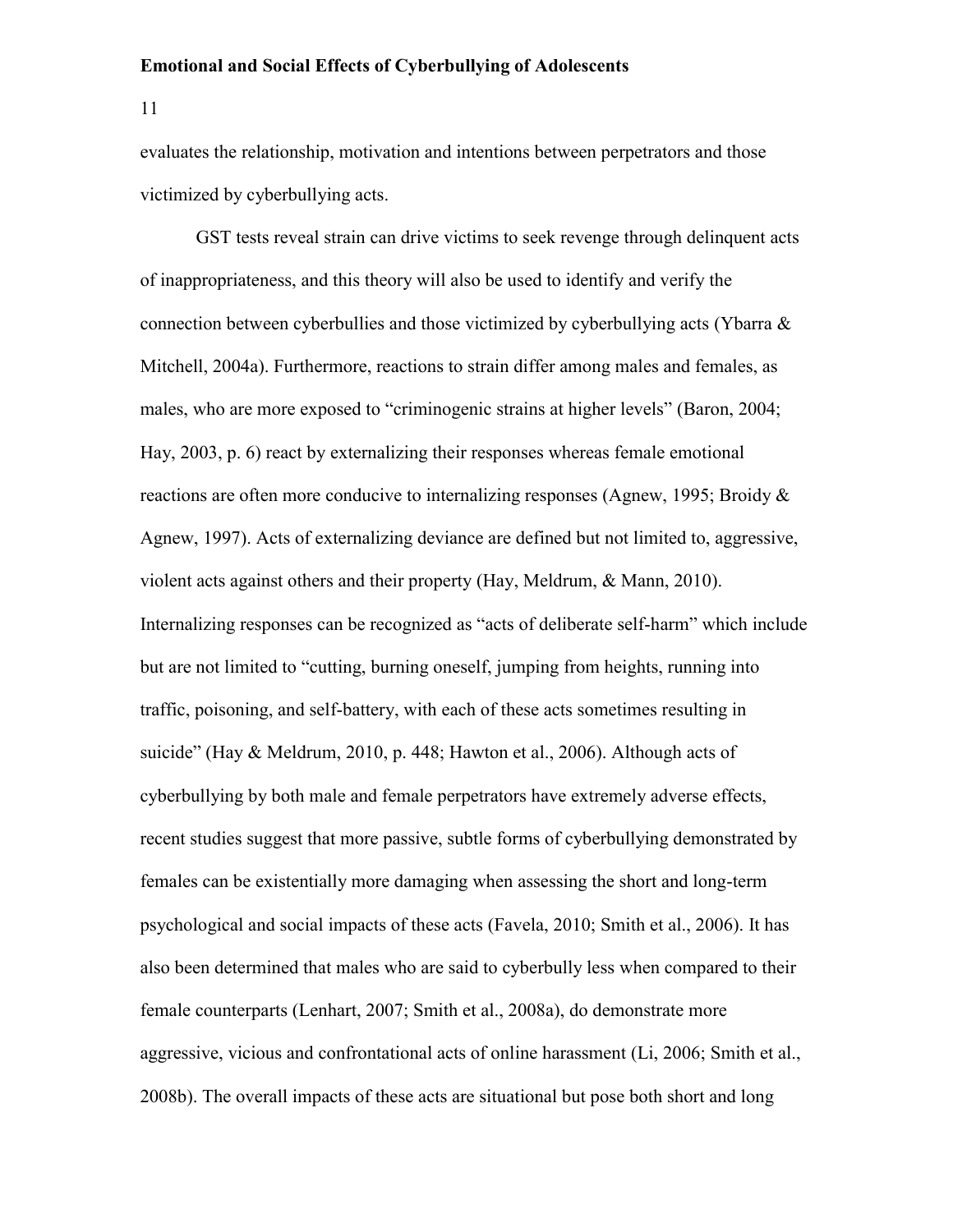evaluates the relationship, motivation and intentions between perpetrators and those victimized by cyberbullying acts.

GST tests reveal strain can drive victims to seek revenge through delinquent acts of inappropriateness, and this theory will also be used to identify and verify the connection between cyberbullies and those victimized by cyberbullying acts (Ybarra & Mitchell, 2004a). Furthermore, reactions to strain differ among males and females, as males, who are more exposed to "criminogenic strains at higher levels" (Baron, 2004; Hay, 2003, p. 6) react by externalizing their responses whereas female emotional reactions are often more conducive to internalizing responses (Agnew, 1995; Broidy & Agnew, 1997). Acts of externalizing deviance are defined but not limited to, aggressive, violent acts against others and their property (Hay, Meldrum, & Mann, 2010). Internalizing responses can be recognized as "acts of deliberate self-harm" which include but are not limited to "cutting, burning oneself, jumping from heights, running into traffic, poisoning, and self-battery, with each of these acts sometimes resulting in suicide" (Hay & Meldrum, 2010, p. 448; Hawton et al., 2006). Although acts of cyberbullying by both male and female perpetrators have extremely adverse effects, recent studies suggest that more passive, subtle forms of cyberbullying demonstrated by females can be existentially more damaging when assessing the short and long-term psychological and social impacts of these acts (Favela, 2010; Smith et al., 2006). It has also been determined that males who are said to cyberbully less when compared to their female counterparts (Lenhart, 2007; Smith et al., 2008a), do demonstrate more aggressive, vicious and confrontational acts of online harassment (Li, 2006; Smith et al., 2008b). The overall impacts of these acts are situational but pose both short and long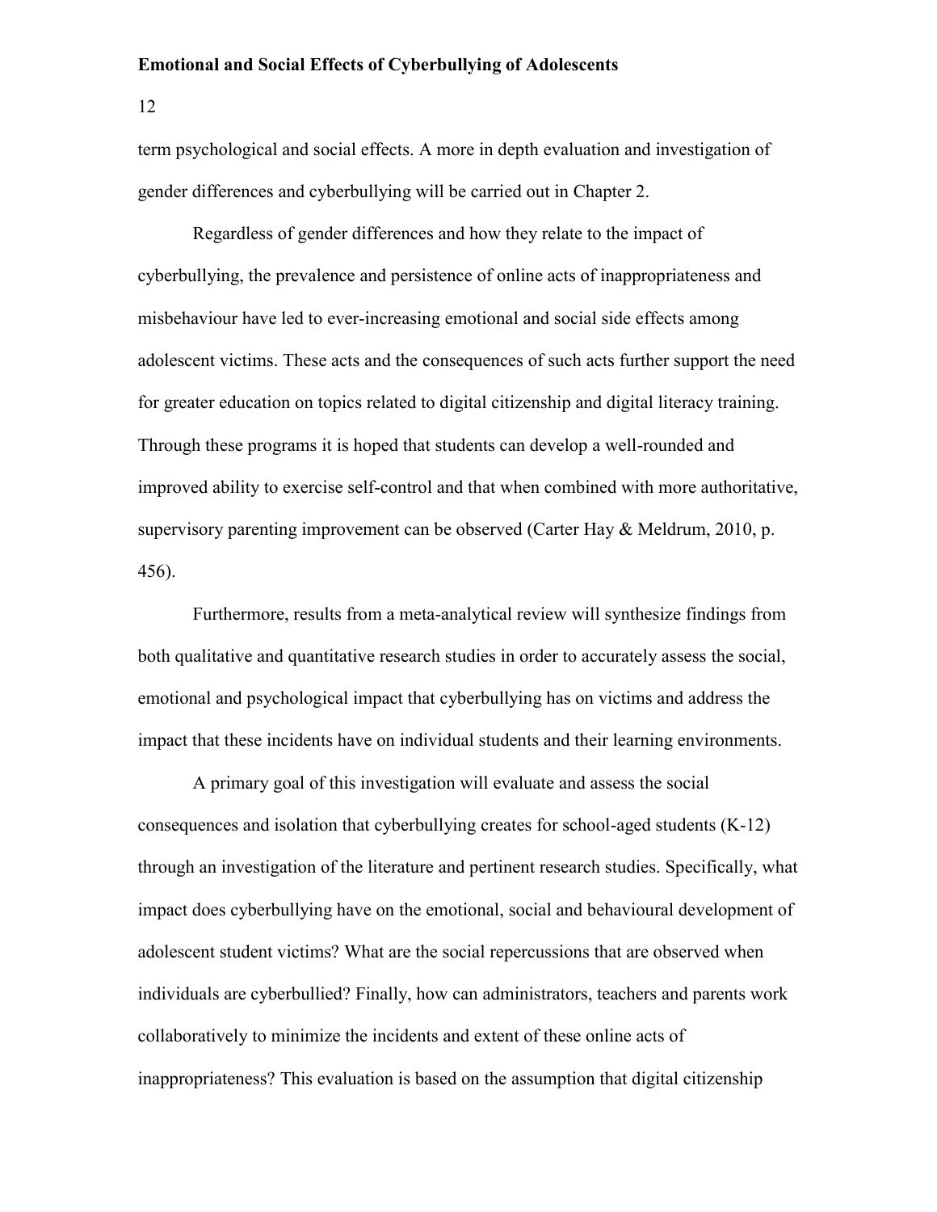term psychological and social effects. A more in depth evaluation and investigation of gender differences and cyberbullying will be carried out in Chapter 2.

Regardless of gender differences and how they relate to the impact of cyberbullying, the prevalence and persistence of online acts of inappropriateness and misbehaviour have led to ever-increasing emotional and social side effects among adolescent victims. These acts and the consequences of such acts further support the need for greater education on topics related to digital citizenship and digital literacy training. Through these programs it is hoped that students can develop a well-rounded and improved ability to exercise self-control and that when combined with more authoritative, supervisory parenting improvement can be observed (Carter Hay & Meldrum, 2010, p. 456).

Furthermore, results from a meta-analytical review will synthesize findings from both qualitative and quantitative research studies in order to accurately assess the social, emotional and psychological impact that cyberbullying has on victims and address the impact that these incidents have on individual students and their learning environments.

A primary goal of this investigation will evaluate and assess the social consequences and isolation that cyberbullying creates for school-aged students (K-12) through an investigation of the literature and pertinent research studies. Specifically, what impact does cyberbullying have on the emotional, social and behavioural development of adolescent student victims? What are the social repercussions that are observed when individuals are cyberbullied? Finally, how can administrators, teachers and parents work collaboratively to minimize the incidents and extent of these online acts of inappropriateness? This evaluation is based on the assumption that digital citizenship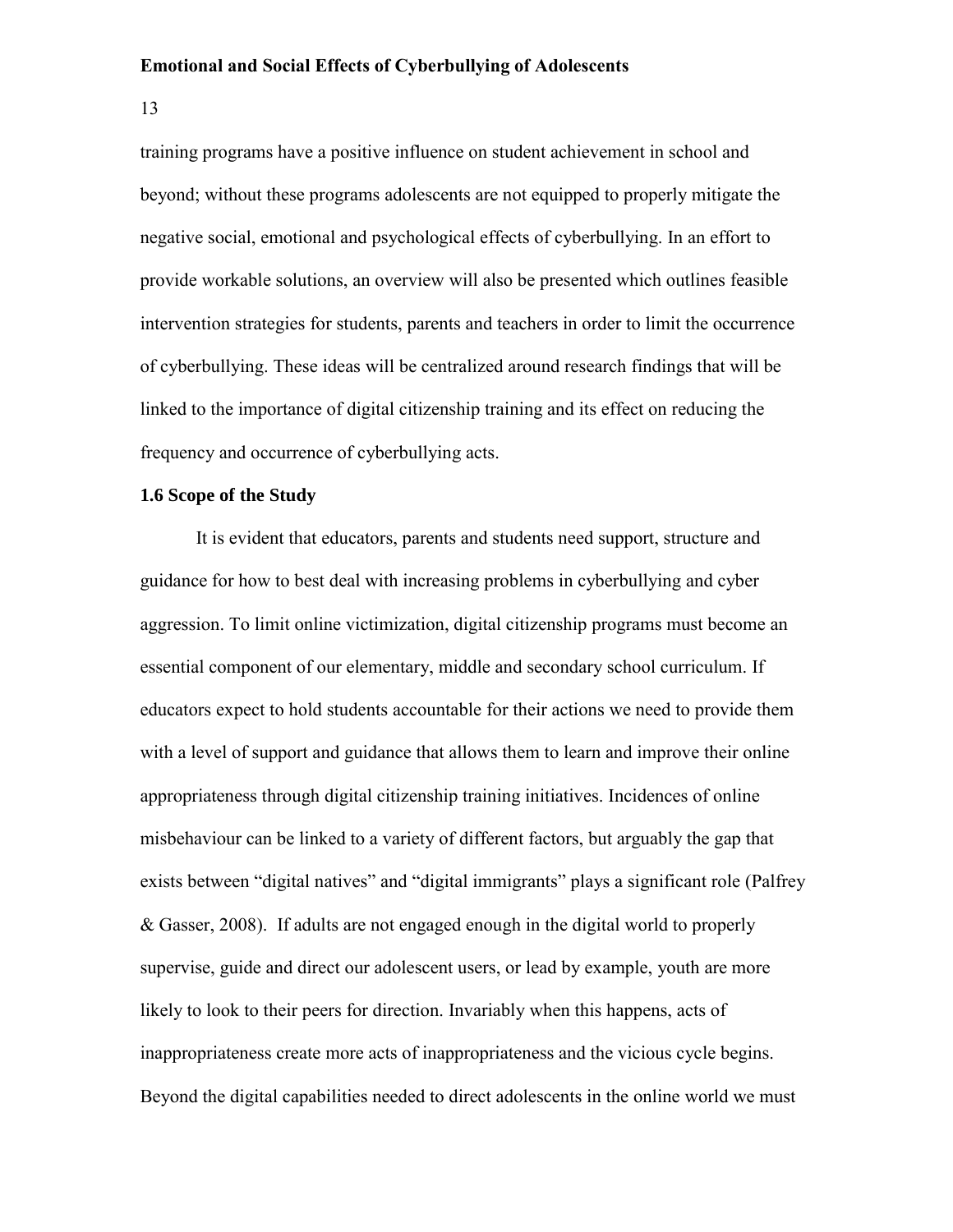training programs have a positive influence on student achievement in school and beyond; without these programs adolescents are not equipped to properly mitigate the negative social, emotional and psychological effects of cyberbullying. In an effort to provide workable solutions, an overview will also be presented which outlines feasible intervention strategies for students, parents and teachers in order to limit the occurrence of cyberbullying. These ideas will be centralized around research findings that will be linked to the importance of digital citizenship training and its effect on reducing the frequency and occurrence of cyberbullying acts.

### 1.6 Scope of the Study

It is evident that educators, parents and students need support, structure and guidance for how to best deal with increasing problems in cyberbullying and cyber aggression. To limit online victimization, digital citizenship programs must become an essential component of our elementary, middle and secondary school curriculum. If educators expect to hold students accountable for their actions we need to provide them with a level of support and guidance that allows them to learn and improve their online appropriateness through digital citizenship training initiatives. Incidences of online misbehaviour can be linked to a variety of different factors, but arguably the gap that exists between "digital natives" and "digital immigrants" plays a significant role (Palfrey & Gasser, 2008). If adults are not engaged enough in the digital world to properly supervise, guide and direct our adolescent users, or lead by example, youth are more likely to look to their peers for direction. Invariably when this happens, acts of inappropriateness create more acts of inappropriateness and the vicious cycle begins. Beyond the digital capabilities needed to direct adolescents in the online world we must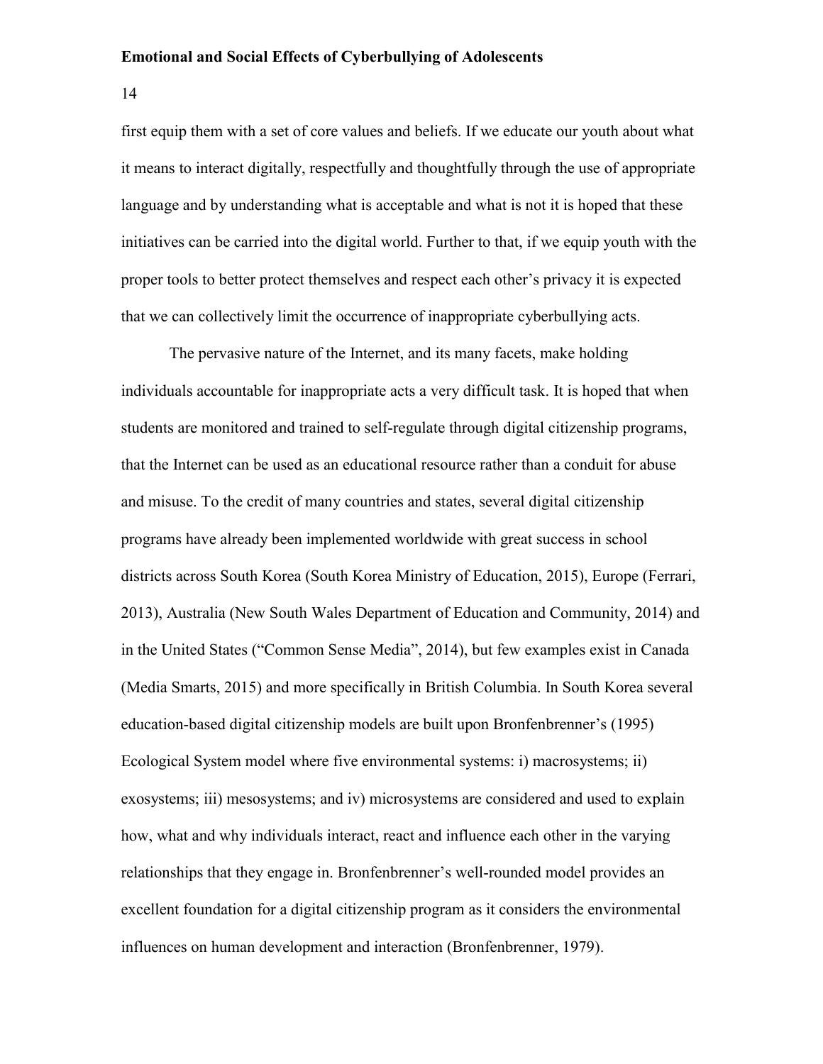first equip them with a set of core values and beliefs. If we educate our youth about what it means to interact digitally, respectfully and thoughtfully through the use of appropriate language and by understanding what is acceptable and what is not it is hoped that these initiatives can be carried into the digital world. Further to that, if we equip youth with the proper tools to better protect themselves and respect each other's privacy it is expected that we can collectively limit the occurrence of inappropriate cyberbullying acts.

The pervasive nature of the Internet, and its many facets, make holding individuals accountable for inappropriate acts a very difficult task. It is hoped that when students are monitored and trained to self-regulate through digital citizenship programs, that the Internet can be used as an educational resource rather than a conduit for abuse and misuse. To the credit of many countries and states, several digital citizenship programs have already been implemented worldwide with great success in school districts across South Korea (South Korea Ministry of Education, 2015), Europe (Ferrari, 2013), Australia (New South Wales Department of Education and Community, 2014) and in the United States ("Common Sense Media", 2014), but few examples exist in Canada (Media Smarts, 2015) and more specifically in British Columbia. In South Korea several education-based digital citizenship models are built upon Bronfenbrenner's (1995) Ecological System model where five environmental systems: i) macrosystems; ii) exosystems; iii) mesosystems; and iv) microsystems are considered and used to explain how, what and why individuals interact, react and influence each other in the varying relationships that they engage in. Bronfenbrenner's well-rounded model provides an excellent foundation for a digital citizenship program as it considers the environmental influences on human development and interaction (Bronfenbrenner, 1979).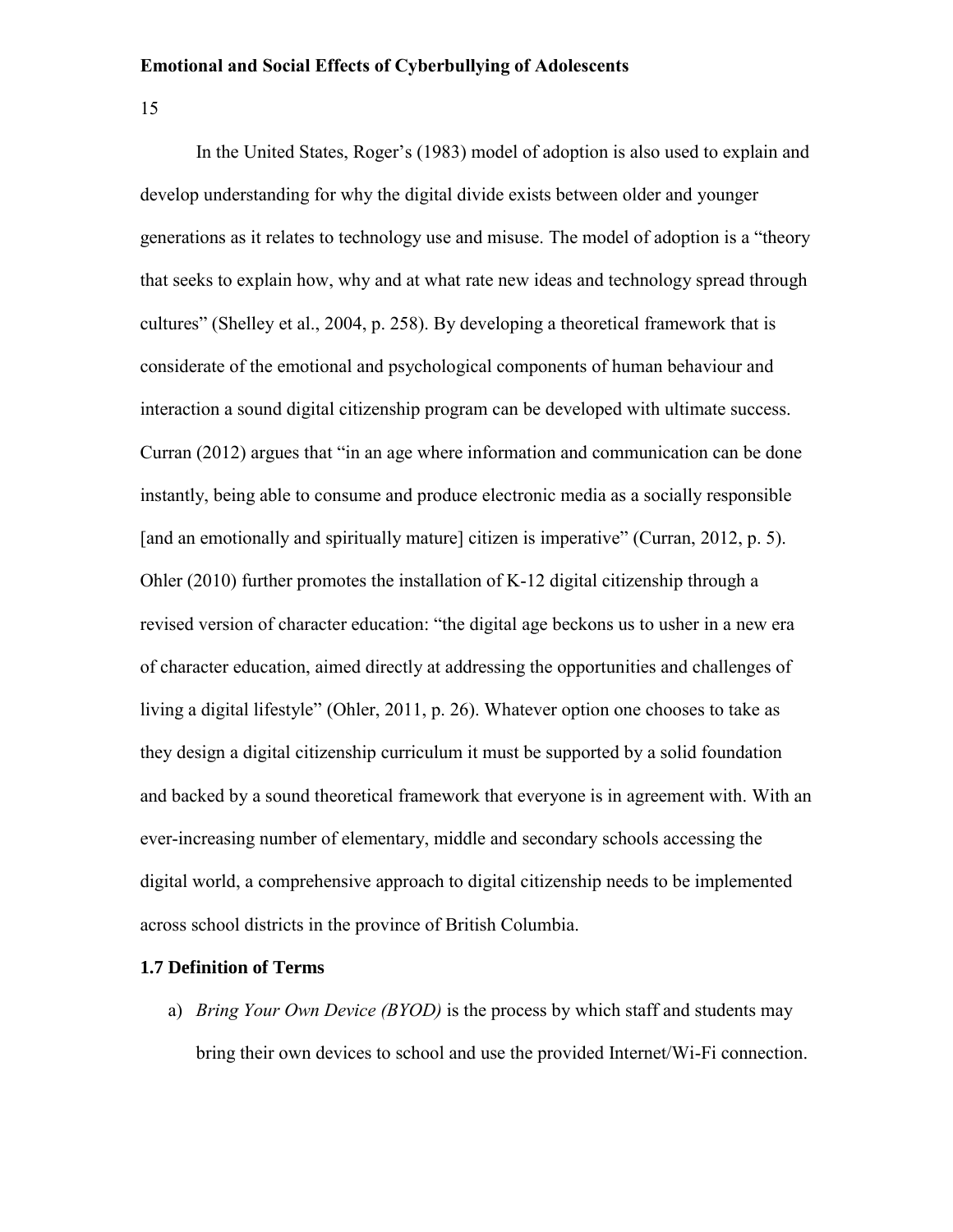In the United States, Roger's (1983) model of adoption is also used to explain and develop understanding for why the digital divide exists between older and younger generations as it relates to technology use and misuse. The model of adoption is a "theory that seeks to explain how, why and at what rate new ideas and technology spread through cultures" (Shelley et al., 2004, p. 258). By developing a theoretical framework that is considerate of the emotional and psychological components of human behaviour and interaction a sound digital citizenship program can be developed with ultimate success. Curran (2012) argues that "in an age where information and communication can be done instantly, being able to consume and produce electronic media as a socially responsible [and an emotionally and spiritually mature] citizen is imperative" (Curran, 2012, p. 5). Ohler (2010) further promotes the installation of K-12 digital citizenship through a revised version of character education: "the digital age beckons us to usher in a new era of character education, aimed directly at addressing the opportunities and challenges of living a digital lifestyle" (Ohler, 2011, p. 26). Whatever option one chooses to take as they design a digital citizenship curriculum it must be supported by a solid foundation and backed by a sound theoretical framework that everyone is in agreement with. With an ever-increasing number of elementary, middle and secondary schools accessing the digital world, a comprehensive approach to digital citizenship needs to be implemented across school districts in the province of British Columbia.

### 1.7 Definition of Terms

a) *Bring Your Own Device (BYOD)* is the process by which staff and students may bring their own devices to school and use the provided Internet/Wi-Fi connection.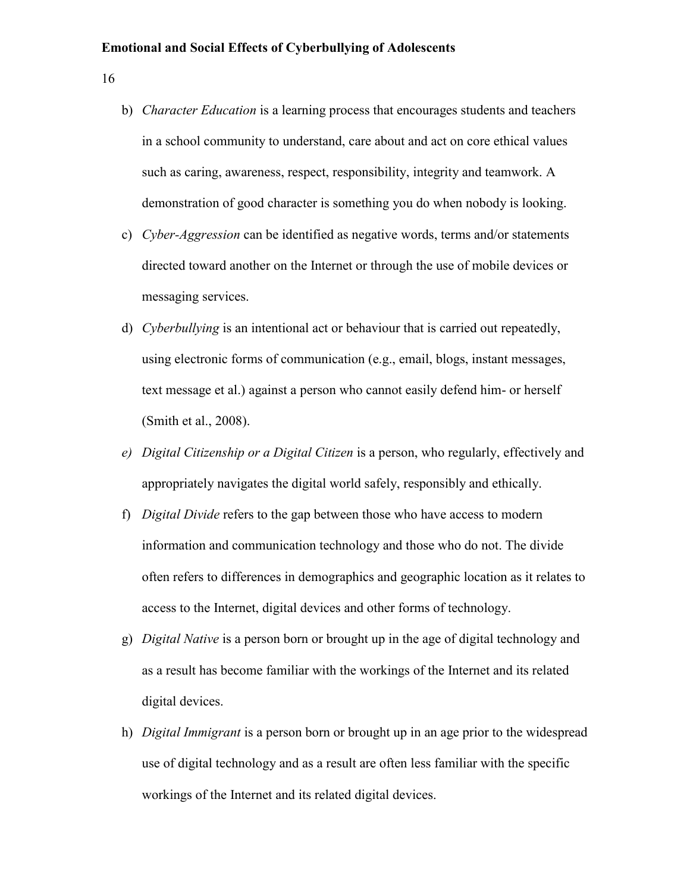b) *Character Education* is a learning process that encourages students and teachers in a school community to understand, care about and act on core ethical values such as caring, awareness, respect, responsibility, integrity and teamwork. A demonstration of good character is something you do when nobody is looking.

c) *Cyber-Aggression* can be identified as negative words, terms and/or statements directed toward another on the Internet or through the use of mobile devices or messaging services.

d) *Cyberbullying* is an intentional act or behaviour that is carried out repeatedly, using electronic forms of communication (e.g., email, blogs, instant messages, text message et al.) against a person who cannot easily defend him- or herself (Smith et al., 2008).

*e) Digital Citizenship or a Digital Citizen* is a person, who regularly, effectively and appropriately navigates the digital world safely, responsibly and ethically.

f) *Digital Divide* refers to the gap between those who have access to modern information and communication technology and those who do not. The divide often refers to differences in demographics and geographic location as it relates to access to the Internet, digital devices and other forms of technology.

g) *Digital Native* is a person born or brought up in the age of digital technology and as a result has become familiar with the workings of the Internet and its related digital devices.

h) *Digital Immigrant* is a person born or brought up in an age prior to the widespread use of digital technology and as a result are often less familiar with the specific workings of the Internet and its related digital devices.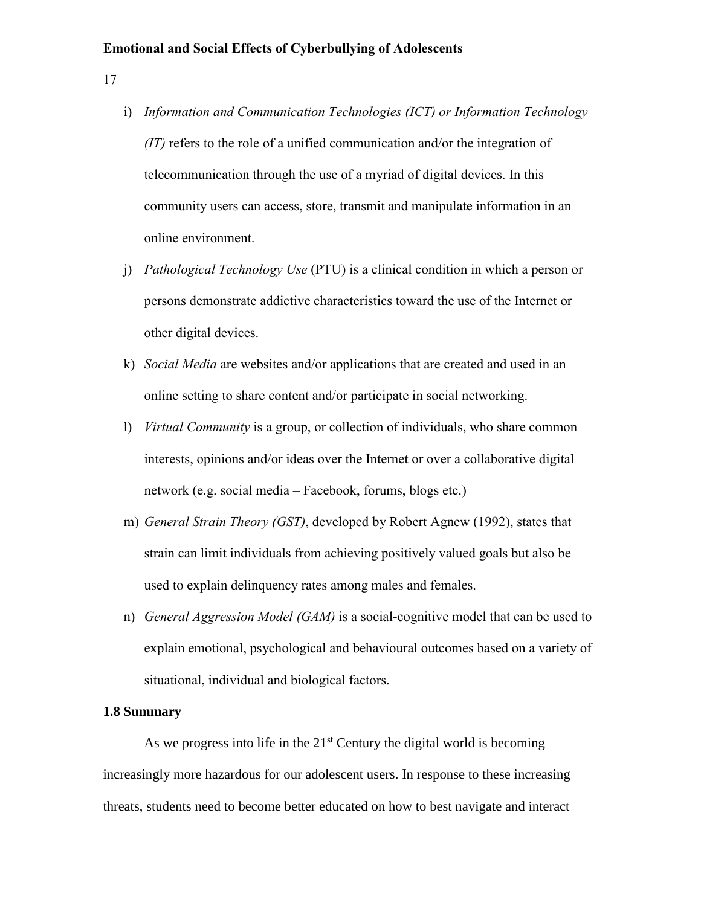i) *Information and Communication Technologies (ICT) or Information Technology (IT)* refers to the role of a unified communication and/or the integration of telecommunication through the use of a myriad of digital devices. In this community users can access, store, transmit and manipulate information in an online environment.

j) *Pathological Technology Use* (PTU) is a clinical condition in which a person or persons demonstrate addictive characteristics toward the use of the Internet or other digital devices.

k) *Social Media* are websites and/or applications that are created and used in an online setting to share content and/or participate in social networking.

l) *Virtual Community* is a group, or collection of individuals, who share common interests, opinions and/or ideas over the Internet or over a collaborative digital network (e.g. social media – Facebook, forums, blogs etc.)

m) *General Strain Theory (GST)*, developed by Robert Agnew (1992), states that strain can limit individuals from achieving positively valued goals but also be used to explain delinquency rates among males and females.

n) *General Aggression Model (GAM)* is a social-cognitive model that can be used to explain emotional, psychological and behavioural outcomes based on a variety of situational, individual and biological factors.

### 1.8 Summary

As we progress into life in the 21st Century the digital world is becoming increasingly more hazardous for our adolescent users. In response to these increasing threats, students need to become better educated on how to best navigate and interact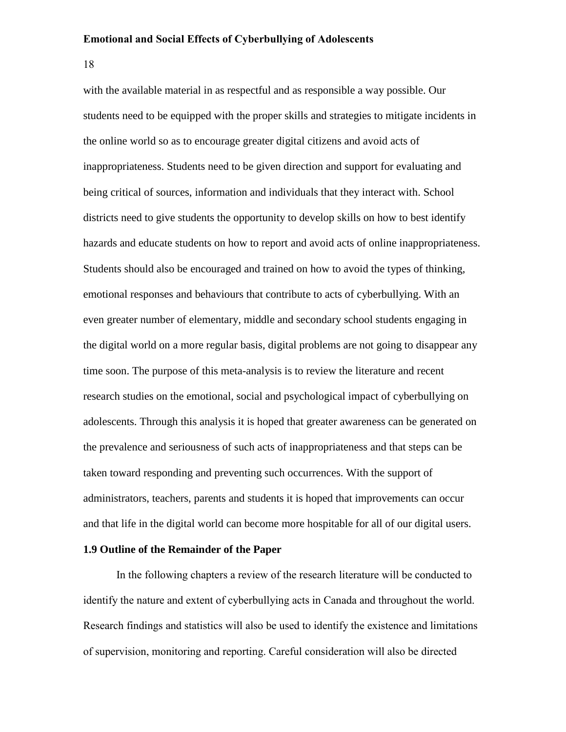with the available material in as respectful and as responsible a way possible. Our students need to be equipped with the proper skills and strategies to mitigate incidents in the online world so as to encourage greater digital citizens and avoid acts of inappropriateness. Students need to be given direction and support for evaluating and being critical of sources, information and individuals that they interact with. School districts need to give students the opportunity to develop skills on how to best identify hazards and educate students on how to report and avoid acts of online inappropriateness. Students should also be encouraged and trained on how to avoid the types of thinking, emotional responses and behaviours that contribute to acts of cyberbullying. With an even greater number of elementary, middle and secondary school students engaging in the digital world on a more regular basis, digital problems are not going to disappear any time soon. The purpose of this meta-analysis is to review the literature and recent research studies on the emotional, social and psychological impact of cyberbullying on adolescents. Through this analysis it is hoped that greater awareness can be generated on the prevalence and seriousness of such acts of inappropriateness and that steps can be taken toward responding and preventing such occurrences. With the support of administrators, teachers, parents and students it is hoped that improvements can occur and that life in the digital world can become more hospitable for all of our digital users.

### 1.9 Outline of the Remainder of the Paper

In the following chapters a review of the research literature will be conducted to identify the nature and extent of cyberbullying acts in Canada and throughout the world. Research findings and statistics will also be used to identify the existence and limitations of supervision, monitoring and reporting. Careful consideration will also be directed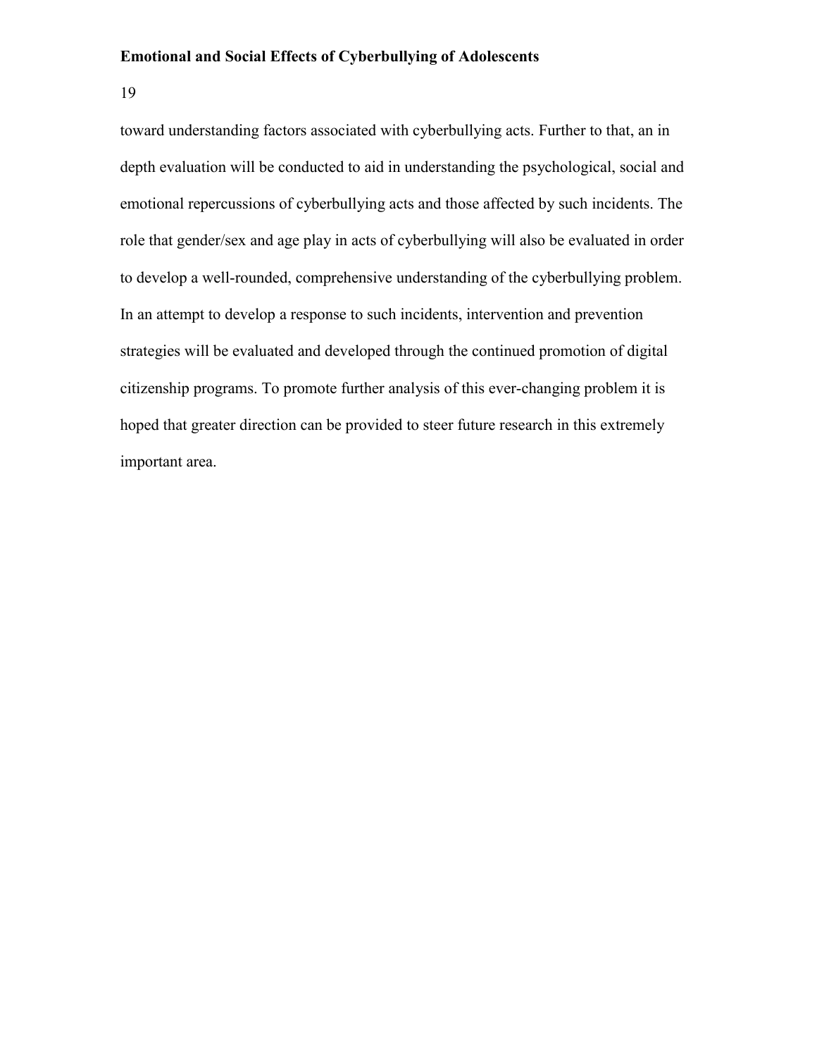toward understanding factors associated with cyberbullying acts. Further to that, an in depth evaluation will be conducted to aid in understanding the psychological, social and emotional repercussions of cyberbullying acts and those affected by such incidents. The role that gender/sex and age play in acts of cyberbullying will also be evaluated in order to develop a well-rounded, comprehensive understanding of the cyberbullying problem. In an attempt to develop a response to such incidents, intervention and prevention strategies will be evaluated and developed through the continued promotion of digital citizenship programs. To promote further analysis of this ever-changing problem it is hoped that greater direction can be provided to steer future research in this extremely important area.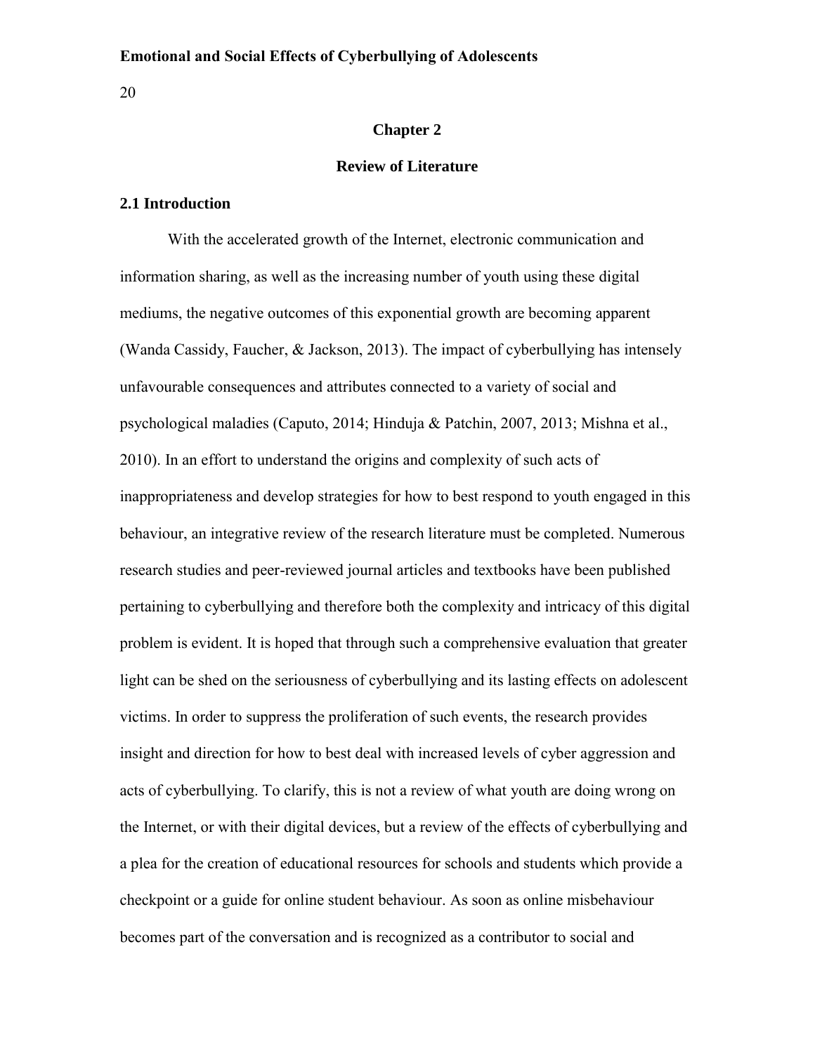## Chapter 2

## Review of Literature

### 2.1 Introduction

With the accelerated growth of the Internet, electronic communication and information sharing, as well as the increasing number of youth using these digital mediums, the negative outcomes of this exponential growth are becoming apparent (Wanda Cassidy, Faucher, & Jackson, 2013). The impact of cyberbullying has intensely unfavourable consequences and attributes connected to a variety of social and psychological maladies (Caputo, 2014; Hinduja & Patchin, 2007, 2013; Mishna et al., 2010). In an effort to understand the origins and complexity of such acts of inappropriateness and develop strategies for how to best respond to youth engaged in this behaviour, an integrative review of the research literature must be completed. Numerous research studies and peer-reviewed journal articles and textbooks have been published pertaining to cyberbullying and therefore both the complexity and intricacy of this digital problem is evident. It is hoped that through such a comprehensive evaluation that greater light can be shed on the seriousness of cyberbullying and its lasting effects on adolescent victims. In order to suppress the proliferation of such events, the research provides insight and direction for how to best deal with increased levels of cyber aggression and acts of cyberbullying. To clarify, this is not a review of what youth are doing wrong on the Internet, or with their digital devices, but a review of the effects of cyberbullying and a plea for the creation of educational resources for schools and students which provide a checkpoint or a guide for online student behaviour. As soon as online misbehaviour becomes part of the conversation and is recognized as a contributor to social and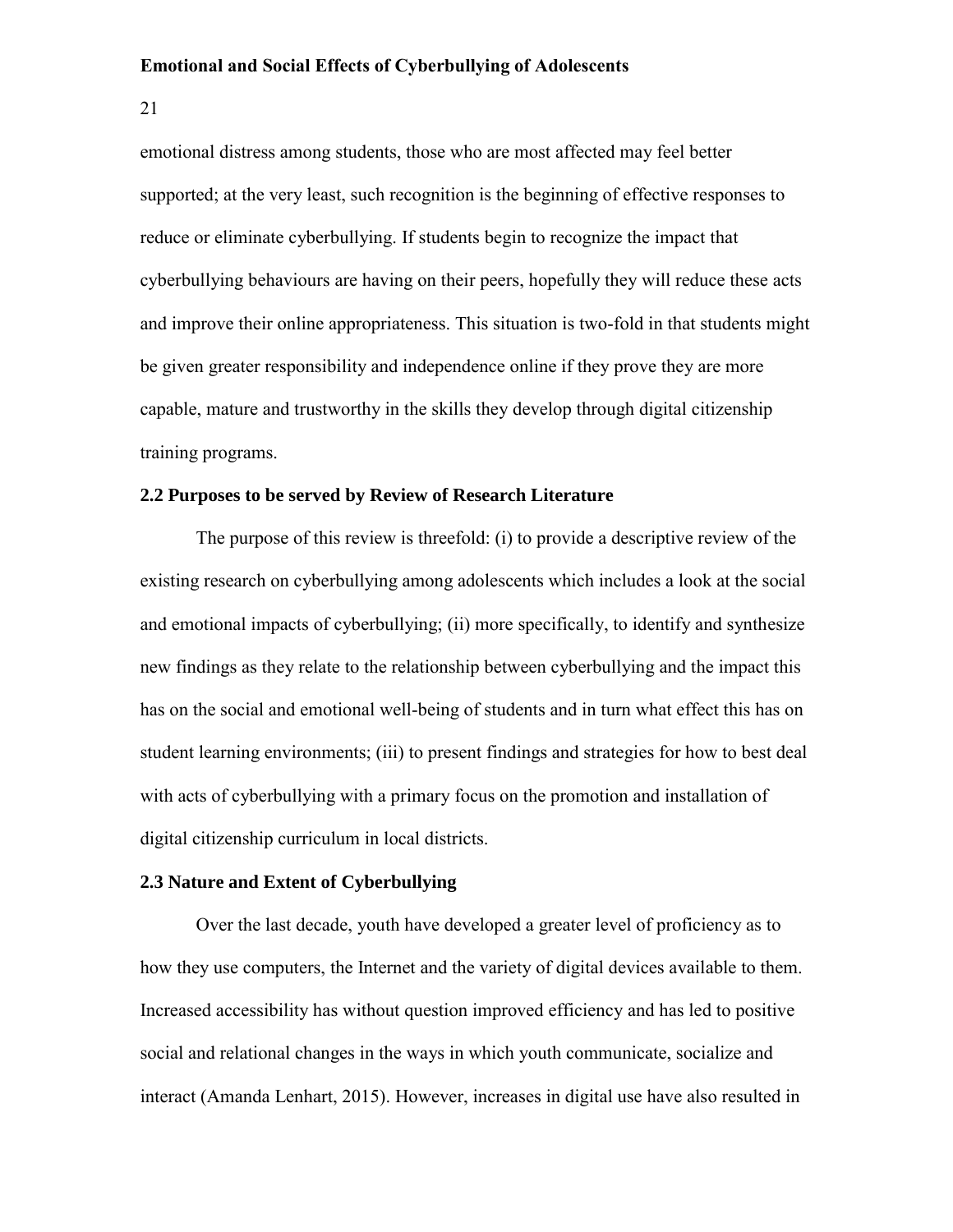emotional distress among students, those who are most affected may feel better supported; at the very least, such recognition is the beginning of effective responses to reduce or eliminate cyberbullying. If students begin to recognize the impact that cyberbullying behaviours are having on their peers, hopefully they will reduce these acts and improve their online appropriateness. This situation is two-fold in that students might be given greater responsibility and independence online if they prove they are more capable, mature and trustworthy in the skills they develop through digital citizenship training programs.

### 2.2 Purposes to be served by Review of Research Literature

The purpose of this review is threefold: (i) to provide a descriptive review of the existing research on cyberbullying among adolescents which includes a look at the social and emotional impacts of cyberbullying; (ii) more specifically, to identify and synthesize new findings as they relate to the relationship between cyberbullying and the impact this has on the social and emotional well-being of students and in turn what effect this has on student learning environments; (iii) to present findings and strategies for how to best deal with acts of cyberbullying with a primary focus on the promotion and installation of digital citizenship curriculum in local districts.

### 2.3 Nature and Extent of Cyberbullying

Over the last decade, youth have developed a greater level of proficiency as to how they use computers, the Internet and the variety of digital devices available to them. Increased accessibility has without question improved efficiency and has led to positive social and relational changes in the ways in which youth communicate, socialize and interact (Amanda Lenhart, 2015). However, increases in digital use have also resulted in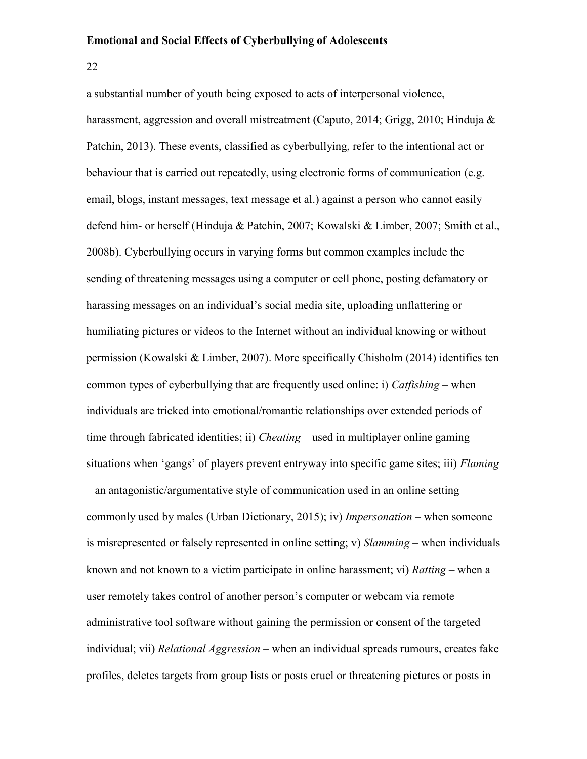a substantial number of youth being exposed to acts of interpersonal violence, harassment, aggression and overall mistreatment (Caputo, 2014; Grigg, 2010; Hinduja & Patchin, 2013). These events, classified as cyberbullying, refer to the intentional act or behaviour that is carried out repeatedly, using electronic forms of communication (e.g. email, blogs, instant messages, text message et al.) against a person who cannot easily defend him- or herself (Hinduja & Patchin, 2007; Kowalski & Limber, 2007; Smith et al., 2008b). Cyberbullying occurs in varying forms but common examples include the sending of threatening messages using a computer or cell phone, posting defamatory or harassing messages on an individual's social media site, uploading unflattering or humiliating pictures or videos to the Internet without an individual knowing or without permission (Kowalski & Limber, 2007). More specifically Chisholm (2014) identifies ten common types of cyberbullying that are frequently used online: i) *Catfishing* – when individuals are tricked into emotional/romantic relationships over extended periods of time through fabricated identities; ii) *Cheating* – used in multiplayer online gaming situations when 'gangs' of players prevent entryway into specific game sites; iii) *Flaming* – an antagonistic/argumentative style of communication used in an online setting commonly used by males (Urban Dictionary, 2015); iv) *Impersonation* – when someone is misrepresented or falsely represented in online setting; v) *Slamming* – when individuals known and not known to a victim participate in online harassment; vi) *Ratting* – when a user remotely takes control of another person's computer or webcam via remote administrative tool software without gaining the permission or consent of the targeted individual; vii) *Relational Aggression* – when an individual spreads rumours, creates fake profiles, deletes targets from group lists or posts cruel or threatening pictures or posts in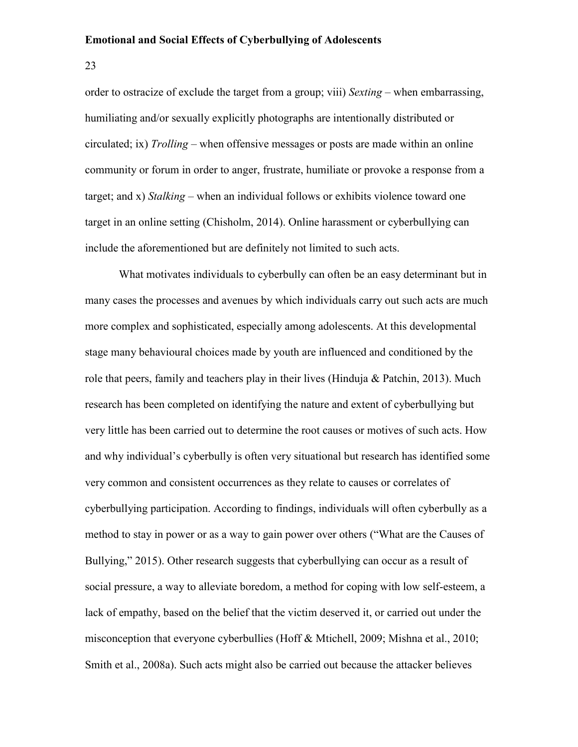order to ostracize of exclude the target from a group; viii) *Sexting* – when embarrassing, humiliating and/or sexually explicitly photographs are intentionally distributed or circulated; ix) *Trolling* – when offensive messages or posts are made within an online community or forum in order to anger, frustrate, humiliate or provoke a response from a target; and x) *Stalking* – when an individual follows or exhibits violence toward one target in an online setting (Chisholm, 2014). Online harassment or cyberbullying can include the aforementioned but are definitely not limited to such acts.

What motivates individuals to cyberbully can often be an easy determinant but in many cases the processes and avenues by which individuals carry out such acts are much more complex and sophisticated, especially among adolescents. At this developmental stage many behavioural choices made by youth are influenced and conditioned by the role that peers, family and teachers play in their lives (Hinduja & Patchin, 2013). Much research has been completed on identifying the nature and extent of cyberbullying but very little has been carried out to determine the root causes or motives of such acts. How and why individual's cyberbully is often very situational but research has identified some very common and consistent occurrences as they relate to causes or correlates of cyberbullying participation. According to findings, individuals will often cyberbully as a method to stay in power or as a way to gain power over others ("What are the Causes of Bullying," 2015). Other research suggests that cyberbullying can occur as a result of social pressure, a way to alleviate boredom, a method for coping with low self-esteem, a lack of empathy, based on the belief that the victim deserved it, or carried out under the misconception that everyone cyberbullies (Hoff & Mtichell, 2009; Mishna et al., 2010; Smith et al., 2008a). Such acts might also be carried out because the attacker believes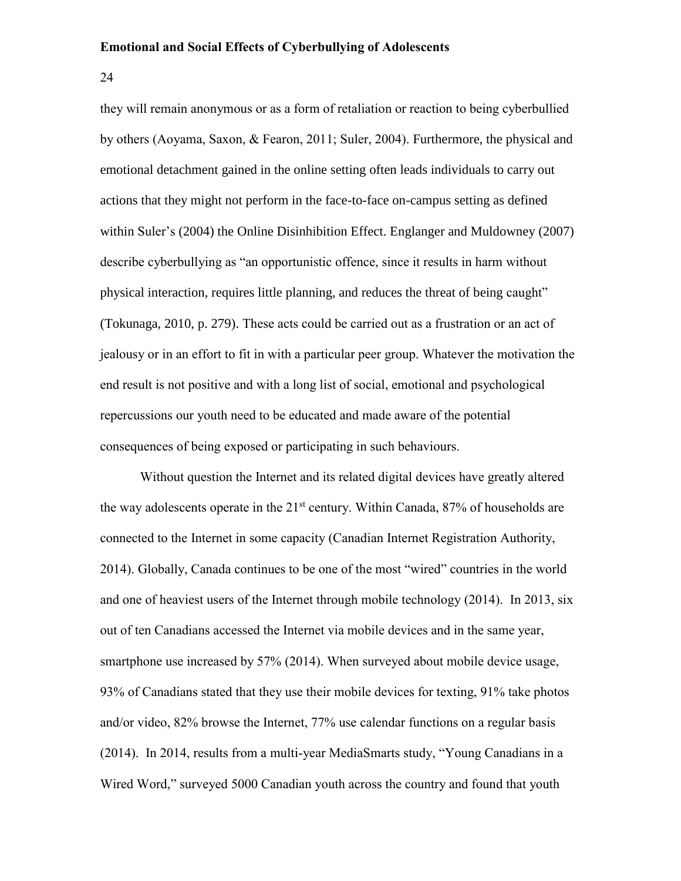they will remain anonymous or as a form of retaliation or reaction to being cyberbullied by others (Aoyama, Saxon, & Fearon, 2011; Suler, 2004). Furthermore, the physical and emotional detachment gained in the online setting often leads individuals to carry out actions that they might not perform in the face-to-face on-campus setting as defined within Suler's (2004) the Online Disinhibition Effect. Englanger and Muldowney (2007) describe cyberbullying as "an opportunistic offence, since it results in harm without physical interaction, requires little planning, and reduces the threat of being caught" (Tokunaga, 2010, p. 279). These acts could be carried out as a frustration or an act of jealousy or in an effort to fit in with a particular peer group. Whatever the motivation the end result is not positive and with a long list of social, emotional and psychological repercussions our youth need to be educated and made aware of the potential consequences of being exposed or participating in such behaviours.

Without question the Internet and its related digital devices have greatly altered the way adolescents operate in the 21st century. Within Canada, 87% of households are connected to the Internet in some capacity (Canadian Internet Registration Authority, 2014). Globally, Canada continues to be one of the most "wired" countries in the world and one of heaviest users of the Internet through mobile technology (2014). In 2013, six out of ten Canadians accessed the Internet via mobile devices and in the same year, smartphone use increased by 57% (2014). When surveyed about mobile device usage, 93% of Canadians stated that they use their mobile devices for texting, 91% take photos and/or video, 82% browse the Internet, 77% use calendar functions on a regular basis (2014). In 2014, results from a multi-year MediaSmarts study, "Young Canadians in a Wired Word," surveyed 5000 Canadian youth across the country and found that youth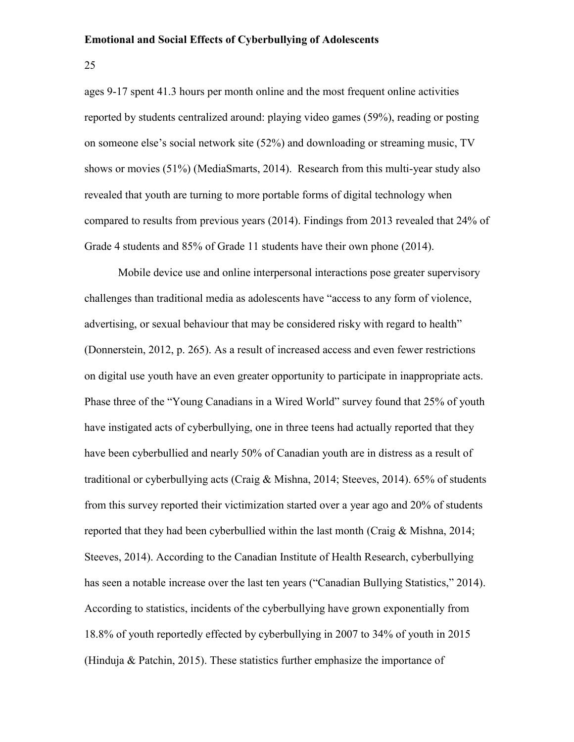ages 9-17 spent 41.3 hours per month online and the most frequent online activities reported by students centralized around: playing video games (59%), reading or posting on someone else's social network site (52%) and downloading or streaming music, TV shows or movies (51%) (MediaSmarts, 2014). Research from this multi-year study also revealed that youth are turning to more portable forms of digital technology when compared to results from previous years (2014). Findings from 2013 revealed that 24% of Grade 4 students and 85% of Grade 11 students have their own phone (2014).

Mobile device use and online interpersonal interactions pose greater supervisory challenges than traditional media as adolescents have "access to any form of violence, advertising, or sexual behaviour that may be considered risky with regard to health" (Donnerstein, 2012, p. 265). As a result of increased access and even fewer restrictions on digital use youth have an even greater opportunity to participate in inappropriate acts. Phase three of the "Young Canadians in a Wired World" survey found that 25% of youth have instigated acts of cyberbullying, one in three teens had actually reported that they have been cyberbullied and nearly 50% of Canadian youth are in distress as a result of traditional or cyberbullying acts (Craig & Mishna, 2014; Steeves, 2014). 65% of students from this survey reported their victimization started over a year ago and 20% of students reported that they had been cyberbullied within the last month (Craig & Mishna, 2014; Steeves, 2014). According to the Canadian Institute of Health Research, cyberbullying has seen a notable increase over the last ten years ("Canadian Bullying Statistics," 2014). According to statistics, incidents of the cyberbullying have grown exponentially from 18.8% of youth reportedly effected by cyberbullying in 2007 to 34% of youth in 2015 (Hinduja & Patchin, 2015). These statistics further emphasize the importance of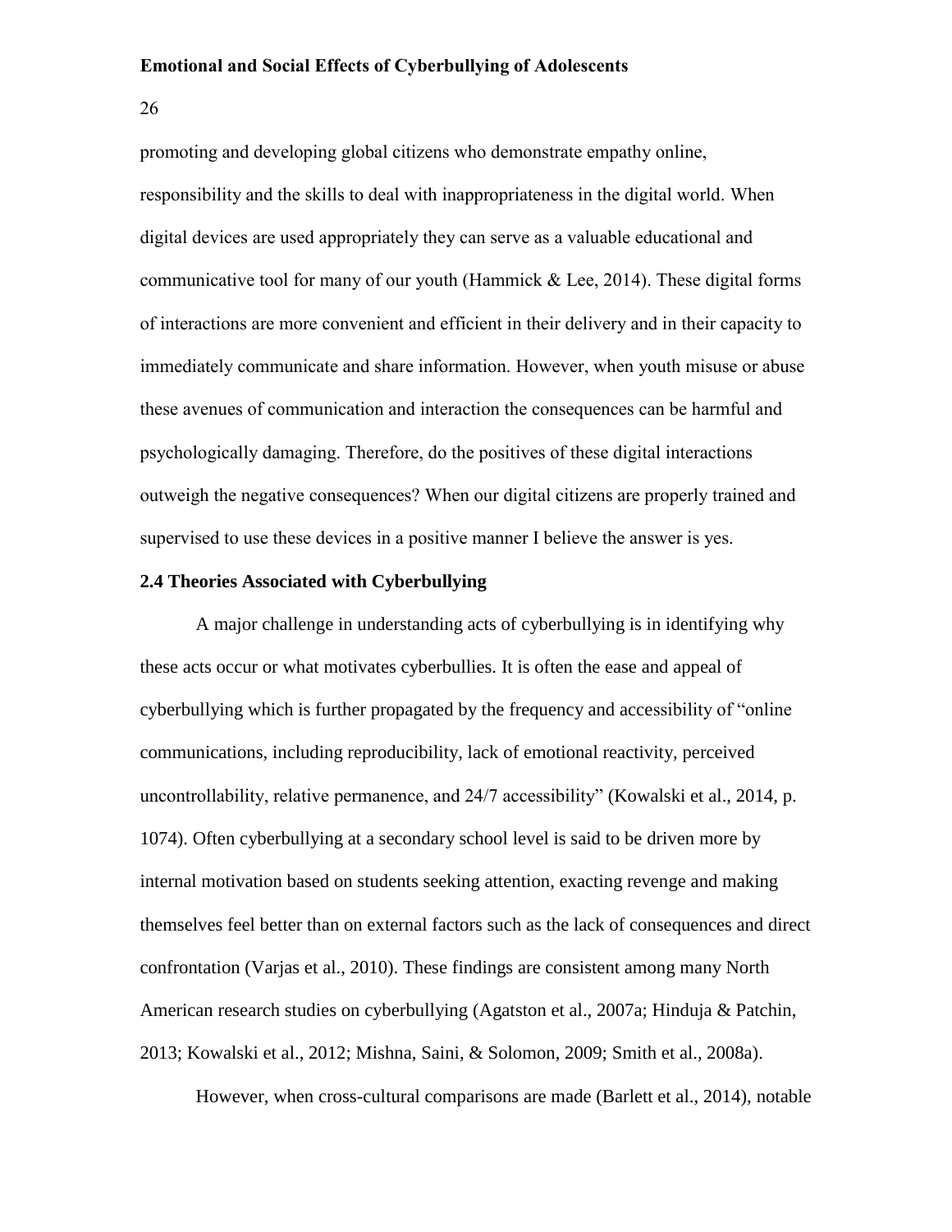promoting and developing global citizens who demonstrate empathy online, responsibility and the skills to deal with inappropriateness in the digital world. When digital devices are used appropriately they can serve as a valuable educational and communicative tool for many of our youth (Hammick & Lee, 2014). These digital forms of interactions are more convenient and efficient in their delivery and in their capacity to immediately communicate and share information. However, when youth misuse or abuse these avenues of communication and interaction the consequences can be harmful and psychologically damaging. Therefore, do the positives of these digital interactions outweigh the negative consequences? When our digital citizens are properly trained and supervised to use these devices in a positive manner I believe the answer is yes.

### 2.4 Theories Associated with Cyberbullying

A major challenge in understanding acts of cyberbullying is in identifying why these acts occur or what motivates cyberbullies. It is often the ease and appeal of cyberbullying which is further propagated by the frequency and accessibility of "online communications, including reproducibility, lack of emotional reactivity, perceived uncontrollability, relative permanence, and 24/7 accessibility" (Kowalski et al., 2014, p. 1074). Often cyberbullying at a secondary school level is said to be driven more by internal motivation based on students seeking attention, exacting revenge and making themselves feel better than on external factors such as the lack of consequences and direct confrontation (Varjas et al., 2010). These findings are consistent among many North American research studies on cyberbullying (Agatston et al., 2007a; Hinduja & Patchin, 2013; Kowalski et al., 2012; Mishna, Saini, & Solomon, 2009; Smith et al., 2008a).

However, when cross-cultural comparisons are made (Barlett et al., 2014), notable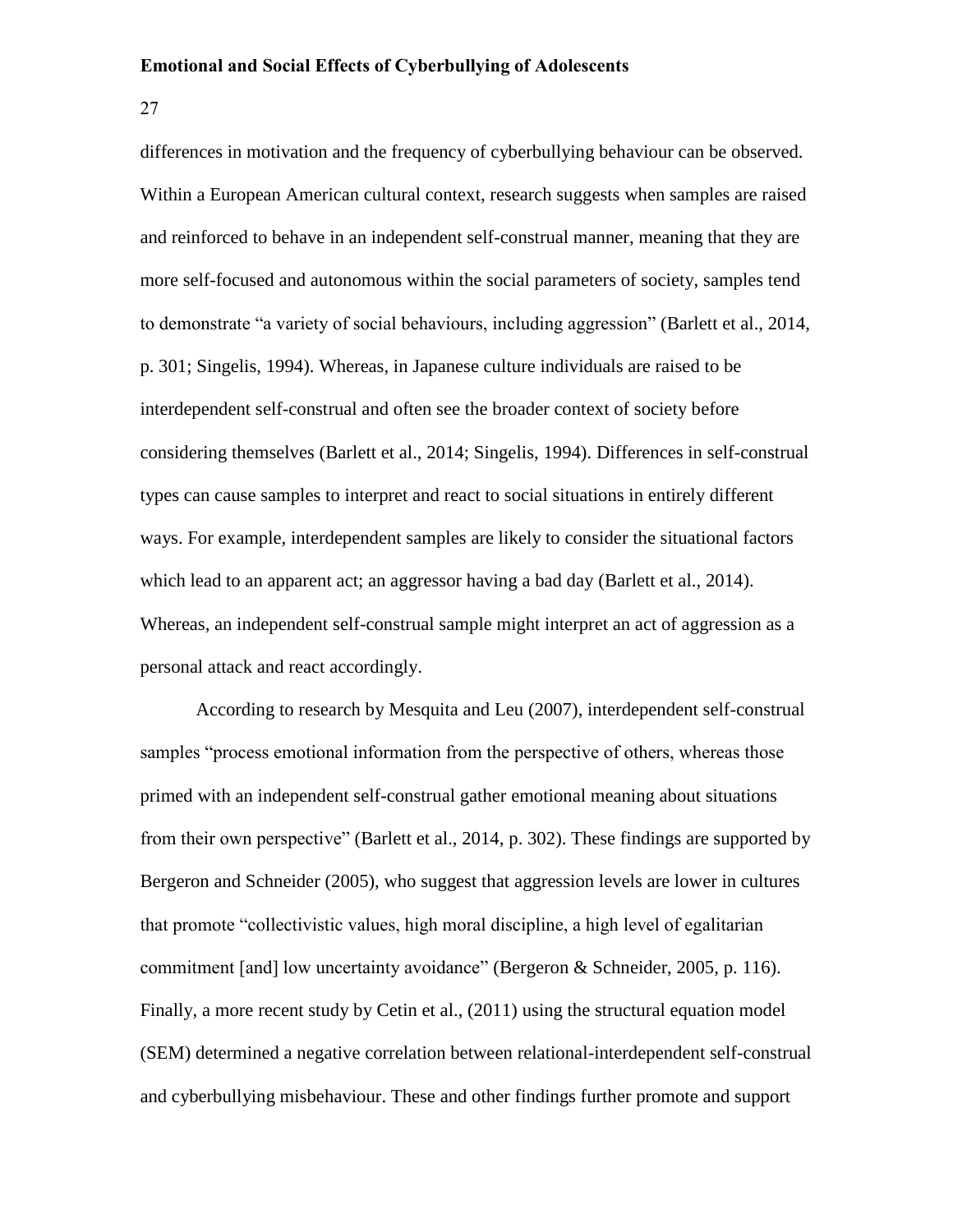differences in motivation and the frequency of cyberbullying behaviour can be observed. Within a European American cultural context, research suggests when samples are raised and reinforced to behave in an independent self-construal manner, meaning that they are more self-focused and autonomous within the social parameters of society, samples tend to demonstrate “a variety of social behaviours, including aggression” (Barlett et al., 2014, p. 301; Singelis, 1994). Whereas, in Japanese culture individuals are raised to be interdependent self-construal and often see the broader context of society before considering themselves (Barlett et al., 2014; Singelis, 1994). Differences in self-construal types can cause samples to interpret and react to social situations in entirely different ways. For example, interdependent samples are likely to consider the situational factors which lead to an apparent act; an aggressor having a bad day (Barlett et al., 2014). Whereas, an independent self-construal sample might interpret an act of aggression as a personal attack and react accordingly.

According to research by Mesquita and Leu (2007), interdependent self-construal samples “process emotional information from the perspective of others, whereas those primed with an independent self-construal gather emotional meaning about situations from their own perspective” (Barlett et al., 2014, p. 302). These findings are supported by Bergeron and Schneider (2005), who suggest that aggression levels are lower in cultures that promote “collectivistic values, high moral discipline, a high level of egalitarian commitment [and] low uncertainty avoidance” (Bergeron & Schneider, 2005, p. 116). Finally, a more recent study by Cetin et al., (2011) using the structural equation model (SEM) determined a negative correlation between relational-interdependent self-construal and cyberbullying misbehaviour. These and other findings further promote and support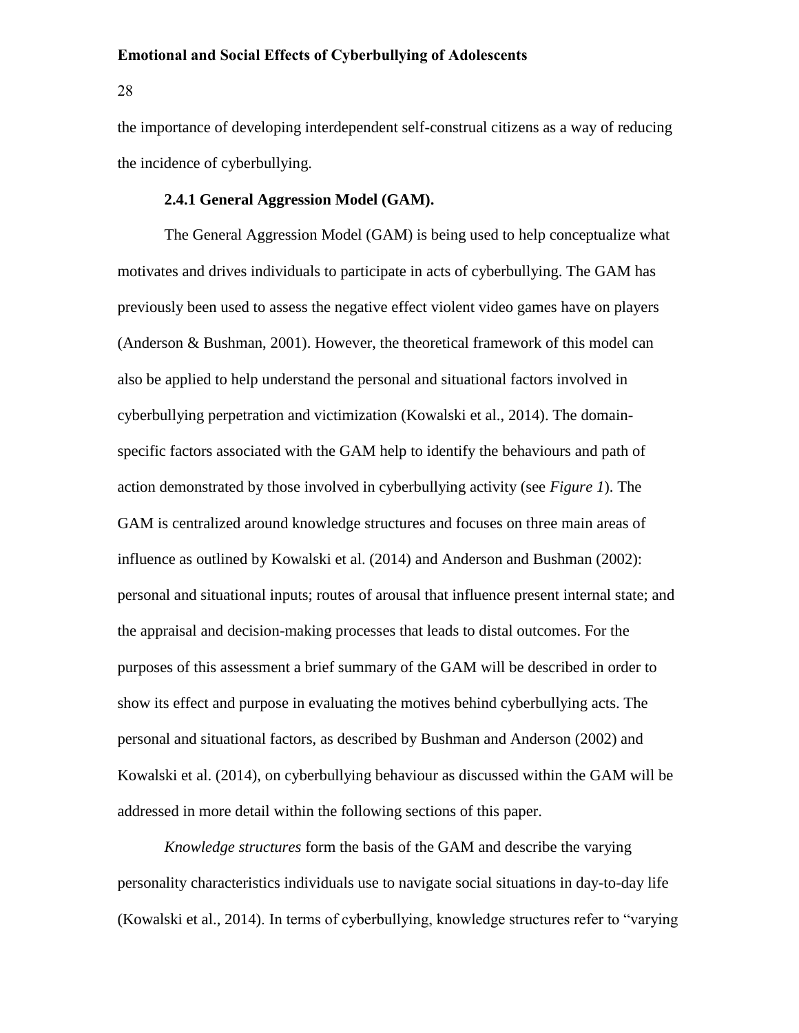the importance of developing interdependent self-construal citizens as a way of reducing the incidence of cyberbullying.

#### 2.4.1 General Aggression Model (GAM).

The General Aggression Model (GAM) is being used to help conceptualize what motivates and drives individuals to participate in acts of cyberbullying. The GAM has previously been used to assess the negative effect violent video games have on players (Anderson & Bushman, 2001). However, the theoretical framework of this model can also be applied to help understand the personal and situational factors involved in cyberbullying perpetration and victimization (Kowalski et al., 2014). The domain-specific factors associated with the GAM help to identify the behaviours and path of action demonstrated by those involved in cyberbullying activity (see *Figure 1*). The GAM is centralized around knowledge structures and focuses on three main areas of influence as outlined by Kowalski et al. (2014) and Anderson and Bushman (2002): personal and situational inputs; routes of arousal that influence present internal state; and the appraisal and decision-making processes that leads to distal outcomes. For the purposes of this assessment a brief summary of the GAM will be described in order to show its effect and purpose in evaluating the motives behind cyberbullying acts. The personal and situational factors, as described by Bushman and Anderson (2002) and Kowalski et al. (2014), on cyberbullying behaviour as discussed within the GAM will be addressed in more detail within the following sections of this paper.

*Knowledge structures* form the basis of the GAM and describe the varying personality characteristics individuals use to navigate social situations in day-to-day life (Kowalski et al., 2014). In terms of cyberbullying, knowledge structures refer to "varying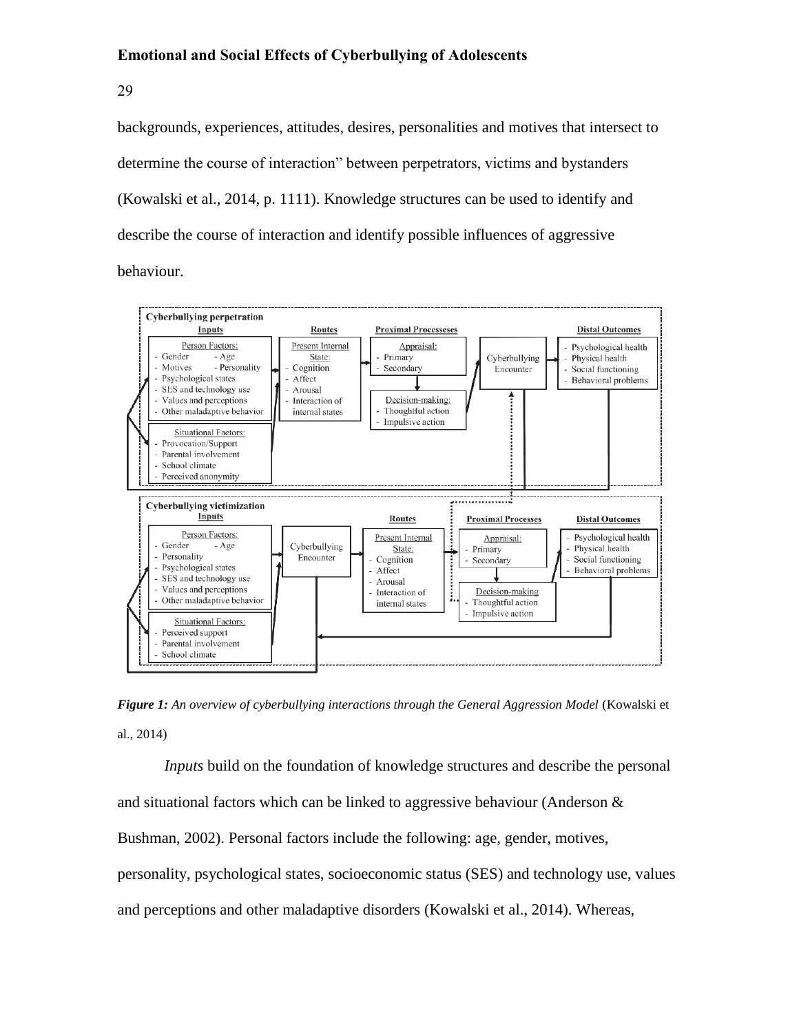backgrounds, experiences, attitudes, desires, personalities and motives that intersect to determine the course of interaction" between perpetrators, victims and bystanders (Kowalski et al., 2014, p. 1111). Knowledge structures can be used to identify and describe the course of interaction and identify possible influences of aggressive behaviour.

***Figure 1:*** *An overview of cyberbullying interactions through the General Aggression Model* (Kowalski et al., 2014)

*Inputs* build on the foundation of knowledge structures and describe the personal and situational factors which can be linked to aggressive behaviour (Anderson & Bushman, 2002). Personal factors include the following: age, gender, motives, personality, psychological states, socioeconomic status (SES) and technology use, values and perceptions and other maladaptive disorders (Kowalski et al., 2014). Whereas,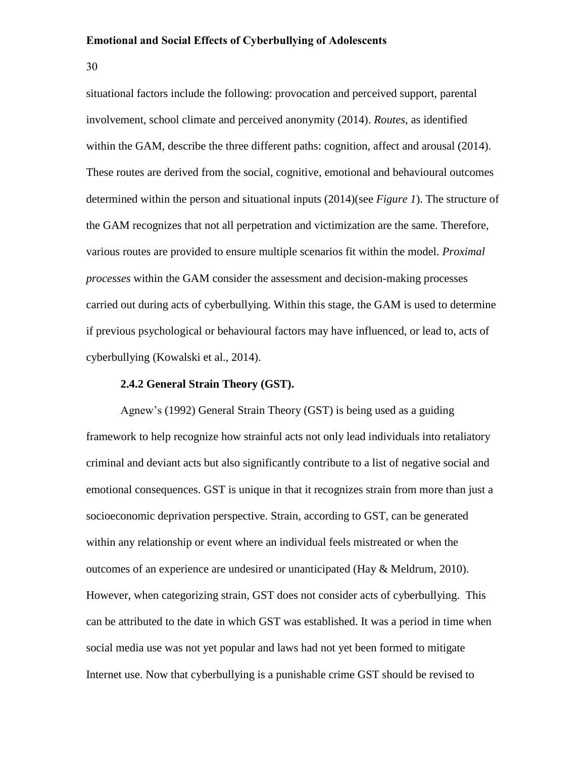situational factors include the following: provocation and perceived support, parental involvement, school climate and perceived anonymity (2014). *Routes*, as identified within the GAM, describe the three different paths: cognition, affect and arousal (2014). These routes are derived from the social, cognitive, emotional and behavioural outcomes determined within the person and situational inputs (2014)(see *Figure 1*). The structure of the GAM recognizes that not all perpetration and victimization are the same. Therefore, various routes are provided to ensure multiple scenarios fit within the model. *Proximal processes* within the GAM consider the assessment and decision-making processes carried out during acts of cyberbullying. Within this stage, the GAM is used to determine if previous psychological or behavioural factors may have influenced, or lead to, acts of cyberbullying (Kowalski et al., 2014).

### 2.4.2 General Strain Theory (GST).

Agnew's (1992) General Strain Theory (GST) is being used as a guiding framework to help recognize how strainful acts not only lead individuals into retaliatory criminal and deviant acts but also significantly contribute to a list of negative social and emotional consequences. GST is unique in that it recognizes strain from more than just a socioeconomic deprivation perspective. Strain, according to GST, can be generated within any relationship or event where an individual feels mistreated or when the outcomes of an experience are undesired or unanticipated (Hay & Meldrum, 2010). However, when categorizing strain, GST does not consider acts of cyberbullying. This can be attributed to the date in which GST was established. It was a period in time when social media use was not yet popular and laws had not yet been formed to mitigate Internet use. Now that cyberbullying is a punishable crime GST should be revised to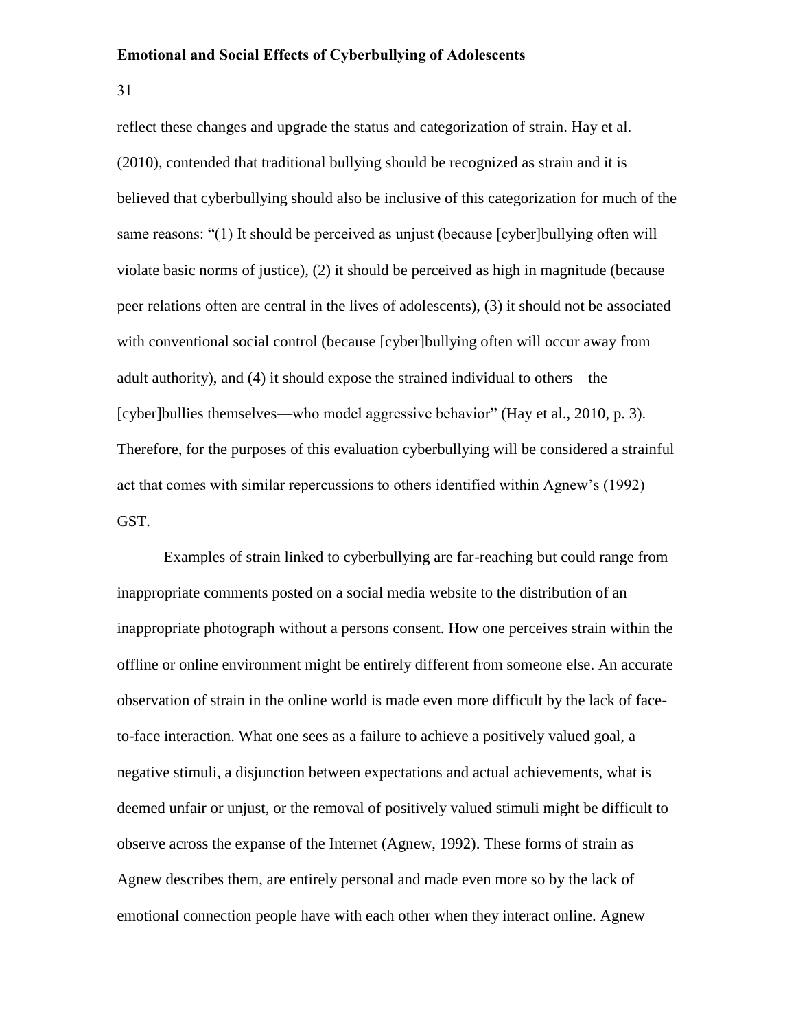reflect these changes and upgrade the status and categorization of strain. Hay et al. (2010), contended that traditional bullying should be recognized as strain and it is believed that cyberbullying should also be inclusive of this categorization for much of the same reasons: "(1) It should be perceived as unjust (because [cyber]bullying often will violate basic norms of justice), (2) it should be perceived as high in magnitude (because peer relations often are central in the lives of adolescents), (3) it should not be associated with conventional social control (because [cyber]bullying often will occur away from adult authority), and (4) it should expose the strained individual to others—the [cyber]bullies themselves—who model aggressive behavior" (Hay et al., 2010, p. 3). Therefore, for the purposes of this evaluation cyberbullying will be considered a strainful act that comes with similar repercussions to others identified within Agnew's (1992) GST.

Examples of strain linked to cyberbullying are far-reaching but could range from inappropriate comments posted on a social media website to the distribution of an inappropriate photograph without a persons consent. How one perceives strain within the offline or online environment might be entirely different from someone else. An accurate observation of strain in the online world is made even more difficult by the lack of face-to-face interaction. What one sees as a failure to achieve a positively valued goal, a negative stimuli, a disjunction between expectations and actual achievements, what is deemed unfair or unjust, or the removal of positively valued stimuli might be difficult to observe across the expanse of the Internet (Agnew, 1992). These forms of strain as Agnew describes them, are entirely personal and made even more so by the lack of emotional connection people have with each other when they interact online. Agnew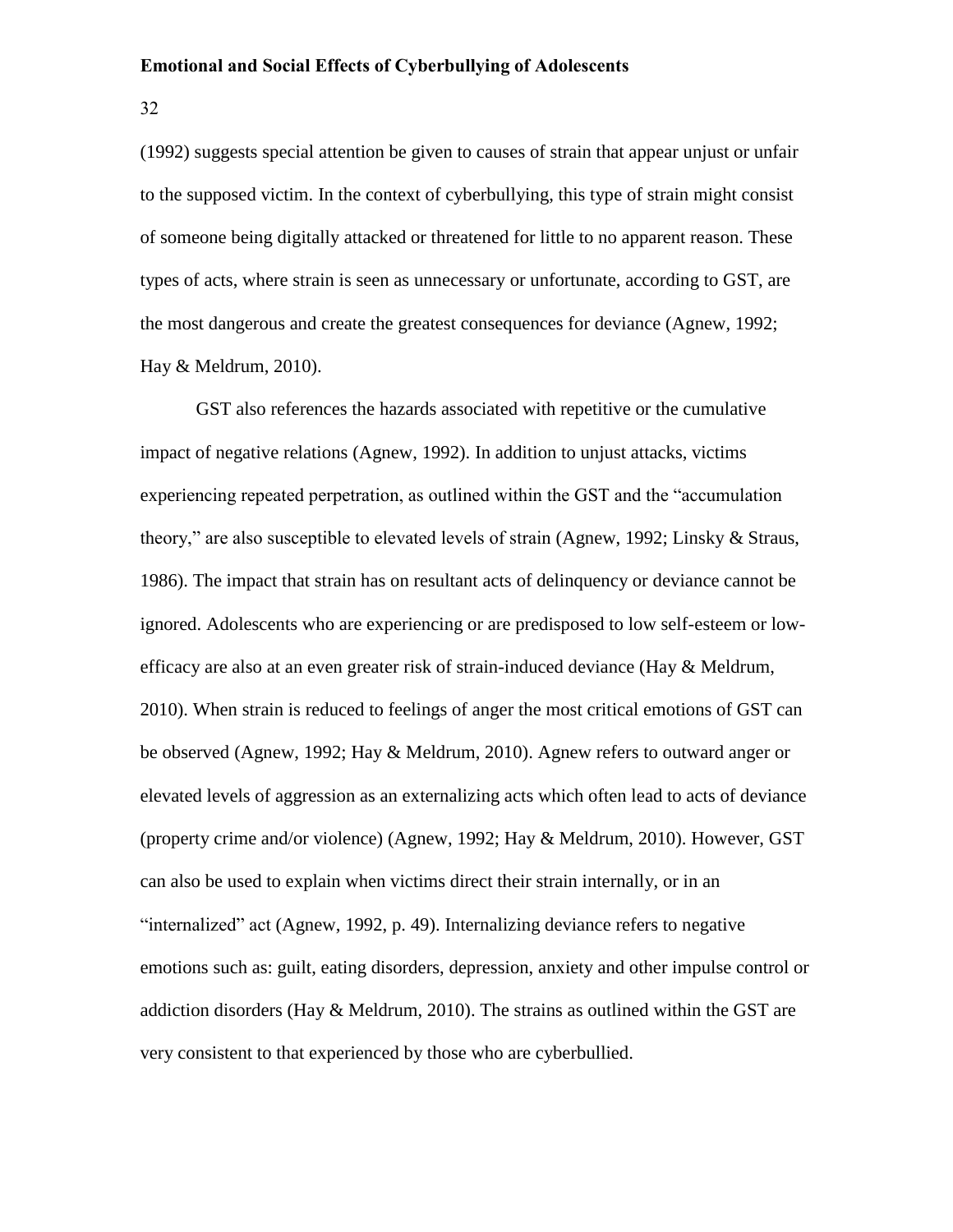(1992) suggests special attention be given to causes of strain that appear unjust or unfair to the supposed victim. In the context of cyberbullying, this type of strain might consist of someone being digitally attacked or threatened for little to no apparent reason. These types of acts, where strain is seen as unnecessary or unfortunate, according to GST, are the most dangerous and create the greatest consequences for deviance (Agnew, 1992; Hay & Meldrum, 2010).

GST also references the hazards associated with repetitive or the cumulative impact of negative relations (Agnew, 1992). In addition to unjust attacks, victims experiencing repeated perpetration, as outlined within the GST and the "accumulation theory," are also susceptible to elevated levels of strain (Agnew, 1992; Linsky & Straus, 1986). The impact that strain has on resultant acts of delinquency or deviance cannot be ignored. Adolescents who are experiencing or are predisposed to low self-esteem or low-efficacy are also at an even greater risk of strain-induced deviance (Hay & Meldrum, 2010). When strain is reduced to feelings of anger the most critical emotions of GST can be observed (Agnew, 1992; Hay & Meldrum, 2010). Agnew refers to outward anger or elevated levels of aggression as an externalizing acts which often lead to acts of deviance (property crime and/or violence) (Agnew, 1992; Hay & Meldrum, 2010). However, GST can also be used to explain when victims direct their strain internally, or in an "internalized" act (Agnew, 1992, p. 49). Internalizing deviance refers to negative emotions such as: guilt, eating disorders, depression, anxiety and other impulse control or addiction disorders (Hay & Meldrum, 2010). The strains as outlined within the GST are very consistent to that experienced by those who are cyberbullied.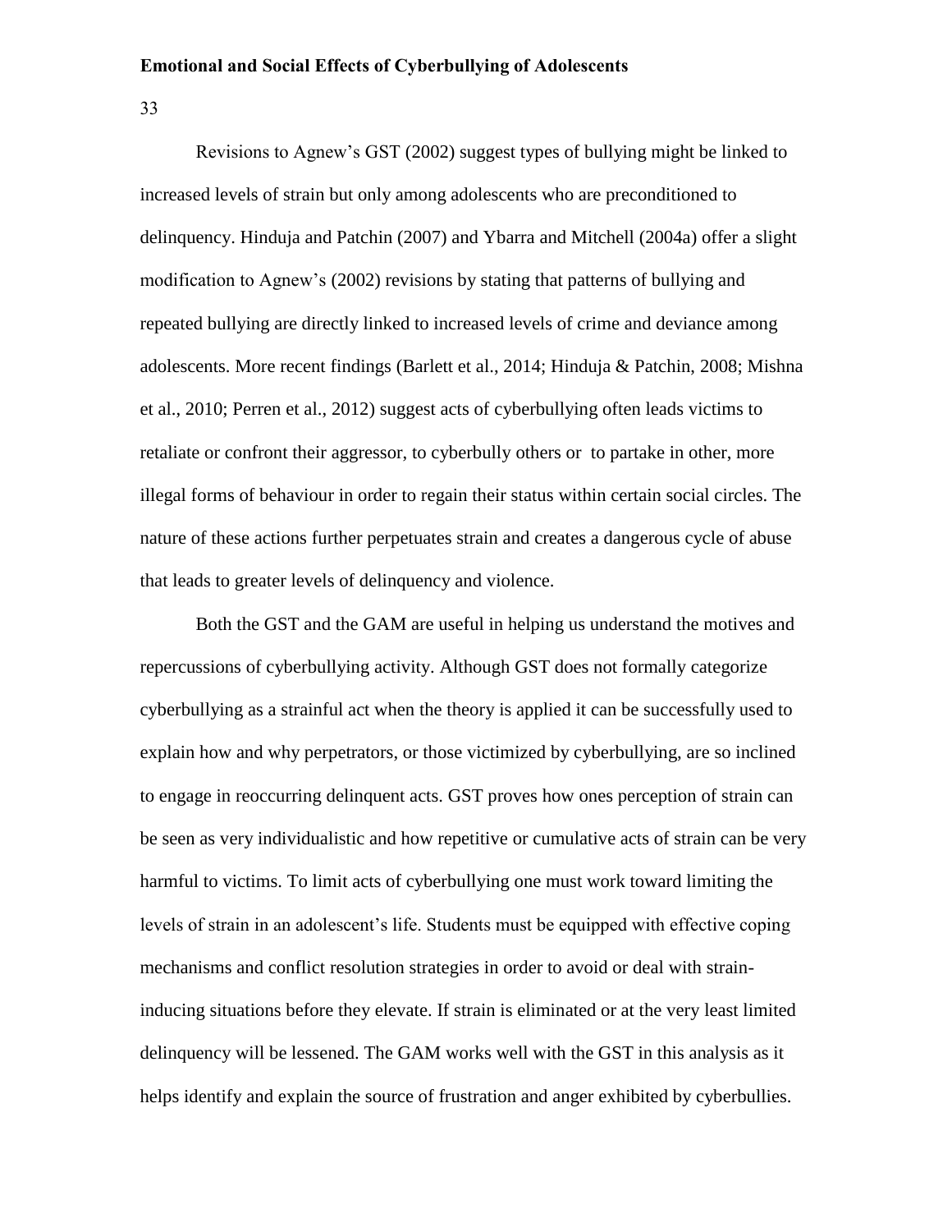Revisions to Agnew's GST (2002) suggest types of bullying might be linked to increased levels of strain but only among adolescents who are preconditioned to delinquency. Hinduja and Patchin (2007) and Ybarra and Mitchell (2004a) offer a slight modification to Agnew's (2002) revisions by stating that patterns of bullying and repeated bullying are directly linked to increased levels of crime and deviance among adolescents. More recent findings (Barlett et al., 2014; Hinduja & Patchin, 2008; Mishna et al., 2010; Perren et al., 2012) suggest acts of cyberbullying often leads victims to retaliate or confront their aggressor, to cyberbully others or to partake in other, more illegal forms of behaviour in order to regain their status within certain social circles. The nature of these actions further perpetuates strain and creates a dangerous cycle of abuse that leads to greater levels of delinquency and violence.

Both the GST and the GAM are useful in helping us understand the motives and repercussions of cyberbullying activity. Although GST does not formally categorize cyberbullying as a strainful act when the theory is applied it can be successfully used to explain how and why perpetrators, or those victimized by cyberbullying, are so inclined to engage in reoccurring delinquent acts. GST proves how ones perception of strain can be seen as very individualistic and how repetitive or cumulative acts of strain can be very harmful to victims. To limit acts of cyberbullying one must work toward limiting the levels of strain in an adolescent's life. Students must be equipped with effective coping mechanisms and conflict resolution strategies in order to avoid or deal with strain-inducing situations before they elevate. If strain is eliminated or at the very least limited delinquency will be lessened. The GAM works well with the GST in this analysis as it helps identify and explain the source of frustration and anger exhibited by cyberbullies.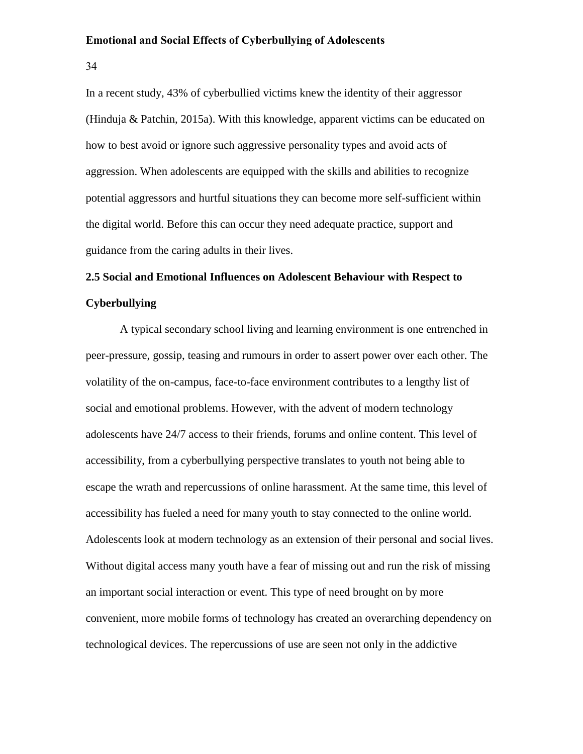In a recent study, 43% of cyberbullied victims knew the identity of their aggressor (Hinduja & Patchin, 2015a). With this knowledge, apparent victims can be educated on how to best avoid or ignore such aggressive personality types and avoid acts of aggression. When adolescents are equipped with the skills and abilities to recognize potential aggressors and hurtful situations they can become more self-sufficient within the digital world. Before this can occur they need adequate practice, support and guidance from the caring adults in their lives.

## 2.5 Social and Emotional Influences on Adolescent Behaviour with Respect to Cyberbullying

A typical secondary school living and learning environment is one entrenched in peer-pressure, gossip, teasing and rumours in order to assert power over each other. The volatility of the on-campus, face-to-face environment contributes to a lengthy list of social and emotional problems. However, with the advent of modern technology adolescents have 24/7 access to their friends, forums and online content. This level of accessibility, from a cyberbullying perspective translates to youth not being able to escape the wrath and repercussions of online harassment. At the same time, this level of accessibility has fueled a need for many youth to stay connected to the online world. Adolescents look at modern technology as an extension of their personal and social lives. Without digital access many youth have a fear of missing out and run the risk of missing an important social interaction or event. This type of need brought on by more convenient, more mobile forms of technology has created an overarching dependency on technological devices. The repercussions of use are seen not only in the addictive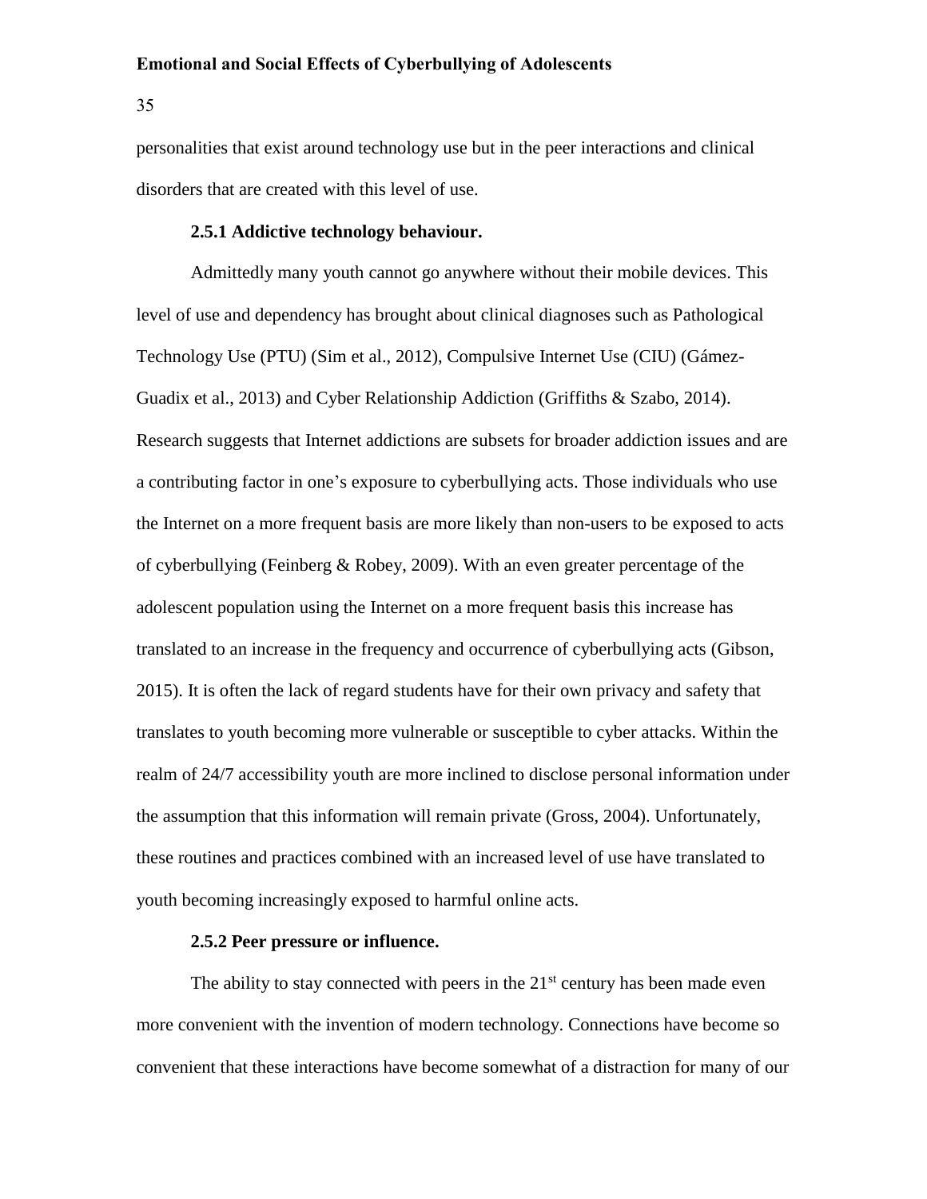personalities that exist around technology use but in the peer interactions and clinical disorders that are created with this level of use.

### 2.5.1 Addictive technology behaviour.

Admittedly many youth cannot go anywhere without their mobile devices. This level of use and dependency has brought about clinical diagnoses such as Pathological Technology Use (PTU) (Sim et al., 2012), Compulsive Internet Use (CIU) (Gámez-Guadix et al., 2013) and Cyber Relationship Addiction (Griffiths & Szabo, 2014). Research suggests that Internet addictions are subsets for broader addiction issues and are a contributing factor in one's exposure to cyberbullying acts. Those individuals who use the Internet on a more frequent basis are more likely than non-users to be exposed to acts of cyberbullying (Feinberg & Robey, 2009). With an even greater percentage of the adolescent population using the Internet on a more frequent basis this increase has translated to an increase in the frequency and occurrence of cyberbullying acts (Gibson, 2015). It is often the lack of regard students have for their own privacy and safety that translates to youth becoming more vulnerable or susceptible to cyber attacks. Within the realm of 24/7 accessibility youth are more inclined to disclose personal information under the assumption that this information will remain private (Gross, 2004). Unfortunately, these routines and practices combined with an increased level of use have translated to youth becoming increasingly exposed to harmful online acts.

### 2.5.2 Peer pressure or influence.

The ability to stay connected with peers in the 21st century has been made even more convenient with the invention of modern technology. Connections have become so convenient that these interactions have become somewhat of a distraction for many of our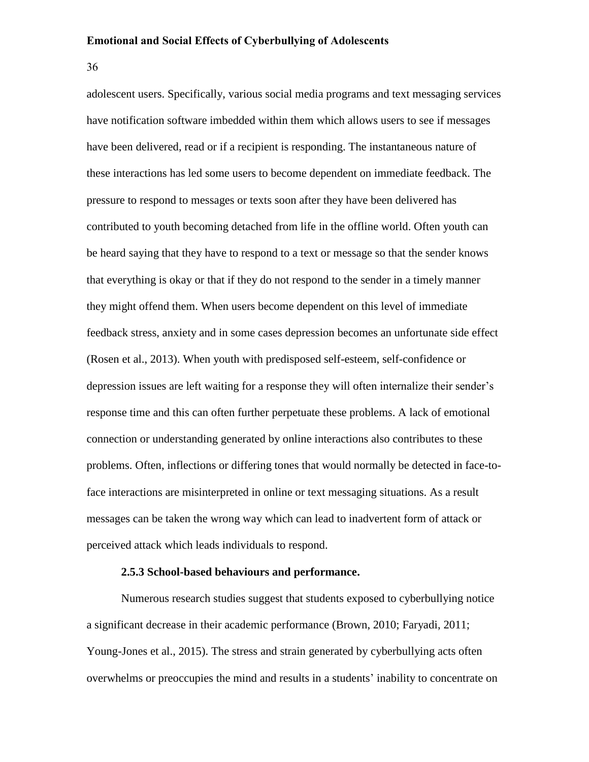adolescent users. Specifically, various social media programs and text messaging services have notification software imbedded within them which allows users to see if messages have been delivered, read or if a recipient is responding. The instantaneous nature of these interactions has led some users to become dependent on immediate feedback. The pressure to respond to messages or texts soon after they have been delivered has contributed to youth becoming detached from life in the offline world. Often youth can be heard saying that they have to respond to a text or message so that the sender knows that everything is okay or that if they do not respond to the sender in a timely manner they might offend them. When users become dependent on this level of immediate feedback stress, anxiety and in some cases depression becomes an unfortunate side effect (Rosen et al., 2013). When youth with predisposed self-esteem, self-confidence or depression issues are left waiting for a response they will often internalize their sender's response time and this can often further perpetuate these problems. A lack of emotional connection or understanding generated by online interactions also contributes to these problems. Often, inflections or differing tones that would normally be detected in face-to-face interactions are misinterpreted in online or text messaging situations. As a result messages can be taken the wrong way which can lead to inadvertent form of attack or perceived attack which leads individuals to respond.

#### 2.5.3 School-based behaviours and performance.

Numerous research studies suggest that students exposed to cyberbullying notice a significant decrease in their academic performance (Brown, 2010; Faryadi, 2011; Young-Jones et al., 2015). The stress and strain generated by cyberbullying acts often overwhelms or preoccupies the mind and results in a students' inability to concentrate on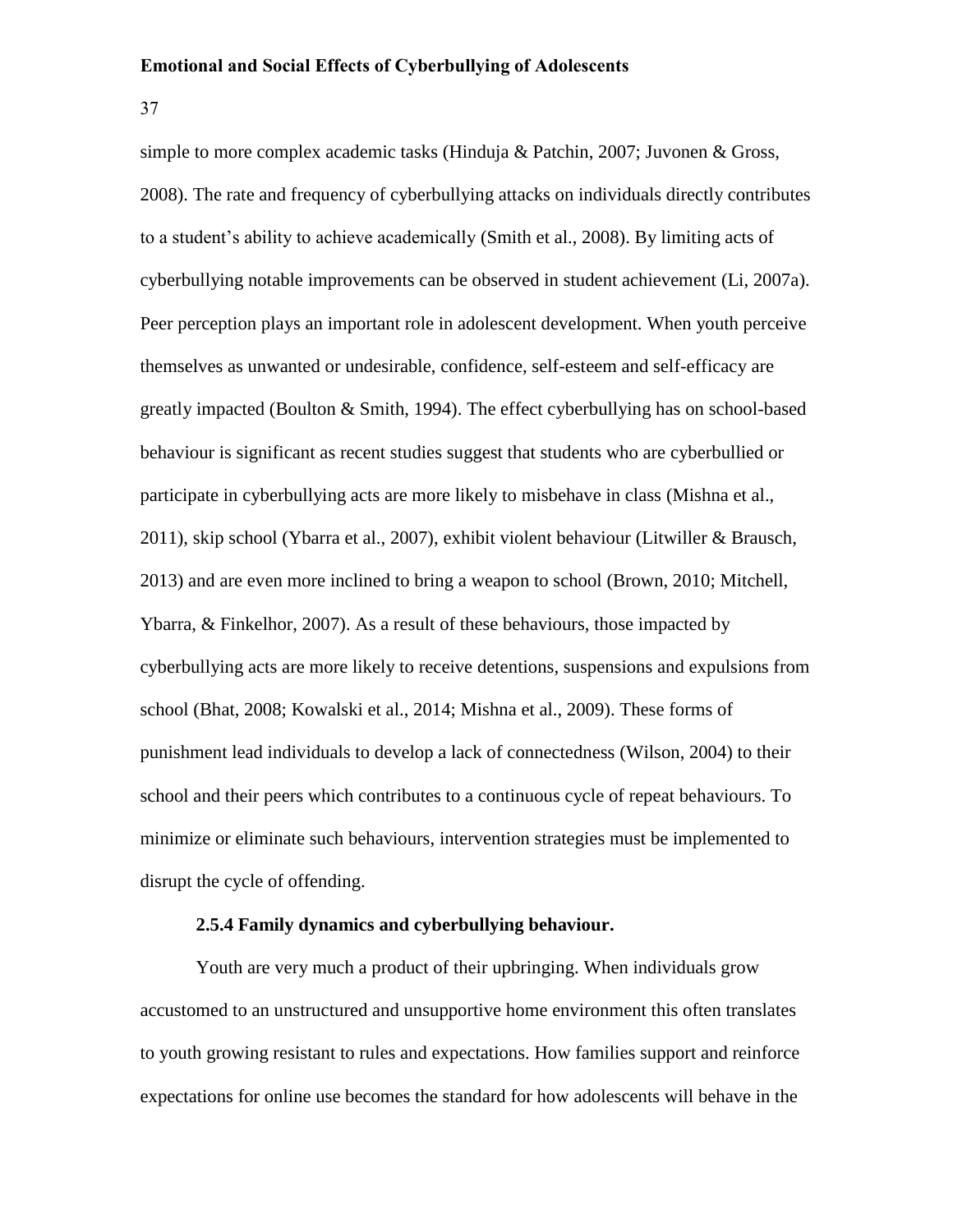simple to more complex academic tasks (Hinduja & Patchin, 2007; Juvonen & Gross, 2008). The rate and frequency of cyberbullying attacks on individuals directly contributes to a student's ability to achieve academically (Smith et al., 2008). By limiting acts of cyberbullying notable improvements can be observed in student achievement (Li, 2007a). Peer perception plays an important role in adolescent development. When youth perceive themselves as unwanted or undesirable, confidence, self-esteem and self-efficacy are greatly impacted (Boulton & Smith, 1994). The effect cyberbullying has on school-based behaviour is significant as recent studies suggest that students who are cyberbullied or participate in cyberbullying acts are more likely to misbehave in class (Mishna et al., 2011), skip school (Ybarra et al., 2007), exhibit violent behaviour (Litwiller & Brausch, 2013) and are even more inclined to bring a weapon to school (Brown, 2010; Mitchell, Ybarra, & Finkelhor, 2007). As a result of these behaviours, those impacted by cyberbullying acts are more likely to receive detentions, suspensions and expulsions from school (Bhat, 2008; Kowalski et al., 2014; Mishna et al., 2009). These forms of punishment lead individuals to develop a lack of connectedness (Wilson, 2004) to their school and their peers which contributes to a continuous cycle of repeat behaviours. To minimize or eliminate such behaviours, intervention strategies must be implemented to disrupt the cycle of offending.

#### 2.5.4 Family dynamics and cyberbullying behaviour.

Youth are very much a product of their upbringing. When individuals grow accustomed to an unstructured and unsupportive home environment this often translates to youth growing resistant to rules and expectations. How families support and reinforce expectations for online use becomes the standard for how adolescents will behave in the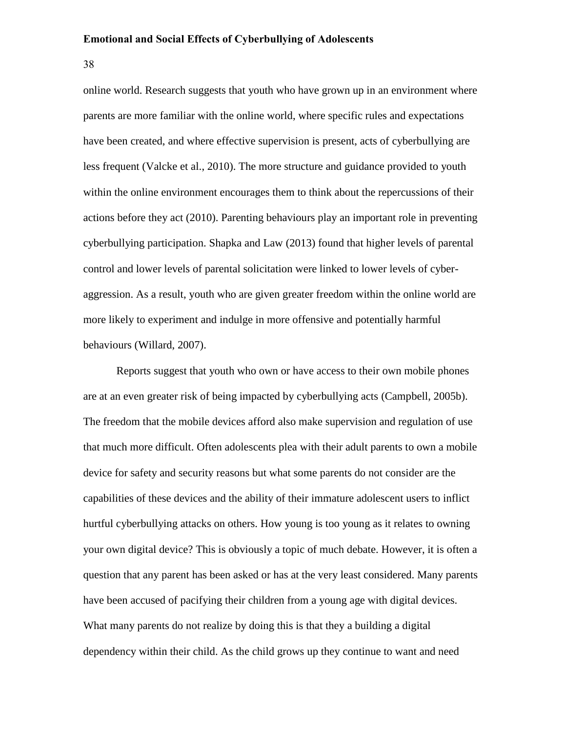online world. Research suggests that youth who have grown up in an environment where parents are more familiar with the online world, where specific rules and expectations have been created, and where effective supervision is present, acts of cyberbullying are less frequent (Valcke et al., 2010). The more structure and guidance provided to youth within the online environment encourages them to think about the repercussions of their actions before they act (2010). Parenting behaviours play an important role in preventing cyberbullying participation. Shapka and Law (2013) found that higher levels of parental control and lower levels of parental solicitation were linked to lower levels of cyber-aggression. As a result, youth who are given greater freedom within the online world are more likely to experiment and indulge in more offensive and potentially harmful behaviours (Willard, 2007).

Reports suggest that youth who own or have access to their own mobile phones are at an even greater risk of being impacted by cyberbullying acts (Campbell, 2005b). The freedom that the mobile devices afford also make supervision and regulation of use that much more difficult. Often adolescents plea with their adult parents to own a mobile device for safety and security reasons but what some parents do not consider are the capabilities of these devices and the ability of their immature adolescent users to inflict hurtful cyberbullying attacks on others. How young is too young as it relates to owning your own digital device? This is obviously a topic of much debate. However, it is often a question that any parent has been asked or has at the very least considered. Many parents have been accused of pacifying their children from a young age with digital devices. What many parents do not realize by doing this is that they a building a digital dependency within their child. As the child grows up they continue to want and need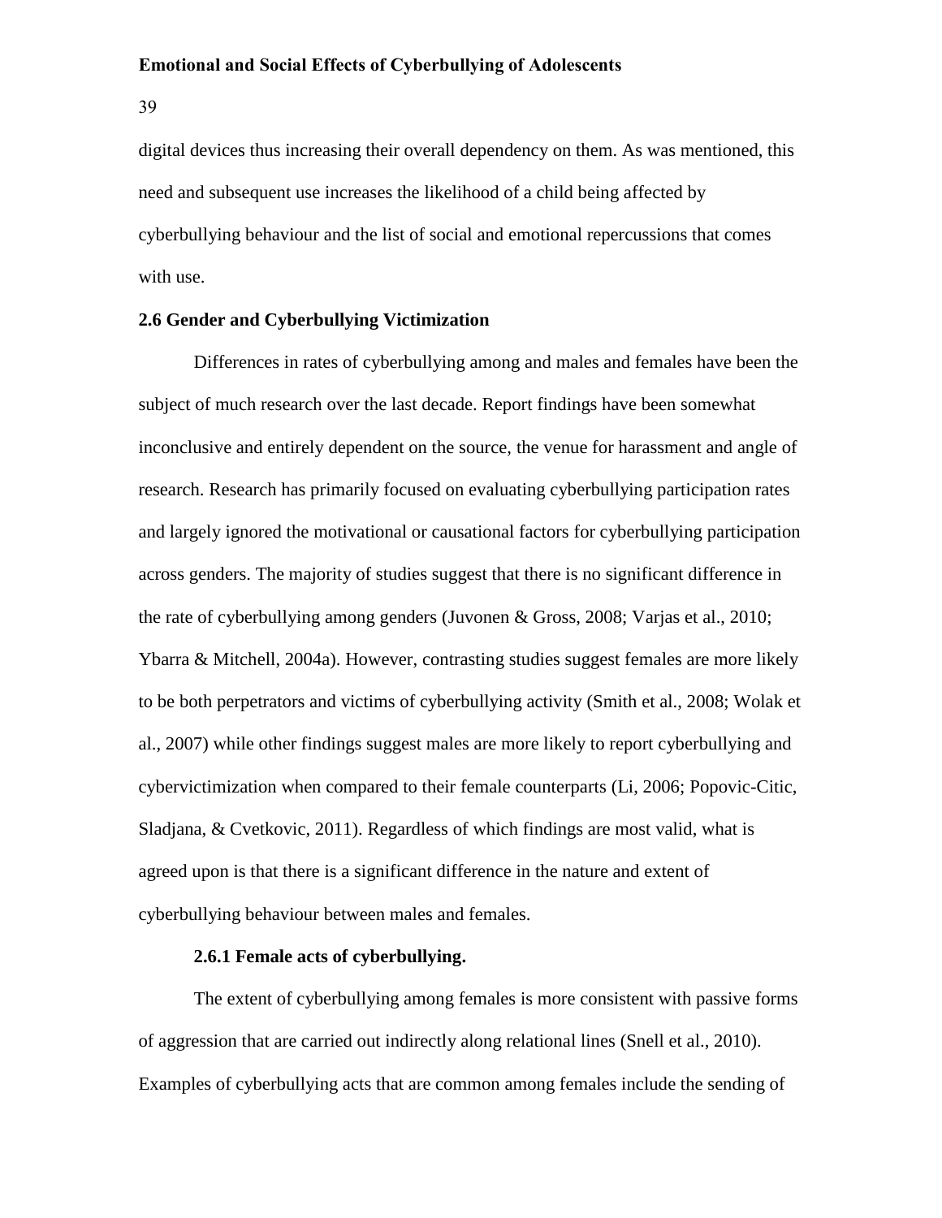digital devices thus increasing their overall dependency on them. As was mentioned, this need and subsequent use increases the likelihood of a child being affected by cyberbullying behaviour and the list of social and emotional repercussions that comes with use.

## 2.6 Gender and Cyberbullying Victimization

Differences in rates of cyberbullying among and males and females have been the subject of much research over the last decade. Report findings have been somewhat inconclusive and entirely dependent on the source, the venue for harassment and angle of research. Research has primarily focused on evaluating cyberbullying participation rates and largely ignored the motivational or causational factors for cyberbullying participation across genders. The majority of studies suggest that there is no significant difference in the rate of cyberbullying among genders (Juvonen & Gross, 2008; Varjas et al., 2010; Ybarra & Mitchell, 2004a). However, contrasting studies suggest females are more likely to be both perpetrators and victims of cyberbullying activity (Smith et al., 2008; Wolak et al., 2007) while other findings suggest males are more likely to report cyberbullying and cybervictimization when compared to their female counterparts (Li, 2006; Popovic-Citic, Sladjana, & Cvetkovic, 2011). Regardless of which findings are most valid, what is agreed upon is that there is a significant difference in the nature and extent of cyberbullying behaviour between males and females.

### 2.6.1 Female acts of cyberbullying.

The extent of cyberbullying among females is more consistent with passive forms of aggression that are carried out indirectly along relational lines (Snell et al., 2010). Examples of cyberbullying acts that are common among females include the sending of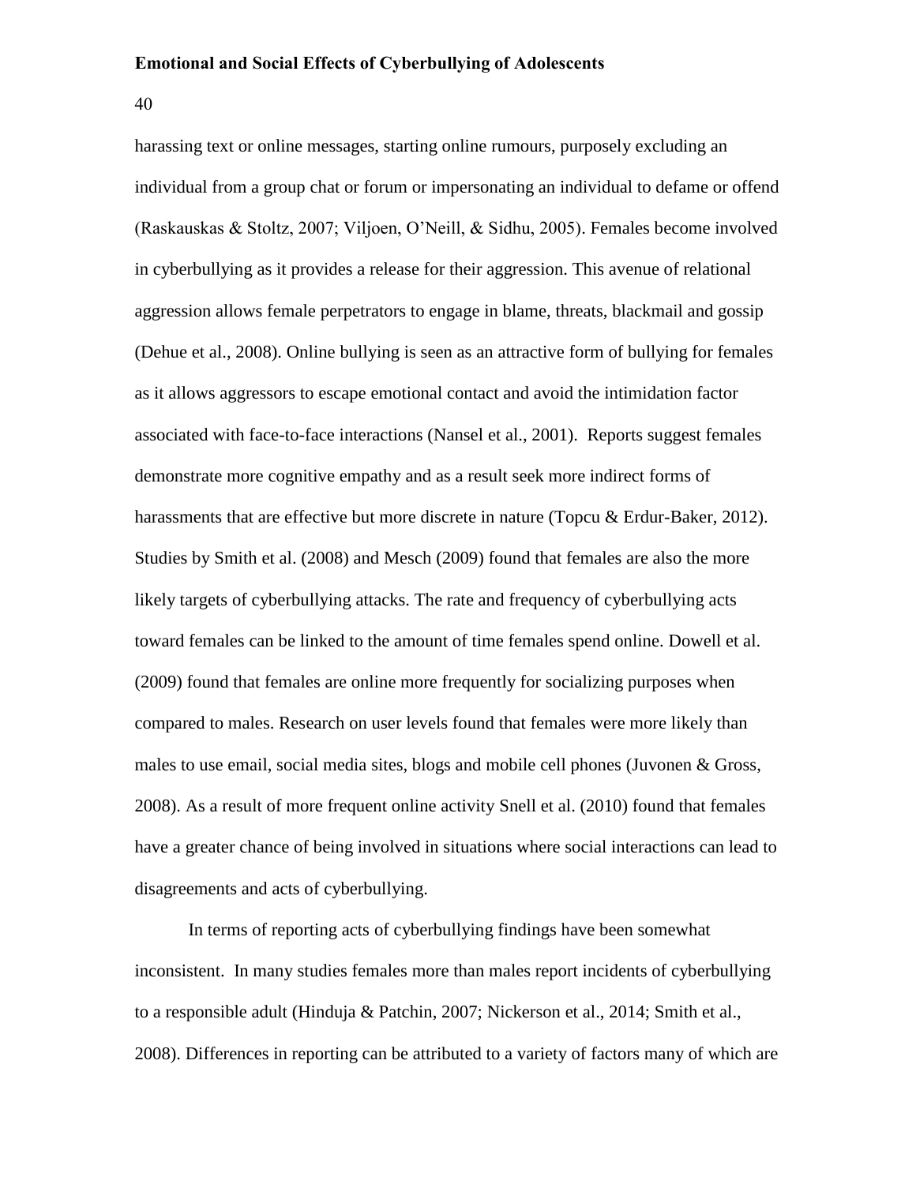harassing text or online messages, starting online rumours, purposely excluding an individual from a group chat or forum or impersonating an individual to defame or offend (Raskauskas & Stoltz, 2007; Viljoen, O'Neill, & Sidhu, 2005). Females become involved in cyberbullying as it provides a release for their aggression. This avenue of relational aggression allows female perpetrators to engage in blame, threats, blackmail and gossip (Dehue et al., 2008). Online bullying is seen as an attractive form of bullying for females as it allows aggressors to escape emotional contact and avoid the intimidation factor associated with face-to-face interactions (Nansel et al., 2001). Reports suggest females demonstrate more cognitive empathy and as a result seek more indirect forms of harassments that are effective but more discrete in nature (Topcu & Erdur-Baker, 2012). Studies by Smith et al. (2008) and Mesch (2009) found that females are also the more likely targets of cyberbullying attacks. The rate and frequency of cyberbullying acts toward females can be linked to the amount of time females spend online. Dowell et al. (2009) found that females are online more frequently for socializing purposes when compared to males. Research on user levels found that females were more likely than males to use email, social media sites, blogs and mobile cell phones (Juvonen & Gross, 2008). As a result of more frequent online activity Snell et al. (2010) found that females have a greater chance of being involved in situations where social interactions can lead to disagreements and acts of cyberbullying.

In terms of reporting acts of cyberbullying findings have been somewhat inconsistent. In many studies females more than males report incidents of cyberbullying to a responsible adult (Hinduja & Patchin, 2007; Nickerson et al., 2014; Smith et al., 2008). Differences in reporting can be attributed to a variety of factors many of which are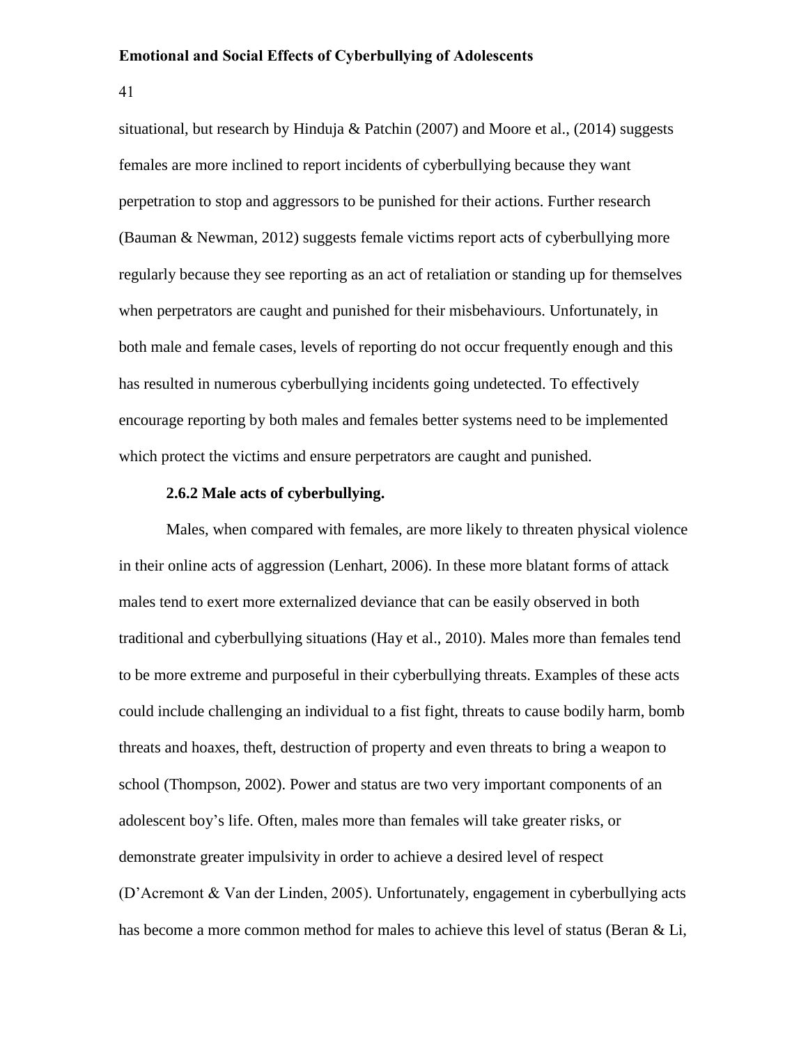situational, but research by Hinduja & Patchin (2007) and Moore et al., (2014) suggests females are more inclined to report incidents of cyberbullying because they want perpetration to stop and aggressors to be punished for their actions. Further research (Bauman & Newman, 2012) suggests female victims report acts of cyberbullying more regularly because they see reporting as an act of retaliation or standing up for themselves when perpetrators are caught and punished for their misbehaviours. Unfortunately, in both male and female cases, levels of reporting do not occur frequently enough and this has resulted in numerous cyberbullying incidents going undetected. To effectively encourage reporting by both males and females better systems need to be implemented which protect the victims and ensure perpetrators are caught and punished.

#### 2.6.2 Male acts of cyberbullying.

Males, when compared with females, are more likely to threaten physical violence in their online acts of aggression (Lenhart, 2006). In these more blatant forms of attack males tend to exert more externalized deviance that can be easily observed in both traditional and cyberbullying situations (Hay et al., 2010). Males more than females tend to be more extreme and purposeful in their cyberbullying threats. Examples of these acts could include challenging an individual to a fist fight, threats to cause bodily harm, bomb threats and hoaxes, theft, destruction of property and even threats to bring a weapon to school (Thompson, 2002). Power and status are two very important components of an adolescent boy's life. Often, males more than females will take greater risks, or demonstrate greater impulsivity in order to achieve a desired level of respect (D'Acremont & Van der Linden, 2005). Unfortunately, engagement in cyberbullying acts has become a more common method for males to achieve this level of status (Beran & Li,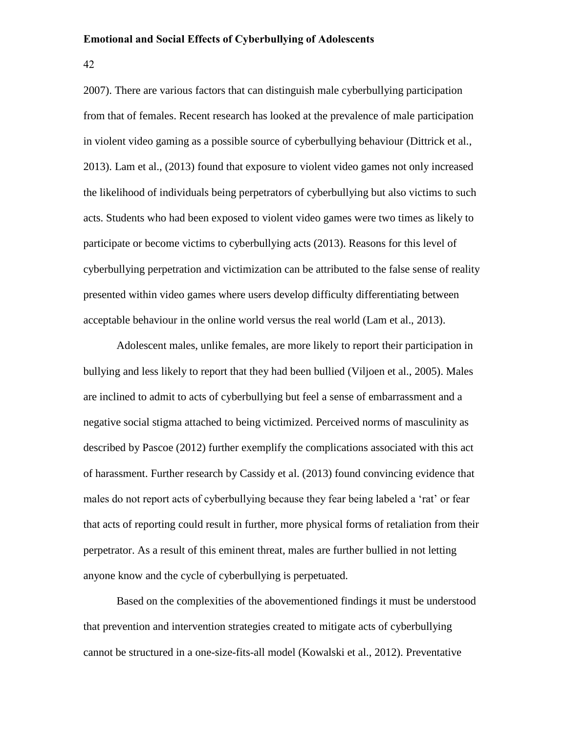2007). There are various factors that can distinguish male cyberbullying participation from that of females. Recent research has looked at the prevalence of male participation in violent video gaming as a possible source of cyberbullying behaviour (Dittrick et al., 2013). Lam et al., (2013) found that exposure to violent video games not only increased the likelihood of individuals being perpetrators of cyberbullying but also victims to such acts. Students who had been exposed to violent video games were two times as likely to participate or become victims to cyberbullying acts (2013). Reasons for this level of cyberbullying perpetration and victimization can be attributed to the false sense of reality presented within video games where users develop difficulty differentiating between acceptable behaviour in the online world versus the real world (Lam et al., 2013).

Adolescent males, unlike females, are more likely to report their participation in bullying and less likely to report that they had been bullied (Viljoen et al., 2005). Males are inclined to admit to acts of cyberbullying but feel a sense of embarrassment and a negative social stigma attached to being victimized. Perceived norms of masculinity as described by Pascoe (2012) further exemplify the complications associated with this act of harassment. Further research by Cassidy et al. (2013) found convincing evidence that males do not report acts of cyberbullying because they fear being labeled a 'rat' or fear that acts of reporting could result in further, more physical forms of retaliation from their perpetrator. As a result of this eminent threat, males are further bullied in not letting anyone know and the cycle of cyberbullying is perpetuated.

Based on the complexities of the abovementioned findings it must be understood that prevention and intervention strategies created to mitigate acts of cyberbullying cannot be structured in a one-size-fits-all model (Kowalski et al., 2012). Preventative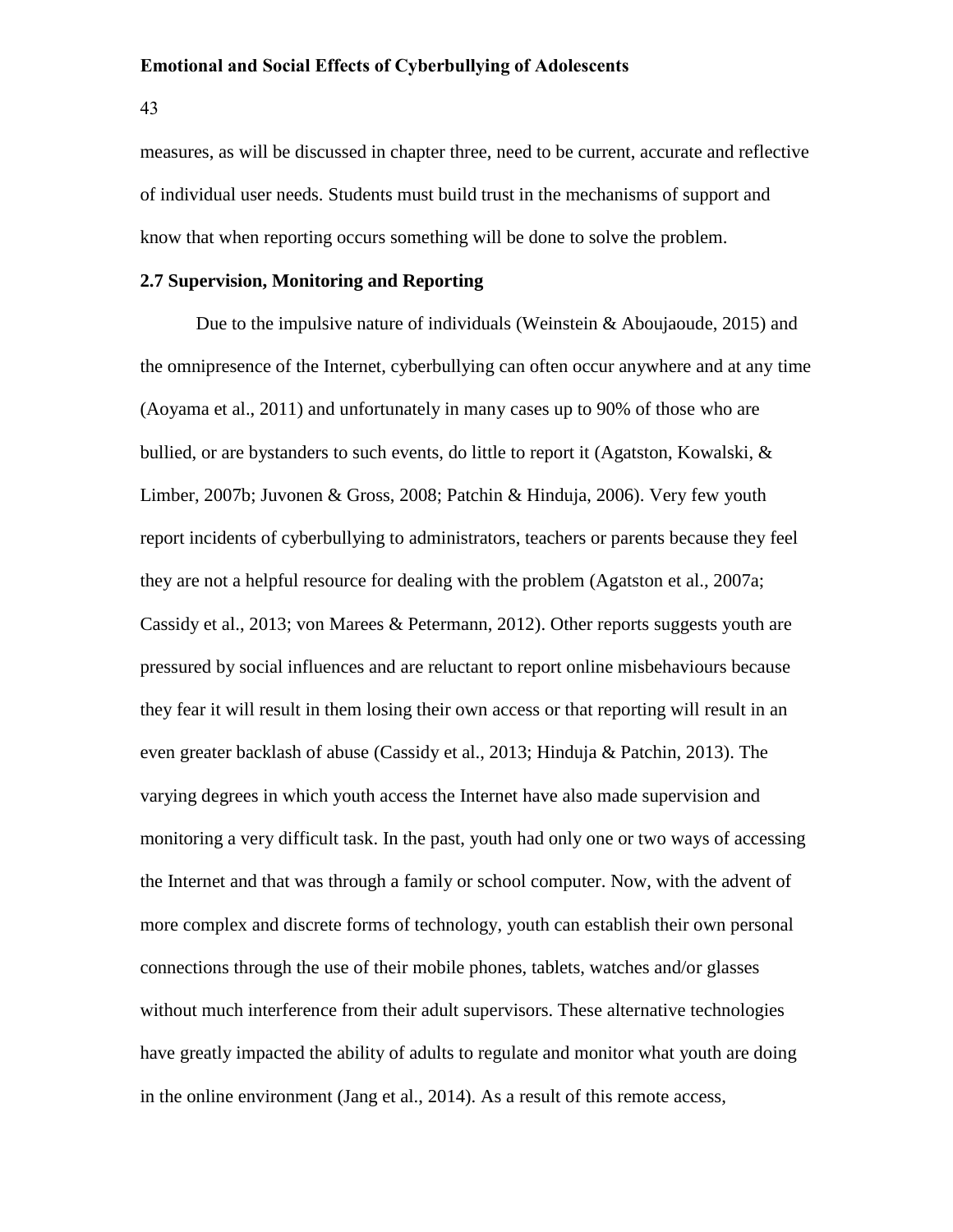measures, as will be discussed in chapter three, need to be current, accurate and reflective of individual user needs. Students must build trust in the mechanisms of support and know that when reporting occurs something will be done to solve the problem.

### 2.7 Supervision, Monitoring and Reporting

Due to the impulsive nature of individuals (Weinstein & Aboujaoude, 2015) and the omnipresence of the Internet, cyberbullying can often occur anywhere and at any time (Aoyama et al., 2011) and unfortunately in many cases up to 90% of those who are bullied, or are bystanders to such events, do little to report it (Agatston, Kowalski, & Limber, 2007b; Juvonen & Gross, 2008; Patchin & Hinduja, 2006). Very few youth report incidents of cyberbullying to administrators, teachers or parents because they feel they are not a helpful resource for dealing with the problem (Agatston et al., 2007a; Cassidy et al., 2013; von Marees & Petermann, 2012). Other reports suggests youth are pressured by social influences and are reluctant to report online misbehaviours because they fear it will result in them losing their own access or that reporting will result in an even greater backlash of abuse (Cassidy et al., 2013; Hinduja & Patchin, 2013). The varying degrees in which youth access the Internet have also made supervision and monitoring a very difficult task. In the past, youth had only one or two ways of accessing the Internet and that was through a family or school computer. Now, with the advent of more complex and discrete forms of technology, youth can establish their own personal connections through the use of their mobile phones, tablets, watches and/or glasses without much interference from their adult supervisors. These alternative technologies have greatly impacted the ability of adults to regulate and monitor what youth are doing in the online environment (Jang et al., 2014). As a result of this remote access,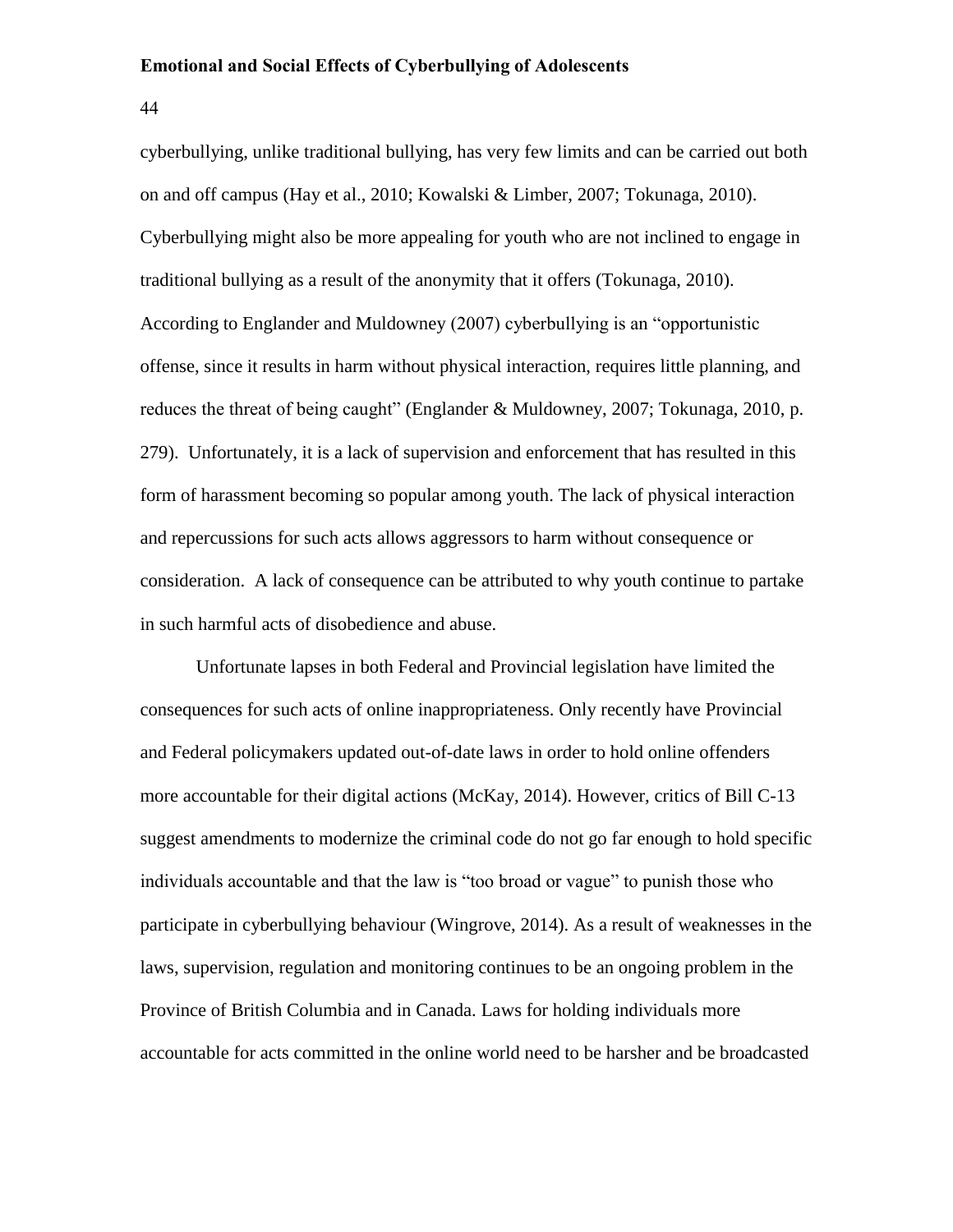cyberbullying, unlike traditional bullying, has very few limits and can be carried out both on and off campus (Hay et al., 2010; Kowalski & Limber, 2007; Tokunaga, 2010). Cyberbullying might also be more appealing for youth who are not inclined to engage in traditional bullying as a result of the anonymity that it offers (Tokunaga, 2010). According to Englander and Muldowney (2007) cyberbullying is an "opportunistic offense, since it results in harm without physical interaction, requires little planning, and reduces the threat of being caught" (Englander & Muldowney, 2007; Tokunaga, 2010, p. 279). Unfortunately, it is a lack of supervision and enforcement that has resulted in this form of harassment becoming so popular among youth. The lack of physical interaction and repercussions for such acts allows aggressors to harm without consequence or consideration. A lack of consequence can be attributed to why youth continue to partake in such harmful acts of disobedience and abuse.

Unfortunate lapses in both Federal and Provincial legislation have limited the consequences for such acts of online inappropriateness. Only recently have Provincial and Federal policymakers updated out-of-date laws in order to hold online offenders more accountable for their digital actions (McKay, 2014). However, critics of Bill C-13 suggest amendments to modernize the criminal code do not go far enough to hold specific individuals accountable and that the law is "too broad or vague" to punish those who participate in cyberbullying behaviour (Wingrove, 2014). As a result of weaknesses in the laws, supervision, regulation and monitoring continues to be an ongoing problem in the Province of British Columbia and in Canada. Laws for holding individuals more accountable for acts committed in the online world need to be harsher and be broadcasted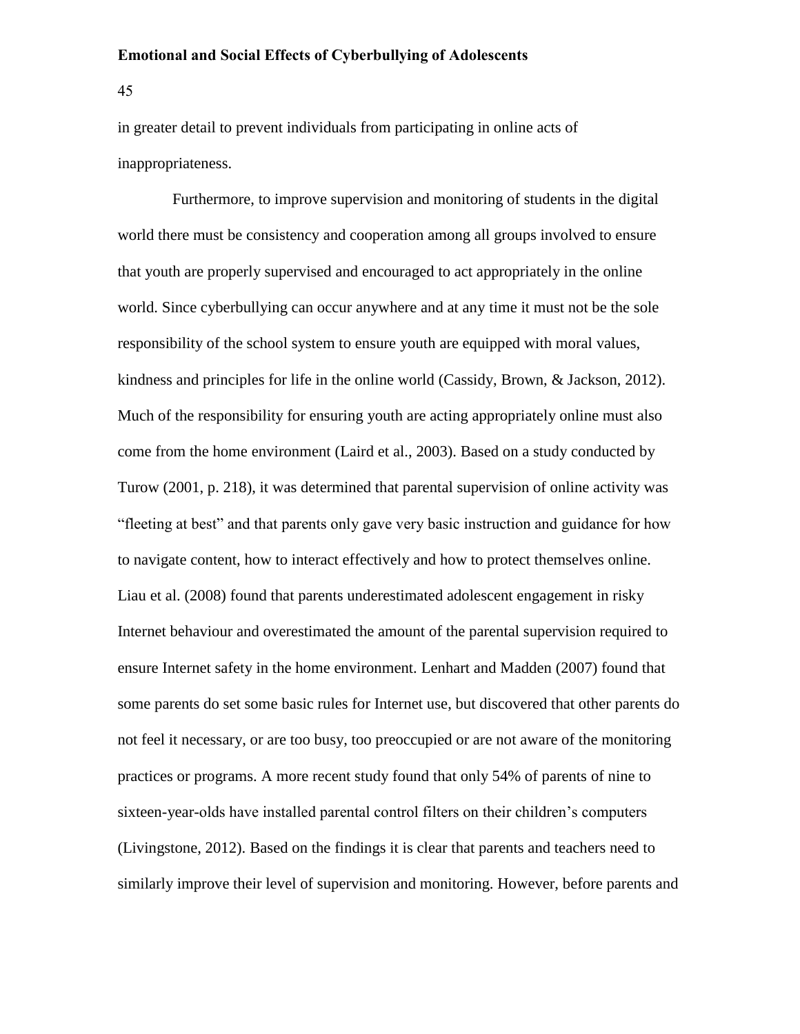in greater detail to prevent individuals from participating in online acts of inappropriateness.

Furthermore, to improve supervision and monitoring of students in the digital world there must be consistency and cooperation among all groups involved to ensure that youth are properly supervised and encouraged to act appropriately in the online world. Since cyberbullying can occur anywhere and at any time it must not be the sole responsibility of the school system to ensure youth are equipped with moral values, kindness and principles for life in the online world (Cassidy, Brown, & Jackson, 2012). Much of the responsibility for ensuring youth are acting appropriately online must also come from the home environment (Laird et al., 2003). Based on a study conducted by Turow (2001, p. 218), it was determined that parental supervision of online activity was "fleeting at best" and that parents only gave very basic instruction and guidance for how to navigate content, how to interact effectively and how to protect themselves online. Liau et al. (2008) found that parents underestimated adolescent engagement in risky Internet behaviour and overestimated the amount of the parental supervision required to ensure Internet safety in the home environment. Lenhart and Madden (2007) found that some parents do set some basic rules for Internet use, but discovered that other parents do not feel it necessary, or are too busy, too preoccupied or are not aware of the monitoring practices or programs. A more recent study found that only 54% of parents of nine to sixteen-year-olds have installed parental control filters on their children's computers (Livingstone, 2012). Based on the findings it is clear that parents and teachers need to similarly improve their level of supervision and monitoring. However, before parents and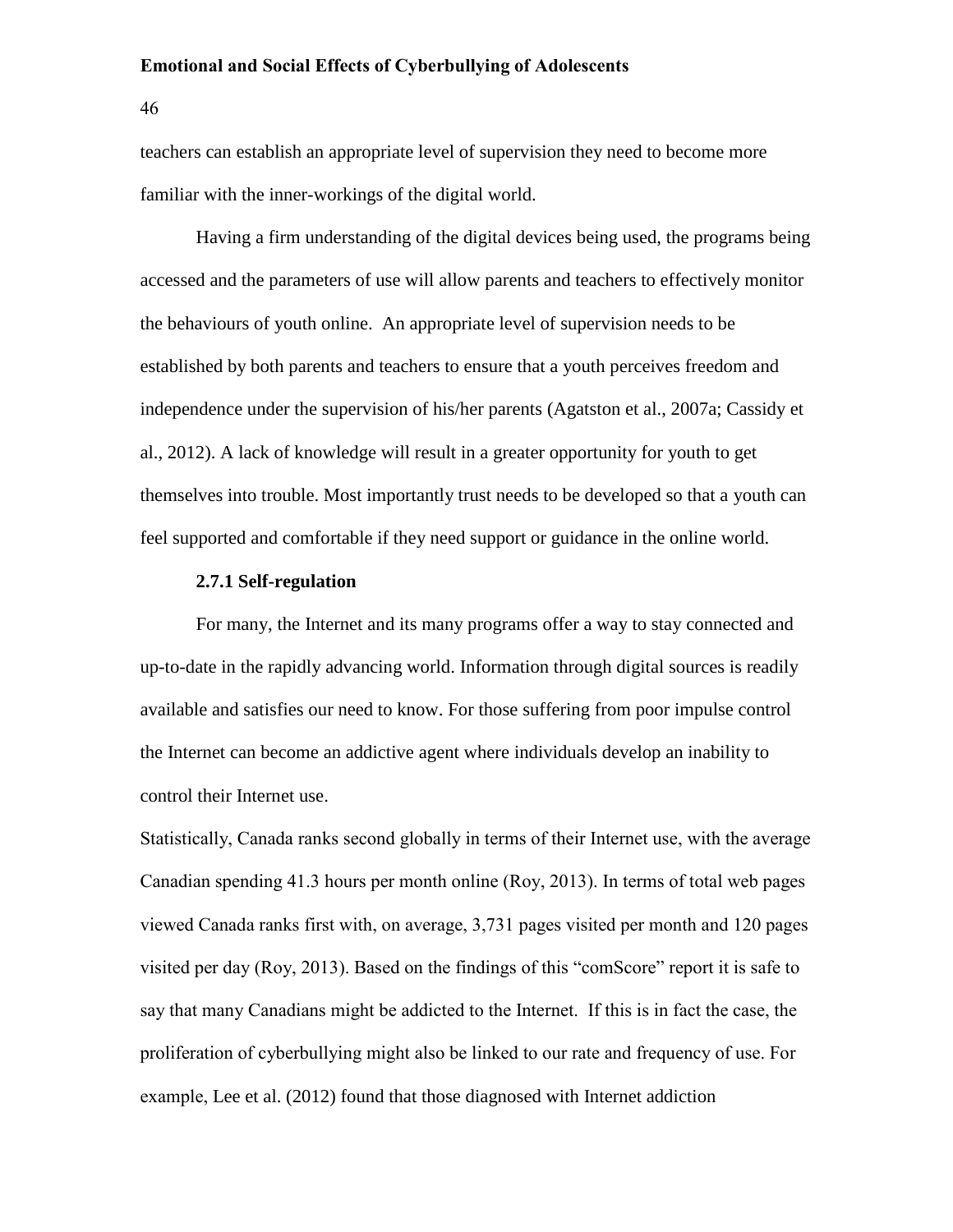teachers can establish an appropriate level of supervision they need to become more familiar with the inner-workings of the digital world.

Having a firm understanding of the digital devices being used, the programs being accessed and the parameters of use will allow parents and teachers to effectively monitor the behaviours of youth online. An appropriate level of supervision needs to be established by both parents and teachers to ensure that a youth perceives freedom and independence under the supervision of his/her parents (Agatston et al., 2007a; Cassidy et al., 2012). A lack of knowledge will result in a greater opportunity for youth to get themselves into trouble. Most importantly trust needs to be developed so that a youth can feel supported and comfortable if they need support or guidance in the online world.

### 2.7.1 Self-regulation

For many, the Internet and its many programs offer a way to stay connected and up-to-date in the rapidly advancing world. Information through digital sources is readily available and satisfies our need to know. For those suffering from poor impulse control the Internet can become an addictive agent where individuals develop an inability to control their Internet use.

Statistically, Canada ranks second globally in terms of their Internet use, with the average Canadian spending 41.3 hours per month online (Roy, 2013). In terms of total web pages viewed Canada ranks first with, on average, 3,731 pages visited per month and 120 pages visited per day (Roy, 2013). Based on the findings of this "comScore" report it is safe to say that many Canadians might be addicted to the Internet. If this is in fact the case, the proliferation of cyberbullying might also be linked to our rate and frequency of use. For example, Lee et al. (2012) found that those diagnosed with Internet addiction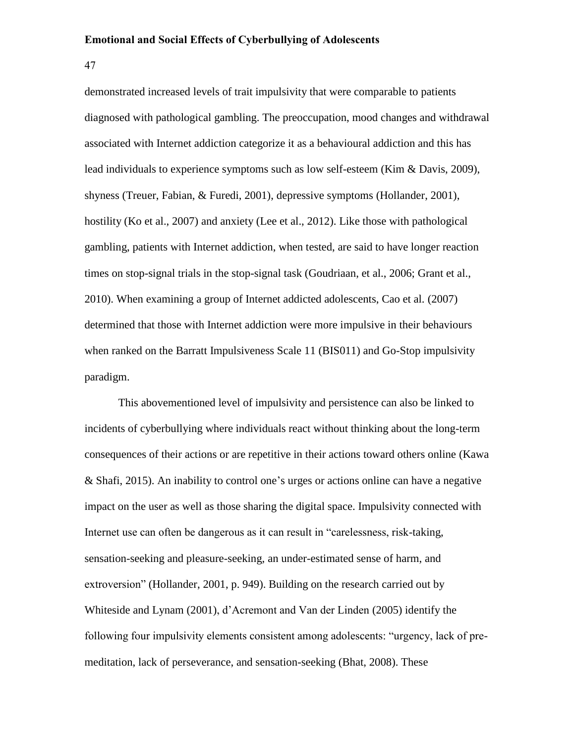demonstrated increased levels of trait impulsivity that were comparable to patients diagnosed with pathological gambling. The preoccupation, mood changes and withdrawal associated with Internet addiction categorize it as a behavioural addiction and this has lead individuals to experience symptoms such as low self-esteem (Kim & Davis, 2009), shyness (Treuer, Fabian, & Furedi, 2001), depressive symptoms (Hollander, 2001), hostility (Ko et al., 2007) and anxiety (Lee et al., 2012). Like those with pathological gambling, patients with Internet addiction, when tested, are said to have longer reaction times on stop-signal trials in the stop-signal task (Goudriaan, et al., 2006; Grant et al., 2010). When examining a group of Internet addicted adolescents, Cao et al. (2007) determined that those with Internet addiction were more impulsive in their behaviours when ranked on the Barratt Impulsiveness Scale 11 (BIS011) and Go-Stop impulsivity paradigm.

This abovementioned level of impulsivity and persistence can also be linked to incidents of cyberbullying where individuals react without thinking about the long-term consequences of their actions or are repetitive in their actions toward others online (Kawa & Shafi, 2015). An inability to control one's urges or actions online can have a negative impact on the user as well as those sharing the digital space. Impulsivity connected with Internet use can often be dangerous as it can result in "carelessness, risk-taking, sensation-seeking and pleasure-seeking, an under-estimated sense of harm, and extroversion" (Hollander, 2001, p. 949). Building on the research carried out by Whiteside and Lynam (2001), d'Acremont and Van der Linden (2005) identify the following four impulsivity elements consistent among adolescents: "urgency, lack of pre-meditation, lack of perseverance, and sensation-seeking (Bhat, 2008). These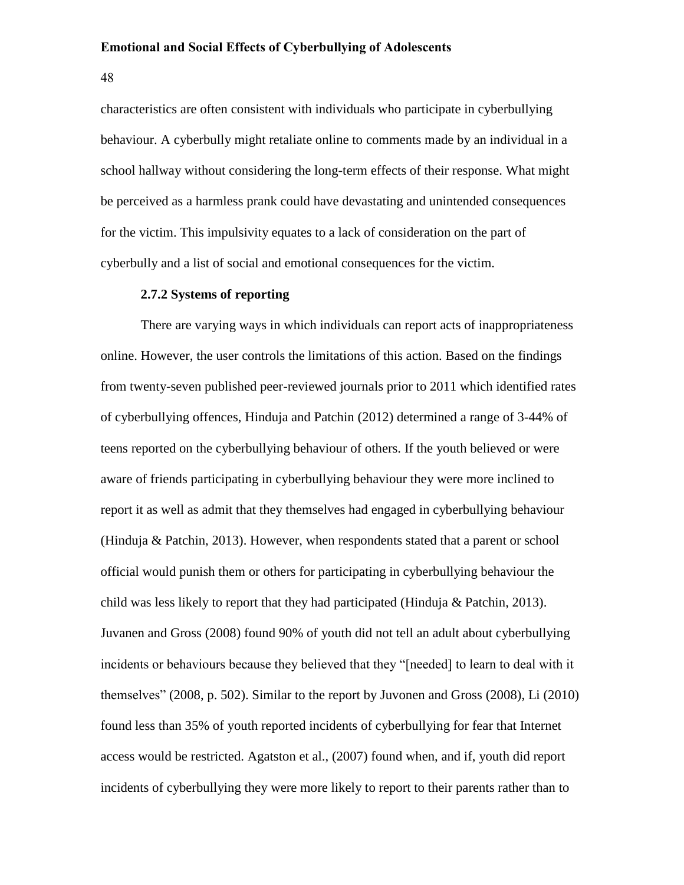characteristics are often consistent with individuals who participate in cyberbullying behaviour. A cyberbully might retaliate online to comments made by an individual in a school hallway without considering the long-term effects of their response. What might be perceived as a harmless prank could have devastating and unintended consequences for the victim. This impulsivity equates to a lack of consideration on the part of cyberbully and a list of social and emotional consequences for the victim.

### 2.7.2 Systems of reporting

There are varying ways in which individuals can report acts of inappropriateness online. However, the user controls the limitations of this action. Based on the findings from twenty-seven published peer-reviewed journals prior to 2011 which identified rates of cyberbullying offences, Hinduja and Patchin (2012) determined a range of 3-44% of teens reported on the cyberbullying behaviour of others. If the youth believed or were aware of friends participating in cyberbullying behaviour they were more inclined to report it as well as admit that they themselves had engaged in cyberbullying behaviour (Hinduja & Patchin, 2013). However, when respondents stated that a parent or school official would punish them or others for participating in cyberbullying behaviour the child was less likely to report that they had participated (Hinduja & Patchin, 2013). Juvanen and Gross (2008) found 90% of youth did not tell an adult about cyberbullying incidents or behaviours because they believed that they "[needed] to learn to deal with it themselves" (2008, p. 502). Similar to the report by Juvonen and Gross (2008), Li (2010) found less than 35% of youth reported incidents of cyberbullying for fear that Internet access would be restricted. Agatston et al., (2007) found when, and if, youth did report incidents of cyberbullying they were more likely to report to their parents rather than to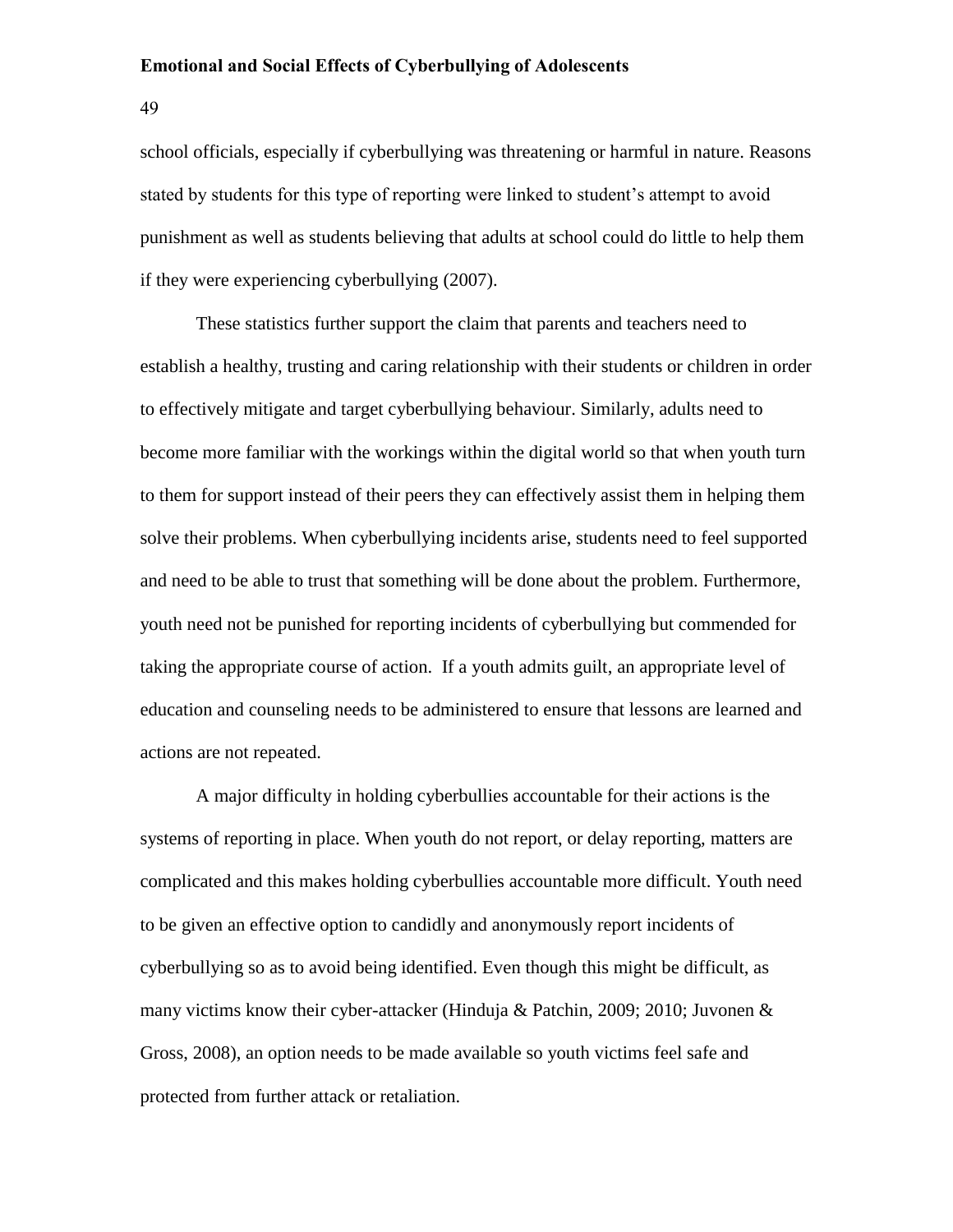school officials, especially if cyberbullying was threatening or harmful in nature. Reasons stated by students for this type of reporting were linked to student's attempt to avoid punishment as well as students believing that adults at school could do little to help them if they were experiencing cyberbullying (2007).

These statistics further support the claim that parents and teachers need to establish a healthy, trusting and caring relationship with their students or children in order to effectively mitigate and target cyberbullying behaviour. Similarly, adults need to become more familiar with the workings within the digital world so that when youth turn to them for support instead of their peers they can effectively assist them in helping them solve their problems. When cyberbullying incidents arise, students need to feel supported and need to be able to trust that something will be done about the problem. Furthermore, youth need not be punished for reporting incidents of cyberbullying but commended for taking the appropriate course of action. If a youth admits guilt, an appropriate level of education and counseling needs to be administered to ensure that lessons are learned and actions are not repeated.

A major difficulty in holding cyberbullies accountable for their actions is the systems of reporting in place. When youth do not report, or delay reporting, matters are complicated and this makes holding cyberbullies accountable more difficult. Youth need to be given an effective option to candidly and anonymously report incidents of cyberbullying so as to avoid being identified. Even though this might be difficult, as many victims know their cyber-attacker (Hinduja & Patchin, 2009; 2010; Juvonen & Gross, 2008), an option needs to be made available so youth victims feel safe and protected from further attack or retaliation.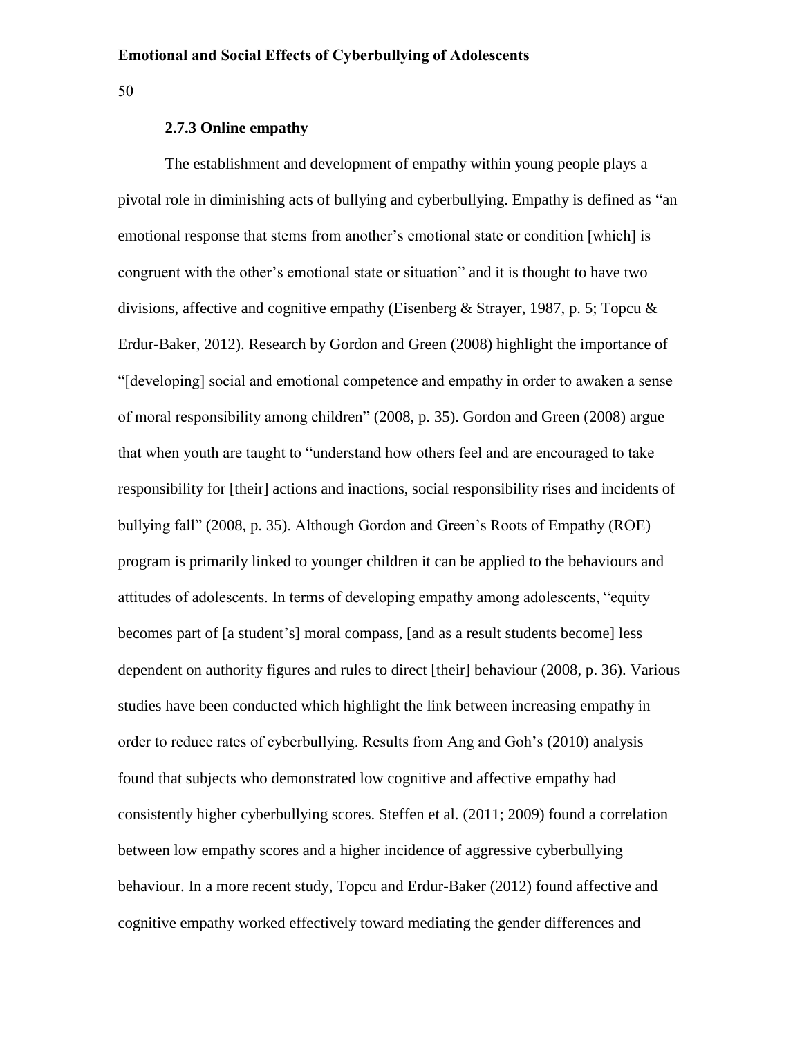### 2.7.3 Online empathy

The establishment and development of empathy within young people plays a pivotal role in diminishing acts of bullying and cyberbullying. Empathy is defined as "an emotional response that stems from another's emotional state or condition [which] is congruent with the other's emotional state or situation" and it is thought to have two divisions, affective and cognitive empathy (Eisenberg & Strayer, 1987, p. 5; Topcu & Erdur-Baker, 2012). Research by Gordon and Green (2008) highlight the importance of "[developing] social and emotional competence and empathy in order to awaken a sense of moral responsibility among children" (2008, p. 35). Gordon and Green (2008) argue that when youth are taught to "understand how others feel and are encouraged to take responsibility for [their] actions and inactions, social responsibility rises and incidents of bullying fall" (2008, p. 35). Although Gordon and Green's Roots of Empathy (ROE) program is primarily linked to younger children it can be applied to the behaviours and attitudes of adolescents. In terms of developing empathy among adolescents, "equity becomes part of [a student's] moral compass, [and as a result students become] less dependent on authority figures and rules to direct [their] behaviour (2008, p. 36). Various studies have been conducted which highlight the link between increasing empathy in order to reduce rates of cyberbullying. Results from Ang and Goh's (2010) analysis found that subjects who demonstrated low cognitive and affective empathy had consistently higher cyberbullying scores. Steffen et al. (2011; 2009) found a correlation between low empathy scores and a higher incidence of aggressive cyberbullying behaviour. In a more recent study, Topcu and Erdur-Baker (2012) found affective and cognitive empathy worked effectively toward mediating the gender differences and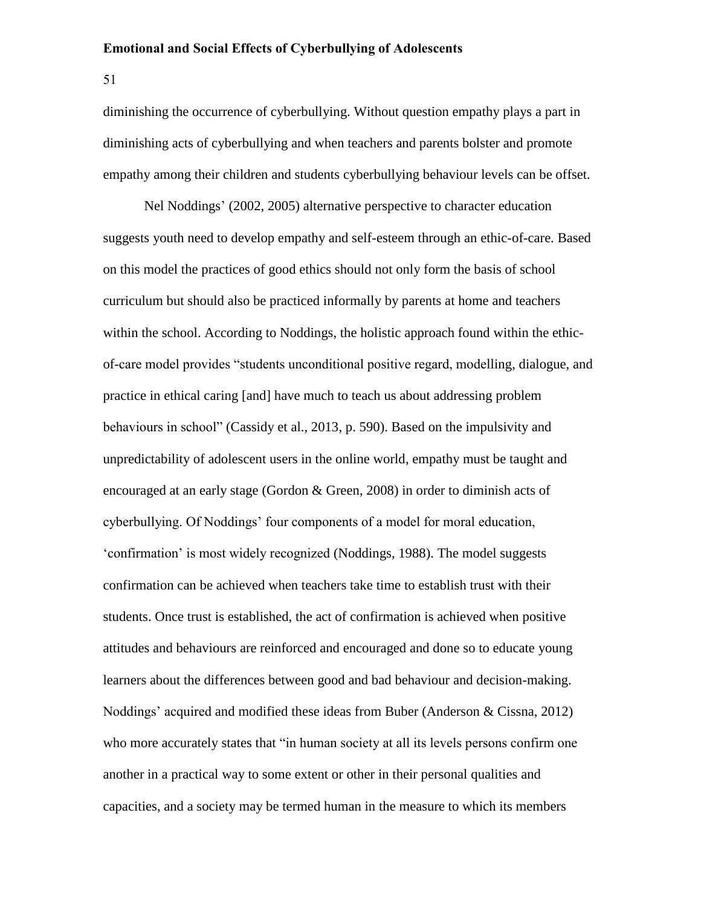diminishing the occurrence of cyberbullying. Without question empathy plays a part in diminishing acts of cyberbullying and when teachers and parents bolster and promote empathy among their children and students cyberbullying behaviour levels can be offset.

Nel Noddings' (2002, 2005) alternative perspective to character education suggests youth need to develop empathy and self-esteem through an ethic-of-care. Based on this model the practices of good ethics should not only form the basis of school curriculum but should also be practiced informally by parents at home and teachers within the school. According to Noddings, the holistic approach found within the ethic-of-care model provides "students unconditional positive regard, modelling, dialogue, and practice in ethical caring [and] have much to teach us about addressing problem behaviours in school" (Cassidy et al., 2013, p. 590). Based on the impulsivity and unpredictability of adolescent users in the online world, empathy must be taught and encouraged at an early stage (Gordon & Green, 2008) in order to diminish acts of cyberbullying. Of Noddings' four components of a model for moral education, 'confirmation' is most widely recognized (Noddings, 1988). The model suggests confirmation can be achieved when teachers take time to establish trust with their students. Once trust is established, the act of confirmation is achieved when positive attitudes and behaviours are reinforced and encouraged and done so to educate young learners about the differences between good and bad behaviour and decision-making. Noddings' acquired and modified these ideas from Buber (Anderson & Cissna, 2012) who more accurately states that "in human society at all its levels persons confirm one another in a practical way to some extent or other in their personal qualities and capacities, and a society may be termed human in the measure to which its members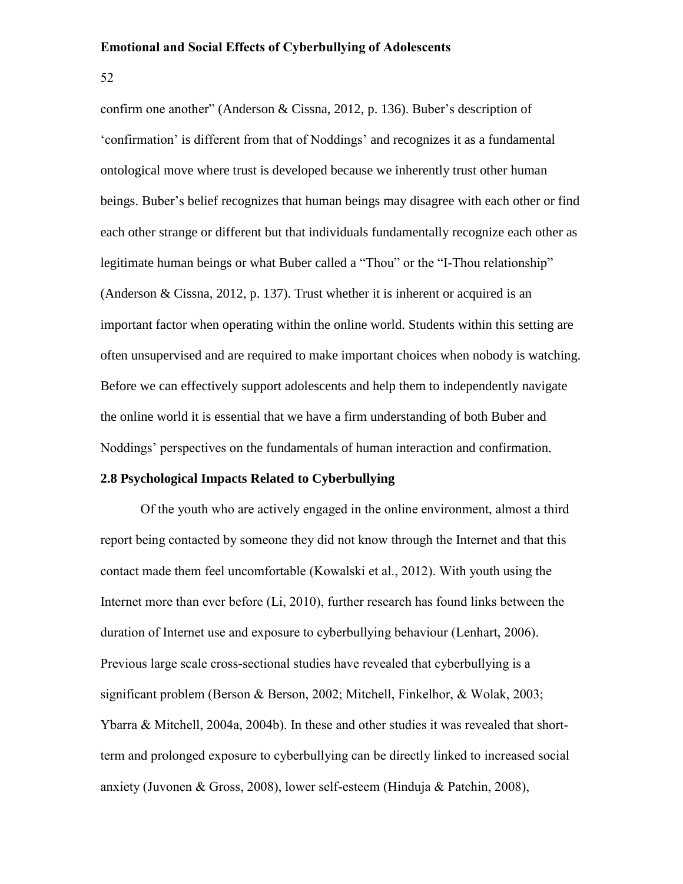confirm one another" (Anderson & Cissna, 2012, p. 136). Buber's description of 'confirmation' is different from that of Noddings' and recognizes it as a fundamental ontological move where trust is developed because we inherently trust other human beings. Buber's belief recognizes that human beings may disagree with each other or find each other strange or different but that individuals fundamentally recognize each other as legitimate human beings or what Buber called a "Thou" or the "I-Thou relationship" (Anderson & Cissna, 2012, p. 137). Trust whether it is inherent or acquired is an important factor when operating within the online world. Students within this setting are often unsupervised and are required to make important choices when nobody is watching. Before we can effectively support adolescents and help them to independently navigate the online world it is essential that we have a firm understanding of both Buber and Noddings' perspectives on the fundamentals of human interaction and confirmation.

## 2.8 Psychological Impacts Related to Cyberbullying

Of the youth who are actively engaged in the online environment, almost a third report being contacted by someone they did not know through the Internet and that this contact made them feel uncomfortable (Kowalski et al., 2012). With youth using the Internet more than ever before (Li, 2010), further research has found links between the duration of Internet use and exposure to cyberbullying behaviour (Lenhart, 2006). Previous large scale cross-sectional studies have revealed that cyberbullying is a significant problem (Berson & Berson, 2002; Mitchell, Finkelhor, & Wolak, 2003; Ybarra & Mitchell, 2004a, 2004b). In these and other studies it was revealed that short-term and prolonged exposure to cyberbullying can be directly linked to increased social anxiety (Juvonen & Gross, 2008), lower self-esteem (Hinduja & Patchin, 2008),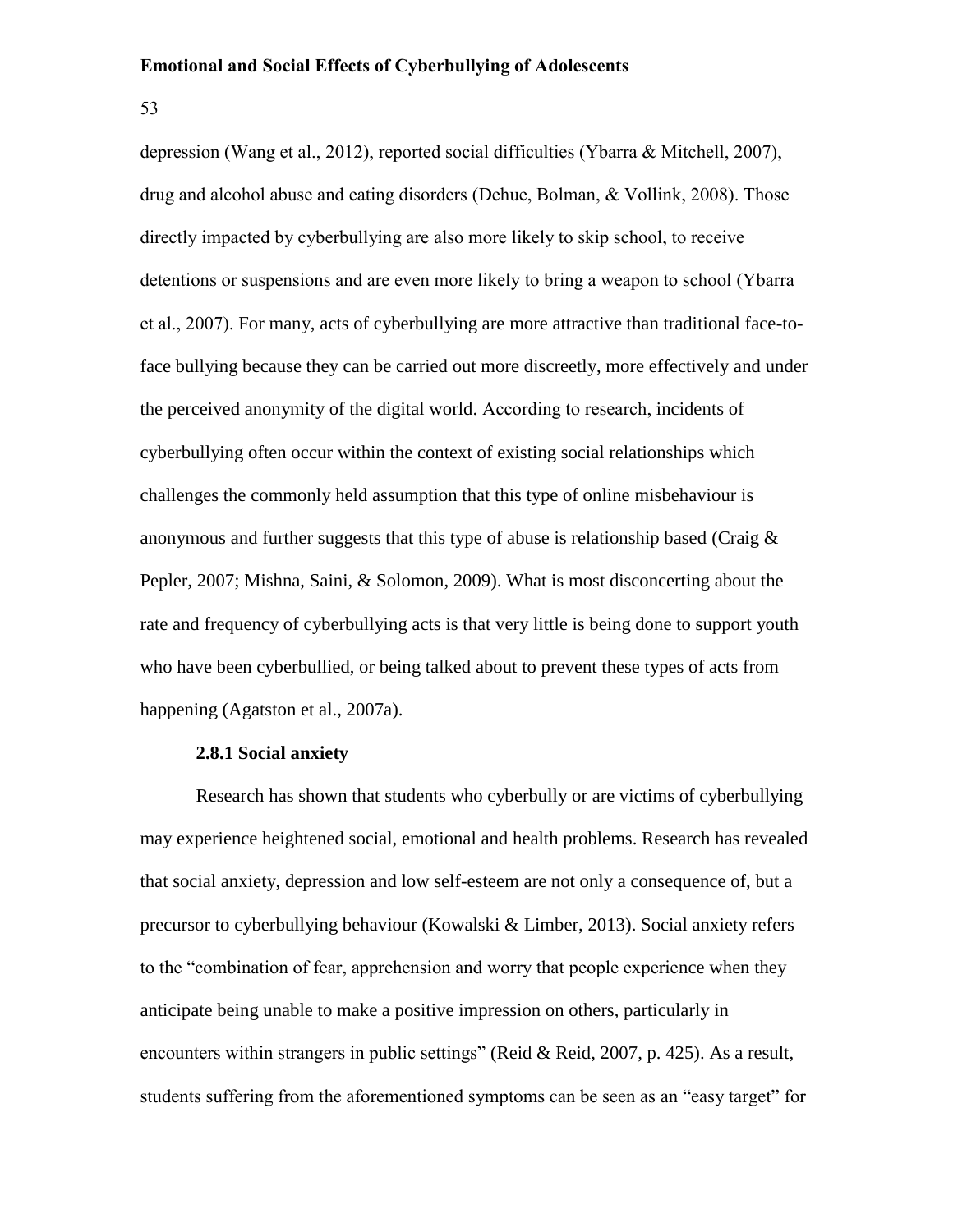depression (Wang et al., 2012), reported social difficulties (Ybarra & Mitchell, 2007), drug and alcohol abuse and eating disorders (Dehue, Bolman, & Vollink, 2008). Those directly impacted by cyberbullying are also more likely to skip school, to receive detentions or suspensions and are even more likely to bring a weapon to school (Ybarra et al., 2007). For many, acts of cyberbullying are more attractive than traditional face-to-face bullying because they can be carried out more discreetly, more effectively and under the perceived anonymity of the digital world. According to research, incidents of cyberbullying often occur within the context of existing social relationships which challenges the commonly held assumption that this type of online misbehaviour is anonymous and further suggests that this type of abuse is relationship based (Craig & Pepler, 2007; Mishna, Saini, & Solomon, 2009). What is most disconcerting about the rate and frequency of cyberbullying acts is that very little is being done to support youth who have been cyberbullied, or being talked about to prevent these types of acts from happening (Agatston et al., 2007a).

### 2.8.1 Social anxiety

Research has shown that students who cyberbully or are victims of cyberbullying may experience heightened social, emotional and health problems. Research has revealed that social anxiety, depression and low self-esteem are not only a consequence of, but a precursor to cyberbullying behaviour (Kowalski & Limber, 2013). Social anxiety refers to the "combination of fear, apprehension and worry that people experience when they anticipate being unable to make a positive impression on others, particularly in encounters within strangers in public settings" (Reid & Reid, 2007, p. 425). As a result, students suffering from the aforementioned symptoms can be seen as an "easy target" for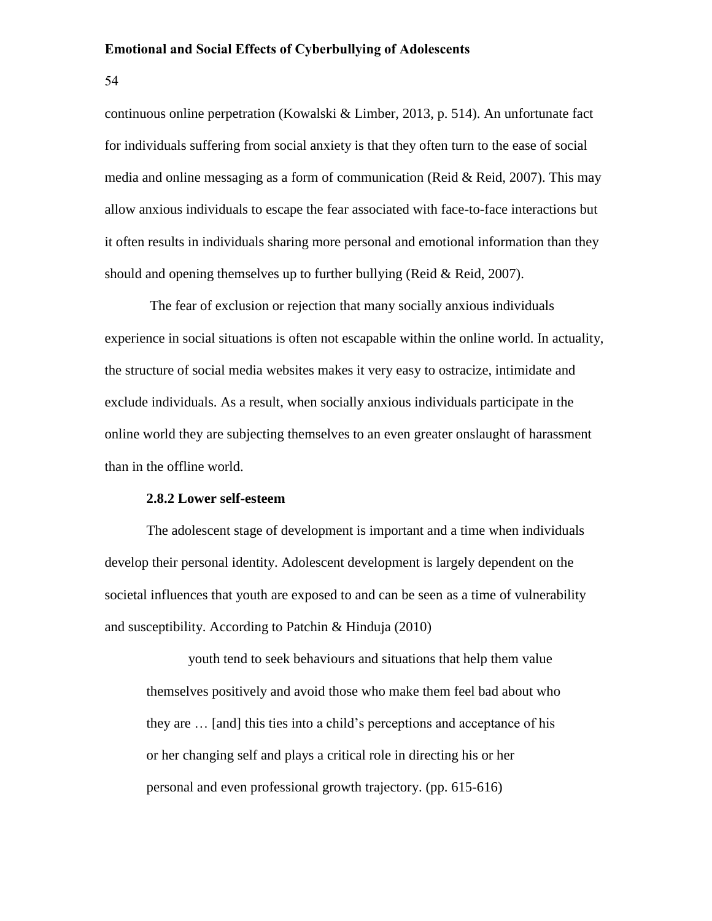continuous online perpetration (Kowalski & Limber, 2013, p. 514). An unfortunate fact for individuals suffering from social anxiety is that they often turn to the ease of social media and online messaging as a form of communication (Reid & Reid, 2007). This may allow anxious individuals to escape the fear associated with face-to-face interactions but it often results in individuals sharing more personal and emotional information than they should and opening themselves up to further bullying (Reid & Reid, 2007).

The fear of exclusion or rejection that many socially anxious individuals experience in social situations is often not escapable within the online world. In actuality, the structure of social media websites makes it very easy to ostracize, intimidate and exclude individuals. As a result, when socially anxious individuals participate in the online world they are subjecting themselves to an even greater onslaught of harassment than in the offline world.

### 2.8.2 Lower self-esteem

The adolescent stage of development is important and a time when individuals develop their personal identity. Adolescent development is largely dependent on the societal influences that youth are exposed to and can be seen as a time of vulnerability and susceptibility. According to Patchin & Hinduja (2010)

> youth tend to seek behaviours and situations that help them value themselves positively and avoid those who make them feel bad about who they are … [and] this ties into a child's perceptions and acceptance of his or her changing self and plays a critical role in directing his or her personal and even professional growth trajectory. (pp. 615-616)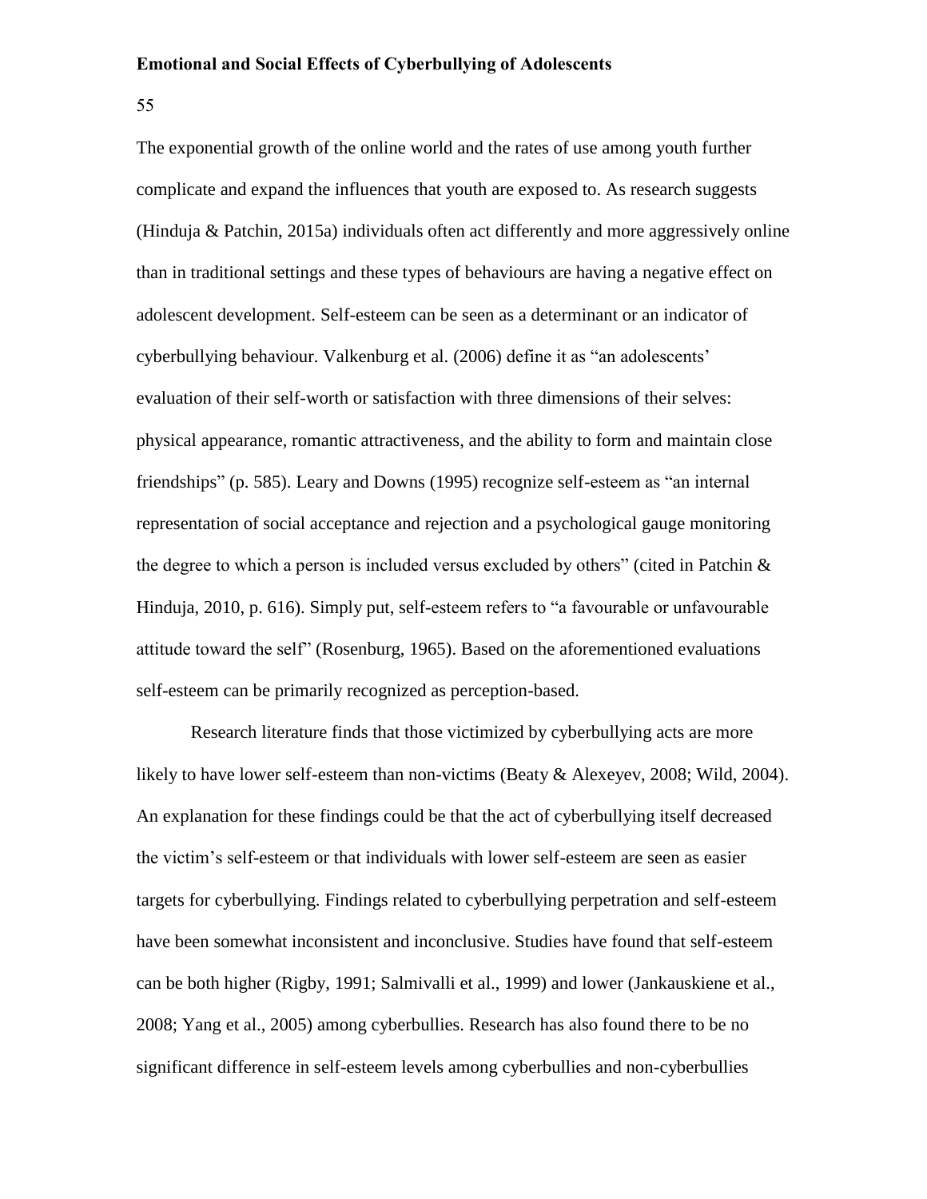The exponential growth of the online world and the rates of use among youth further complicate and expand the influences that youth are exposed to. As research suggests (Hinduja & Patchin, 2015a) individuals often act differently and more aggressively online than in traditional settings and these types of behaviours are having a negative effect on adolescent development. Self-esteem can be seen as a determinant or an indicator of cyberbullying behaviour. Valkenburg et al. (2006) define it as "an adolescents' evaluation of their self-worth or satisfaction with three dimensions of their selves: physical appearance, romantic attractiveness, and the ability to form and maintain close friendships" (p. 585). Leary and Downs (1995) recognize self-esteem as "an internal representation of social acceptance and rejection and a psychological gauge monitoring the degree to which a person is included versus excluded by others" (cited in Patchin & Hinduja, 2010, p. 616). Simply put, self-esteem refers to "a favourable or unfavourable attitude toward the self" (Rosenburg, 1965). Based on the aforementioned evaluations self-esteem can be primarily recognized as perception-based.

Research literature finds that those victimized by cyberbullying acts are more likely to have lower self-esteem than non-victims (Beaty & Alexeyev, 2008; Wild, 2004). An explanation for these findings could be that the act of cyberbullying itself decreased the victim's self-esteem or that individuals with lower self-esteem are seen as easier targets for cyberbullying. Findings related to cyberbullying perpetration and self-esteem have been somewhat inconsistent and inconclusive. Studies have found that self-esteem can be both higher (Rigby, 1991; Salmivalli et al., 1999) and lower (Jankauskiene et al., 2008; Yang et al., 2005) among cyberbullies. Research has also found there to be no significant difference in self-esteem levels among cyberbullies and non-cyberbullies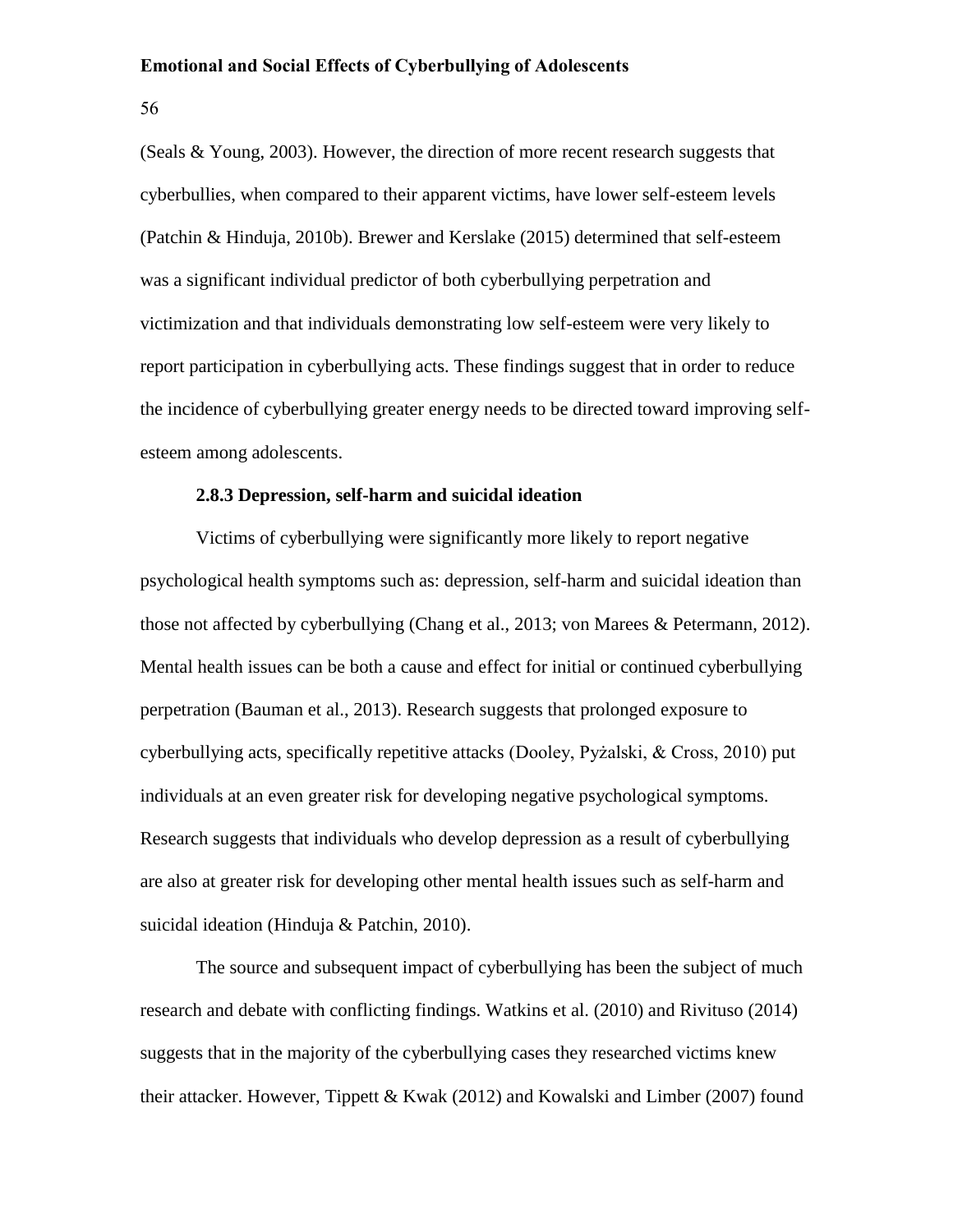(Seals & Young, 2003). However, the direction of more recent research suggests that cyberbullies, when compared to their apparent victims, have lower self-esteem levels (Patchin & Hinduja, 2010b). Brewer and Kerslake (2015) determined that self-esteem was a significant individual predictor of both cyberbullying perpetration and victimization and that individuals demonstrating low self-esteem were very likely to report participation in cyberbullying acts. These findings suggest that in order to reduce the incidence of cyberbullying greater energy needs to be directed toward improving self-esteem among adolescents.

### 2.8.3 Depression, self-harm and suicidal ideation

Victims of cyberbullying were significantly more likely to report negative psychological health symptoms such as: depression, self-harm and suicidal ideation than those not affected by cyberbullying (Chang et al., 2013; von Marees & Petermann, 2012). Mental health issues can be both a cause and effect for initial or continued cyberbullying perpetration (Bauman et al., 2013). Research suggests that prolonged exposure to cyberbullying acts, specifically repetitive attacks (Dooley, Pyżalski, & Cross, 2010) put individuals at an even greater risk for developing negative psychological symptoms. Research suggests that individuals who develop depression as a result of cyberbullying are also at greater risk for developing other mental health issues such as self-harm and suicidal ideation (Hinduja & Patchin, 2010).

The source and subsequent impact of cyberbullying has been the subject of much research and debate with conflicting findings. Watkins et al. (2010) and Rivituso (2014) suggests that in the majority of the cyberbullying cases they researched victims knew their attacker. However, Tippett & Kwak (2012) and Kowalski and Limber (2007) found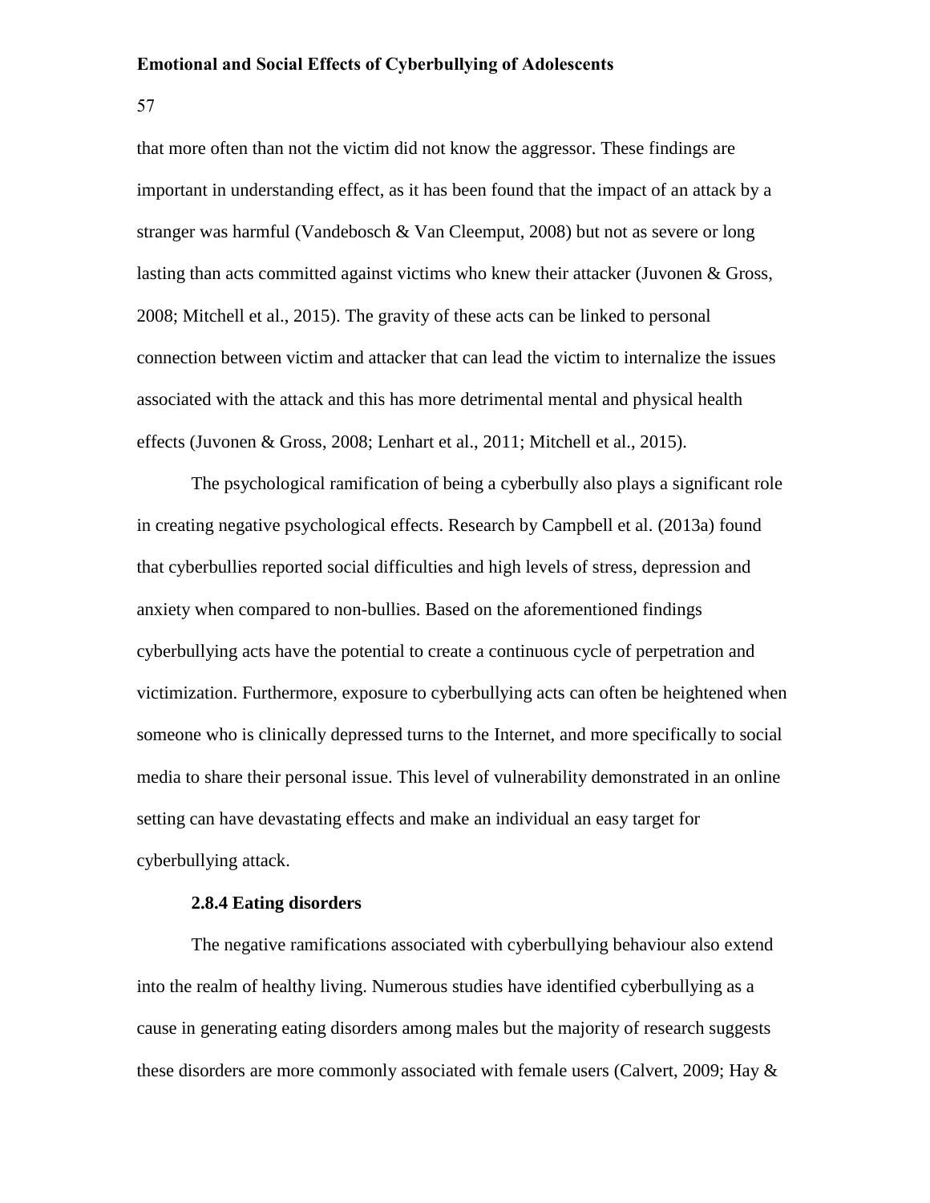that more often than not the victim did not know the aggressor. These findings are important in understanding effect, as it has been found that the impact of an attack by a stranger was harmful (Vandebosch & Van Cleemput, 2008) but not as severe or long lasting than acts committed against victims who knew their attacker (Juvonen & Gross, 2008; Mitchell et al., 2015). The gravity of these acts can be linked to personal connection between victim and attacker that can lead the victim to internalize the issues associated with the attack and this has more detrimental mental and physical health effects (Juvonen & Gross, 2008; Lenhart et al., 2011; Mitchell et al., 2015).

The psychological ramification of being a cyberbully also plays a significant role in creating negative psychological effects. Research by Campbell et al. (2013a) found that cyberbullies reported social difficulties and high levels of stress, depression and anxiety when compared to non-bullies. Based on the aforementioned findings cyberbullying acts have the potential to create a continuous cycle of perpetration and victimization. Furthermore, exposure to cyberbullying acts can often be heightened when someone who is clinically depressed turns to the Internet, and more specifically to social media to share their personal issue. This level of vulnerability demonstrated in an online setting can have devastating effects and make an individual an easy target for cyberbullying attack.

#### 2.8.4 Eating disorders

The negative ramifications associated with cyberbullying behaviour also extend into the realm of healthy living. Numerous studies have identified cyberbullying as a cause in generating eating disorders among males but the majority of research suggests these disorders are more commonly associated with female users (Calvert, 2009; Hay &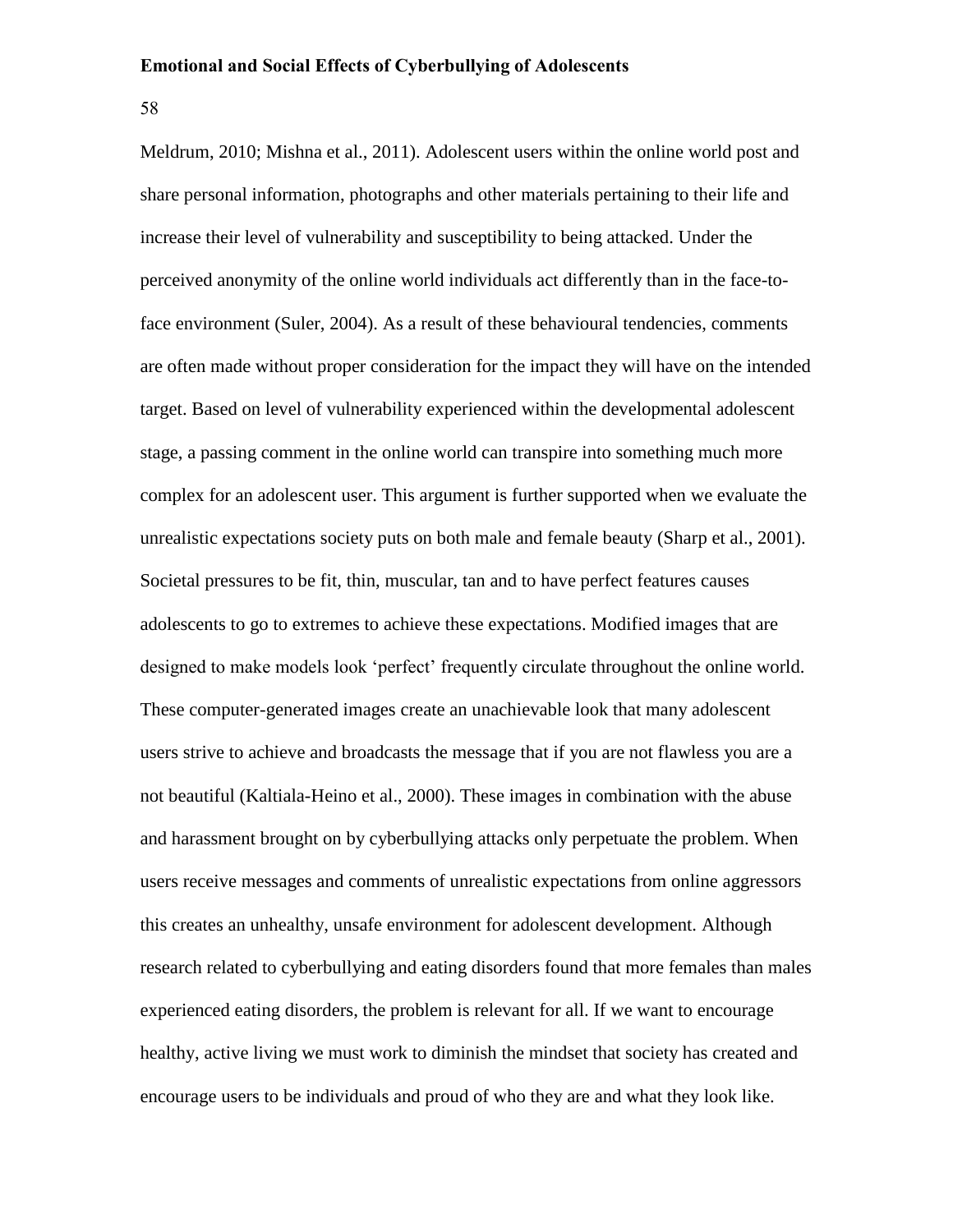Meldrum, 2010; Mishna et al., 2011). Adolescent users within the online world post and share personal information, photographs and other materials pertaining to their life and increase their level of vulnerability and susceptibility to being attacked. Under the perceived anonymity of the online world individuals act differently than in the face-to-face environment (Suler, 2004). As a result of these behavioural tendencies, comments are often made without proper consideration for the impact they will have on the intended target. Based on level of vulnerability experienced within the developmental adolescent stage, a passing comment in the online world can transpire into something much more complex for an adolescent user. This argument is further supported when we evaluate the unrealistic expectations society puts on both male and female beauty (Sharp et al., 2001). Societal pressures to be fit, thin, muscular, tan and to have perfect features causes adolescents to go to extremes to achieve these expectations. Modified images that are designed to make models look 'perfect' frequently circulate throughout the online world. These computer-generated images create an unachievable look that many adolescent users strive to achieve and broadcasts the message that if you are not flawless you are a not beautiful (Kaltiala-Heino et al., 2000). These images in combination with the abuse and harassment brought on by cyberbullying attacks only perpetuate the problem. When users receive messages and comments of unrealistic expectations from online aggressors this creates an unhealthy, unsafe environment for adolescent development. Although research related to cyberbullying and eating disorders found that more females than males experienced eating disorders, the problem is relevant for all. If we want to encourage healthy, active living we must work to diminish the mindset that society has created and encourage users to be individuals and proud of who they are and what they look like.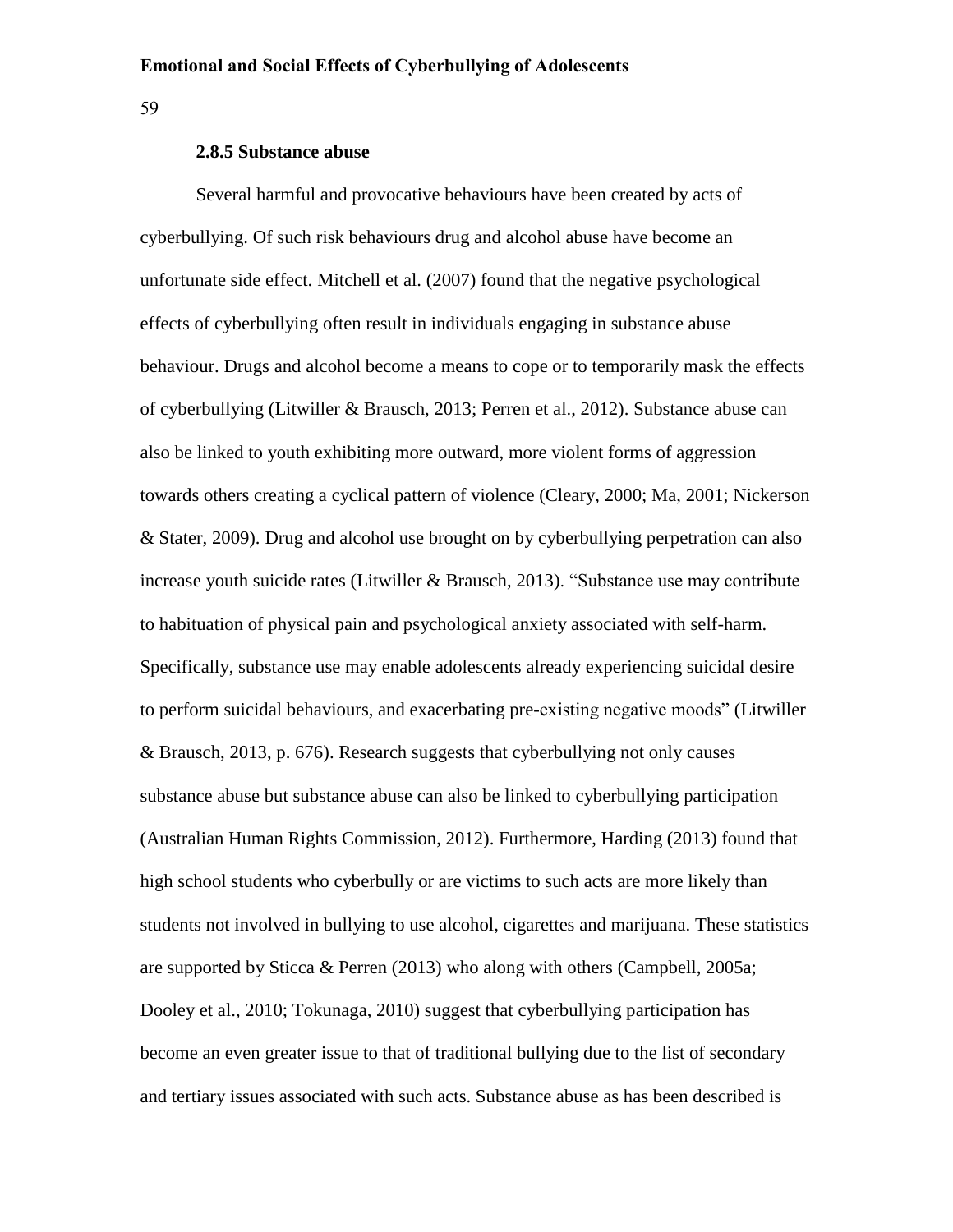### 2.8.5 Substance abuse

Several harmful and provocative behaviours have been created by acts of cyberbullying. Of such risk behaviours drug and alcohol abuse have become an unfortunate side effect. Mitchell et al. (2007) found that the negative psychological effects of cyberbullying often result in individuals engaging in substance abuse behaviour. Drugs and alcohol become a means to cope or to temporarily mask the effects of cyberbullying (Litwiller & Brausch, 2013; Perren et al., 2012). Substance abuse can also be linked to youth exhibiting more outward, more violent forms of aggression towards others creating a cyclical pattern of violence (Cleary, 2000; Ma, 2001; Nickerson & Stater, 2009). Drug and alcohol use brought on by cyberbullying perpetration can also increase youth suicide rates (Litwiller & Brausch, 2013). "Substance use may contribute to habituation of physical pain and psychological anxiety associated with self-harm. Specifically, substance use may enable adolescents already experiencing suicidal desire to perform suicidal behaviours, and exacerbating pre-existing negative moods" (Litwiller & Brausch, 2013, p. 676). Research suggests that cyberbullying not only causes substance abuse but substance abuse can also be linked to cyberbullying participation (Australian Human Rights Commission, 2012). Furthermore, Harding (2013) found that high school students who cyberbully or are victims to such acts are more likely than students not involved in bullying to use alcohol, cigarettes and marijuana. These statistics are supported by Sticca & Perren (2013) who along with others (Campbell, 2005a; Dooley et al., 2010; Tokunaga, 2010) suggest that cyberbullying participation has become an even greater issue to that of traditional bullying due to the list of secondary and tertiary issues associated with such acts. Substance abuse as has been described is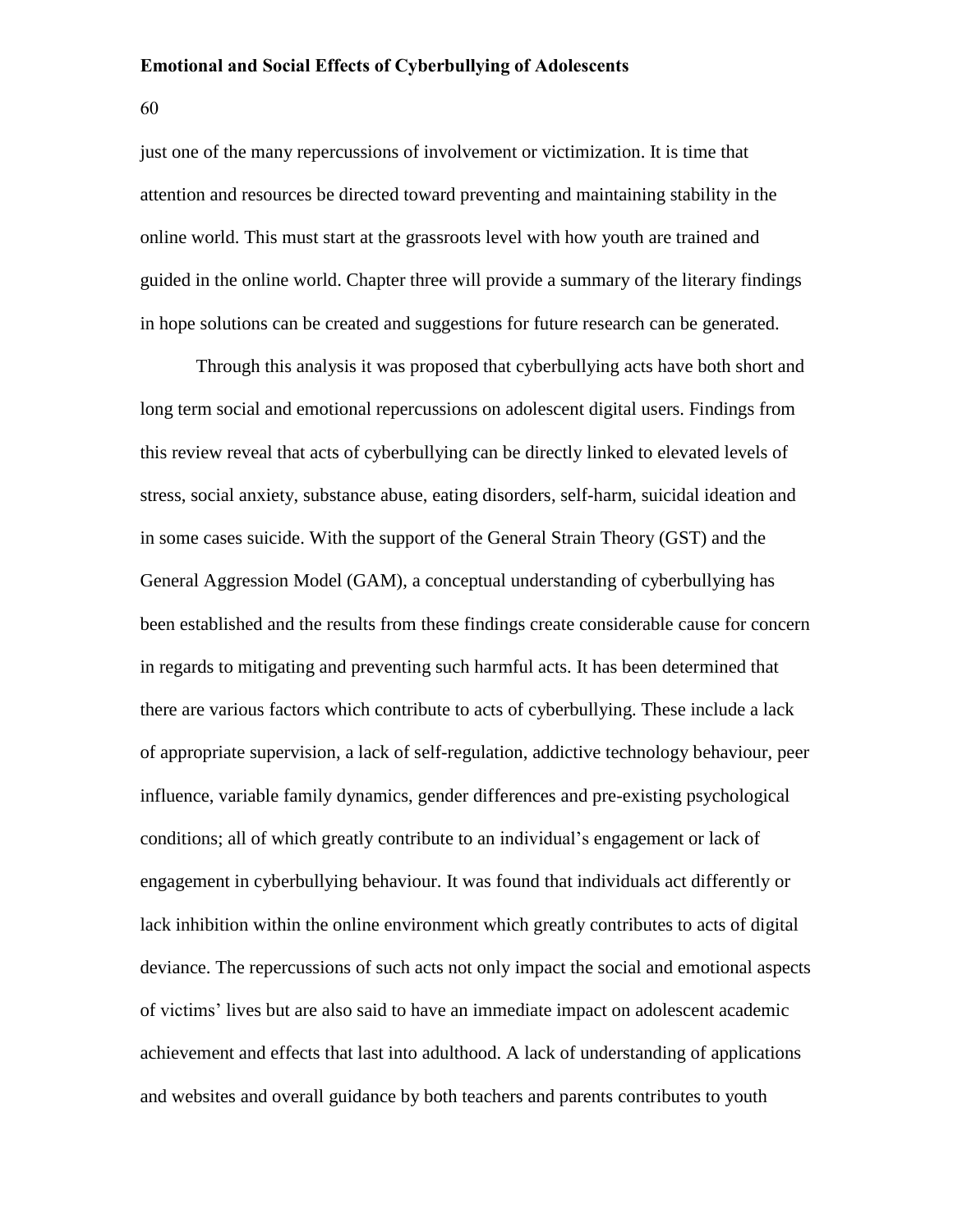just one of the many repercussions of involvement or victimization. It is time that attention and resources be directed toward preventing and maintaining stability in the online world. This must start at the grassroots level with how youth are trained and guided in the online world. Chapter three will provide a summary of the literary findings in hope solutions can be created and suggestions for future research can be generated.

Through this analysis it was proposed that cyberbullying acts have both short and long term social and emotional repercussions on adolescent digital users. Findings from this review reveal that acts of cyberbullying can be directly linked to elevated levels of stress, social anxiety, substance abuse, eating disorders, self-harm, suicidal ideation and in some cases suicide. With the support of the General Strain Theory (GST) and the General Aggression Model (GAM), a conceptual understanding of cyberbullying has been established and the results from these findings create considerable cause for concern in regards to mitigating and preventing such harmful acts. It has been determined that there are various factors which contribute to acts of cyberbullying. These include a lack of appropriate supervision, a lack of self-regulation, addictive technology behaviour, peer influence, variable family dynamics, gender differences and pre-existing psychological conditions; all of which greatly contribute to an individual's engagement or lack of engagement in cyberbullying behaviour. It was found that individuals act differently or lack inhibition within the online environment which greatly contributes to acts of digital deviance. The repercussions of such acts not only impact the social and emotional aspects of victims' lives but are also said to have an immediate impact on adolescent academic achievement and effects that last into adulthood. A lack of understanding of applications and websites and overall guidance by both teachers and parents contributes to youth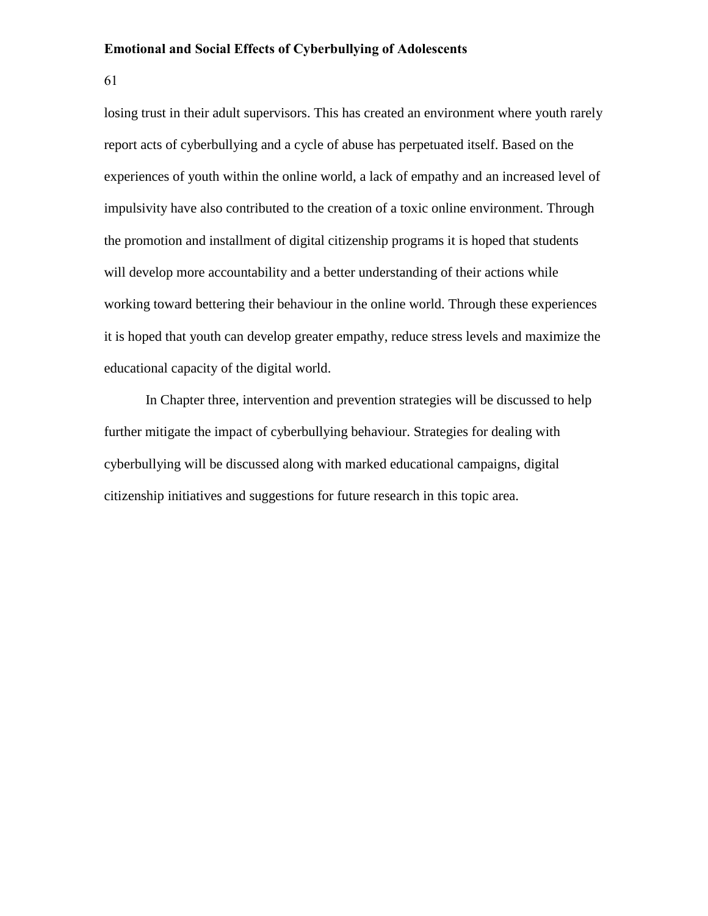losing trust in their adult supervisors. This has created an environment where youth rarely report acts of cyberbullying and a cycle of abuse has perpetuated itself. Based on the experiences of youth within the online world, a lack of empathy and an increased level of impulsivity have also contributed to the creation of a toxic online environment. Through the promotion and installment of digital citizenship programs it is hoped that students will develop more accountability and a better understanding of their actions while working toward bettering their behaviour in the online world. Through these experiences it is hoped that youth can develop greater empathy, reduce stress levels and maximize the educational capacity of the digital world.

In Chapter three, intervention and prevention strategies will be discussed to help further mitigate the impact of cyberbullying behaviour. Strategies for dealing with cyberbullying will be discussed along with marked educational campaigns, digital citizenship initiatives and suggestions for future research in this topic area.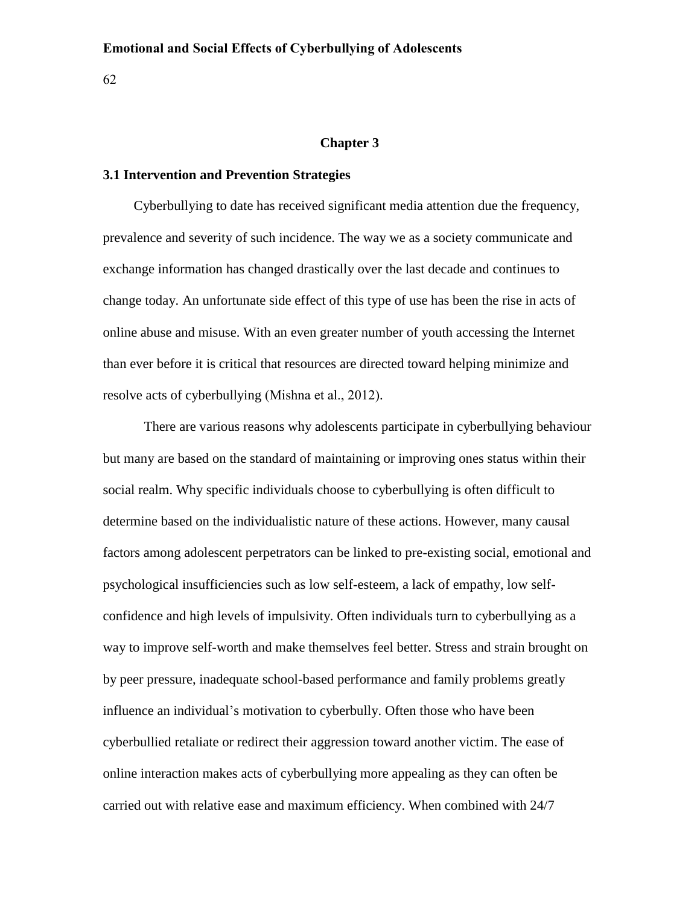## Chapter 3

### 3.1 Intervention and Prevention Strategies

Cyberbullying to date has received significant media attention due the frequency, prevalence and severity of such incidence. The way we as a society communicate and exchange information has changed drastically over the last decade and continues to change today. An unfortunate side effect of this type of use has been the rise in acts of online abuse and misuse. With an even greater number of youth accessing the Internet than ever before it is critical that resources are directed toward helping minimize and resolve acts of cyberbullying (Mishna et al., 2012).

There are various reasons why adolescents participate in cyberbullying behaviour but many are based on the standard of maintaining or improving ones status within their social realm. Why specific individuals choose to cyberbullying is often difficult to determine based on the individualistic nature of these actions. However, many causal factors among adolescent perpetrators can be linked to pre-existing social, emotional and psychological insufficiencies such as low self-esteem, a lack of empathy, low self-confidence and high levels of impulsivity. Often individuals turn to cyberbullying as a way to improve self-worth and make themselves feel better. Stress and strain brought on by peer pressure, inadequate school-based performance and family problems greatly influence an individual's motivation to cyberbully. Often those who have been cyberbullied retaliate or redirect their aggression toward another victim. The ease of online interaction makes acts of cyberbullying more appealing as they can often be carried out with relative ease and maximum efficiency. When combined with 24/7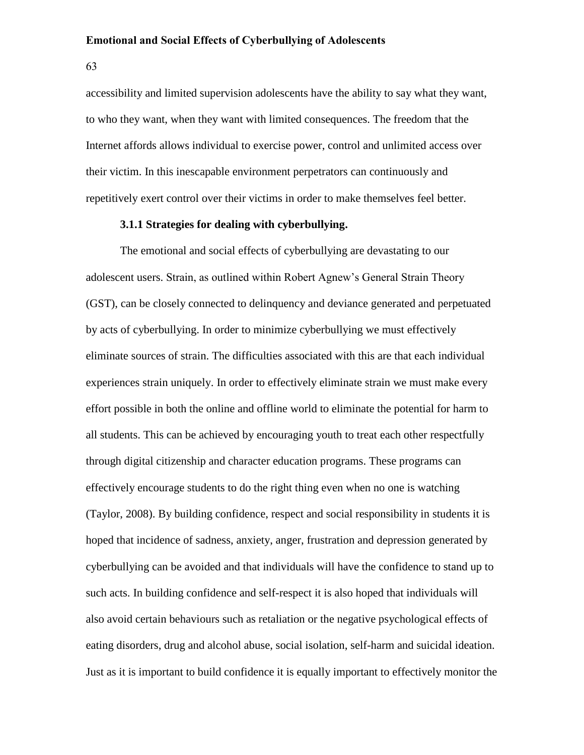accessibility and limited supervision adolescents have the ability to say what they want, to who they want, when they want with limited consequences. The freedom that the Internet affords allows individual to exercise power, control and unlimited access over their victim. In this inescapable environment perpetrators can continuously and repetitively exert control over their victims in order to make themselves feel better.

### 3.1.1 Strategies for dealing with cyberbullying.

The emotional and social effects of cyberbullying are devastating to our adolescent users. Strain, as outlined within Robert Agnew's General Strain Theory (GST), can be closely connected to delinquency and deviance generated and perpetuated by acts of cyberbullying. In order to minimize cyberbullying we must effectively eliminate sources of strain. The difficulties associated with this are that each individual experiences strain uniquely. In order to effectively eliminate strain we must make every effort possible in both the online and offline world to eliminate the potential for harm to all students. This can be achieved by encouraging youth to treat each other respectfully through digital citizenship and character education programs. These programs can effectively encourage students to do the right thing even when no one is watching (Taylor, 2008). By building confidence, respect and social responsibility in students it is hoped that incidence of sadness, anxiety, anger, frustration and depression generated by cyberbullying can be avoided and that individuals will have the confidence to stand up to such acts. In building confidence and self-respect it is also hoped that individuals will also avoid certain behaviours such as retaliation or the negative psychological effects of eating disorders, drug and alcohol abuse, social isolation, self-harm and suicidal ideation. Just as it is important to build confidence it is equally important to effectively monitor the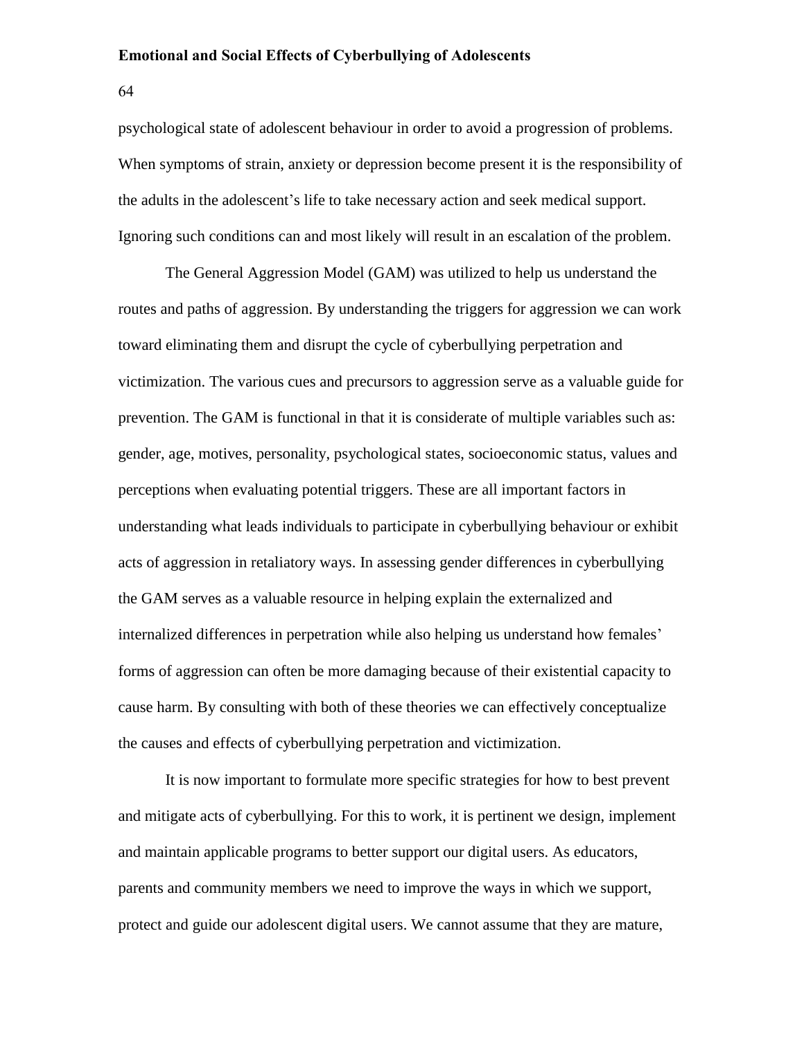psychological state of adolescent behaviour in order to avoid a progression of problems. When symptoms of strain, anxiety or depression become present it is the responsibility of the adults in the adolescent's life to take necessary action and seek medical support. Ignoring such conditions can and most likely will result in an escalation of the problem.

The General Aggression Model (GAM) was utilized to help us understand the routes and paths of aggression. By understanding the triggers for aggression we can work toward eliminating them and disrupt the cycle of cyberbullying perpetration and victimization. The various cues and precursors to aggression serve as a valuable guide for prevention. The GAM is functional in that it is considerate of multiple variables such as: gender, age, motives, personality, psychological states, socioeconomic status, values and perceptions when evaluating potential triggers. These are all important factors in understanding what leads individuals to participate in cyberbullying behaviour or exhibit acts of aggression in retaliatory ways. In assessing gender differences in cyberbullying the GAM serves as a valuable resource in helping explain the externalized and internalized differences in perpetration while also helping us understand how females' forms of aggression can often be more damaging because of their existential capacity to cause harm. By consulting with both of these theories we can effectively conceptualize the causes and effects of cyberbullying perpetration and victimization.

It is now important to formulate more specific strategies for how to best prevent and mitigate acts of cyberbullying. For this to work, it is pertinent we design, implement and maintain applicable programs to better support our digital users. As educators, parents and community members we need to improve the ways in which we support, protect and guide our adolescent digital users. We cannot assume that they are mature,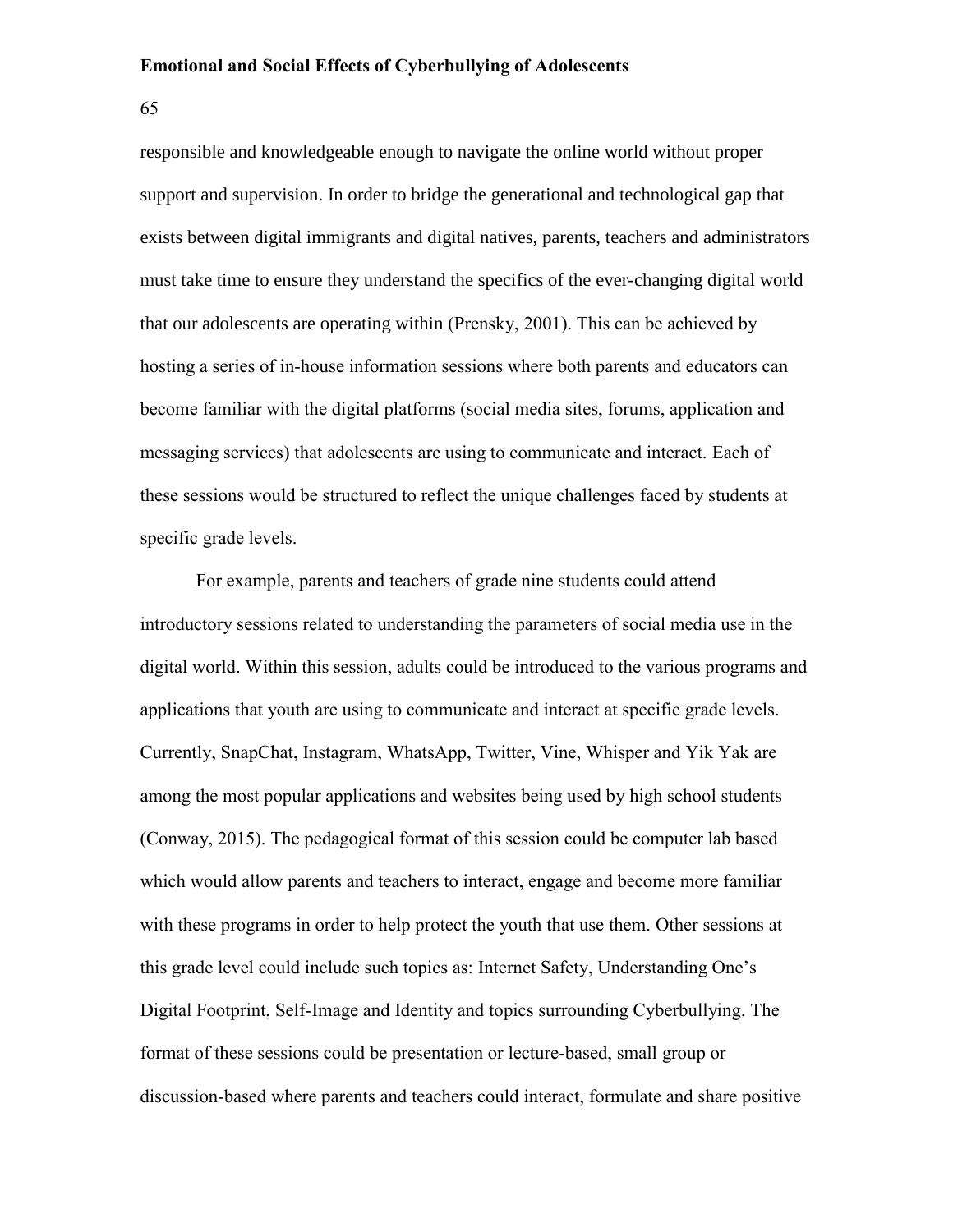responsible and knowledgeable enough to navigate the online world without proper support and supervision. In order to bridge the generational and technological gap that exists between digital immigrants and digital natives, parents, teachers and administrators must take time to ensure they understand the specifics of the ever-changing digital world that our adolescents are operating within (Prensky, 2001). This can be achieved by hosting a series of in-house information sessions where both parents and educators can become familiar with the digital platforms (social media sites, forums, application and messaging services) that adolescents are using to communicate and interact. Each of these sessions would be structured to reflect the unique challenges faced by students at specific grade levels.

For example, parents and teachers of grade nine students could attend introductory sessions related to understanding the parameters of social media use in the digital world. Within this session, adults could be introduced to the various programs and applications that youth are using to communicate and interact at specific grade levels. Currently, SnapChat, Instagram, WhatsApp, Twitter, Vine, Whisper and Yik Yak are among the most popular applications and websites being used by high school students (Conway, 2015). The pedagogical format of this session could be computer lab based which would allow parents and teachers to interact, engage and become more familiar with these programs in order to help protect the youth that use them. Other sessions at this grade level could include such topics as: Internet Safety, Understanding One's Digital Footprint, Self-Image and Identity and topics surrounding Cyberbullying. The format of these sessions could be presentation or lecture-based, small group or discussion-based where parents and teachers could interact, formulate and share positive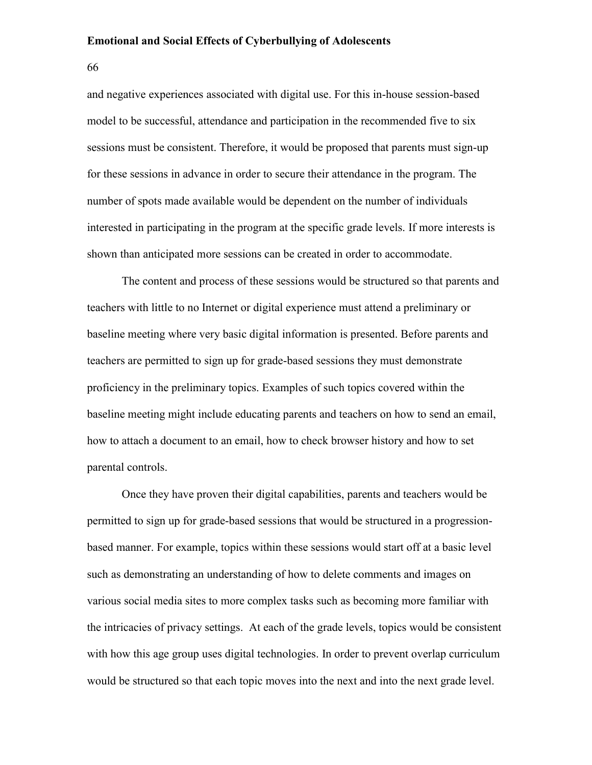and negative experiences associated with digital use. For this in-house session-based model to be successful, attendance and participation in the recommended five to six sessions must be consistent. Therefore, it would be proposed that parents must sign-up for these sessions in advance in order to secure their attendance in the program. The number of spots made available would be dependent on the number of individuals interested in participating in the program at the specific grade levels. If more interests is shown than anticipated more sessions can be created in order to accommodate.

The content and process of these sessions would be structured so that parents and teachers with little to no Internet or digital experience must attend a preliminary or baseline meeting where very basic digital information is presented. Before parents and teachers are permitted to sign up for grade-based sessions they must demonstrate proficiency in the preliminary topics. Examples of such topics covered within the baseline meeting might include educating parents and teachers on how to send an email, how to attach a document to an email, how to check browser history and how to set parental controls.

Once they have proven their digital capabilities, parents and teachers would be permitted to sign up for grade-based sessions that would be structured in a progression-based manner. For example, topics within these sessions would start off at a basic level such as demonstrating an understanding of how to delete comments and images on various social media sites to more complex tasks such as becoming more familiar with the intricacies of privacy settings. At each of the grade levels, topics would be consistent with how this age group uses digital technologies. In order to prevent overlap curriculum would be structured so that each topic moves into the next and into the next grade level.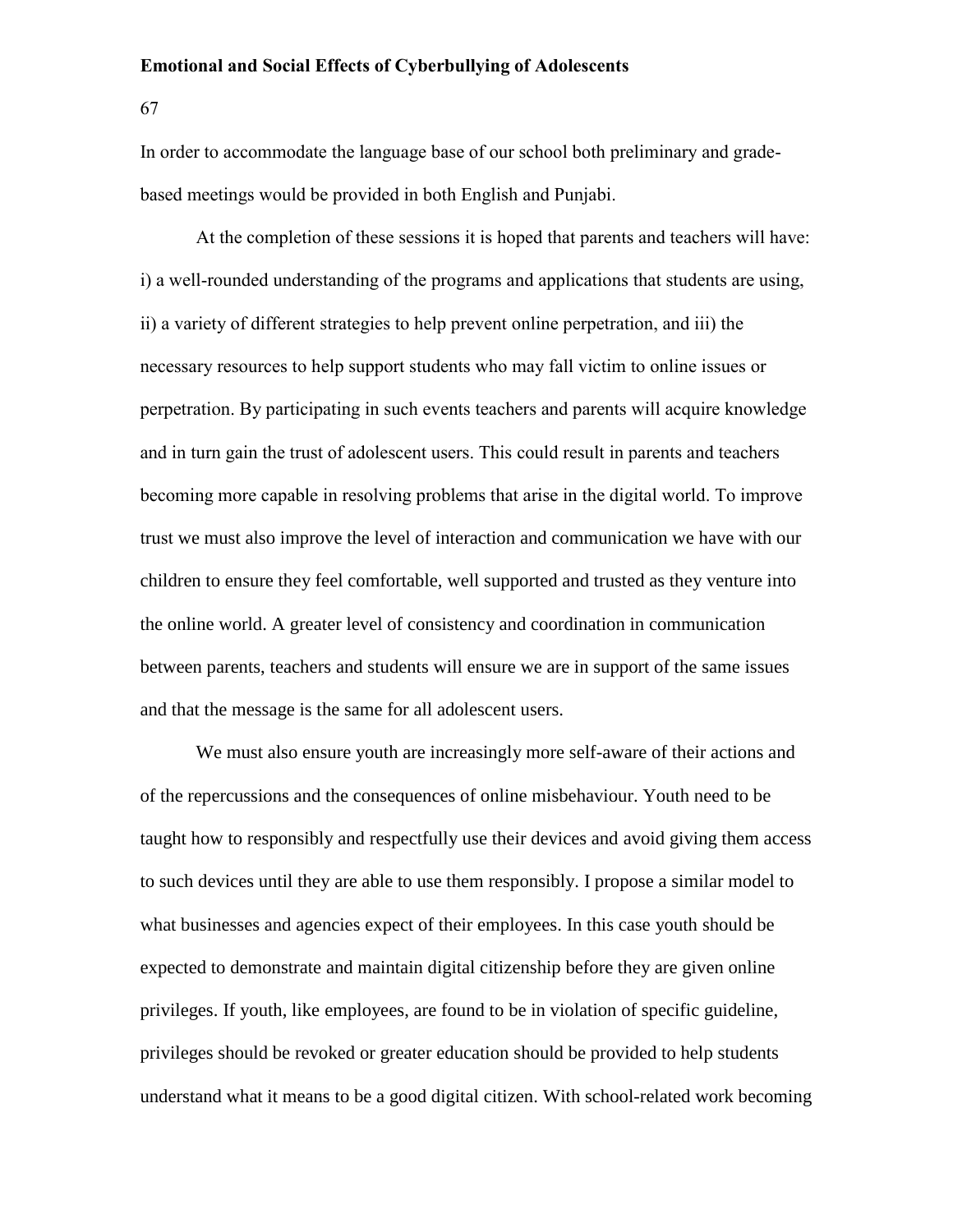In order to accommodate the language base of our school both preliminary and grade-based meetings would be provided in both English and Punjabi.

At the completion of these sessions it is hoped that parents and teachers will have: i) a well-rounded understanding of the programs and applications that students are using, ii) a variety of different strategies to help prevent online perpetration, and iii) the necessary resources to help support students who may fall victim to online issues or perpetration. By participating in such events teachers and parents will acquire knowledge and in turn gain the trust of adolescent users. This could result in parents and teachers becoming more capable in resolving problems that arise in the digital world. To improve trust we must also improve the level of interaction and communication we have with our children to ensure they feel comfortable, well supported and trusted as they venture into the online world. A greater level of consistency and coordination in communication between parents, teachers and students will ensure we are in support of the same issues and that the message is the same for all adolescent users.

We must also ensure youth are increasingly more self-aware of their actions and of the repercussions and the consequences of online misbehaviour. Youth need to be taught how to responsibly and respectfully use their devices and avoid giving them access to such devices until they are able to use them responsibly. I propose a similar model to what businesses and agencies expect of their employees. In this case youth should be expected to demonstrate and maintain digital citizenship before they are given online privileges. If youth, like employees, are found to be in violation of specific guideline, privileges should be revoked or greater education should be provided to help students understand what it means to be a good digital citizen. With school-related work becoming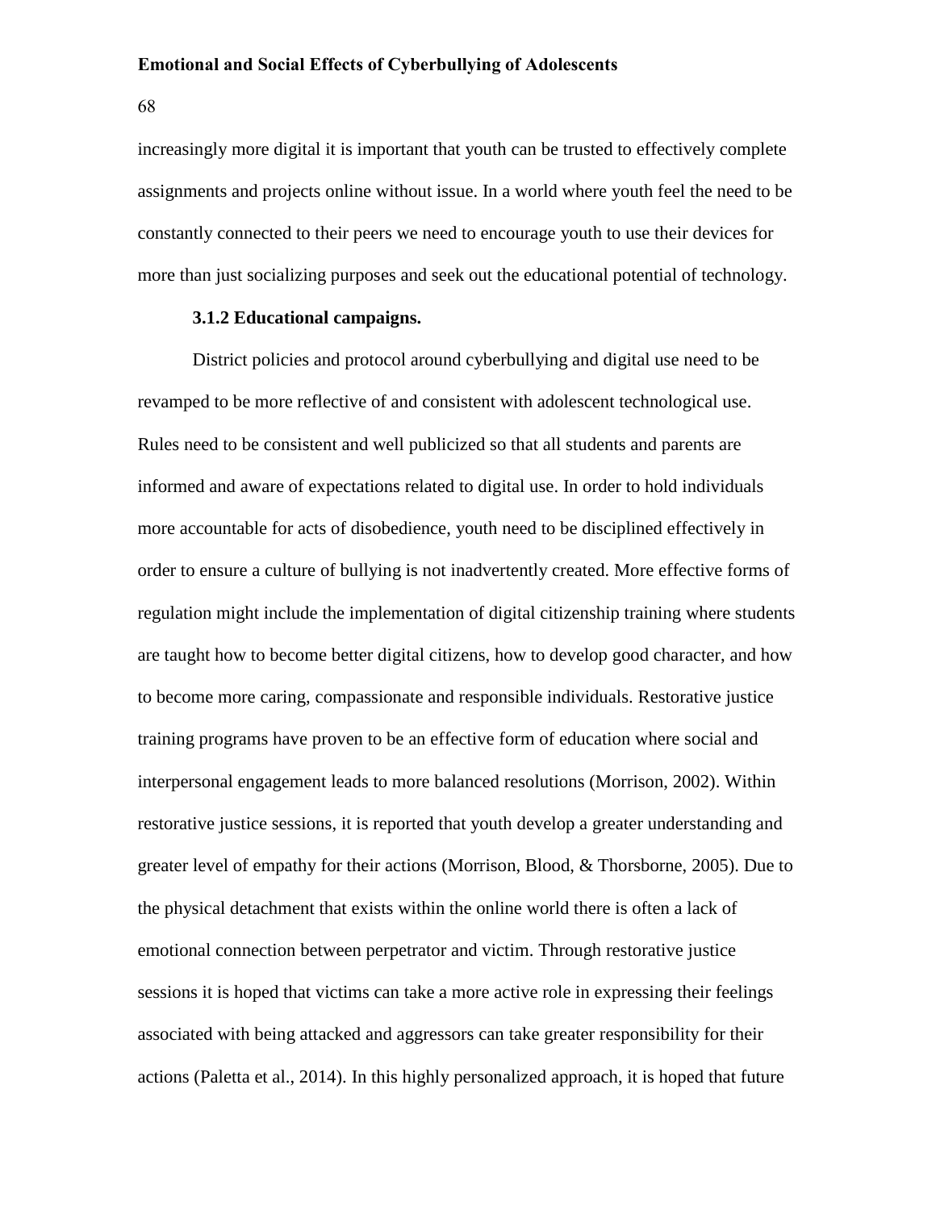increasingly more digital it is important that youth can be trusted to effectively complete assignments and projects online without issue. In a world where youth feel the need to be constantly connected to their peers we need to encourage youth to use their devices for more than just socializing purposes and seek out the educational potential of technology.

#### 3.1.2 Educational campaigns.

District policies and protocol around cyberbullying and digital use need to be revamped to be more reflective of and consistent with adolescent technological use. Rules need to be consistent and well publicized so that all students and parents are informed and aware of expectations related to digital use. In order to hold individuals more accountable for acts of disobedience, youth need to be disciplined effectively in order to ensure a culture of bullying is not inadvertently created. More effective forms of regulation might include the implementation of digital citizenship training where students are taught how to become better digital citizens, how to develop good character, and how to become more caring, compassionate and responsible individuals. Restorative justice training programs have proven to be an effective form of education where social and interpersonal engagement leads to more balanced resolutions (Morrison, 2002). Within restorative justice sessions, it is reported that youth develop a greater understanding and greater level of empathy for their actions (Morrison, Blood, & Thorsborne, 2005). Due to the physical detachment that exists within the online world there is often a lack of emotional connection between perpetrator and victim. Through restorative justice sessions it is hoped that victims can take a more active role in expressing their feelings associated with being attacked and aggressors can take greater responsibility for their actions (Paletta et al., 2014). In this highly personalized approach, it is hoped that future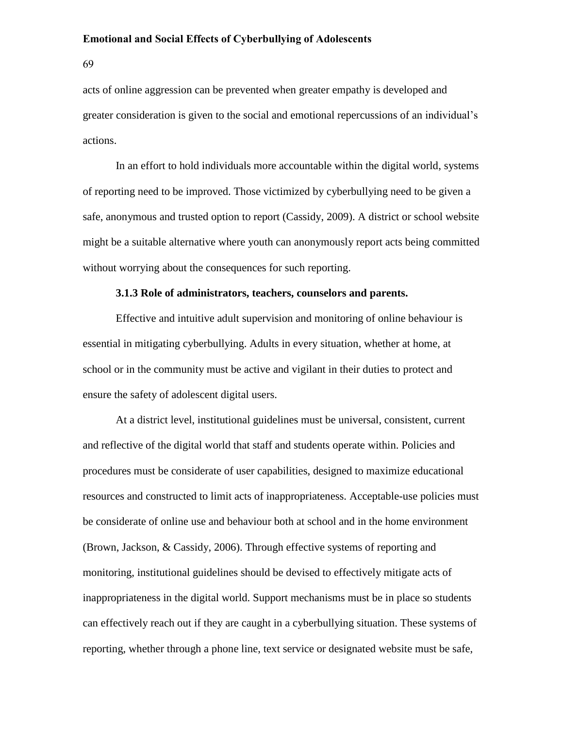acts of online aggression can be prevented when greater empathy is developed and greater consideration is given to the social and emotional repercussions of an individual's actions.

In an effort to hold individuals more accountable within the digital world, systems of reporting need to be improved. Those victimized by cyberbullying need to be given a safe, anonymous and trusted option to report (Cassidy, 2009). A district or school website might be a suitable alternative where youth can anonymously report acts being committed without worrying about the consequences for such reporting.

### 3.1.3 Role of administrators, teachers, counselors and parents.

Effective and intuitive adult supervision and monitoring of online behaviour is essential in mitigating cyberbullying. Adults in every situation, whether at home, at school or in the community must be active and vigilant in their duties to protect and ensure the safety of adolescent digital users.

At a district level, institutional guidelines must be universal, consistent, current and reflective of the digital world that staff and students operate within. Policies and procedures must be considerate of user capabilities, designed to maximize educational resources and constructed to limit acts of inappropriateness. Acceptable-use policies must be considerate of online use and behaviour both at school and in the home environment (Brown, Jackson, & Cassidy, 2006). Through effective systems of reporting and monitoring, institutional guidelines should be devised to effectively mitigate acts of inappropriateness in the digital world. Support mechanisms must be in place so students can effectively reach out if they are caught in a cyberbullying situation. These systems of reporting, whether through a phone line, text service or designated website must be safe,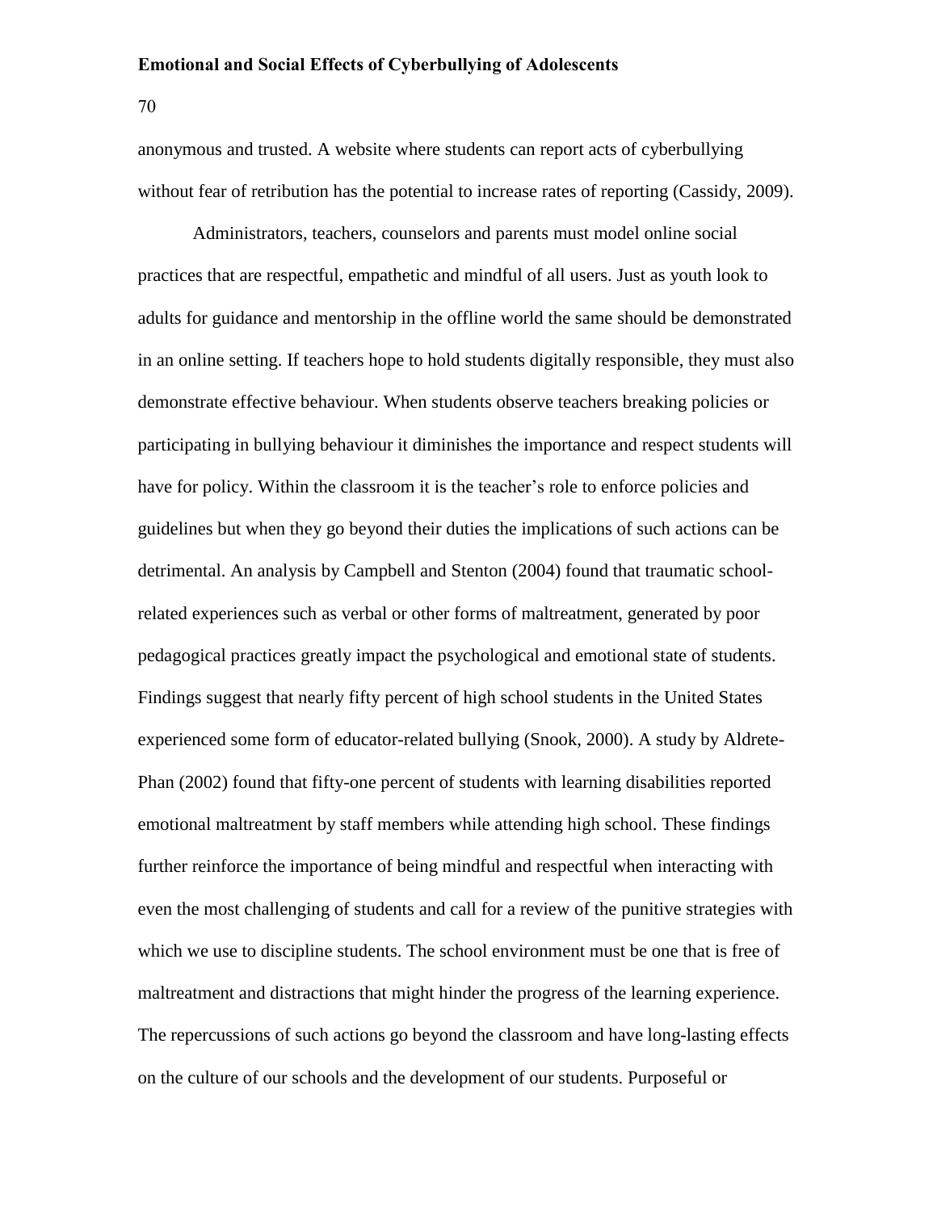anonymous and trusted. A website where students can report acts of cyberbullying without fear of retribution has the potential to increase rates of reporting (Cassidy, 2009).

Administrators, teachers, counselors and parents must model online social practices that are respectful, empathetic and mindful of all users. Just as youth look to adults for guidance and mentorship in the offline world the same should be demonstrated in an online setting. If teachers hope to hold students digitally responsible, they must also demonstrate effective behaviour. When students observe teachers breaking policies or participating in bullying behaviour it diminishes the importance and respect students will have for policy. Within the classroom it is the teacher's role to enforce policies and guidelines but when they go beyond their duties the implications of such actions can be detrimental. An analysis by Campbell and Stenton (2004) found that traumatic school-related experiences such as verbal or other forms of maltreatment, generated by poor pedagogical practices greatly impact the psychological and emotional state of students. Findings suggest that nearly fifty percent of high school students in the United States experienced some form of educator-related bullying (Snook, 2000). A study by Aldrete-Phan (2002) found that fifty-one percent of students with learning disabilities reported emotional maltreatment by staff members while attending high school. These findings further reinforce the importance of being mindful and respectful when interacting with even the most challenging of students and call for a review of the punitive strategies with which we use to discipline students. The school environment must be one that is free of maltreatment and distractions that might hinder the progress of the learning experience. The repercussions of such actions go beyond the classroom and have long-lasting effects on the culture of our schools and the development of our students. Purposeful or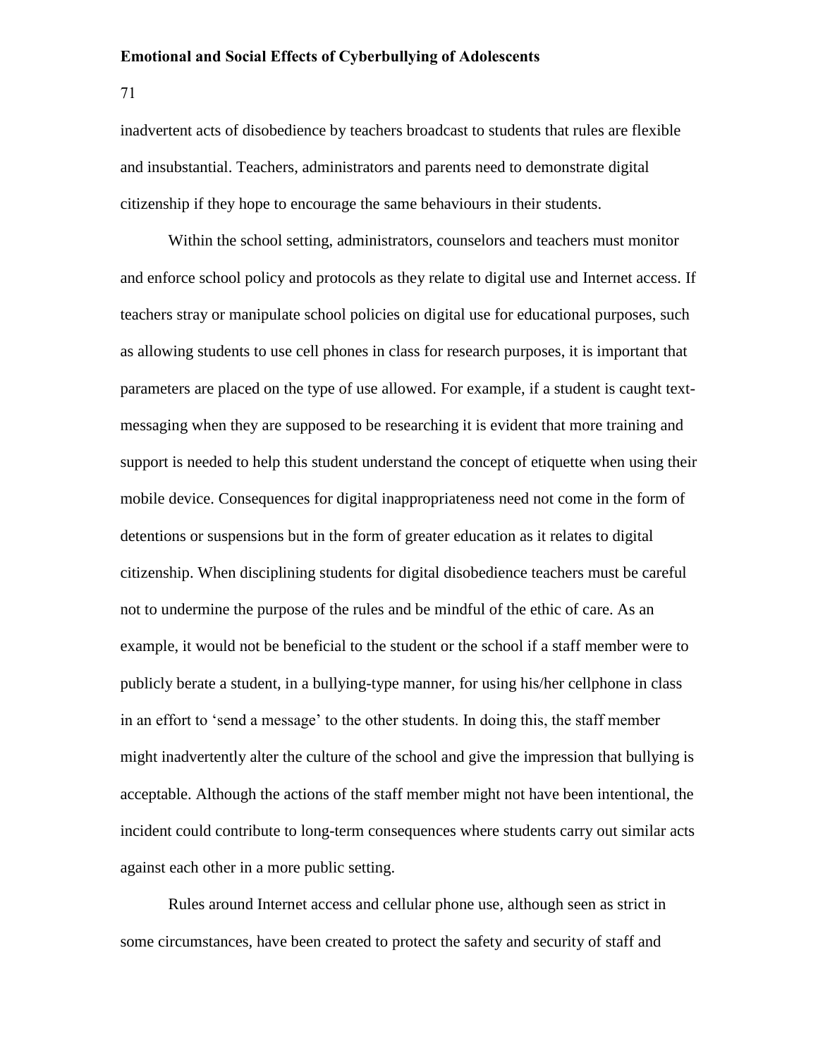inadvertent acts of disobedience by teachers broadcast to students that rules are flexible and insubstantial. Teachers, administrators and parents need to demonstrate digital citizenship if they hope to encourage the same behaviours in their students.

Within the school setting, administrators, counselors and teachers must monitor and enforce school policy and protocols as they relate to digital use and Internet access. If teachers stray or manipulate school policies on digital use for educational purposes, such as allowing students to use cell phones in class for research purposes, it is important that parameters are placed on the type of use allowed. For example, if a student is caught text-messaging when they are supposed to be researching it is evident that more training and support is needed to help this student understand the concept of etiquette when using their mobile device. Consequences for digital inappropriateness need not come in the form of detentions or suspensions but in the form of greater education as it relates to digital citizenship. When disciplining students for digital disobedience teachers must be careful not to undermine the purpose of the rules and be mindful of the ethic of care. As an example, it would not be beneficial to the student or the school if a staff member were to publicly berate a student, in a bullying-type manner, for using his/her cellphone in class in an effort to 'send a message' to the other students. In doing this, the staff member might inadvertently alter the culture of the school and give the impression that bullying is acceptable. Although the actions of the staff member might not have been intentional, the incident could contribute to long-term consequences where students carry out similar acts against each other in a more public setting.

Rules around Internet access and cellular phone use, although seen as strict in some circumstances, have been created to protect the safety and security of staff and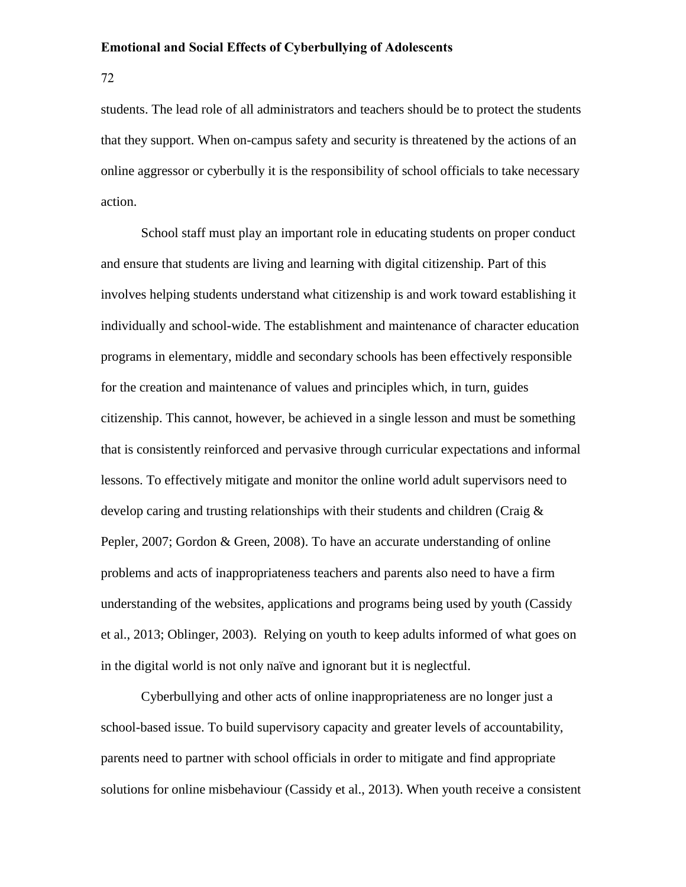students. The lead role of all administrators and teachers should be to protect the students that they support. When on-campus safety and security is threatened by the actions of an online aggressor or cyberbully it is the responsibility of school officials to take necessary action.

School staff must play an important role in educating students on proper conduct and ensure that students are living and learning with digital citizenship. Part of this involves helping students understand what citizenship is and work toward establishing it individually and school-wide. The establishment and maintenance of character education programs in elementary, middle and secondary schools has been effectively responsible for the creation and maintenance of values and principles which, in turn, guides citizenship. This cannot, however, be achieved in a single lesson and must be something that is consistently reinforced and pervasive through curricular expectations and informal lessons. To effectively mitigate and monitor the online world adult supervisors need to develop caring and trusting relationships with their students and children (Craig & Pepler, 2007; Gordon & Green, 2008). To have an accurate understanding of online problems and acts of inappropriateness teachers and parents also need to have a firm understanding of the websites, applications and programs being used by youth (Cassidy et al., 2013; Oblinger, 2003). Relying on youth to keep adults informed of what goes on in the digital world is not only naïve and ignorant but it is neglectful.

Cyberbullying and other acts of online inappropriateness are no longer just a school-based issue. To build supervisory capacity and greater levels of accountability, parents need to partner with school officials in order to mitigate and find appropriate solutions for online misbehaviour (Cassidy et al., 2013). When youth receive a consistent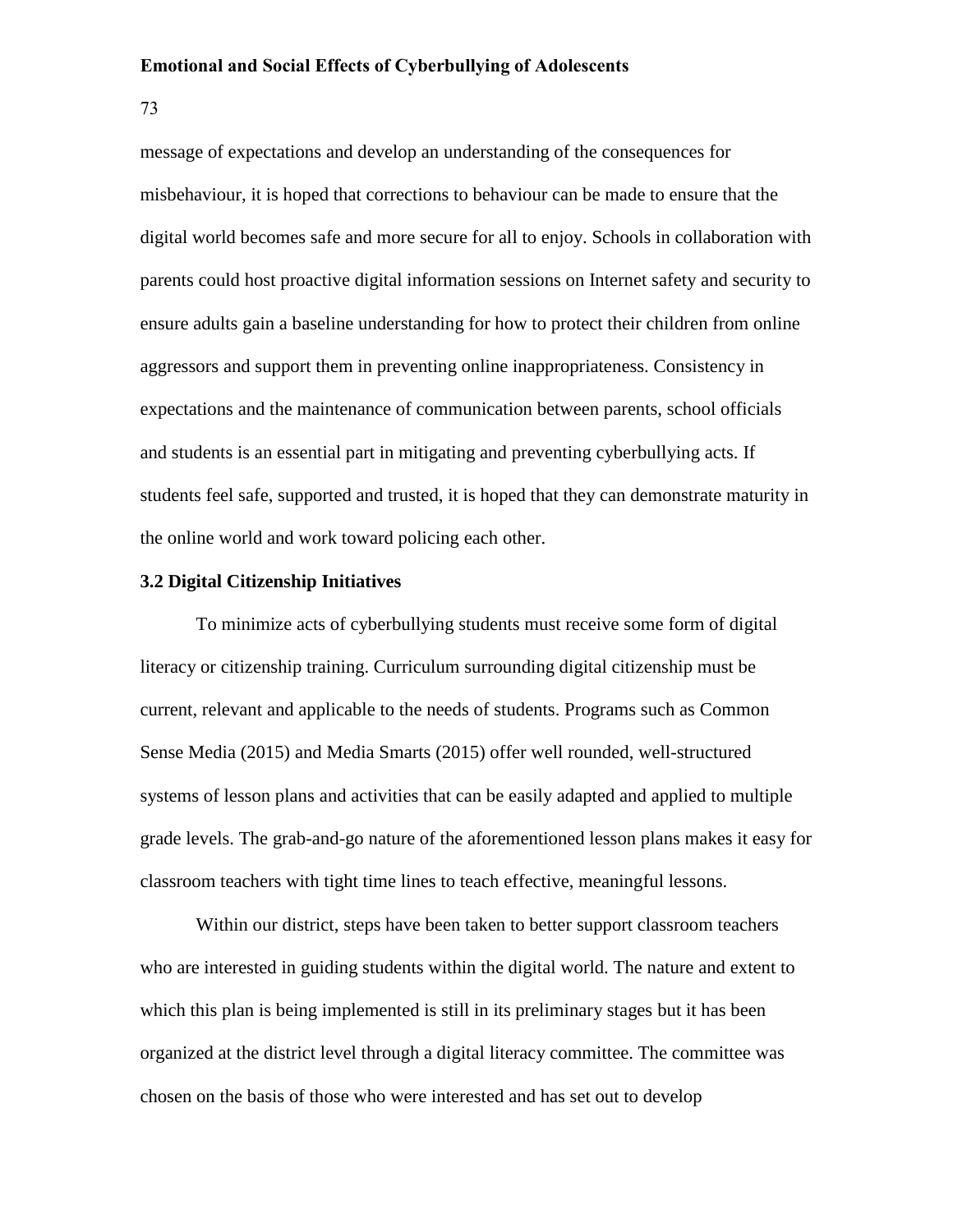message of expectations and develop an understanding of the consequences for misbehaviour, it is hoped that corrections to behaviour can be made to ensure that the digital world becomes safe and more secure for all to enjoy. Schools in collaboration with parents could host proactive digital information sessions on Internet safety and security to ensure adults gain a baseline understanding for how to protect their children from online aggressors and support them in preventing online inappropriateness. Consistency in expectations and the maintenance of communication between parents, school officials and students is an essential part in mitigating and preventing cyberbullying acts. If students feel safe, supported and trusted, it is hoped that they can demonstrate maturity in the online world and work toward policing each other.

### 3.2 Digital Citizenship Initiatives

To minimize acts of cyberbullying students must receive some form of digital literacy or citizenship training. Curriculum surrounding digital citizenship must be current, relevant and applicable to the needs of students. Programs such as Common Sense Media (2015) and Media Smarts (2015) offer well rounded, well-structured systems of lesson plans and activities that can be easily adapted and applied to multiple grade levels. The grab-and-go nature of the aforementioned lesson plans makes it easy for classroom teachers with tight time lines to teach effective, meaningful lessons.

Within our district, steps have been taken to better support classroom teachers who are interested in guiding students within the digital world. The nature and extent to which this plan is being implemented is still in its preliminary stages but it has been organized at the district level through a digital literacy committee. The committee was chosen on the basis of those who were interested and has set out to develop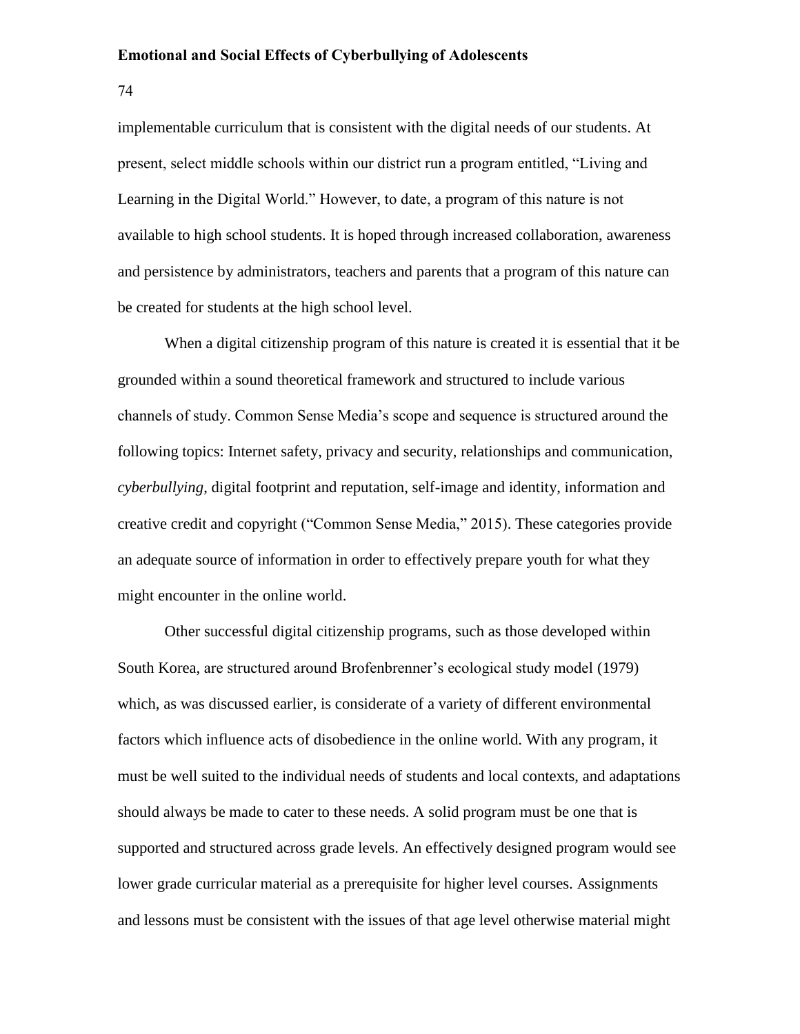implementable curriculum that is consistent with the digital needs of our students. At present, select middle schools within our district run a program entitled, "Living and Learning in the Digital World." However, to date, a program of this nature is not available to high school students. It is hoped through increased collaboration, awareness and persistence by administrators, teachers and parents that a program of this nature can be created for students at the high school level.

When a digital citizenship program of this nature is created it is essential that it be grounded within a sound theoretical framework and structured to include various channels of study. Common Sense Media's scope and sequence is structured around the following topics: Internet safety, privacy and security, relationships and communication, *cyberbullying*, digital footprint and reputation, self-image and identity, information and creative credit and copyright ("Common Sense Media," 2015). These categories provide an adequate source of information in order to effectively prepare youth for what they might encounter in the online world.

Other successful digital citizenship programs, such as those developed within South Korea, are structured around Brofenbrenner's ecological study model (1979) which, as was discussed earlier, is considerate of a variety of different environmental factors which influence acts of disobedience in the online world. With any program, it must be well suited to the individual needs of students and local contexts, and adaptations should always be made to cater to these needs. A solid program must be one that is supported and structured across grade levels. An effectively designed program would see lower grade curricular material as a prerequisite for higher level courses. Assignments and lessons must be consistent with the issues of that age level otherwise material might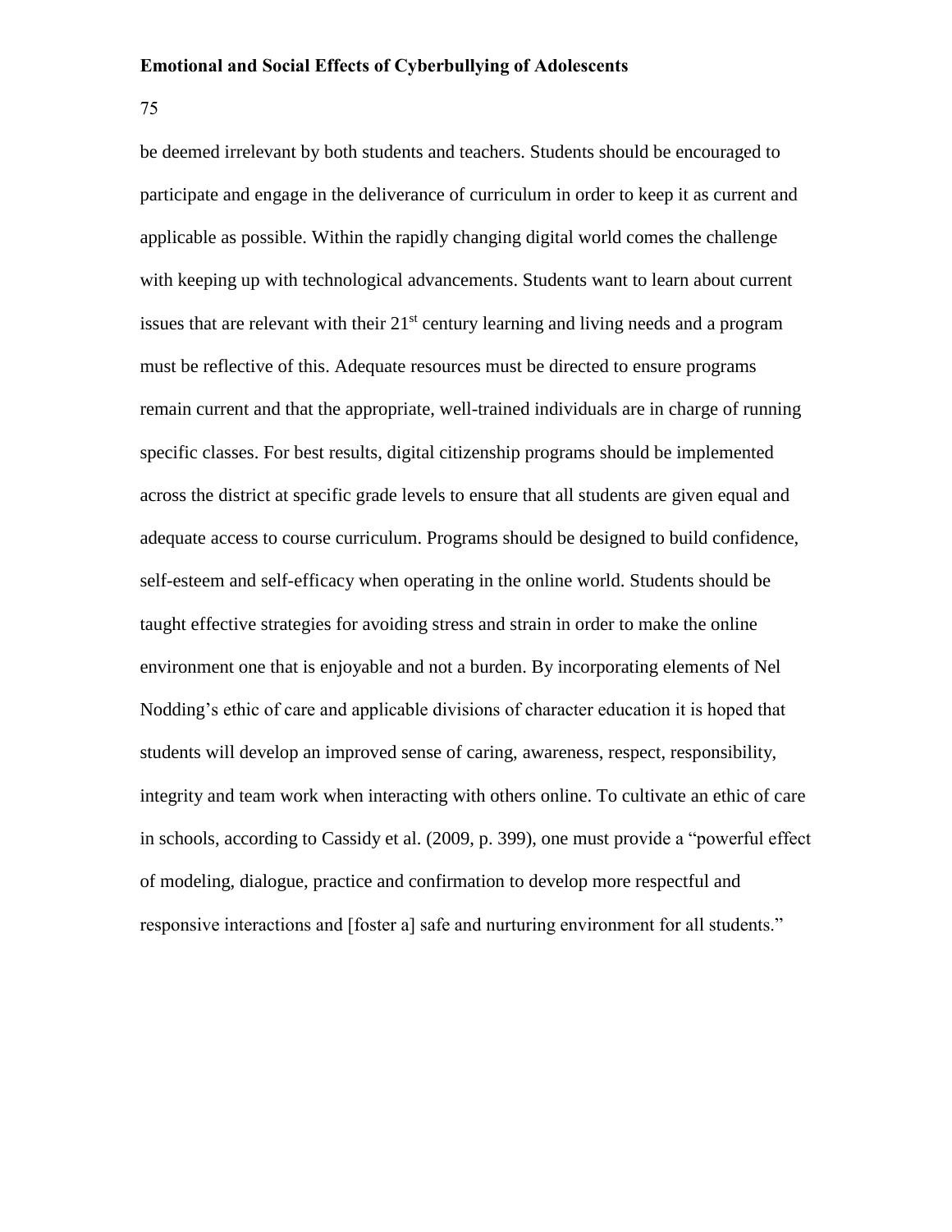be deemed irrelevant by both students and teachers. Students should be encouraged to participate and engage in the deliverance of curriculum in order to keep it as current and applicable as possible. Within the rapidly changing digital world comes the challenge with keeping up with technological advancements. Students want to learn about current issues that are relevant with their 21st century learning and living needs and a program must be reflective of this. Adequate resources must be directed to ensure programs remain current and that the appropriate, well-trained individuals are in charge of running specific classes. For best results, digital citizenship programs should be implemented across the district at specific grade levels to ensure that all students are given equal and adequate access to course curriculum. Programs should be designed to build confidence, self-esteem and self-efficacy when operating in the online world. Students should be taught effective strategies for avoiding stress and strain in order to make the online environment one that is enjoyable and not a burden. By incorporating elements of Nel Nodding's ethic of care and applicable divisions of character education it is hoped that students will develop an improved sense of caring, awareness, respect, responsibility, integrity and team work when interacting with others online. To cultivate an ethic of care in schools, according to Cassidy et al. (2009, p. 399), one must provide a "powerful effect of modeling, dialogue, practice and confirmation to develop more respectful and responsive interactions and [foster a] safe and nurturing environment for all students."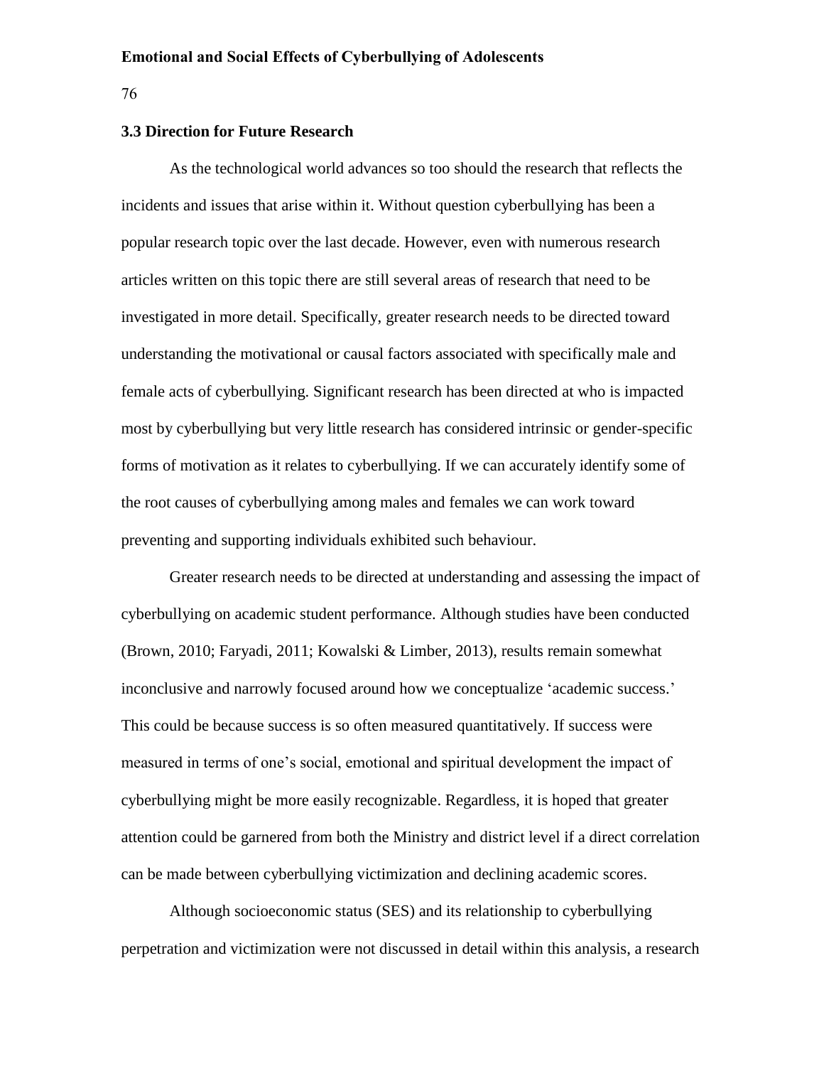### 3.3 Direction for Future Research

As the technological world advances so too should the research that reflects the incidents and issues that arise within it. Without question cyberbullying has been a popular research topic over the last decade. However, even with numerous research articles written on this topic there are still several areas of research that need to be investigated in more detail. Specifically, greater research needs to be directed toward understanding the motivational or causal factors associated with specifically male and female acts of cyberbullying. Significant research has been directed at who is impacted most by cyberbullying but very little research has considered intrinsic or gender-specific forms of motivation as it relates to cyberbullying. If we can accurately identify some of the root causes of cyberbullying among males and females we can work toward preventing and supporting individuals exhibited such behaviour.

Greater research needs to be directed at understanding and assessing the impact of cyberbullying on academic student performance. Although studies have been conducted (Brown, 2010; Faryadi, 2011; Kowalski & Limber, 2013), results remain somewhat inconclusive and narrowly focused around how we conceptualize 'academic success.' This could be because success is so often measured quantitatively. If success were measured in terms of one's social, emotional and spiritual development the impact of cyberbullying might be more easily recognizable. Regardless, it is hoped that greater attention could be garnered from both the Ministry and district level if a direct correlation can be made between cyberbullying victimization and declining academic scores.

Although socioeconomic status (SES) and its relationship to cyberbullying perpetration and victimization were not discussed in detail within this analysis, a research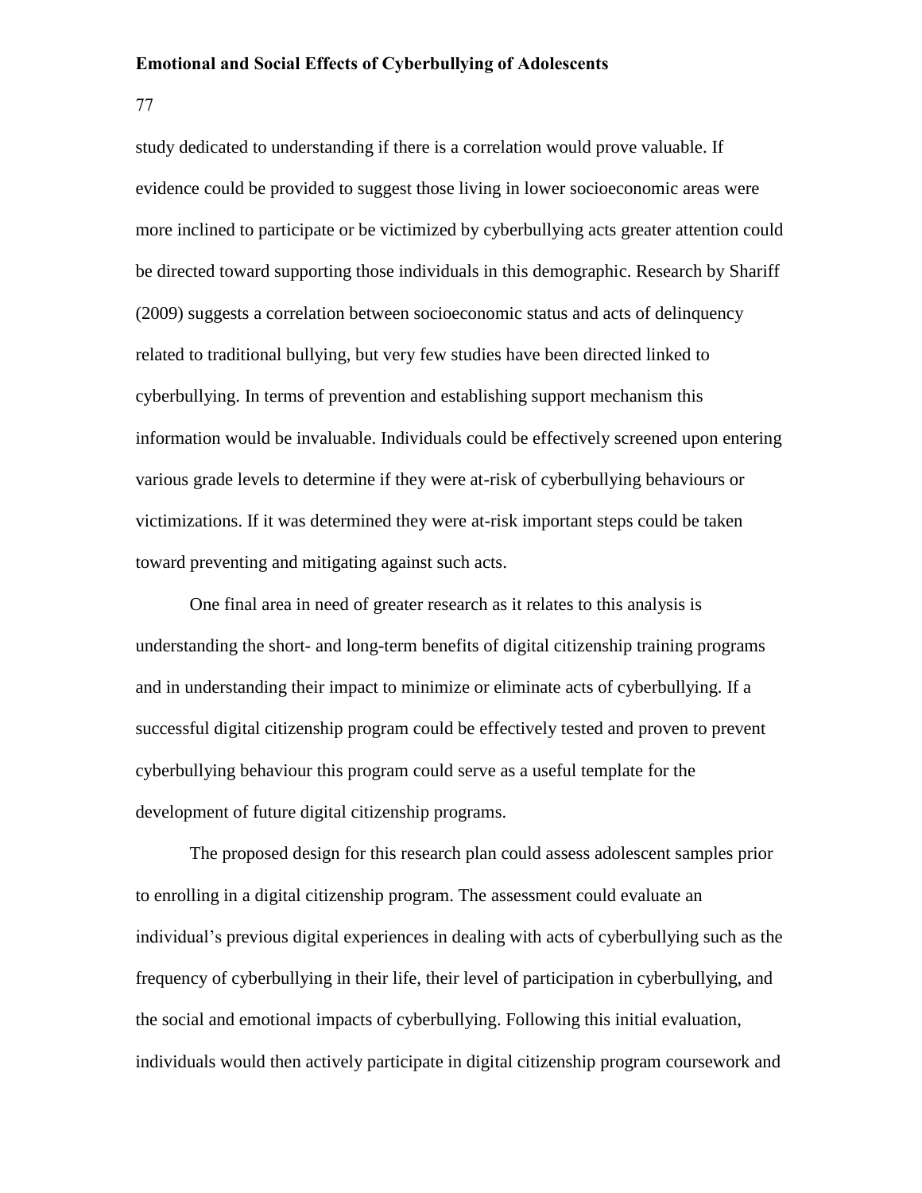study dedicated to understanding if there is a correlation would prove valuable. If evidence could be provided to suggest those living in lower socioeconomic areas were more inclined to participate or be victimized by cyberbullying acts greater attention could be directed toward supporting those individuals in this demographic. Research by Shariff (2009) suggests a correlation between socioeconomic status and acts of delinquency related to traditional bullying, but very few studies have been directed linked to cyberbullying. In terms of prevention and establishing support mechanism this information would be invaluable. Individuals could be effectively screened upon entering various grade levels to determine if they were at-risk of cyberbullying behaviours or victimizations. If it was determined they were at-risk important steps could be taken toward preventing and mitigating against such acts.

One final area in need of greater research as it relates to this analysis is understanding the short- and long-term benefits of digital citizenship training programs and in understanding their impact to minimize or eliminate acts of cyberbullying. If a successful digital citizenship program could be effectively tested and proven to prevent cyberbullying behaviour this program could serve as a useful template for the development of future digital citizenship programs.

The proposed design for this research plan could assess adolescent samples prior to enrolling in a digital citizenship program. The assessment could evaluate an individual's previous digital experiences in dealing with acts of cyberbullying such as the frequency of cyberbullying in their life, their level of participation in cyberbullying, and the social and emotional impacts of cyberbullying. Following this initial evaluation, individuals would then actively participate in digital citizenship program coursework and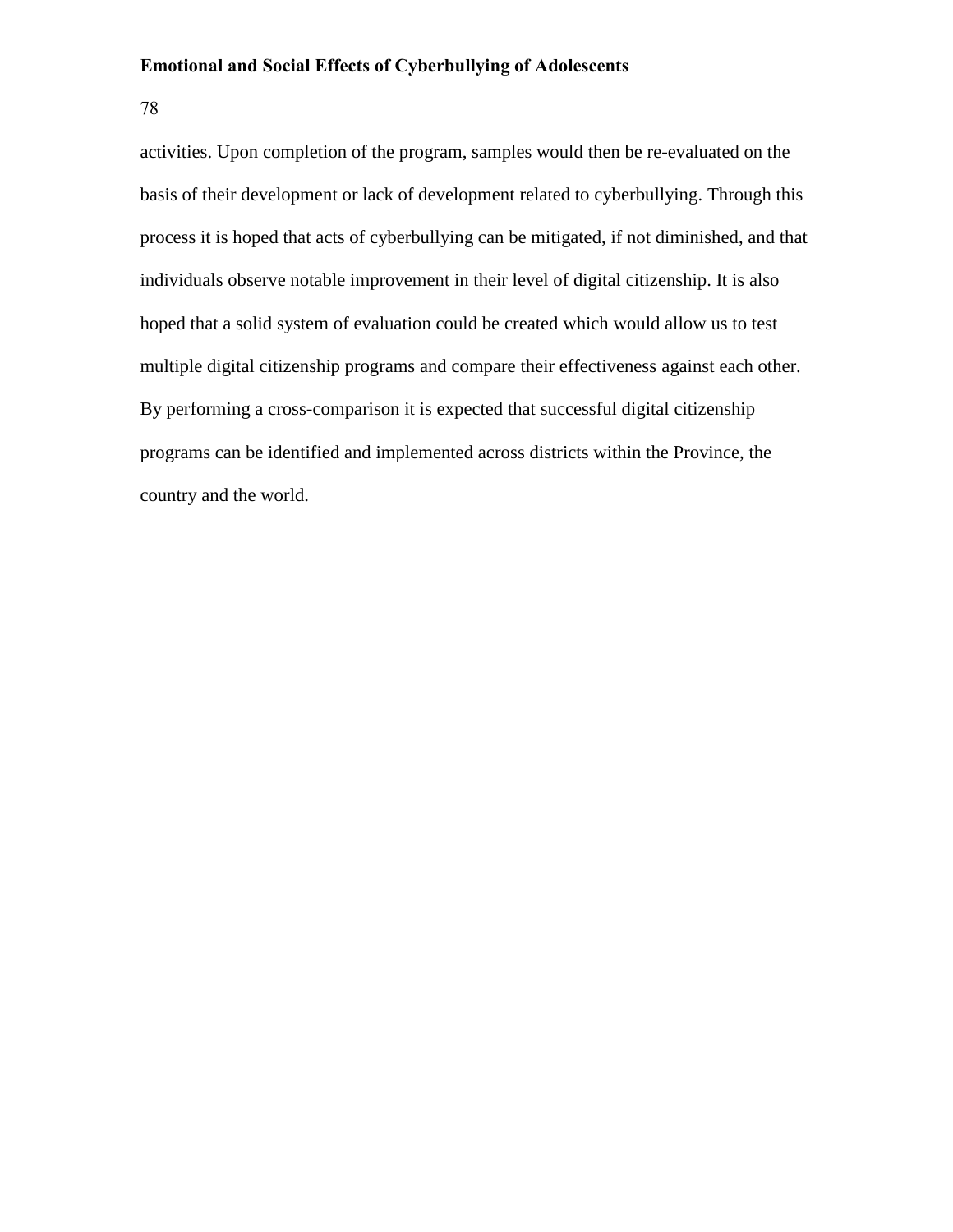activities. Upon completion of the program, samples would then be re-evaluated on the basis of their development or lack of development related to cyberbullying. Through this process it is hoped that acts of cyberbullying can be mitigated, if not diminished, and that individuals observe notable improvement in their level of digital citizenship. It is also hoped that a solid system of evaluation could be created which would allow us to test multiple digital citizenship programs and compare their effectiveness against each other. By performing a cross-comparison it is expected that successful digital citizenship programs can be identified and implemented across districts within the Province, the country and the world.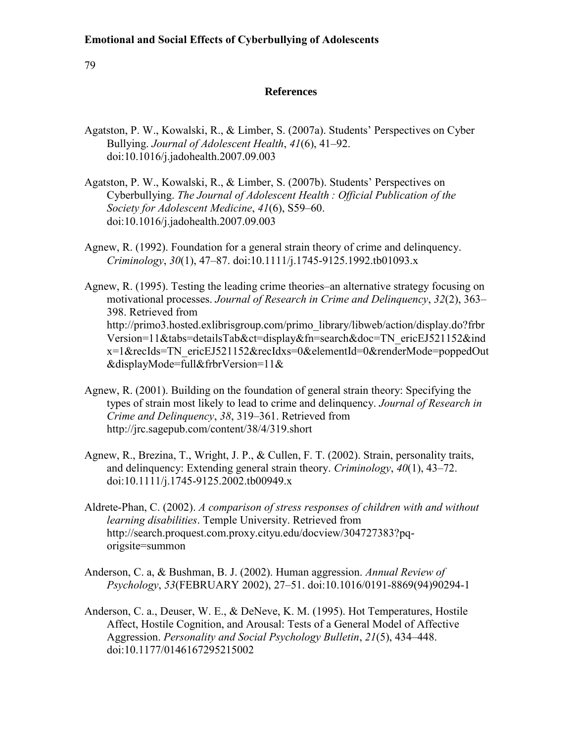## References

Agatston, P. W., Kowalski, R., & Limber, S. (2007a). Students' Perspectives on Cyber Bullying. *Journal of Adolescent Health*, *41*(6), 41–92. doi:10.1016/j.jadohealth.2007.09.003

Agatston, P. W., Kowalski, R., & Limber, S. (2007b). Students' Perspectives on Cyberbullying. *The Journal of Adolescent Health : Official Publication of the Society for Adolescent Medicine*, *41*(6), S59–60. doi:10.1016/j.jadohealth.2007.09.003

Agnew, R. (1992). Foundation for a general strain theory of crime and delinquency. *Criminology*, *30*(1), 47–87. doi:10.1111/j.1745-9125.1992.tb01093.x

Agnew, R. (1995). Testing the leading crime theories–an alternative strategy focusing on motivational processes. *Journal of Research in Crime and Delinquency*, *32*(2), 363–398. Retrieved from http://primo3.hosted.exlibrisgroup.com/primo_library/libweb/action/display.do?frbrVersion=11&tabs=detailsTab&ct=display&fn=search&doc=TN_ericEJ521152&indx=1&recIds=TN_ericEJ521152&recIdxs=0&elementId=0&renderMode=poppedOut&displayMode=full&frbrVersion=11&

Agnew, R. (2001). Building on the foundation of general strain theory: Specifying the types of strain most likely to lead to crime and delinquency. *Journal of Research in Crime and Delinquency*, *38*, 319–361. Retrieved from http://jrc.sagepub.com/content/38/4/319.short

Agnew, R., Brezina, T., Wright, J. P., & Cullen, F. T. (2002). Strain, personality traits, and delinquency: Extending general strain theory. *Criminology*, *40*(1), 43–72. doi:10.1111/j.1745-9125.2002.tb00949.x

Aldrete-Phan, C. (2002). *A comparison of stress responses of children with and without learning disabilities*. Temple University. Retrieved from http://search.proquest.com.proxy.cityu.edu/docview/304727383?pq-origsite=summon

Anderson, C. a, & Bushman, B. J. (2002). Human aggression. *Annual Review of Psychology*, *53*(FEBRUARY 2002), 27–51. doi:10.1016/0191-8869(94)90294-1

Anderson, C. a., Deuser, W. E., & DeNeve, K. M. (1995). Hot Temperatures, Hostile Affect, Hostile Cognition, and Arousal: Tests of a General Model of Affective Aggression. *Personality and Social Psychology Bulletin*, *21*(5), 434–448. doi:10.1177/0146167295215002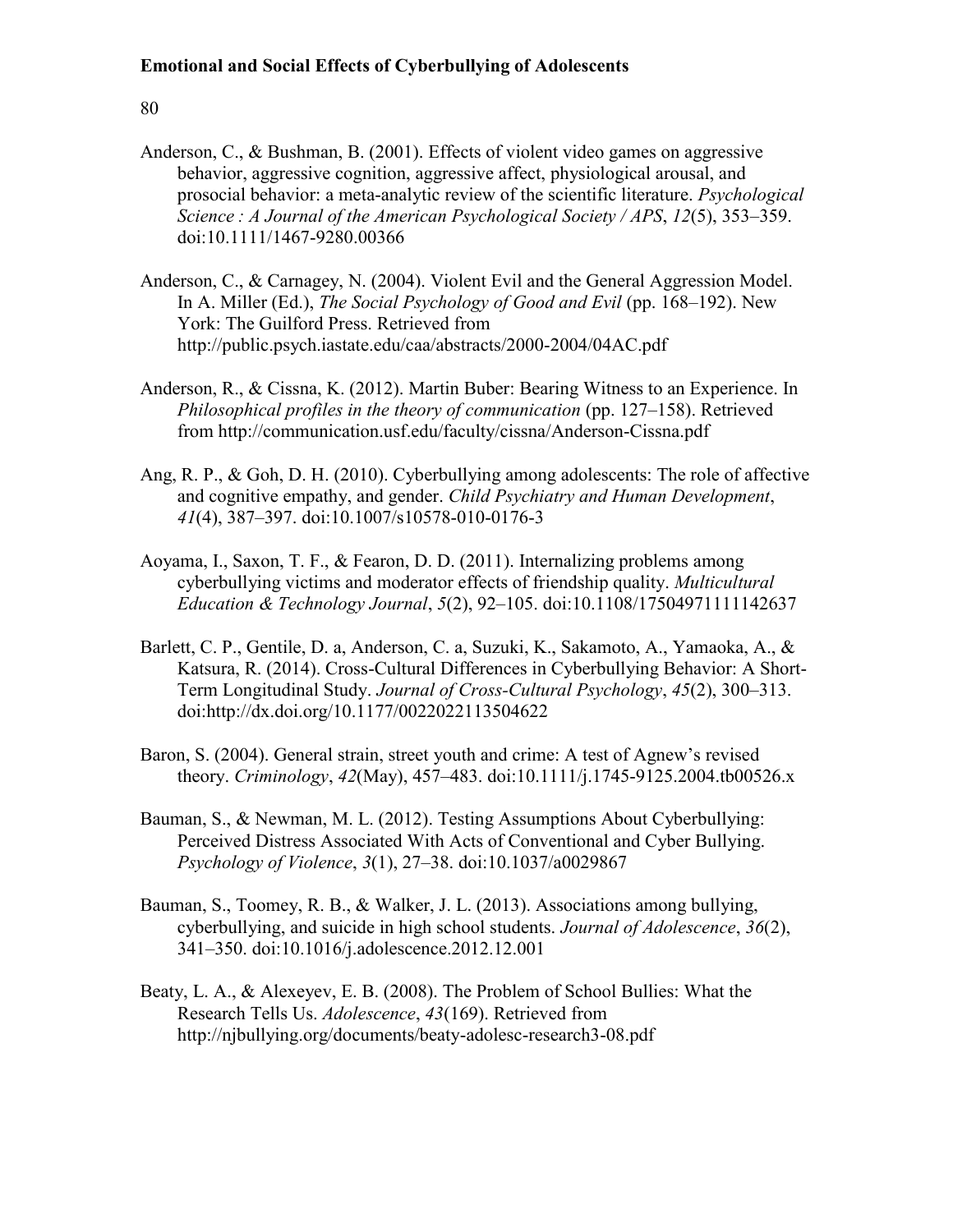Anderson, C., & Bushman, B. (2001). Effects of violent video games on aggressive behavior, aggressive cognition, aggressive affect, physiological arousal, and prosocial behavior: a meta-analytic review of the scientific literature. *Psychological Science : A Journal of the American Psychological Society / APS*, *12*(5), 353–359. doi:10.1111/1467-9280.00366

Anderson, C., & Carnagey, N. (2004). Violent Evil and the General Aggression Model. In A. Miller (Ed.), *The Social Psychology of Good and Evil* (pp. 168–192). New York: The Guilford Press. Retrieved from http://public.psych.iastate.edu/caa/abstracts/2000-2004/04AC.pdf

Anderson, R., & Cissna, K. (2012). Martin Buber: Bearing Witness to an Experience. In *Philosophical profiles in the theory of communication* (pp. 127–158). Retrieved from http://communication.usf.edu/faculty/cissna/Anderson-Cissna.pdf

Ang, R. P., & Goh, D. H. (2010). Cyberbullying among adolescents: The role of affective and cognitive empathy, and gender. *Child Psychiatry and Human Development*, *41*(4), 387–397. doi:10.1007/s10578-010-0176-3

Aoyama, I., Saxon, T. F., & Fearon, D. D. (2011). Internalizing problems among cyberbullying victims and moderator effects of friendship quality. *Multicultural Education & Technology Journal*, *5*(2), 92–105. doi:10.1108/17504971111142637

Barlett, C. P., Gentile, D. a, Anderson, C. a, Suzuki, K., Sakamoto, A., Yamaoka, A., & Katsura, R. (2014). Cross-Cultural Differences in Cyberbullying Behavior: A Short-Term Longitudinal Study. *Journal of Cross-Cultural Psychology*, *45*(2), 300–313. doi:http://dx.doi.org/10.1177/0022022113504622

Baron, S. (2004). General strain, street youth and crime: A test of Agnew's revised theory. *Criminology*, *42*(May), 457–483. doi:10.1111/j.1745-9125.2004.tb00526.x

Bauman, S., & Newman, M. L. (2012). Testing Assumptions About Cyberbullying: Perceived Distress Associated With Acts of Conventional and Cyber Bullying. *Psychology of Violence*, *3*(1), 27–38. doi:10.1037/a0029867

Bauman, S., Toomey, R. B., & Walker, J. L. (2013). Associations among bullying, cyberbullying, and suicide in high school students. *Journal of Adolescence*, *36*(2), 341–350. doi:10.1016/j.adolescence.2012.12.001

Beaty, L. A., & Alexeyev, E. B. (2008). The Problem of School Bullies: What the Research Tells Us. *Adolescence*, *43*(169). Retrieved from http://njbullying.org/documents/beaty-adolesc-research3-08.pdf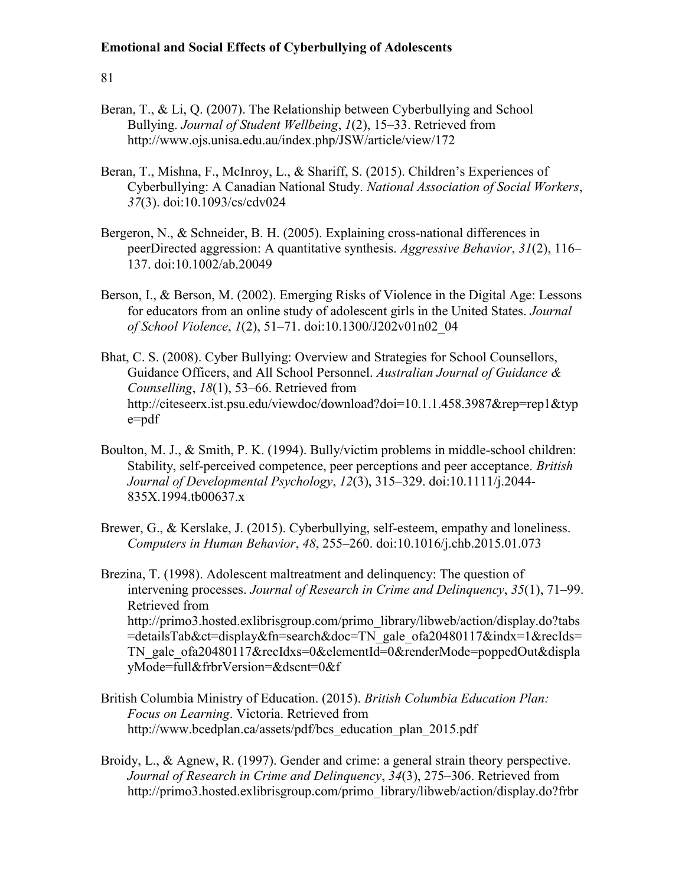Beran, T., & Li, Q. (2007). The Relationship between Cyberbullying and School Bullying. *Journal of Student Wellbeing*, *1*(2), 15–33. Retrieved from http://www.ojs.unisa.edu.au/index.php/JSW/article/view/172

Beran, T., Mishna, F., McInroy, L., & Shariff, S. (2015). Children's Experiences of Cyberbullying: A Canadian National Study. *National Association of Social Workers*, *37*(3). doi:10.1093/cs/cdv024

Bergeron, N., & Schneider, B. H. (2005). Explaining cross-national differences in peerDirected aggression: A quantitative synthesis. *Aggressive Behavior*, *31*(2), 116–137. doi:10.1002/ab.20049

Berson, I., & Berson, M. (2002). Emerging Risks of Violence in the Digital Age: Lessons for educators from an online study of adolescent girls in the United States. *Journal of School Violence*, *1*(2), 51–71. doi:10.1300/J202v01n02_04

Bhat, C. S. (2008). Cyber Bullying: Overview and Strategies for School Counsellors, Guidance Officers, and All School Personnel. *Australian Journal of Guidance & Counselling*, *18*(1), 53–66. Retrieved from http://citeseerx.ist.psu.edu/viewdoc/download?doi=10.1.1.458.3987&rep=rep1&type=pdf

Boulton, M. J., & Smith, P. K. (1994). Bully/victim problems in middle-school children: Stability, self-perceived competence, peer perceptions and peer acceptance. *British Journal of Developmental Psychology*, *12*(3), 315–329. doi:10.1111/j.2044-835X.1994.tb00637.x

Brewer, G., & Kerslake, J. (2015). Cyberbullying, self-esteem, empathy and loneliness. *Computers in Human Behavior*, *48*, 255–260. doi:10.1016/j.chb.2015.01.073

Brezina, T. (1998). Adolescent maltreatment and delinquency: The question of intervening processes. *Journal of Research in Crime and Delinquency*, *35*(1), 71–99. Retrieved from http://primo3.hosted.exlibrisgroup.com/primo_library/libweb/action/display.do?tabs=detailsTab&ct=display&fn=search&doc=TN_gale_ofa20480117&indx=1&recIds=TN_gale_ofa20480117&recIdxs=0&elementId=0&renderMode=poppedOut&displayMode=full&frbrVersion=&dscnt=0&f

British Columbia Ministry of Education. (2015). *British Columbia Education Plan: Focus on Learning*. Victoria. Retrieved from http://www.bcedplan.ca/assets/pdf/bcs_education_plan_2015.pdf

Broidy, L., & Agnew, R. (1997). Gender and crime: a general strain theory perspective. *Journal of Research in Crime and Delinquency*, *34*(3), 275–306. Retrieved from http://primo3.hosted.exlibrisgroup.com/primo_library/libweb/action/display.do?frbr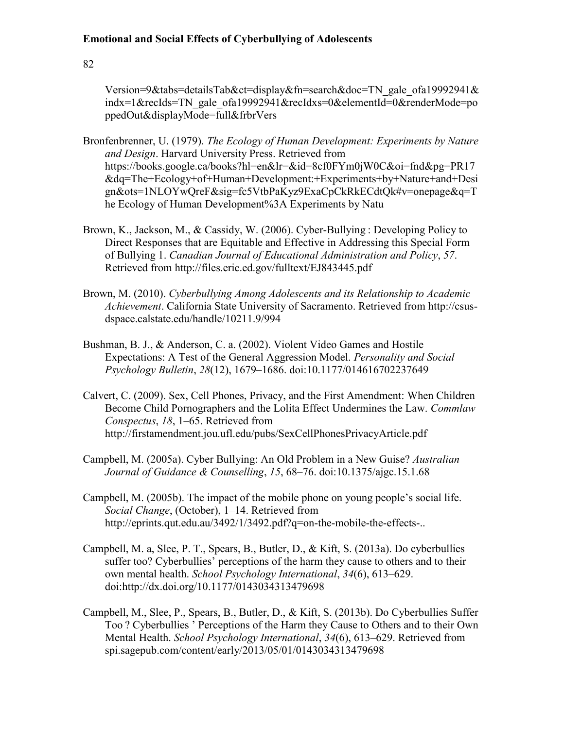Version=9&tabs=detailsTab&ct=display&fn=search&doc=TN_gale_ofa19992941&indx=1&recIds=TN_gale_ofa19992941&recIdxs=0&elementId=0&renderMode=poppedOut&displayMode=full&frbrVers

Bronfenbrenner, U. (1979). *The Ecology of Human Development: Experiments by Nature and Design*. Harvard University Press. Retrieved from https://books.google.ca/books?hl=en&lr=&id=8cf0FYm0jW0C&oi=fnd&pg=PR17&dq=The+Ecology+of+Human+Development:+Experiments+by+Nature+and+Design&ots=1NLOYwQreF&sig=fc5VtbPaKyz9ExaCpCkRkECdtQk#v=onepage&q=The Ecology of Human Development%3A Experiments by Natu

Brown, K., Jackson, M., & Cassidy, W. (2006). Cyber-Bullying : Developing Policy to Direct Responses that are Equitable and Effective in Addressing this Special Form of Bullying 1. *Canadian Journal of Educational Administration and Policy*, *57*. Retrieved from http://files.eric.ed.gov/fulltext/EJ843445.pdf

Brown, M. (2010). *Cyberbullying Among Adolescents and its Relationship to Academic Achievement*. California State University of Sacramento. Retrieved from http://csus-dspace.calstate.edu/handle/10211.9/994

Bushman, B. J., & Anderson, C. a. (2002). Violent Video Games and Hostile Expectations: A Test of the General Aggression Model. *Personality and Social Psychology Bulletin*, *28*(12), 1679–1686. doi:10.1177/014616702237649

Calvert, C. (2009). Sex, Cell Phones, Privacy, and the First Amendment: When Children Become Child Pornographers and the Lolita Effect Undermines the Law. *Commlaw Conspectus*, *18*, 1–65. Retrieved from http://firstamendment.jou.ufl.edu/pubs/SexCellPhonesPrivacyArticle.pdf

Campbell, M. (2005a). Cyber Bullying: An Old Problem in a New Guise? *Australian Journal of Guidance & Counselling*, *15*, 68–76. doi:10.1375/ajgc.15.1.68

Campbell, M. (2005b). The impact of the mobile phone on young people's social life. *Social Change*, (October), 1–14. Retrieved from http://eprints.qut.edu.au/3492/1/3492.pdf?q=on-the-mobile-the-effects-..

Campbell, M. a, Slee, P. T., Spears, B., Butler, D., & Kift, S. (2013a). Do cyberbullies suffer too? Cyberbullies' perceptions of the harm they cause to others and to their own mental health. *School Psychology International*, *34*(6), 613–629. doi:http://dx.doi.org/10.1177/0143034313479698

Campbell, M., Slee, P., Spears, B., Butler, D., & Kift, S. (2013b). Do Cyberbullies Suffer Too ? Cyberbullies ' Perceptions of the Harm they Cause to Others and to their Own Mental Health. *School Psychology International*, *34*(6), 613–629. Retrieved from spi.sagepub.com/content/early/2013/05/01/0143034313479698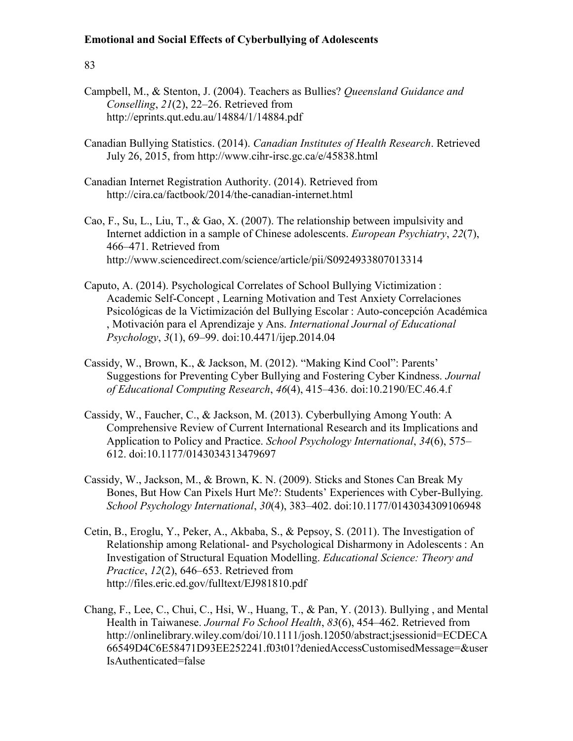Campbell, M., & Stenton, J. (2004). Teachers as Bullies? *Queensland Guidance and Conselling*, *21*(2), 22–26. Retrieved from http://eprints.qut.edu.au/14884/1/14884.pdf

Canadian Bullying Statistics. (2014). *Canadian Institutes of Health Research*. Retrieved July 26, 2015, from http://www.cihr-irsc.gc.ca/e/45838.html

Canadian Internet Registration Authority. (2014). Retrieved from http://cira.ca/factbook/2014/the-canadian-internet.html

Cao, F., Su, L., Liu, T., & Gao, X. (2007). The relationship between impulsivity and Internet addiction in a sample of Chinese adolescents. *European Psychiatry*, *22*(7), 466–471. Retrieved from http://www.sciencedirect.com/science/article/pii/S0924933807013314

Caputo, A. (2014). Psychological Correlates of School Bullying Victimization : Academic Self-Concept , Learning Motivation and Test Anxiety Correlaciones Psicológicas de la Victimización del Bullying Escolar : Auto-concepción Académica , Motivación para el Aprendizaje y Ans. *International Journal of Educational Psychology*, *3*(1), 69–99. doi:10.4471/ijep.2014.04

Cassidy, W., Brown, K., & Jackson, M. (2012). "Making Kind Cool": Parents' Suggestions for Preventing Cyber Bullying and Fostering Cyber Kindness. *Journal of Educational Computing Research*, *46*(4), 415–436. doi:10.2190/EC.46.4.f

Cassidy, W., Faucher, C., & Jackson, M. (2013). Cyberbullying Among Youth: A Comprehensive Review of Current International Research and its Implications and Application to Policy and Practice. *School Psychology International*, *34*(6), 575–612. doi:10.1177/0143034313479697

Cassidy, W., Jackson, M., & Brown, K. N. (2009). Sticks and Stones Can Break My Bones, But How Can Pixels Hurt Me?: Students' Experiences with Cyber-Bullying. *School Psychology International*, *30*(4), 383–402. doi:10.1177/0143034309106948

Cetin, B., Eroglu, Y., Peker, A., Akbaba, S., & Pepsoy, S. (2011). The Investigation of Relationship among Relational- and Psychological Disharmony in Adolescents : An Investigation of Structural Equation Modelling. *Educational Science: Theory and Practice*, *12*(2), 646–653. Retrieved from http://files.eric.ed.gov/fulltext/EJ981810.pdf

Chang, F., Lee, C., Chui, C., Hsi, W., Huang, T., & Pan, Y. (2013). Bullying , and Mental Health in Taiwanese. *Journal Fo School Health*, *83*(6), 454–462. Retrieved from http://onlinelibrary.wiley.com/doi/10.1111/josh.12050/abstract;jsessionid=ECDECA66549D4C6E58471D93EE252241.f03t01?deniedAccessCustomisedMessage=&userIsAuthenticated=false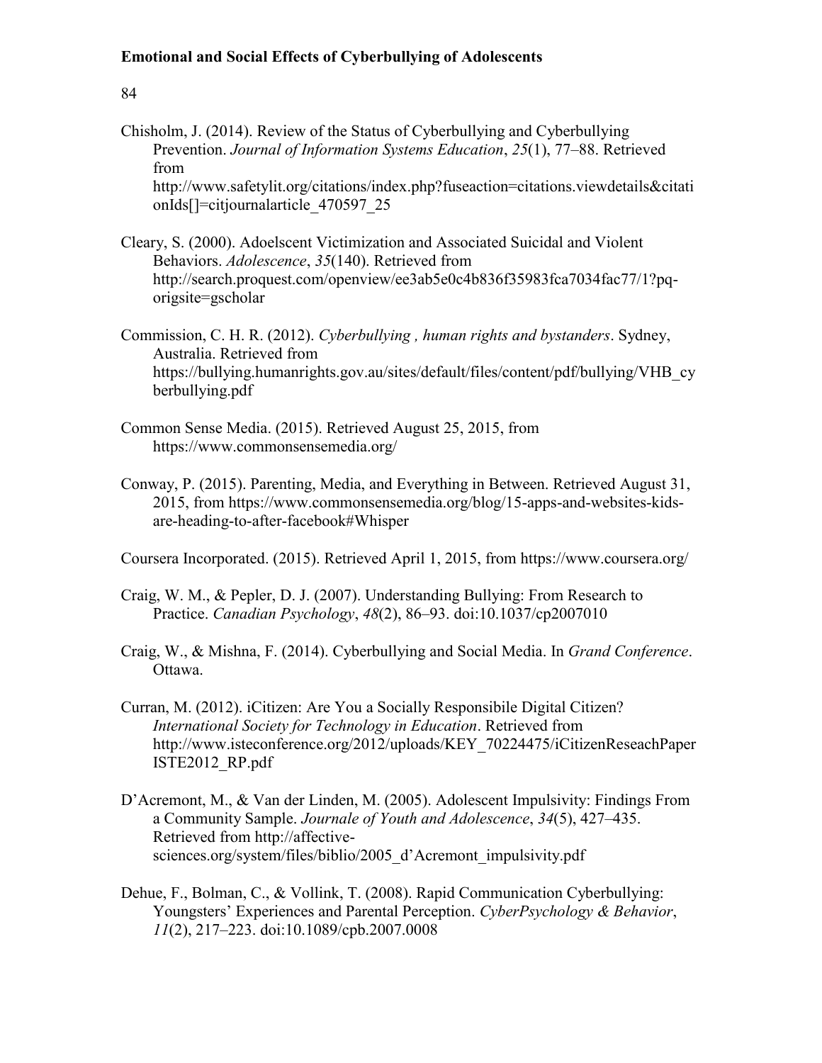Chisholm, J. (2014). Review of the Status of Cyberbullying and Cyberbullying Prevention. *Journal of Information Systems Education*, *25*(1), 77–88. Retrieved from http://www.safetylit.org/citations/index.php?fuseaction=citations.viewdetails&citationIds[]=citjournalarticle_470597_25

Cleary, S. (2000). Adoelscent Victimization and Associated Suicidal and Violent Behaviors. *Adolescence*, *35*(140). Retrieved from http://search.proquest.com/openview/ee3ab5e0c4b836f35983fca7034fac77/1?pq-origsite=gscholar

Commission, C. H. R. (2012). *Cyberbullying , human rights and bystanders*. Sydney, Australia. Retrieved from https://bullying.humanrights.gov.au/sites/default/files/content/pdf/bullying/VHB_cyberbullying.pdf

Common Sense Media. (2015). Retrieved August 25, 2015, from https://www.commonsensemedia.org/

Conway, P. (2015). Parenting, Media, and Everything in Between. Retrieved August 31, 2015, from https://www.commonsensemedia.org/blog/15-apps-and-websites-kids-are-heading-to-after-facebook#Whisper

Coursera Incorporated. (2015). Retrieved April 1, 2015, from https://www.coursera.org/

Craig, W. M., & Pepler, D. J. (2007). Understanding Bullying: From Research to Practice. *Canadian Psychology*, *48*(2), 86–93. doi:10.1037/cp2007010

Craig, W., & Mishna, F. (2014). Cyberbullying and Social Media. In *Grand Conference*. Ottawa.

Curran, M. (2012). iCitizen: Are You a Socially Responsibile Digital Citizen? *International Society for Technology in Education*. Retrieved from http://www.isteconference.org/2012/uploads/KEY_70224475/iCitizenReseachPaperISTE2012_RP.pdf

D'Acremont, M., & Van der Linden, M. (2005). Adolescent Impulsivity: Findings From a Community Sample. *Journale of Youth and Adolescence*, *34*(5), 427–435. Retrieved from http://affective-sciences.org/system/files/biblio/2005_d'Acremont_impulsivity.pdf

Dehue, F., Bolman, C., & Vollink, T. (2008). Rapid Communication Cyberbullying: Youngsters' Experiences and Parental Perception. *CyberPsychology & Behavior*, *11*(2), 217–223. doi:10.1089/cpb.2007.0008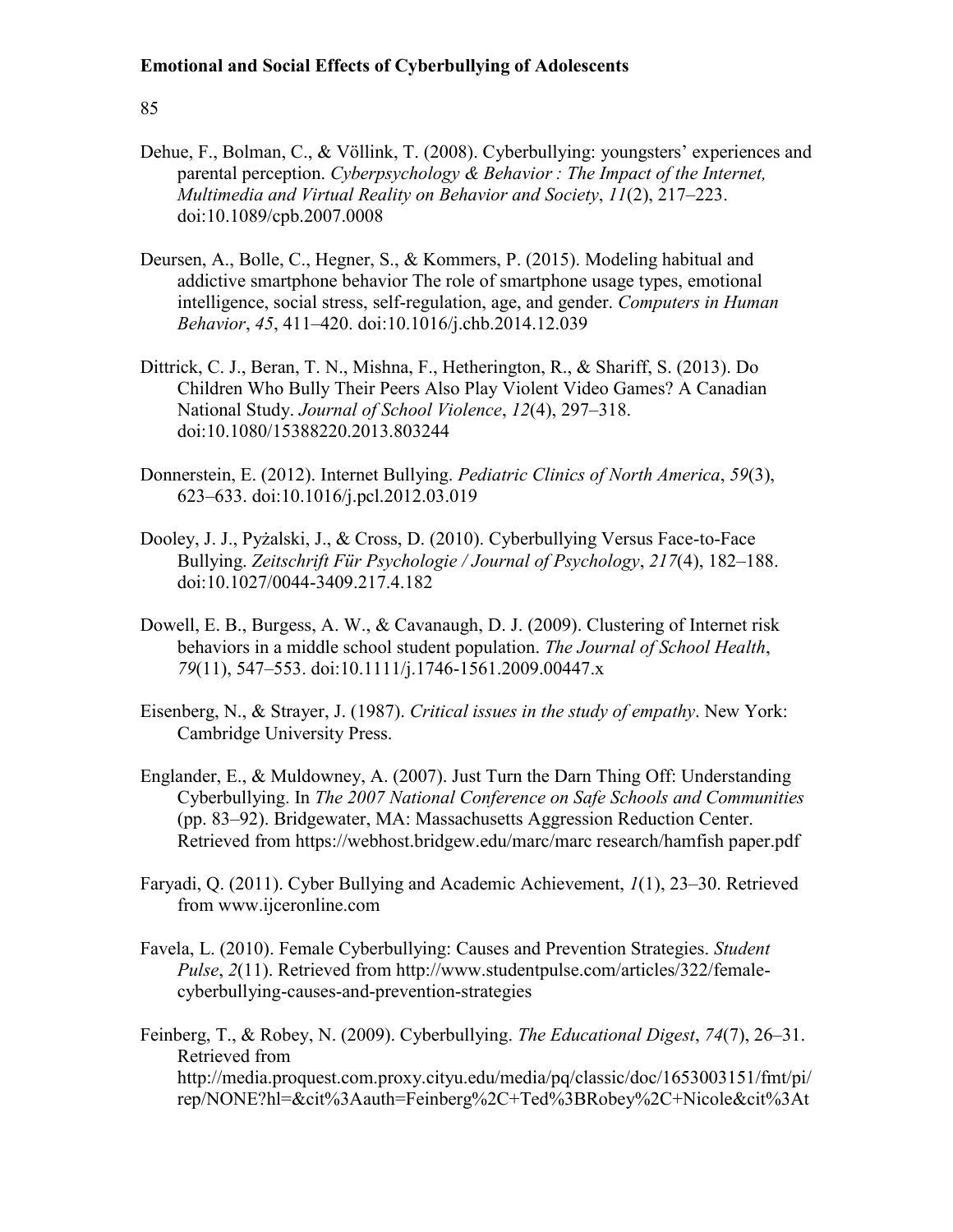Dehue, F., Bolman, C., & Völlink, T. (2008). Cyberbullying: youngsters' experiences and parental perception. *Cyberpsychology & Behavior : The Impact of the Internet, Multimedia and Virtual Reality on Behavior and Society*, *11*(2), 217–223. doi:10.1089/cpb.2007.0008

Deursen, A., Bolle, C., Hegner, S., & Kommers, P. (2015). Modeling habitual and addictive smartphone behavior The role of smartphone usage types, emotional intelligence, social stress, self-regulation, age, and gender. *Computers in Human Behavior*, *45*, 411–420. doi:10.1016/j.chb.2014.12.039

Dittrick, C. J., Beran, T. N., Mishna, F., Hetherington, R., & Shariff, S. (2013). Do Children Who Bully Their Peers Also Play Violent Video Games? A Canadian National Study. *Journal of School Violence*, *12*(4), 297–318. doi:10.1080/15388220.2013.803244

Donnerstein, E. (2012). Internet Bullying. *Pediatric Clinics of North America*, *59*(3), 623–633. doi:10.1016/j.pcl.2012.03.019

Dooley, J. J., Pyżalski, J., & Cross, D. (2010). Cyberbullying Versus Face-to-Face Bullying. *Zeitschrift Für Psychologie / Journal of Psychology*, *217*(4), 182–188. doi:10.1027/0044-3409.217.4.182

Dowell, E. B., Burgess, A. W., & Cavanaugh, D. J. (2009). Clustering of Internet risk behaviors in a middle school student population. *The Journal of School Health*, *79*(11), 547–553. doi:10.1111/j.1746-1561.2009.00447.x

Eisenberg, N., & Strayer, J. (1987). *Critical issues in the study of empathy*. New York: Cambridge University Press.

Englander, E., & Muldowney, A. (2007). Just Turn the Darn Thing Off: Understanding Cyberbullying. In *The 2007 National Conference on Safe Schools and Communities* (pp. 83–92). Bridgewater, MA: Massachusetts Aggression Reduction Center. Retrieved from https://webhost.bridgew.edu/marc/marc research/hamfish paper.pdf

Faryadi, Q. (2011). Cyber Bullying and Academic Achievement, *1*(1), 23–30. Retrieved from www.ijceronline.com

Favela, L. (2010). Female Cyberbullying: Causes and Prevention Strategies. *Student Pulse*, *2*(11). Retrieved from http://www.studentpulse.com/articles/322/female-cyberbullying-causes-and-prevention-strategies

Feinberg, T., & Robey, N. (2009). Cyberbullying. *The Educational Digest*, *74*(7), 26–31. Retrieved from http://media.proquest.com.proxy.cityu.edu/media/pq/classic/doc/1653003151/fmt/pi/rep/NONE?hl=&cit%3Aauth=Feinberg%2C+Ted%3BRobey%2C+Nicole&cit%3At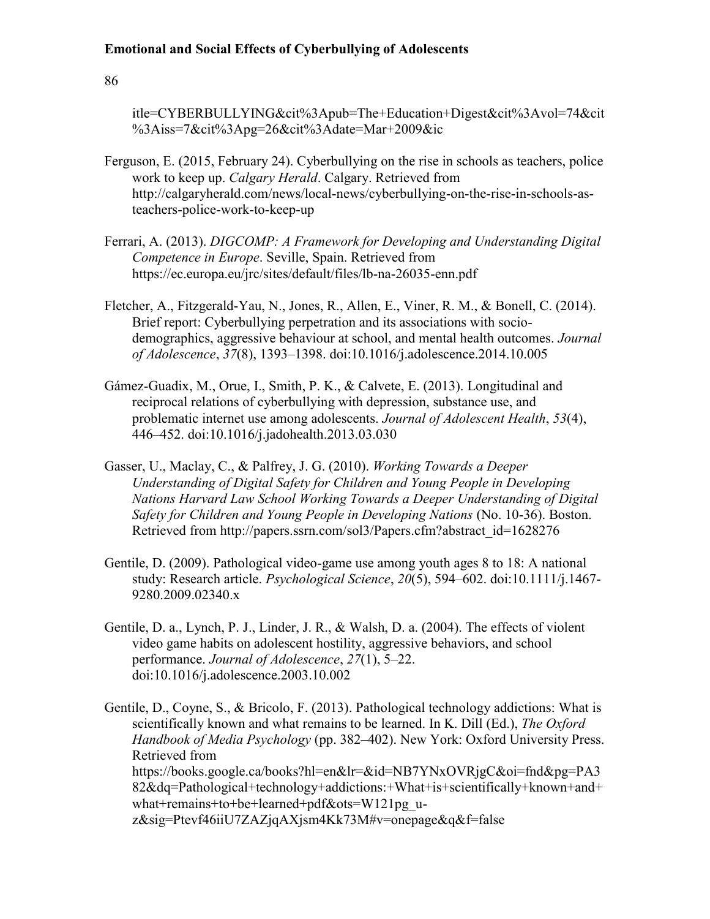itle=CYBERBULLYING&cit%3Apub=The+Education+Digest&cit%3Avol=74&cit%3Aiss=7&cit%3Apg=26&cit%3Adate=Mar+2009&ic

Ferguson, E. (2015, February 24). Cyberbullying on the rise in schools as teachers, police work to keep up. *Calgary Herald*. Calgary. Retrieved from http://calgaryherald.com/news/local-news/cyberbullying-on-the-rise-in-schools-as-teachers-police-work-to-keep-up

Ferrari, A. (2013). *DIGCOMP: A Framework for Developing and Understanding Digital Competence in Europe*. Seville, Spain. Retrieved from https://ec.europa.eu/jrc/sites/default/files/lb-na-26035-enn.pdf

Fletcher, A., Fitzgerald-Yau, N., Jones, R., Allen, E., Viner, R. M., & Bonell, C. (2014). Brief report: Cyberbullying perpetration and its associations with socio-demographics, aggressive behaviour at school, and mental health outcomes. *Journal of Adolescence*, *37*(8), 1393–1398. doi:10.1016/j.adolescence.2014.10.005

Gámez-Guadix, M., Orue, I., Smith, P. K., & Calvete, E. (2013). Longitudinal and reciprocal relations of cyberbullying with depression, substance use, and problematic internet use among adolescents. *Journal of Adolescent Health*, *53*(4), 446–452. doi:10.1016/j.jadohealth.2013.03.030

Gasser, U., Maclay, C., & Palfrey, J. G. (2010). *Working Towards a Deeper Understanding of Digital Safety for Children and Young People in Developing Nations Harvard Law School Working Towards a Deeper Understanding of Digital Safety for Children and Young People in Developing Nations* (No. 10-36). Boston. Retrieved from http://papers.ssrn.com/sol3/Papers.cfm?abstract_id=1628276

Gentile, D. (2009). Pathological video-game use among youth ages 8 to 18: A national study: Research article. *Psychological Science*, *20*(5), 594–602. doi:10.1111/j.1467-9280.2009.02340.x

Gentile, D. a., Lynch, P. J., Linder, J. R., & Walsh, D. a. (2004). The effects of violent video game habits on adolescent hostility, aggressive behaviors, and school performance. *Journal of Adolescence*, *27*(1), 5–22. doi:10.1016/j.adolescence.2003.10.002

Gentile, D., Coyne, S., & Bricolo, F. (2013). Pathological technology addictions: What is scientifically known and what remains to be learned. In K. Dill (Ed.), *The Oxford Handbook of Media Psychology* (pp. 382–402). New York: Oxford University Press. Retrieved from https://books.google.ca/books?hl=en&lr=&id=NB7YNxOVRjgC&oi=fnd&pg=PA382&dq=Pathological+technology+addictions:+What+is+scientifically+known+and+what+remains+to+be+learned+pdf&ots=W121pg_u-z&sig=Ptevf46iiU7ZAZjqAXjsm4Kk73M#v=onepage&q&f=false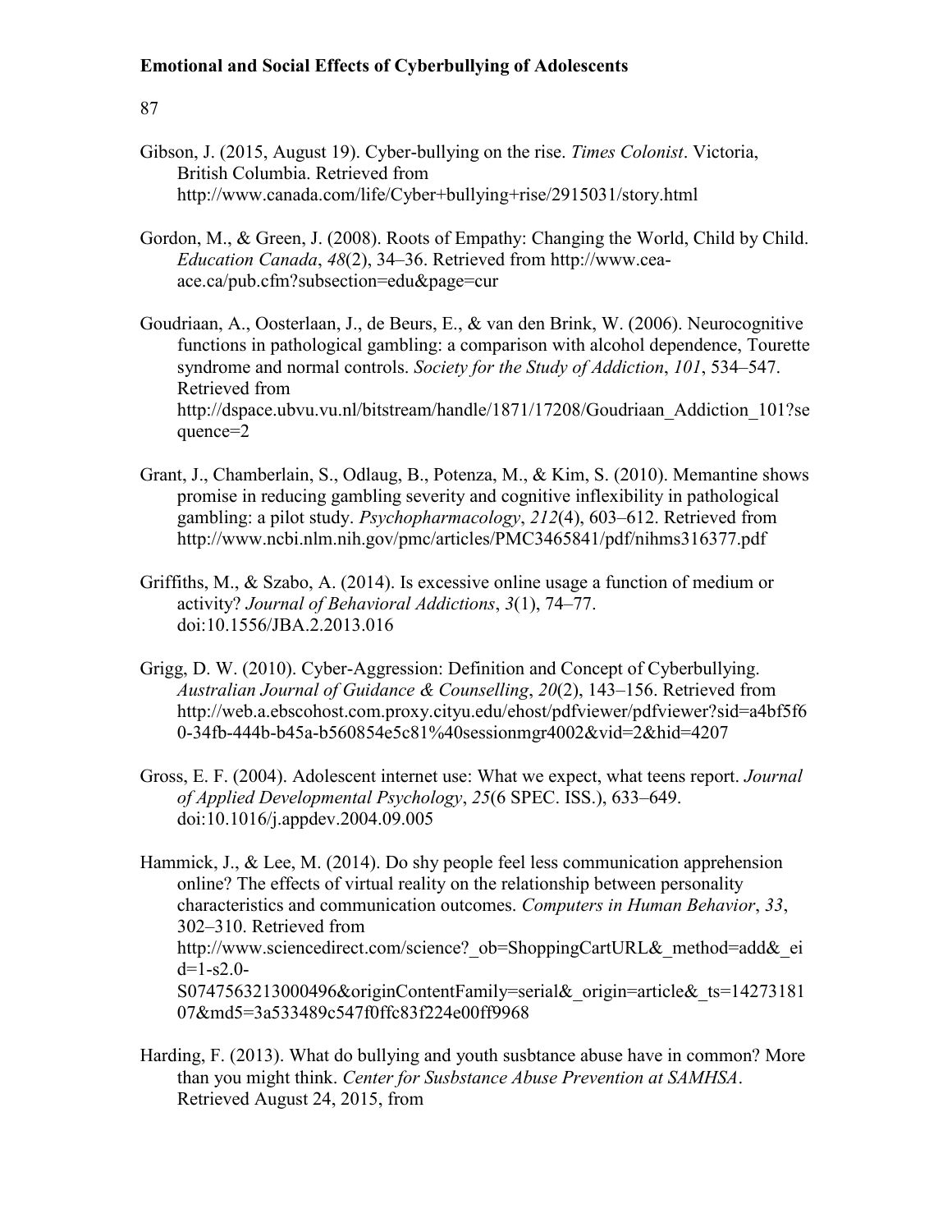Gibson, J. (2015, August 19). Cyber-bullying on the rise. *Times Colonist*. Victoria, British Columbia. Retrieved from http://www.canada.com/life/Cyber+bullying+rise/2915031/story.html

Gordon, M., & Green, J. (2008). Roots of Empathy: Changing the World, Child by Child. *Education Canada*, *48*(2), 34–36. Retrieved from http://www.cea-ace.ca/pub.cfm?subsection=edu&page=cur

Goudriaan, A., Oosterlaan, J., de Beurs, E., & van den Brink, W. (2006). Neurocognitive functions in pathological gambling: a comparison with alcohol dependence, Tourette syndrome and normal controls. *Society for the Study of Addiction*, *101*, 534–547. Retrieved from http://dspace.ubvu.vu.nl/bitstream/handle/1871/17208/Goudriaan_Addiction_101?sequence=2

Grant, J., Chamberlain, S., Odlaug, B., Potenza, M., & Kim, S. (2010). Memantine shows promise in reducing gambling severity and cognitive inflexibility in pathological gambling: a pilot study. *Psychopharmacology*, *212*(4), 603–612. Retrieved from http://www.ncbi.nlm.nih.gov/pmc/articles/PMC3465841/pdf/nihms316377.pdf

Griffiths, M., & Szabo, A. (2014). Is excessive online usage a function of medium or activity? *Journal of Behavioral Addictions*, *3*(1), 74–77. doi:10.1556/JBA.2.2013.016

Grigg, D. W. (2010). Cyber-Aggression: Definition and Concept of Cyberbullying. *Australian Journal of Guidance & Counselling*, *20*(2), 143–156. Retrieved from http://web.a.ebscohost.com.proxy.cityu.edu/ehost/pdfviewer/pdfviewer?sid=a4bf5f60-34fb-444b-b45a-b560854e5c81%40sessionmgr4002&vid=2&hid=4207

Gross, E. F. (2004). Adolescent internet use: What we expect, what teens report. *Journal of Applied Developmental Psychology*, *25*(6 SPEC. ISS.), 633–649. doi:10.1016/j.appdev.2004.09.005

Hammick, J., & Lee, M. (2014). Do shy people feel less communication apprehension online? The effects of virtual reality on the relationship between personality characteristics and communication outcomes. *Computers in Human Behavior*, *33*, 302–310. Retrieved from http://www.sciencedirect.com/science?_ob=ShoppingCartURL&_method=add&_eid=1-s2.0-S0747563213000496&originContentFamily=serial&_origin=article&_ts=1427318107&md5=3a533489c547f0ffc83f224e00ff9968

Harding, F. (2013). What do bullying and youth susbtance abuse have in common? More than you might think. *Center for Susbstance Abuse Prevention at SAMHSA*. Retrieved August 24, 2015, from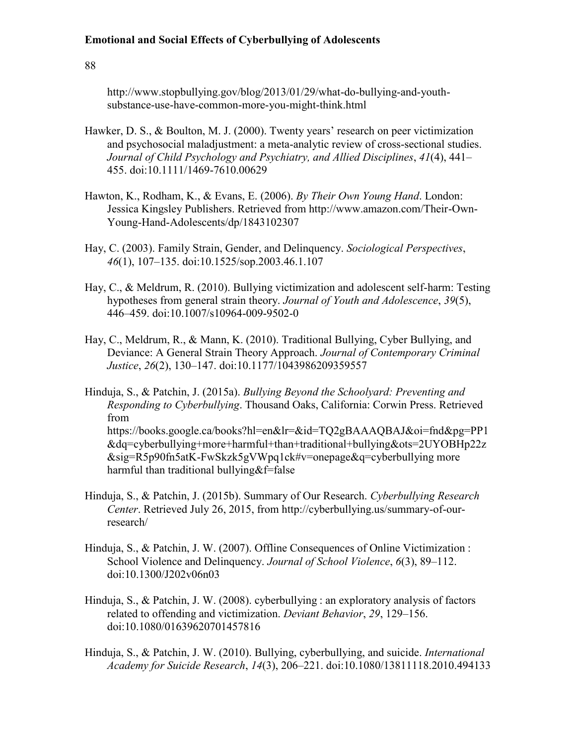http://www.stopbullying.gov/blog/2013/01/29/what-do-bullying-and-youth-substance-use-have-common-more-you-might-think.html

Hawker, D. S., & Boulton, M. J. (2000). Twenty years' research on peer victimization and psychosocial maladjustment: a meta-analytic review of cross-sectional studies. *Journal of Child Psychology and Psychiatry, and Allied Disciplines*, *41*(4), 441–455. doi:10.1111/1469-7610.00629

Hawton, K., Rodham, K., & Evans, E. (2006). *By Their Own Young Hand*. London: Jessica Kingsley Publishers. Retrieved from http://www.amazon.com/Their-Own-Young-Hand-Adolescents/dp/1843102307

Hay, C. (2003). Family Strain, Gender, and Delinquency. *Sociological Perspectives*, *46*(1), 107–135. doi:10.1525/sop.2003.46.1.107

Hay, C., & Meldrum, R. (2010). Bullying victimization and adolescent self-harm: Testing hypotheses from general strain theory. *Journal of Youth and Adolescence*, *39*(5), 446–459. doi:10.1007/s10964-009-9502-0

Hay, C., Meldrum, R., & Mann, K. (2010). Traditional Bullying, Cyber Bullying, and Deviance: A General Strain Theory Approach. *Journal of Contemporary Criminal Justice*, *26*(2), 130–147. doi:10.1177/1043986209359557

Hinduja, S., & Patchin, J. (2015a). *Bullying Beyond the Schoolyard: Preventing and Responding to Cyberbullying*. Thousand Oaks, California: Corwin Press. Retrieved from https://books.google.ca/books?hl=en&lr=&id=TQ2gBAAAQBAJ&oi=fnd&pg=PP1&dq=cyberbullying+more+harmful+than+traditional+bullying&ots=2UYOBHp22z&sig=R5p90fn5atK-FwSkzk5gVWpq1ck#v=onepage&q=cyberbullying more harmful than traditional bullying&f=false

Hinduja, S., & Patchin, J. (2015b). Summary of Our Research. *Cyberbullying Research Center*. Retrieved July 26, 2015, from http://cyberbullying.us/summary-of-our-research/

Hinduja, S., & Patchin, J. W. (2007). Offline Consequences of Online Victimization : School Violence and Delinquency. *Journal of School Violence*, *6*(3), 89–112. doi:10.1300/J202v06n03

Hinduja, S., & Patchin, J. W. (2008). cyberbullying : an exploratory analysis of factors related to offending and victimization. *Deviant Behavior*, *29*, 129–156. doi:10.1080/01639620701457816

Hinduja, S., & Patchin, J. W. (2010). Bullying, cyberbullying, and suicide. *International Academy for Suicide Research*, *14*(3), 206–221. doi:10.1080/13811118.2010.494133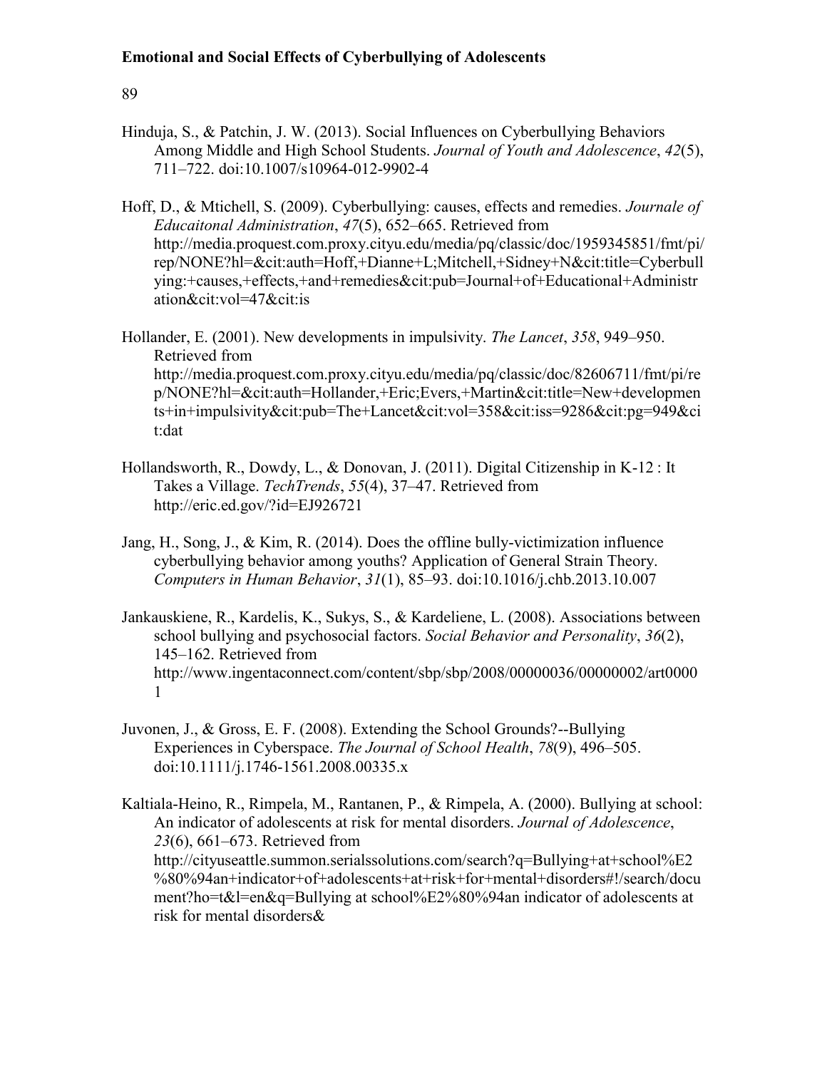Hinduja, S., & Patchin, J. W. (2013). Social Influences on Cyberbullying Behaviors Among Middle and High School Students. *Journal of Youth and Adolescence*, *42*(5), 711–722. doi:10.1007/s10964-012-9902-4

Hoff, D., & Mtichell, S. (2009). Cyberbullying: causes, effects and remedies. *Journale of Educaitonal Administration*, *47*(5), 652–665. Retrieved from http://media.proquest.com.proxy.cityu.edu/media/pq/classic/doc/1959345851/fmt/pi/rep/NONE?hl=&cit:auth=Hoff,+Dianne+L;Mitchell,+Sidney+N&cit:title=Cyberbullying:+causes,+effects,+and+remedies&cit:pub=Journal+of+Educational+Administration&cit:vol=47&cit:is

Hollander, E. (2001). New developments in impulsivity. *The Lancet*, *358*, 949–950. Retrieved from http://media.proquest.com.proxy.cityu.edu/media/pq/classic/doc/82606711/fmt/pi/rep/NONE?hl=&cit:auth=Hollander,+Eric;Evers,+Martin&cit:title=New+developments+in+impulsivity&cit:pub=The+Lancet&cit:vol=358&cit:iss=9286&cit:pg=949&cit:dat

Hollandsworth, R., Dowdy, L., & Donovan, J. (2011). Digital Citizenship in K-12 : It Takes a Village. *TechTrends*, *55*(4), 37–47. Retrieved from http://eric.ed.gov/?id=EJ926721

Jang, H., Song, J., & Kim, R. (2014). Does the offline bully-victimization influence cyberbullying behavior among youths? Application of General Strain Theory. *Computers in Human Behavior*, *31*(1), 85–93. doi:10.1016/j.chb.2013.10.007

Jankauskiene, R., Kardelis, K., Sukys, S., & Kardeliene, L. (2008). Associations between school bullying and psychosocial factors. *Social Behavior and Personality*, *36*(2), 145–162. Retrieved from http://www.ingentaconnect.com/content/sbp/sbp/2008/00000036/00000002/art00001

Juvonen, J., & Gross, E. F. (2008). Extending the School Grounds?--Bullying Experiences in Cyberspace. *The Journal of School Health*, *78*(9), 496–505. doi:10.1111/j.1746-1561.2008.00335.x

Kaltiala-Heino, R., Rimpela, M., Rantanen, P., & Rimpela, A. (2000). Bullying at school: An indicator of adolescents at risk for mental disorders. *Journal of Adolescence*, *23*(6), 661–673. Retrieved from http://cityuseattle.summon.serialssolutions.com/search?q=Bullying+at+school%E2%80%94an+indicator+of+adolescents+at+risk+for+mental+disorders#!/search/document?ho=t&l=en&q=Bullying at school%E2%80%94an indicator of adolescents at risk for mental disorders&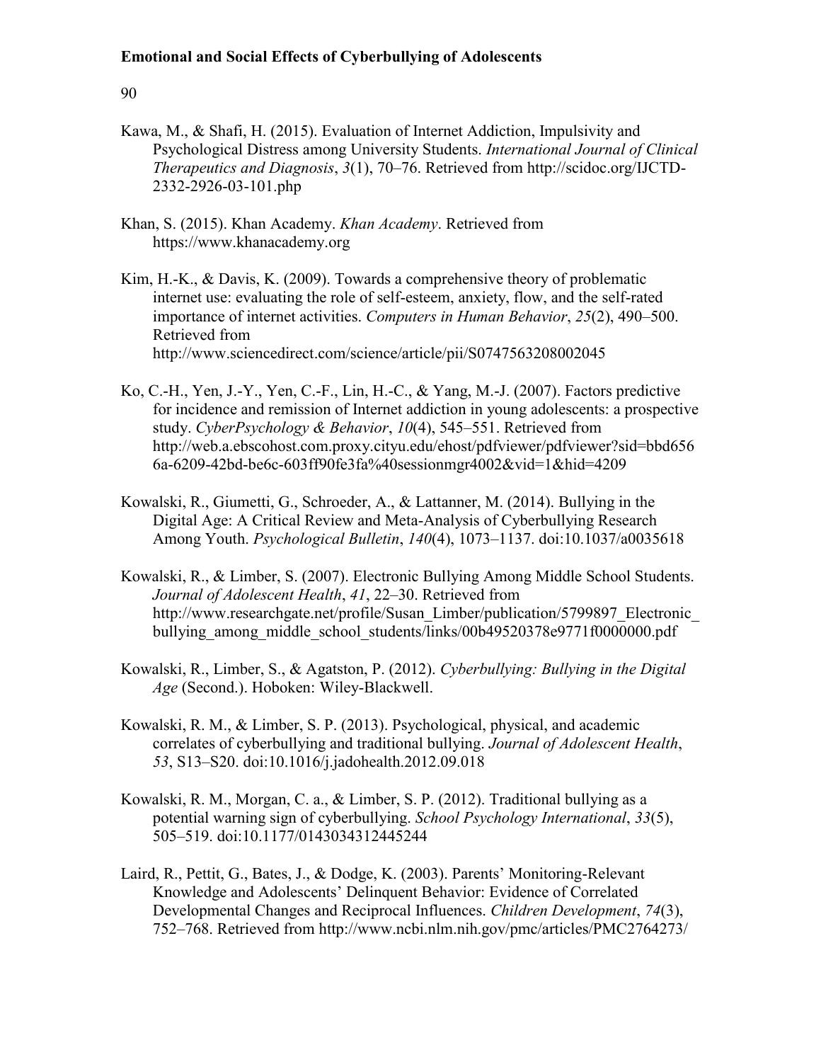Kawa, M., & Shafi, H. (2015). Evaluation of Internet Addiction, Impulsivity and Psychological Distress among University Students. *International Journal of Clinical Therapeutics and Diagnosis*, *3*(1), 70–76. Retrieved from http://scidoc.org/IJCTD-2332-2926-03-101.php

Khan, S. (2015). Khan Academy. *Khan Academy*. Retrieved from https://www.khanacademy.org

Kim, H.-K., & Davis, K. (2009). Towards a comprehensive theory of problematic internet use: evaluating the role of self-esteem, anxiety, flow, and the self-rated importance of internet activities. *Computers in Human Behavior*, *25*(2), 490–500. Retrieved from http://www.sciencedirect.com/science/article/pii/S0747563208002045

Ko, C.-H., Yen, J.-Y., Yen, C.-F., Lin, H.-C., & Yang, M.-J. (2007). Factors predictive for incidence and remission of Internet addiction in young adolescents: a prospective study. *CyberPsychology & Behavior*, *10*(4), 545–551. Retrieved from http://web.a.ebscohost.com.proxy.cityu.edu/ehost/pdfviewer/pdfviewer?sid=bbd6566a-6209-42bd-be6c-603ff90fe3fa%40sessionmgr4002&vid=1&hid=4209

Kowalski, R., Giumetti, G., Schroeder, A., & Lattanner, M. (2014). Bullying in the Digital Age: A Critical Review and Meta-Analysis of Cyberbullying Research Among Youth. *Psychological Bulletin*, *140*(4), 1073–1137. doi:10.1037/a0035618

Kowalski, R., & Limber, S. (2007). Electronic Bullying Among Middle School Students. *Journal of Adolescent Health*, *41*, 22–30. Retrieved from http://www.researchgate.net/profile/Susan_Limber/publication/5799897_Electronic_bullying_among_middle_school_students/links/00b49520378e9771f0000000.pdf

Kowalski, R., Limber, S., & Agatston, P. (2012). *Cyberbullying: Bullying in the Digital Age* (Second.). Hoboken: Wiley-Blackwell.

Kowalski, R. M., & Limber, S. P. (2013). Psychological, physical, and academic correlates of cyberbullying and traditional bullying. *Journal of Adolescent Health*, *53*, S13–S20. doi:10.1016/j.jadohealth.2012.09.018

Kowalski, R. M., Morgan, C. a., & Limber, S. P. (2012). Traditional bullying as a potential warning sign of cyberbullying. *School Psychology International*, *33*(5), 505–519. doi:10.1177/0143034312445244

Laird, R., Pettit, G., Bates, J., & Dodge, K. (2003). Parents' Monitoring-Relevant Knowledge and Adolescents' Delinquent Behavior: Evidence of Correlated Developmental Changes and Reciprocal Influences. *Children Development*, *74*(3), 752–768. Retrieved from http://www.ncbi.nlm.nih.gov/pmc/articles/PMC2764273/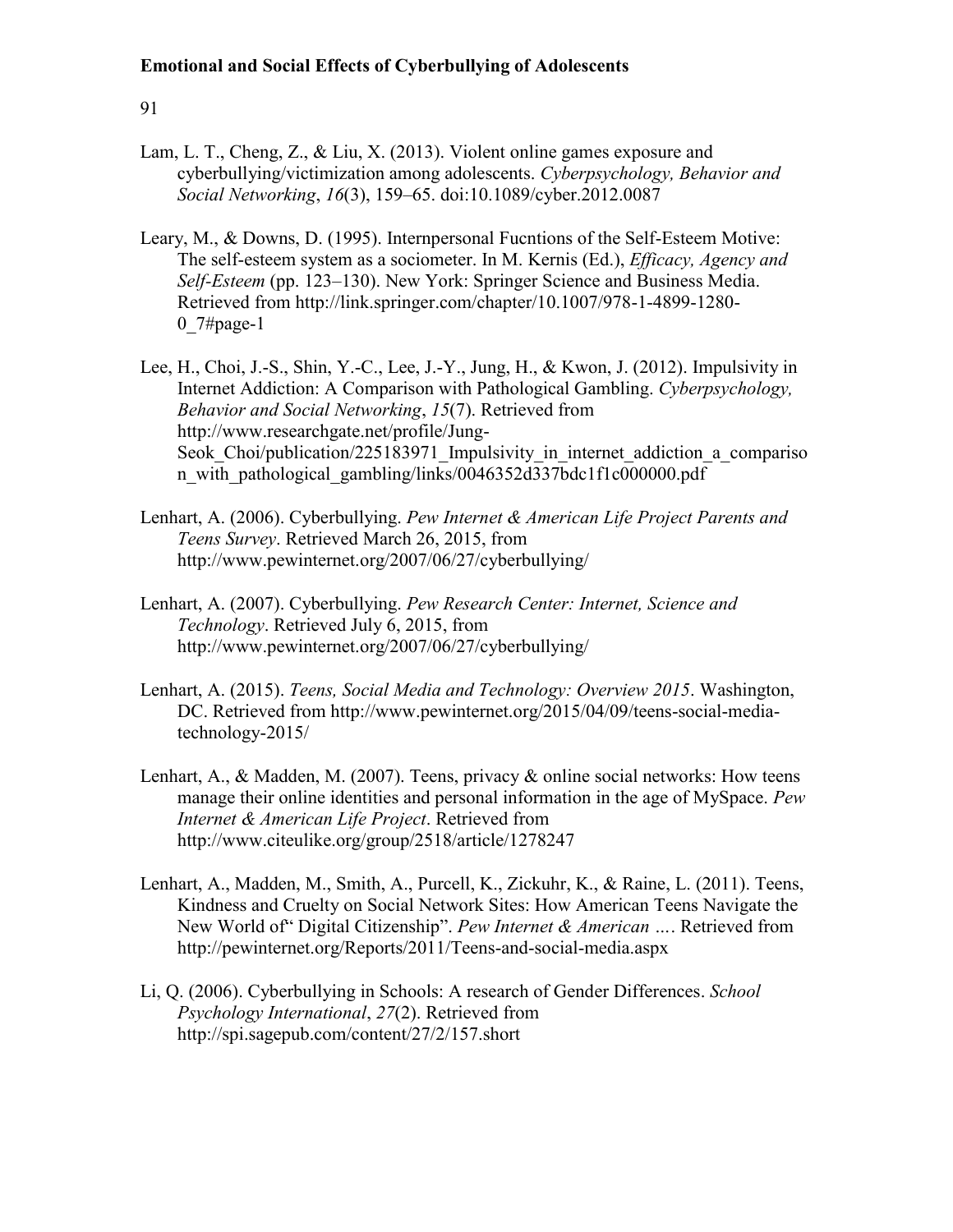Lam, L. T., Cheng, Z., & Liu, X. (2013). Violent online games exposure and cyberbullying/victimization among adolescents. *Cyberpsychology, Behavior and Social Networking*, *16*(3), 159–65. doi:10.1089/cyber.2012.0087

Leary, M., & Downs, D. (1995). Internpersonal Fucntions of the Self-Esteem Motive: The self-esteem system as a sociometer. In M. Kernis (Ed.), *Efficacy, Agency and Self-Esteem* (pp. 123–130). New York: Springer Science and Business Media. Retrieved from http://link.springer.com/chapter/10.1007/978-1-4899-1280-0_7#page-1

Lee, H., Choi, J.-S., Shin, Y.-C., Lee, J.-Y., Jung, H., & Kwon, J. (2012). Impulsivity in Internet Addiction: A Comparison with Pathological Gambling. *Cyberpsychology, Behavior and Social Networking*, *15*(7). Retrieved from http://www.researchgate.net/profile/Jung-Seok_Choi/publication/225183971_Impulsivity_in_internet_addiction_a_comparison_with_pathological_gambling/links/0046352d337bdc1f1c000000.pdf

Lenhart, A. (2006). Cyberbullying. *Pew Internet & American Life Project Parents and Teens Survey*. Retrieved March 26, 2015, from http://www.pewinternet.org/2007/06/27/cyberbullying/

Lenhart, A. (2007). Cyberbullying. *Pew Research Center: Internet, Science and Technology*. Retrieved July 6, 2015, from http://www.pewinternet.org/2007/06/27/cyberbullying/

Lenhart, A. (2015). *Teens, Social Media and Technology: Overview 2015*. Washington, DC. Retrieved from http://www.pewinternet.org/2015/04/09/teens-social-media-technology-2015/

Lenhart, A., & Madden, M. (2007). Teens, privacy & online social networks: How teens manage their online identities and personal information in the age of MySpace. *Pew Internet & American Life Project*. Retrieved from http://www.citeulike.org/group/2518/article/1278247

Lenhart, A., Madden, M., Smith, A., Purcell, K., Zickuhr, K., & Raine, L. (2011). Teens, Kindness and Cruelty on Social Network Sites: How American Teens Navigate the New World of" Digital Citizenship". *Pew Internet & American …*. Retrieved from http://pewinternet.org/Reports/2011/Teens-and-social-media.aspx

Li, Q. (2006). Cyberbullying in Schools: A research of Gender Differences. *School Psychology International*, *27*(2). Retrieved from http://spi.sagepub.com/content/27/2/157.short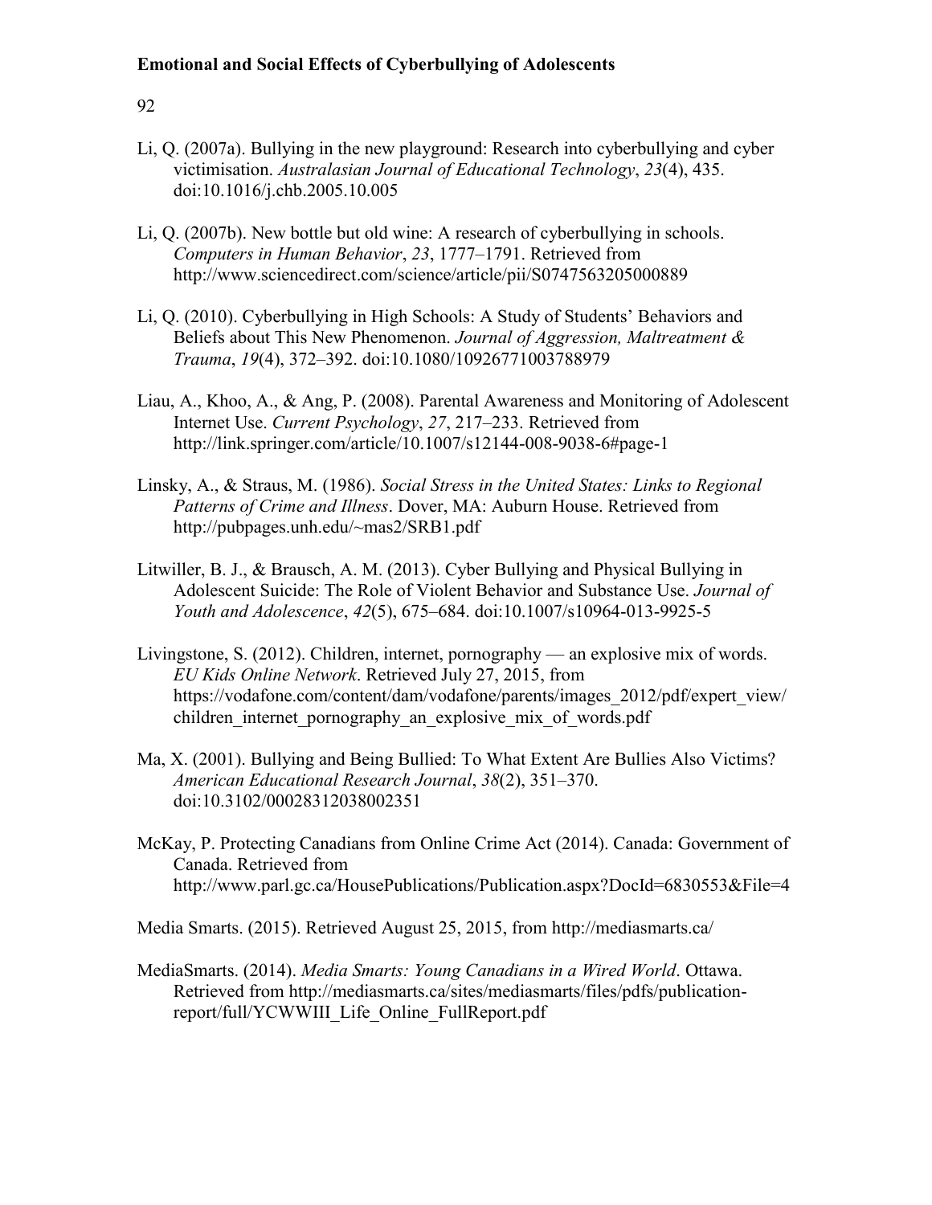Li, Q. (2007a). Bullying in the new playground: Research into cyberbullying and cyber victimisation. *Australasian Journal of Educational Technology*, *23*(4), 435. doi:10.1016/j.chb.2005.10.005

Li, Q. (2007b). New bottle but old wine: A research of cyberbullying in schools. *Computers in Human Behavior*, *23*, 1777–1791. Retrieved from http://www.sciencedirect.com/science/article/pii/S0747563205000889

Li, Q. (2010). Cyberbullying in High Schools: A Study of Students' Behaviors and Beliefs about This New Phenomenon. *Journal of Aggression, Maltreatment & Trauma*, *19*(4), 372–392. doi:10.1080/10926771003788979

Liau, A., Khoo, A., & Ang, P. (2008). Parental Awareness and Monitoring of Adolescent Internet Use. *Current Psychology*, *27*, 217–233. Retrieved from http://link.springer.com/article/10.1007/s12144-008-9038-6#page-1

Linsky, A., & Straus, M. (1986). *Social Stress in the United States: Links to Regional Patterns of Crime and Illness*. Dover, MA: Auburn House. Retrieved from http://pubpages.unh.edu/~mas2/SRB1.pdf

Litwiller, B. J., & Brausch, A. M. (2013). Cyber Bullying and Physical Bullying in Adolescent Suicide: The Role of Violent Behavior and Substance Use. *Journal of Youth and Adolescence*, *42*(5), 675–684. doi:10.1007/s10964-013-9925-5

Livingstone, S. (2012). Children, internet, pornography — an explosive mix of words. *EU Kids Online Network*. Retrieved July 27, 2015, from https://vodafone.com/content/dam/vodafone/parents/images_2012/pdf/expert_view/children_internet_pornography_an_explosive_mix_of_words.pdf

Ma, X. (2001). Bullying and Being Bullied: To What Extent Are Bullies Also Victims? *American Educational Research Journal*, *38*(2), 351–370. doi:10.3102/00028312038002351

McKay, P. Protecting Canadians from Online Crime Act (2014). Canada: Government of Canada. Retrieved from http://www.parl.gc.ca/HousePublications/Publication.aspx?DocId=6830553&File=4

Media Smarts. (2015). Retrieved August 25, 2015, from http://mediasmarts.ca/

MediaSmarts. (2014). *Media Smarts: Young Canadians in a Wired World*. Ottawa. Retrieved from http://mediasmarts.ca/sites/mediasmarts/files/pdfs/publication-report/full/YCWWIII_Life_Online_FullReport.pdf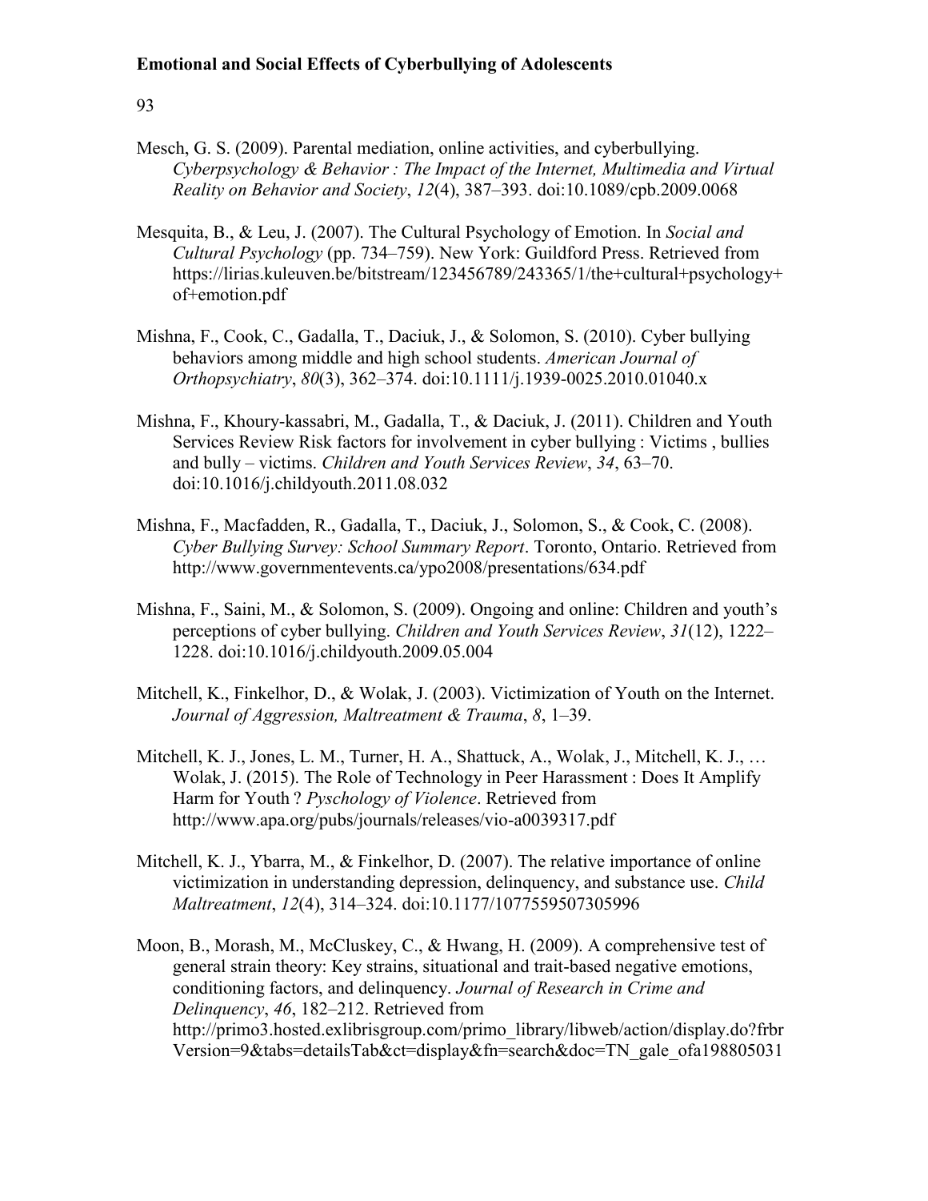Mesch, G. S. (2009). Parental mediation, online activities, and cyberbullying. *Cyberpsychology & Behavior : The Impact of the Internet, Multimedia and Virtual Reality on Behavior and Society*, *12*(4), 387–393. doi:10.1089/cpb.2009.0068

Mesquita, B., & Leu, J. (2007). The Cultural Psychology of Emotion. In *Social and Cultural Psychology* (pp. 734–759). New York: Guildford Press. Retrieved from https://lirias.kuleuven.be/bitstream/123456789/243365/1/the+cultural+psychology+of+emotion.pdf

Mishna, F., Cook, C., Gadalla, T., Daciuk, J., & Solomon, S. (2010). Cyber bullying behaviors among middle and high school students. *American Journal of Orthopsychiatry*, *80*(3), 362–374. doi:10.1111/j.1939-0025.2010.01040.x

Mishna, F., Khoury-kassabri, M., Gadalla, T., & Daciuk, J. (2011). Children and Youth Services Review Risk factors for involvement in cyber bullying : Victims , bullies and bully – victims. *Children and Youth Services Review*, *34*, 63–70. doi:10.1016/j.childyouth.2011.08.032

Mishna, F., Macfadden, R., Gadalla, T., Daciuk, J., Solomon, S., & Cook, C. (2008). *Cyber Bullying Survey: School Summary Report*. Toronto, Ontario. Retrieved from http://www.governmentevents.ca/ypo2008/presentations/634.pdf

Mishna, F., Saini, M., & Solomon, S. (2009). Ongoing and online: Children and youth's perceptions of cyber bullying. *Children and Youth Services Review*, *31*(12), 1222–1228. doi:10.1016/j.childyouth.2009.05.004

Mitchell, K., Finkelhor, D., & Wolak, J. (2003). Victimization of Youth on the Internet. *Journal of Aggression, Maltreatment & Trauma*, *8*, 1–39.

Mitchell, K. J., Jones, L. M., Turner, H. A., Shattuck, A., Wolak, J., Mitchell, K. J., … Wolak, J. (2015). The Role of Technology in Peer Harassment : Does It Amplify Harm for Youth ? *Pyschology of Violence*. Retrieved from http://www.apa.org/pubs/journals/releases/vio-a0039317.pdf

Mitchell, K. J., Ybarra, M., & Finkelhor, D. (2007). The relative importance of online victimization in understanding depression, delinquency, and substance use. *Child Maltreatment*, *12*(4), 314–324. doi:10.1177/1077559507305996

Moon, B., Morash, M., McCluskey, C., & Hwang, H. (2009). A comprehensive test of general strain theory: Key strains, situational and trait-based negative emotions, conditioning factors, and delinquency. *Journal of Research in Crime and Delinquency*, *46*, 182–212. Retrieved from http://primo3.hosted.exlibrisgroup.com/primo_library/libweb/action/display.do?frbrVersion=9&tabs=detailsTab&ct=display&fn=search&doc=TN_gale_ofa198805031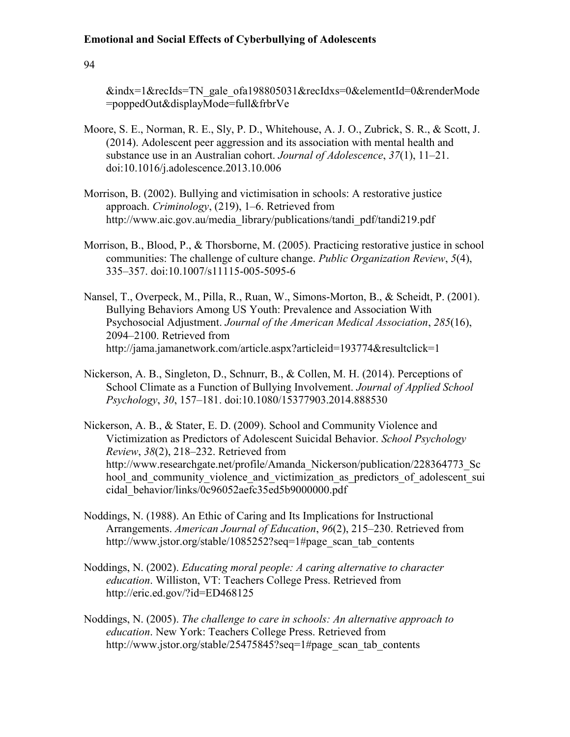&indx=1&recIds=TN_gale_ofa198805031&recIdxs=0&elementId=0&renderMode=poppedOut&displayMode=full&frbrVe

Moore, S. E., Norman, R. E., Sly, P. D., Whitehouse, A. J. O., Zubrick, S. R., & Scott, J. (2014). Adolescent peer aggression and its association with mental health and substance use in an Australian cohort. *Journal of Adolescence*, *37*(1), 11–21. doi:10.1016/j.adolescence.2013.10.006

Morrison, B. (2002). Bullying and victimisation in schools: A restorative justice approach. *Criminology*, (219), 1–6. Retrieved from http://www.aic.gov.au/media_library/publications/tandi_pdf/tandi219.pdf

Morrison, B., Blood, P., & Thorsborne, M. (2005). Practicing restorative justice in school communities: The challenge of culture change. *Public Organization Review*, *5*(4), 335–357. doi:10.1007/s11115-005-5095-6

Nansel, T., Overpeck, M., Pilla, R., Ruan, W., Simons-Morton, B., & Scheidt, P. (2001). Bullying Behaviors Among US Youth: Prevalence and Association With Psychosocial Adjustment. *Journal of the American Medical Association*, *285*(16), 2094–2100. Retrieved from http://jama.jamanetwork.com/article.aspx?articleid=193774&resultclick=1

Nickerson, A. B., Singleton, D., Schnurr, B., & Collen, M. H. (2014). Perceptions of School Climate as a Function of Bullying Involvement. *Journal of Applied School Psychology*, *30*, 157–181. doi:10.1080/15377903.2014.888530

Nickerson, A. B., & Stater, E. D. (2009). School and Community Violence and Victimization as Predictors of Adolescent Suicidal Behavior. *School Psychology Review*, *38*(2), 218–232. Retrieved from http://www.researchgate.net/profile/Amanda_Nickerson/publication/228364773_School_and_community_violence_and_victimization_as_predictors_of_adolescent_suicidal_behavior/links/0c96052aefc35ed5b9000000.pdf

Noddings, N. (1988). An Ethic of Caring and Its Implications for Instructional Arrangements. *American Journal of Education*, *96*(2), 215–230. Retrieved from http://www.jstor.org/stable/1085252?seq=1#page_scan_tab_contents

Noddings, N. (2002). *Educating moral people: A caring alternative to character education*. Williston, VT: Teachers College Press. Retrieved from http://eric.ed.gov/?id=ED468125

Noddings, N. (2005). *The challenge to care in schools: An alternative approach to education*. New York: Teachers College Press. Retrieved from http://www.jstor.org/stable/25475845?seq=1#page_scan_tab_contents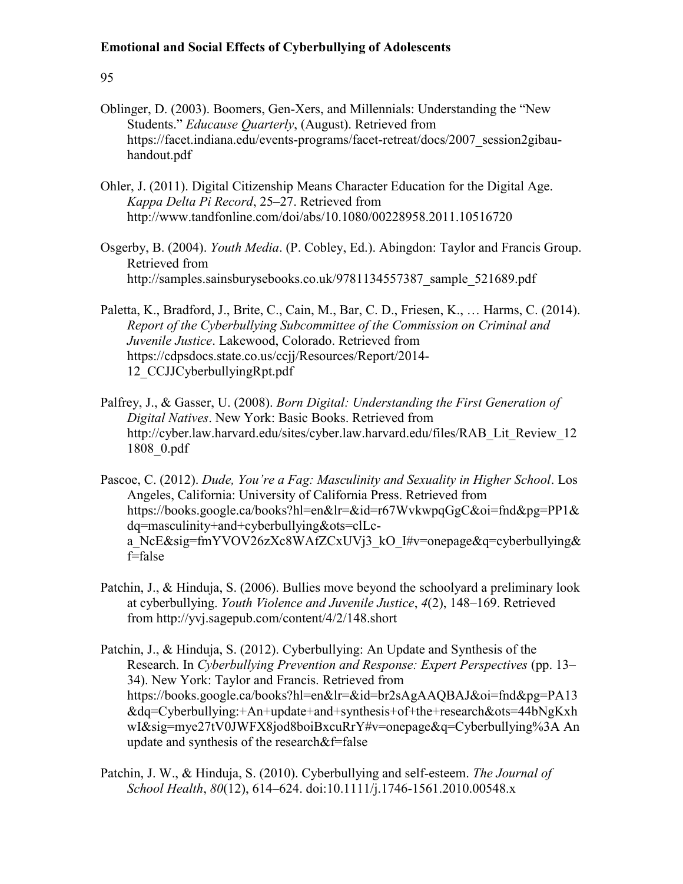Oblinger, D. (2003). Boomers, Gen-Xers, and Millennials: Understanding the “New Students.” *Educause Quarterly*, (August). Retrieved from https://facet.indiana.edu/events-programs/facet-retreat/docs/2007_session2gibau-handout.pdf

Ohler, J. (2011). Digital Citizenship Means Character Education for the Digital Age. *Kappa Delta Pi Record*, 25–27. Retrieved from http://www.tandfonline.com/doi/abs/10.1080/00228958.2011.10516720

Osgerby, B. (2004). *Youth Media*. (P. Cobley, Ed.). Abingdon: Taylor and Francis Group. Retrieved from http://samples.sainsburysebooks.co.uk/9781134557387_sample_521689.pdf

Paletta, K., Bradford, J., Brite, C., Cain, M., Bar, C. D., Friesen, K., … Harms, C. (2014). *Report of the Cyberbullying Subcommittee of the Commission on Criminal and Juvenile Justice*. Lakewood, Colorado. Retrieved from https://cdpsdocs.state.co.us/ccjj/Resources/Report/2014-12_CCJJCyberbullyingRpt.pdf

Palfrey, J., & Gasser, U. (2008). *Born Digital: Understanding the First Generation of Digital Natives*. New York: Basic Books. Retrieved from http://cyber.law.harvard.edu/sites/cyber.law.harvard.edu/files/RAB_Lit_Review_121808_0.pdf

Pascoe, C. (2012). *Dude, You’re a Fag: Masculinity and Sexuality in Higher School*. Los Angeles, California: University of California Press. Retrieved from https://books.google.ca/books?hl=en&lr=&id=r67WvkwpqGgC&oi=fnd&pg=PP1&dq=masculinity+and+cyberbullying&ots=clLc-a_NcE&sig=fmYVOV26zXc8WAfZCxUVj3_kO_I#v=onepage&q=cyberbullying&f=false

Patchin, J., & Hinduja, S. (2006). Bullies move beyond the schoolyard a preliminary look at cyberbullying. *Youth Violence and Juvenile Justice*, *4*(2), 148–169. Retrieved from http://yvj.sagepub.com/content/4/2/148.short

Patchin, J., & Hinduja, S. (2012). Cyberbullying: An Update and Synthesis of the Research. In *Cyberbullying Prevention and Response: Expert Perspectives* (pp. 13–34). New York: Taylor and Francis. Retrieved from https://books.google.ca/books?hl=en&lr=&id=br2sAgAAQBAJ&oi=fnd&pg=PA13&dq=Cyberbullying:+An+update+and+synthesis+of+the+research&ots=44bNgKxhwI&sig=mye27tV0JWFX8jod8boiBxcuRrY#v=onepage&q=Cyberbullying%3A An update and synthesis of the research&f=false

Patchin, J. W., & Hinduja, S. (2010). Cyberbullying and self-esteem. *The Journal of School Health*, *80*(12), 614–624. doi:10.1111/j.1746-1561.2010.00548.x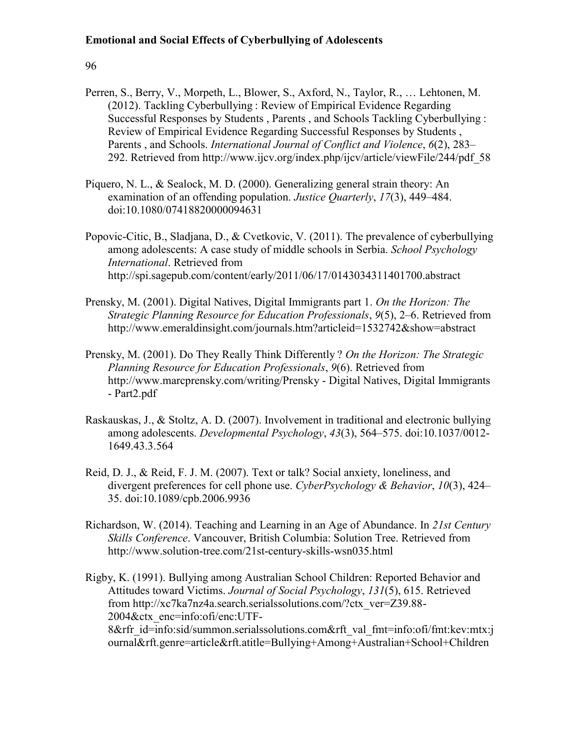Perren, S., Berry, V., Morpeth, L., Blower, S., Axford, N., Taylor, R., … Lehtonen, M. (2012). Tackling Cyberbullying : Review of Empirical Evidence Regarding Successful Responses by Students , Parents , and Schools Tackling Cyberbullying : Review of Empirical Evidence Regarding Successful Responses by Students , Parents , and Schools. *International Journal of Conflict and Violence*, *6*(2), 283–292. Retrieved from http://www.ijcv.org/index.php/ijcv/article/viewFile/244/pdf_58

Piquero, N. L., & Sealock, M. D. (2000). Generalizing general strain theory: An examination of an offending population. *Justice Quarterly*, *17*(3), 449–484. doi:10.1080/07418820000094631

Popovic-Citic, B., Sladjana, D., & Cvetkovic, V. (2011). The prevalence of cyberbullying among adolescents: A case study of middle schools in Serbia. *School Psychology International*. Retrieved from http://spi.sagepub.com/content/early/2011/06/17/0143034311401700.abstract

Prensky, M. (2001). Digital Natives, Digital Immigrants part 1. *On the Horizon: The Strategic Planning Resource for Education Professionals*, *9*(5), 2–6. Retrieved from http://www.emeraldinsight.com/journals.htm?articleid=1532742&show=abstract

Prensky, M. (2001). Do They Really Think Differently ? *On the Horizon: The Strategic Planning Resource for Education Professionals*, *9*(6). Retrieved from http://www.marcprensky.com/writing/Prensky - Digital Natives, Digital Immigrants - Part2.pdf

Raskauskas, J., & Stoltz, A. D. (2007). Involvement in traditional and electronic bullying among adolescents. *Developmental Psychology*, *43*(3), 564–575. doi:10.1037/0012-1649.43.3.564

Reid, D. J., & Reid, F. J. M. (2007). Text or talk? Social anxiety, loneliness, and divergent preferences for cell phone use. *CyberPsychology & Behavior*, *10*(3), 424–35. doi:10.1089/cpb.2006.9936

Richardson, W. (2014). Teaching and Learning in an Age of Abundance. In *21st Century Skills Conference*. Vancouver, British Columbia: Solution Tree. Retrieved from http://www.solution-tree.com/21st-century-skills-wsn035.html

Rigby, K. (1991). Bullying among Australian School Children: Reported Behavior and Attitudes toward Victims. *Journal of Social Psychology*, *131*(5), 615. Retrieved from http://xc7ka7nz4a.search.serialssolutions.com/?ctx_ver=Z39.88-2004&ctx_enc=info:ofi/enc:UTF-8&rfr_id=info:sid/summon.serialssolutions.com&rft_val_fmt=info:ofi/fmt:kev:mtx:journal&rft.genre=article&rft.atitle=Bullying+Among+Australian+School+Children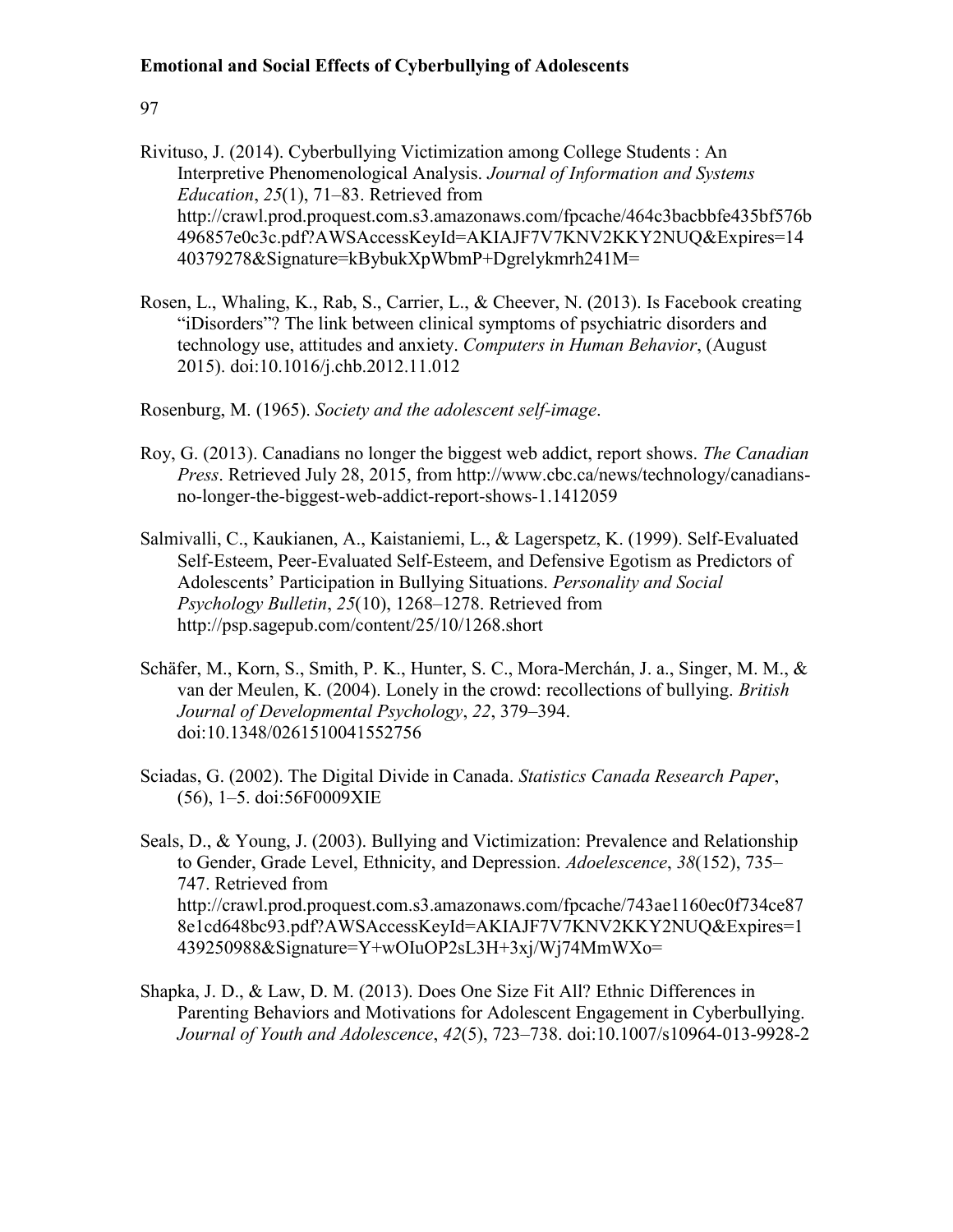Rivituso, J. (2014). Cyberbullying Victimization among College Students : An Interpretive Phenomenological Analysis. *Journal of Information and Systems Education*, *25*(1), 71–83. Retrieved from http://crawl.prod.proquest.com.s3.amazonaws.com/fpcache/464c3bacbbfe435bf576b496857e0c3c.pdf?AWSAccessKeyId=AKIAJF7V7KNV2KKY2NUQ&Expires=1440379278&Signature=kBybukXpWbmP+Dgrelykmrh241M=

Rosen, L., Whaling, K., Rab, S., Carrier, L., & Cheever, N. (2013). Is Facebook creating "iDisorders"? The link between clinical symptoms of psychiatric disorders and technology use, attitudes and anxiety. *Computers in Human Behavior*, (August 2015). doi:10.1016/j.chb.2012.11.012

Rosenburg, M. (1965). *Society and the adolescent self-image*.

Roy, G. (2013). Canadians no longer the biggest web addict, report shows. *The Canadian Press*. Retrieved July 28, 2015, from http://www.cbc.ca/news/technology/canadians-no-longer-the-biggest-web-addict-report-shows-1.1412059

Salmivalli, C., Kaukianen, A., Kaistaniemi, L., & Lagerspetz, K. (1999). Self-Evaluated Self-Esteem, Peer-Evaluated Self-Esteem, and Defensive Egotism as Predictors of Adolescents' Participation in Bullying Situations. *Personality and Social Psychology Bulletin*, *25*(10), 1268–1278. Retrieved from http://psp.sagepub.com/content/25/10/1268.short

Schäfer, M., Korn, S., Smith, P. K., Hunter, S. C., Mora-Merchán, J. a., Singer, M. M., & van der Meulen, K. (2004). Lonely in the crowd: recollections of bullying. *British Journal of Developmental Psychology*, *22*, 379–394. doi:10.1348/0261510041552756

Sciadas, G. (2002). The Digital Divide in Canada. *Statistics Canada Research Paper*, (56), 1–5. doi:56F0009XIE

Seals, D., & Young, J. (2003). Bullying and Victimization: Prevalence and Relationship to Gender, Grade Level, Ethnicity, and Depression. *Adoelescence*, *38*(152), 735–747. Retrieved from http://crawl.prod.proquest.com.s3.amazonaws.com/fpcache/743ae1160ec0f734ce878e1cd648bc93.pdf?AWSAccessKeyId=AKIAJF7V7KNV2KKY2NUQ&Expires=1439250988&Signature=Y+wOIuOP2sL3H+3xj/Wj74MmWXo=

Shapka, J. D., & Law, D. M. (2013). Does One Size Fit All? Ethnic Differences in Parenting Behaviors and Motivations for Adolescent Engagement in Cyberbullying. *Journal of Youth and Adolescence*, *42*(5), 723–738. doi:10.1007/s10964-013-9928-2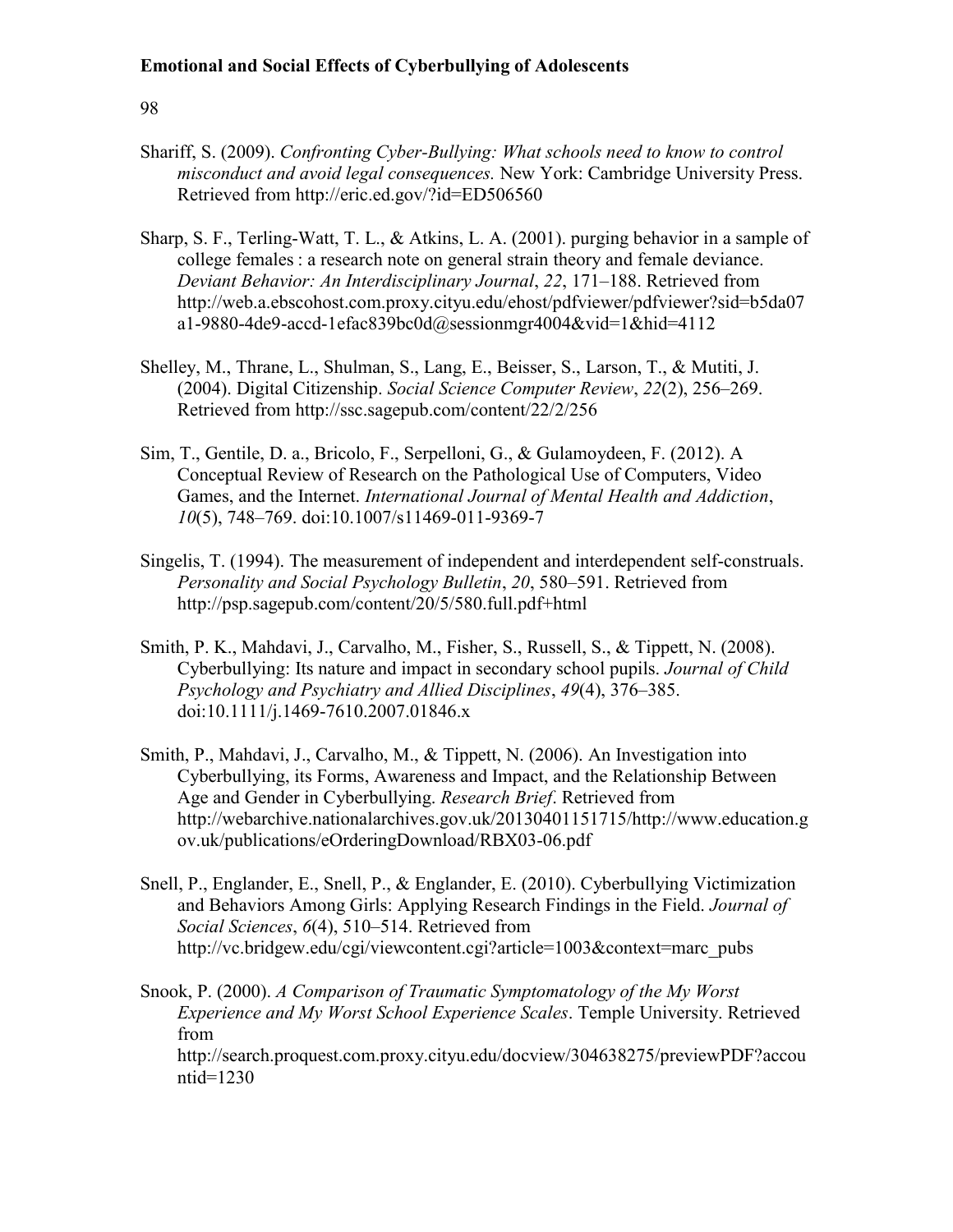Shariff, S. (2009). *Confronting Cyber-Bullying: What schools need to know to control misconduct and avoid legal consequences.* New York: Cambridge University Press. Retrieved from http://eric.ed.gov/?id=ED506560

Sharp, S. F., Terling-Watt, T. L., & Atkins, L. A. (2001). purging behavior in a sample of college females : a research note on general strain theory and female deviance. *Deviant Behavior: An Interdisciplinary Journal*, *22*, 171–188. Retrieved from http://web.a.ebscohost.com.proxy.cityu.edu/ehost/pdfviewer/pdfviewer?sid=b5da07a1-9880-4de9-accd-1efac839bc0d@sessionmgr4004&vid=1&hid=4112

Shelley, M., Thrane, L., Shulman, S., Lang, E., Beisser, S., Larson, T., & Mutiti, J. (2004). Digital Citizenship. *Social Science Computer Review*, *22*(2), 256–269. Retrieved from http://ssc.sagepub.com/content/22/2/256

Sim, T., Gentile, D. a., Bricolo, F., Serpelloni, G., & Gulamoydeen, F. (2012). A Conceptual Review of Research on the Pathological Use of Computers, Video Games, and the Internet. *International Journal of Mental Health and Addiction*, *10*(5), 748–769. doi:10.1007/s11469-011-9369-7

Singelis, T. (1994). The measurement of independent and interdependent self-construals. *Personality and Social Psychology Bulletin*, *20*, 580–591. Retrieved from http://psp.sagepub.com/content/20/5/580.full.pdf+html

Smith, P. K., Mahdavi, J., Carvalho, M., Fisher, S., Russell, S., & Tippett, N. (2008). Cyberbullying: Its nature and impact in secondary school pupils. *Journal of Child Psychology and Psychiatry and Allied Disciplines*, *49*(4), 376–385. doi:10.1111/j.1469-7610.2007.01846.x

Smith, P., Mahdavi, J., Carvalho, M., & Tippett, N. (2006). An Investigation into Cyberbullying, its Forms, Awareness and Impact, and the Relationship Between Age and Gender in Cyberbullying. *Research Brief*. Retrieved from http://webarchive.nationalarchives.gov.uk/20130401151715/http://www.education.gov.uk/publications/eOrderingDownload/RBX03-06.pdf

Snell, P., Englander, E., Snell, P., & Englander, E. (2010). Cyberbullying Victimization and Behaviors Among Girls: Applying Research Findings in the Field. *Journal of Social Sciences*, *6*(4), 510–514. Retrieved from http://vc.bridgew.edu/cgi/viewcontent.cgi?article=1003&context=marc_pubs

Snook, P. (2000). *A Comparison of Traumatic Symptomatology of the My Worst Experience and My Worst School Experience Scales*. Temple University. Retrieved from http://search.proquest.com.proxy.cityu.edu/docview/304638275/previewPDF?accountid=1230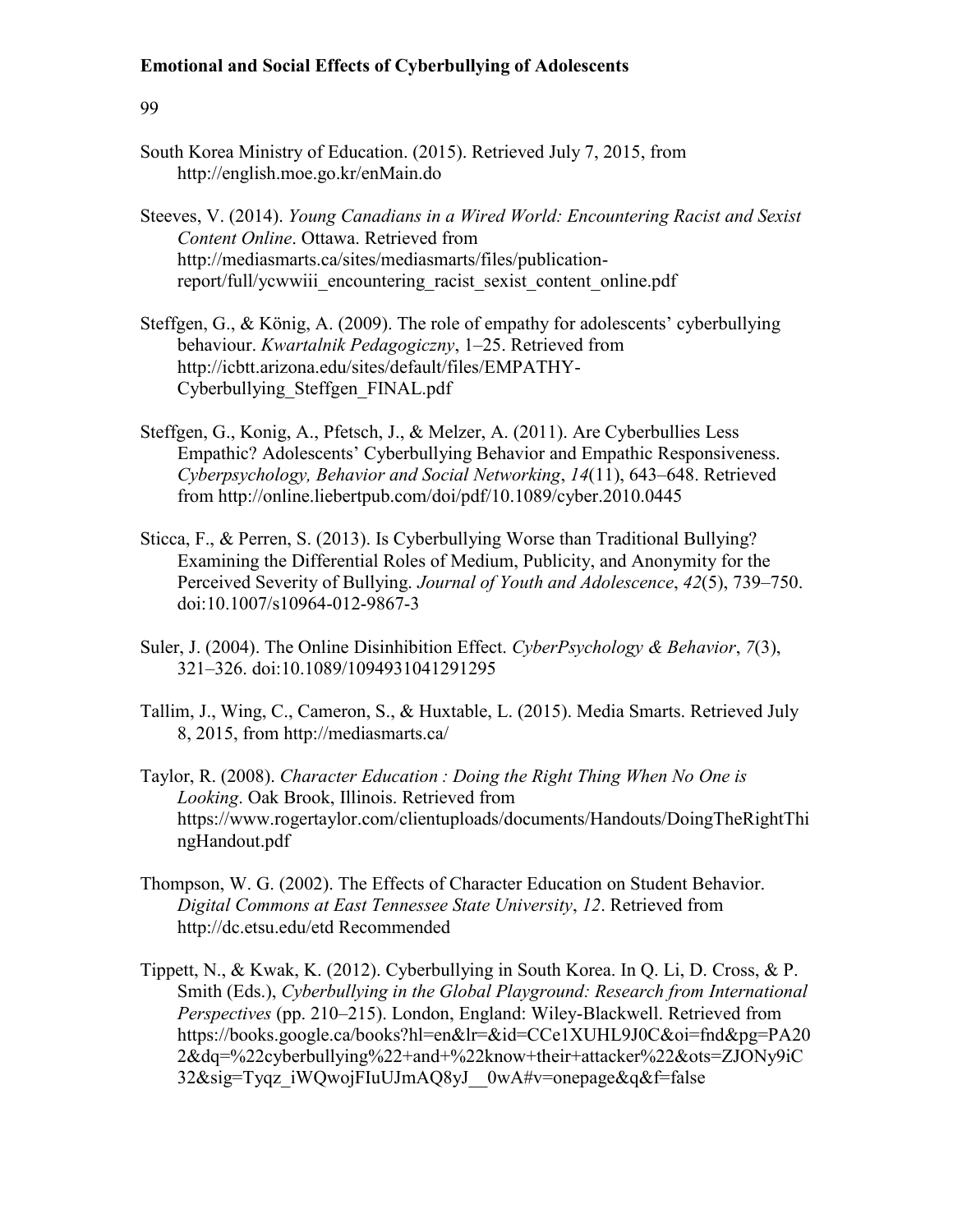South Korea Ministry of Education. (2015). Retrieved July 7, 2015, from http://english.moe.go.kr/enMain.do

Steeves, V. (2014). *Young Canadians in a Wired World: Encountering Racist and Sexist Content Online*. Ottawa. Retrieved from http://mediasmarts.ca/sites/mediasmarts/files/publication-report/full/ycwwiii_encountering_racist_sexist_content_online.pdf

Steffgen, G., & König, A. (2009). The role of empathy for adolescents' cyberbullying behaviour. *Kwartalnik Pedagogiczny*, 1–25. Retrieved from http://icbtt.arizona.edu/sites/default/files/EMPATHY-Cyberbullying_Steffgen_FINAL.pdf

Steffgen, G., Konig, A., Pfetsch, J., & Melzer, A. (2011). Are Cyberbullies Less Empathic? Adolescents' Cyberbullying Behavior and Empathic Responsiveness. *Cyberpsychology, Behavior and Social Networking*, *14*(11), 643–648. Retrieved from http://online.liebertpub.com/doi/pdf/10.1089/cyber.2010.0445

Sticca, F., & Perren, S. (2013). Is Cyberbullying Worse than Traditional Bullying? Examining the Differential Roles of Medium, Publicity, and Anonymity for the Perceived Severity of Bullying. *Journal of Youth and Adolescence*, *42*(5), 739–750. doi:10.1007/s10964-012-9867-3

Suler, J. (2004). The Online Disinhibition Effect. *CyberPsychology & Behavior*, *7*(3), 321–326. doi:10.1089/1094931041291295

Tallim, J., Wing, C., Cameron, S., & Huxtable, L. (2015). Media Smarts. Retrieved July 8, 2015, from http://mediasmarts.ca/

Taylor, R. (2008). *Character Education : Doing the Right Thing When No One is Looking*. Oak Brook, Illinois. Retrieved from https://www.rogertaylor.com/clientuploads/documents/Handouts/DoingTheRightThingHandout.pdf

Thompson, W. G. (2002). The Effects of Character Education on Student Behavior. *Digital Commons at East Tennessee State University*, *12*. Retrieved from http://dc.etsu.edu/etd Recommended

Tippett, N., & Kwak, K. (2012). Cyberbullying in South Korea. In Q. Li, D. Cross, & P. Smith (Eds.), *Cyberbullying in the Global Playground: Research from International Perspectives* (pp. 210–215). London, England: Wiley-Blackwell. Retrieved from https://books.google.ca/books?hl=en&lr=&id=CCe1XUHL9J0C&oi=fnd&pg=PA202&dq=%22cyberbullying%22+and+%22know+their+attacker%22&ots=ZJONy9iC32&sig=Tyqz_iWQwojFIuUJmAQ8yJ__0wA#v=onepage&q&f=false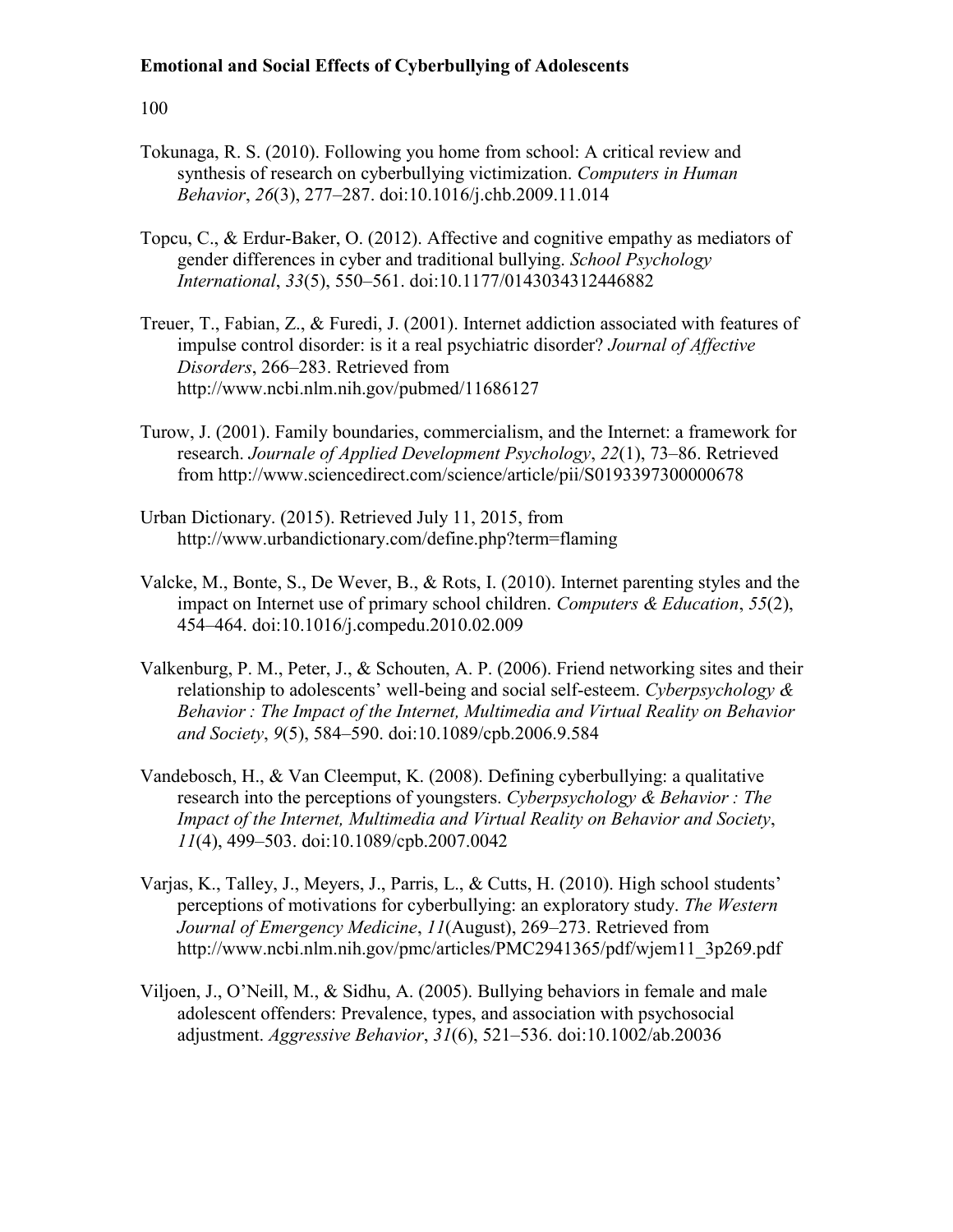Tokunaga, R. S. (2010). Following you home from school: A critical review and synthesis of research on cyberbullying victimization. *Computers in Human Behavior*, *26*(3), 277–287. doi:10.1016/j.chb.2009.11.014

Topcu, C., & Erdur-Baker, O. (2012). Affective and cognitive empathy as mediators of gender differences in cyber and traditional bullying. *School Psychology International*, *33*(5), 550–561. doi:10.1177/0143034312446882

Treuer, T., Fabian, Z., & Furedi, J. (2001). Internet addiction associated with features of impulse control disorder: is it a real psychiatric disorder? *Journal of Affective Disorders*, 266–283. Retrieved from http://www.ncbi.nlm.nih.gov/pubmed/11686127

Turow, J. (2001). Family boundaries, commercialism, and the Internet: a framework for research. *Journale of Applied Development Psychology*, *22*(1), 73–86. Retrieved from http://www.sciencedirect.com/science/article/pii/S0193397300000678

Urban Dictionary. (2015). Retrieved July 11, 2015, from http://www.urbandictionary.com/define.php?term=flaming

Valcke, M., Bonte, S., De Wever, B., & Rots, I. (2010). Internet parenting styles and the impact on Internet use of primary school children. *Computers & Education*, *55*(2), 454–464. doi:10.1016/j.compedu.2010.02.009

Valkenburg, P. M., Peter, J., & Schouten, A. P. (2006). Friend networking sites and their relationship to adolescents' well-being and social self-esteem. *Cyberpsychology & Behavior : The Impact of the Internet, Multimedia and Virtual Reality on Behavior and Society*, *9*(5), 584–590. doi:10.1089/cpb.2006.9.584

Vandebosch, H., & Van Cleemput, K. (2008). Defining cyberbullying: a qualitative research into the perceptions of youngsters. *Cyberpsychology & Behavior : The Impact of the Internet, Multimedia and Virtual Reality on Behavior and Society*, *11*(4), 499–503. doi:10.1089/cpb.2007.0042

Varjas, K., Talley, J., Meyers, J., Parris, L., & Cutts, H. (2010). High school students' perceptions of motivations for cyberbullying: an exploratory study. *The Western Journal of Emergency Medicine*, *11*(August), 269–273. Retrieved from http://www.ncbi.nlm.nih.gov/pmc/articles/PMC2941365/pdf/wjem11_3p269.pdf

Viljoen, J., O'Neill, M., & Sidhu, A. (2005). Bullying behaviors in female and male adolescent offenders: Prevalence, types, and association with psychosocial adjustment. *Aggressive Behavior*, *31*(6), 521–536. doi:10.1002/ab.20036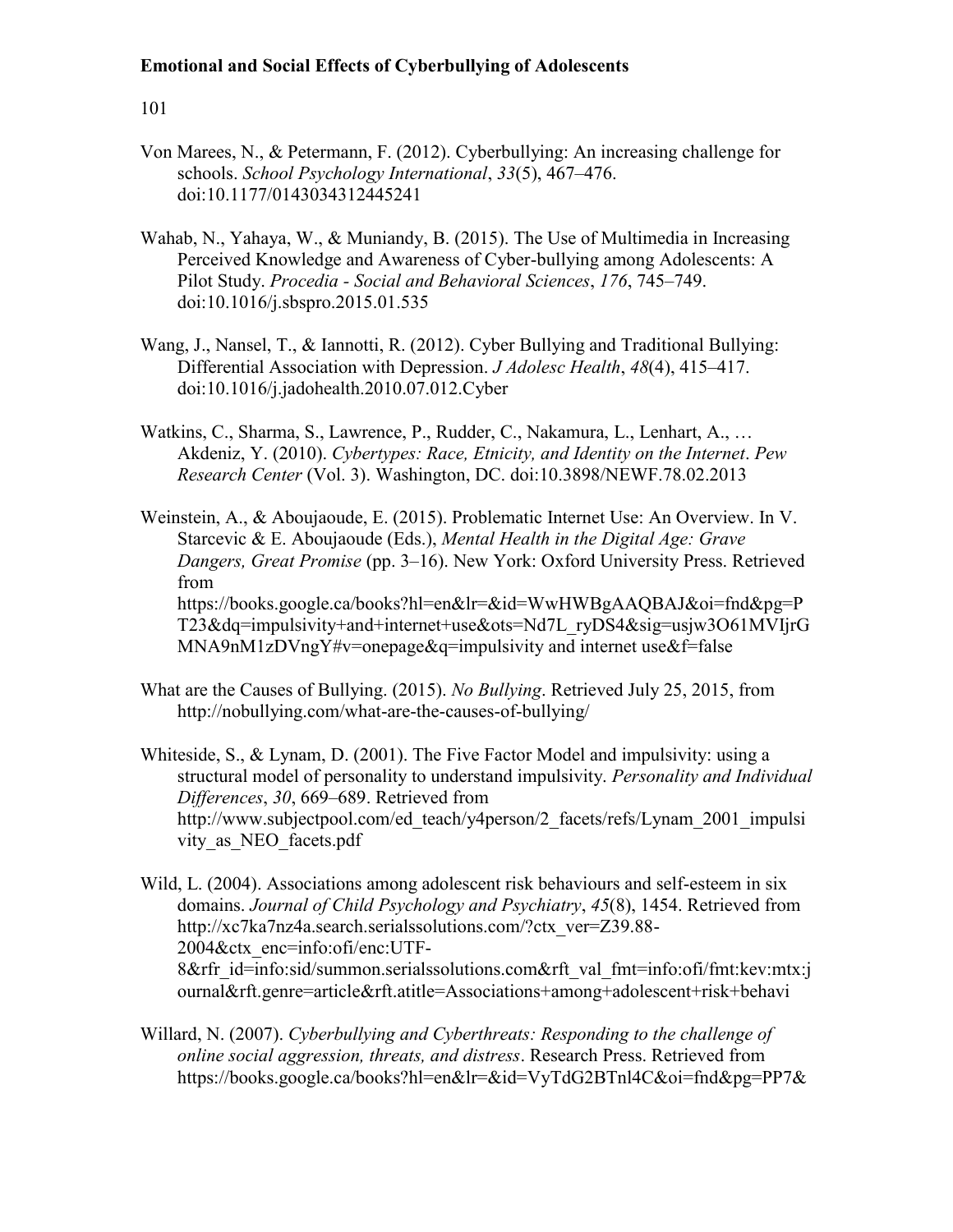Von Marees, N., & Petermann, F. (2012). Cyberbullying: An increasing challenge for schools. *School Psychology International*, *33*(5), 467–476. doi:10.1177/0143034312445241

Wahab, N., Yahaya, W., & Muniandy, B. (2015). The Use of Multimedia in Increasing Perceived Knowledge and Awareness of Cyber-bullying among Adolescents: A Pilot Study. *Procedia - Social and Behavioral Sciences*, *176*, 745–749. doi:10.1016/j.sbspro.2015.01.535

Wang, J., Nansel, T., & Iannotti, R. (2012). Cyber Bullying and Traditional Bullying: Differential Association with Depression. *J Adolesc Health*, *48*(4), 415–417. doi:10.1016/j.jadohealth.2010.07.012.Cyber

Watkins, C., Sharma, S., Lawrence, P., Rudder, C., Nakamura, L., Lenhart, A., … Akdeniz, Y. (2010). *Cybertypes: Race, Etnicity, and Identity on the Internet*. *Pew Research Center* (Vol. 3). Washington, DC. doi:10.3898/NEWF.78.02.2013

Weinstein, A., & Aboujaoude, E. (2015). Problematic Internet Use: An Overview. In V. Starcevic & E. Aboujaoude (Eds.), *Mental Health in the Digital Age: Grave Dangers, Great Promise* (pp. 3–16). New York: Oxford University Press. Retrieved from https://books.google.ca/books?hl=en&lr=&id=WwHWBgAAQBAJ&oi=fnd&pg=PT23&dq=impulsivity+and+internet+use&ots=Nd7L_ryDS4&sig=usjw3O61MVIjrGMNA9nM1zDVngY#v=onepage&q=impulsivity and internet use&f=false

What are the Causes of Bullying. (2015). *No Bullying*. Retrieved July 25, 2015, from http://nobullying.com/what-are-the-causes-of-bullying/

Whiteside, S., & Lynam, D. (2001). The Five Factor Model and impulsivity: using a structural model of personality to understand impulsivity. *Personality and Individual Differences*, *30*, 669–689. Retrieved from http://www.subjectpool.com/ed_teach/y4person/2_facets/refs/Lynam_2001_impulsivity_as_NEO_facets.pdf

Wild, L. (2004). Associations among adolescent risk behaviours and self-esteem in six domains. *Journal of Child Psychology and Psychiatry*, *45*(8), 1454. Retrieved from http://xc7ka7nz4a.search.serialssolutions.com/?ctx_ver=Z39.88-2004&ctx_enc=info:ofi/enc:UTF-8&rfr_id=info:sid/summon.serialssolutions.com&rft_val_fmt=info:ofi/fmt:kev:mtx:journal&rft.genre=article&rft.atitle=Associations+among+adolescent+risk+behavi

Willard, N. (2007). *Cyberbullying and Cyberthreats: Responding to the challenge of online social aggression, threats, and distress*. Research Press. Retrieved from https://books.google.ca/books?hl=en&lr=&id=VyTdG2BTnl4C&oi=fnd&pg=PP7&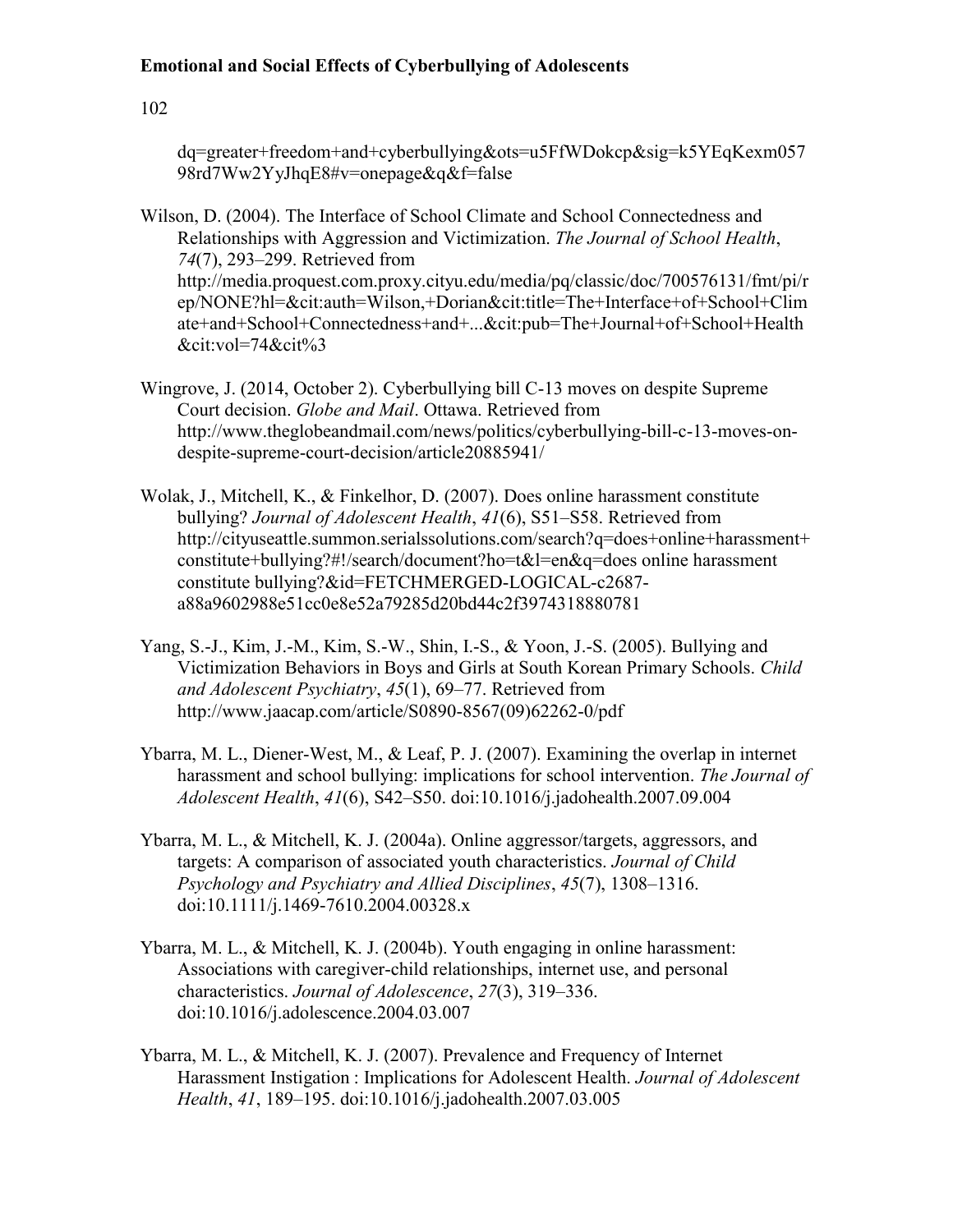dq=greater+freedom+and+cyberbullying&ots=u5FfWDokcp&sig=k5YEqKexm057 98rd7Ww2YyJhqE8#v=onepage&q&f=false

Wilson, D. (2004). The Interface of School Climate and School Connectedness and Relationships with Aggression and Victimization. *The Journal of School Health*, *74*(7), 293–299. Retrieved from http://media.proquest.com.proxy.cityu.edu/media/pq/classic/doc/700576131/fmt/pi/rep/NONE?hl=&cit:auth=Wilson,+Dorian&cit:title=The+Interface+of+School+Climate+and+School+Connectedness+and+...&cit:pub=The+Journal+of+School+Health&cit:vol=74&cit%3

Wingrove, J. (2014, October 2). Cyberbullying bill C-13 moves on despite Supreme Court decision. *Globe and Mail*. Ottawa. Retrieved from http://www.theglobeandmail.com/news/politics/cyberbullying-bill-c-13-moves-on-despite-supreme-court-decision/article20885941/

Wolak, J., Mitchell, K., & Finkelhor, D. (2007). Does online harassment constitute bullying? *Journal of Adolescent Health*, *41*(6), S51–S58. Retrieved from http://cityuseattle.summon.serialssolutions.com/search?q=does+online+harassment+constitute+bullying?#!/search/document?ho=t&l=en&q=does online harassment constitute bullying?&id=FETCHMERGED-LOGICAL-c2687-a88a9602988e51cc0e8e52a79285d20bd44c2f3974318880781

Yang, S.-J., Kim, J.-M., Kim, S.-W., Shin, I.-S., & Yoon, J.-S. (2005). Bullying and Victimization Behaviors in Boys and Girls at South Korean Primary Schools. *Child and Adolescent Psychiatry*, *45*(1), 69–77. Retrieved from http://www.jaacap.com/article/S0890-8567(09)62262-0/pdf

Ybarra, M. L., Diener-West, M., & Leaf, P. J. (2007). Examining the overlap in internet harassment and school bullying: implications for school intervention. *The Journal of Adolescent Health*, *41*(6), S42–S50. doi:10.1016/j.jadohealth.2007.09.004

Ybarra, M. L., & Mitchell, K. J. (2004a). Online aggressor/targets, aggressors, and targets: A comparison of associated youth characteristics. *Journal of Child Psychology and Psychiatry and Allied Disciplines*, *45*(7), 1308–1316. doi:10.1111/j.1469-7610.2004.00328.x

Ybarra, M. L., & Mitchell, K. J. (2004b). Youth engaging in online harassment: Associations with caregiver-child relationships, internet use, and personal characteristics. *Journal of Adolescence*, *27*(3), 319–336. doi:10.1016/j.adolescence.2004.03.007

Ybarra, M. L., & Mitchell, K. J. (2007). Prevalence and Frequency of Internet Harassment Instigation : Implications for Adolescent Health. *Journal of Adolescent Health*, *41*, 189–195. doi:10.1016/j.jadohealth.2007.03.005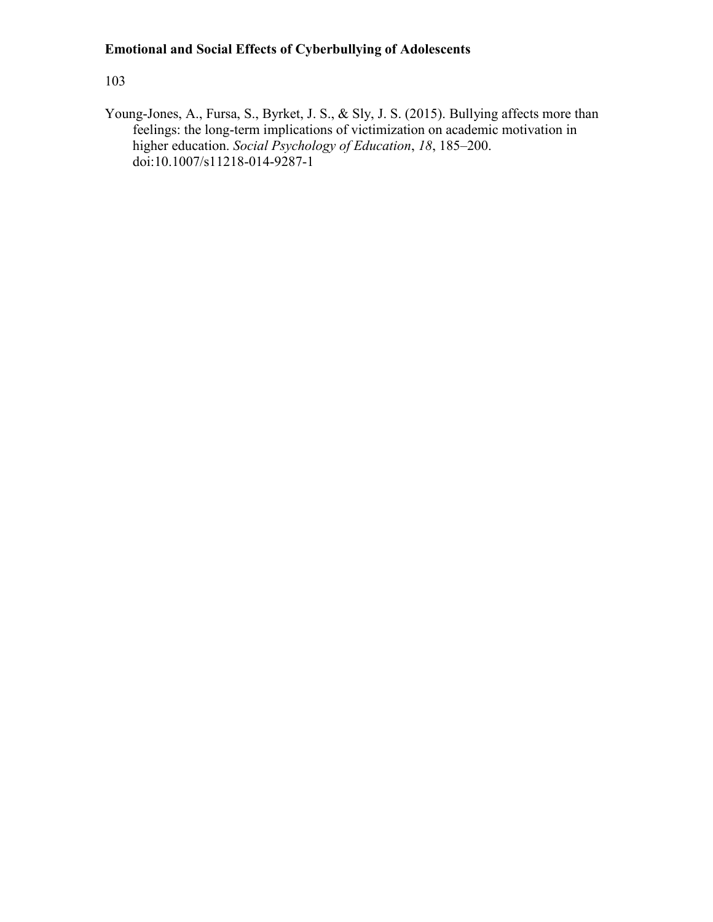Young-Jones, A., Fursa, S., Byrket, J. S., & Sly, J. S. (2015). Bullying affects more than feelings: the long-term implications of victimization on academic motivation in higher education. *Social Psychology of Education*, *18*, 185–200. doi:10.1007/s11218-014-9287-1